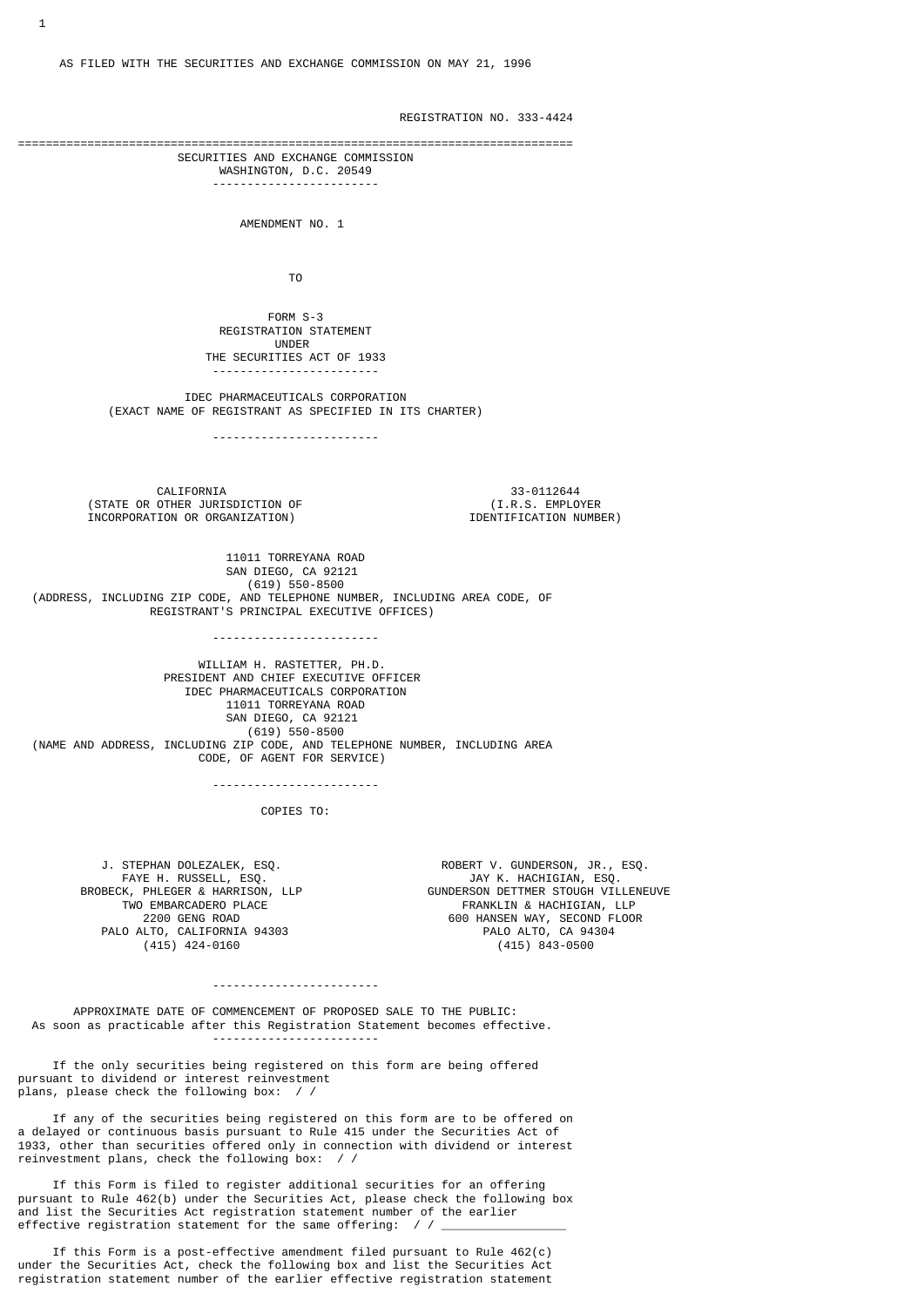AS FILED WITH THE SECURITIES AND EXCHANGE COMMISSION ON MAY 21, 1996

REGISTRATION NO. 333-4424

---

SECURITIES AND EXCHANGE COMMISSION
WASHINGTON, D.C. 20549

---

AMENDMENT NO. 1

TO

FORM S-3
REGISTRATION STATEMENT
UNDER
THE SECURITIES ACT OF 1933

---

IDEC PHARMACEUTICALS CORPORATION
(EXACT NAME OF REGISTRANT AS SPECIFIED IN ITS CHARTER)

---

| | |
|---|---|
| CALIFORNIA | 33-0112644 |
| (STATE OR OTHER JURISDICTION OF INCORPORATION OR ORGANIZATION) | (I.R.S. EMPLOYER IDENTIFICATION NUMBER) |

11011 TORREYANA ROAD
SAN DIEGO, CA 92121
(619) 550-8500
(ADDRESS, INCLUDING ZIP CODE, AND TELEPHONE NUMBER, INCLUDING AREA CODE, OF REGISTRANT'S PRINCIPAL EXECUTIVE OFFICES)

---

WILLIAM H. RASTETTER, PH.D.
PRESIDENT AND CHIEF EXECUTIVE OFFICER
IDEC PHARMACEUTICALS CORPORATION
11011 TORREYANA ROAD
SAN DIEGO, CA 92121
(619) 550-8500
(NAME AND ADDRESS, INCLUDING ZIP CODE, AND TELEPHONE NUMBER, INCLUDING AREA CODE, OF AGENT FOR SERVICE)

---

COPIES TO:

| | |
|---|---|
| J. STEPHAN DOLEZALEK, ESQ. | ROBERT V. GUNDERSON, JR., ESQ. |
| FAYE H. RUSSELL, ESQ. | JAY K. HACHIGIAN, ESQ. |
| BROBECK, PHLEGER & HARRISON, LLP | GUNDERSON DETTMER STOUGH VILLENEUVE |
| TWO EMBARCADERO PLACE | FRANKLIN & HACHIGIAN, LLP |
| 2200 GENG ROAD | 600 HANSEN WAY, SECOND FLOOR |
| PALO ALTO, CALIFORNIA 94303 | PALO ALTO, CA 94304 |
| (415) 424-0160 | (415) 843-0500 |

---

APPROXIMATE DATE OF COMMENCEMENT OF PROPOSED SALE TO THE PUBLIC: As soon as practicable after this Registration Statement becomes effective.

---

If the only securities being registered on this form are being offered pursuant to dividend or interest reinvestment plans, please check the following box: / /

If any of the securities being registered on this form are to be offered on a delayed or continuous basis pursuant to Rule 415 under the Securities Act of 1933, other than securities offered only in connection with dividend or interest reinvestment plans, check the following box: / /

If this Form is filed to register additional securities for an offering pursuant to Rule 462(b) under the Securities Act, please check the following box and list the Securities Act registration statement number of the earlier effective registration statement for the same offering: / / _________________

If this Form is a post-effective amendment filed pursuant to Rule 462(c) under the Securities Act, check the following box and list the Securities Act registration statement number of the earlier effective registration statement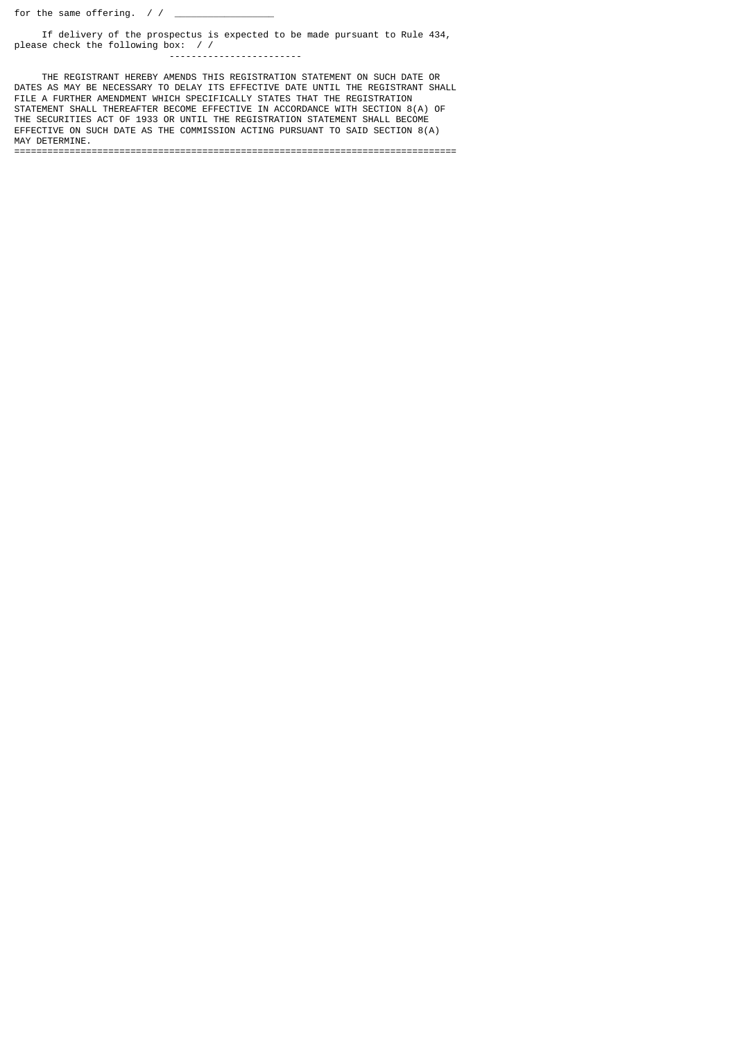for the same offering. / / _________________

If delivery of the prospectus is expected to be made pursuant to Rule 434, please check the following box: / /

------------------------

THE REGISTRANT HEREBY AMENDS THIS REGISTRATION STATEMENT ON SUCH DATE OR DATES AS MAY BE NECESSARY TO DELAY ITS EFFECTIVE DATE UNTIL THE REGISTRANT SHALL FILE A FURTHER AMENDMENT WHICH SPECIFICALLY STATES THAT THE REGISTRATION STATEMENT SHALL THEREAFTER BECOME EFFECTIVE IN ACCORDANCE WITH SECTION 8(A) OF THE SECURITIES ACT OF 1933 OR UNTIL THE REGISTRATION STATEMENT SHALL BECOME EFFECTIVE ON SUCH DATE AS THE COMMISSION ACTING PURSUANT TO SAID SECTION 8(A) MAY DETERMINE.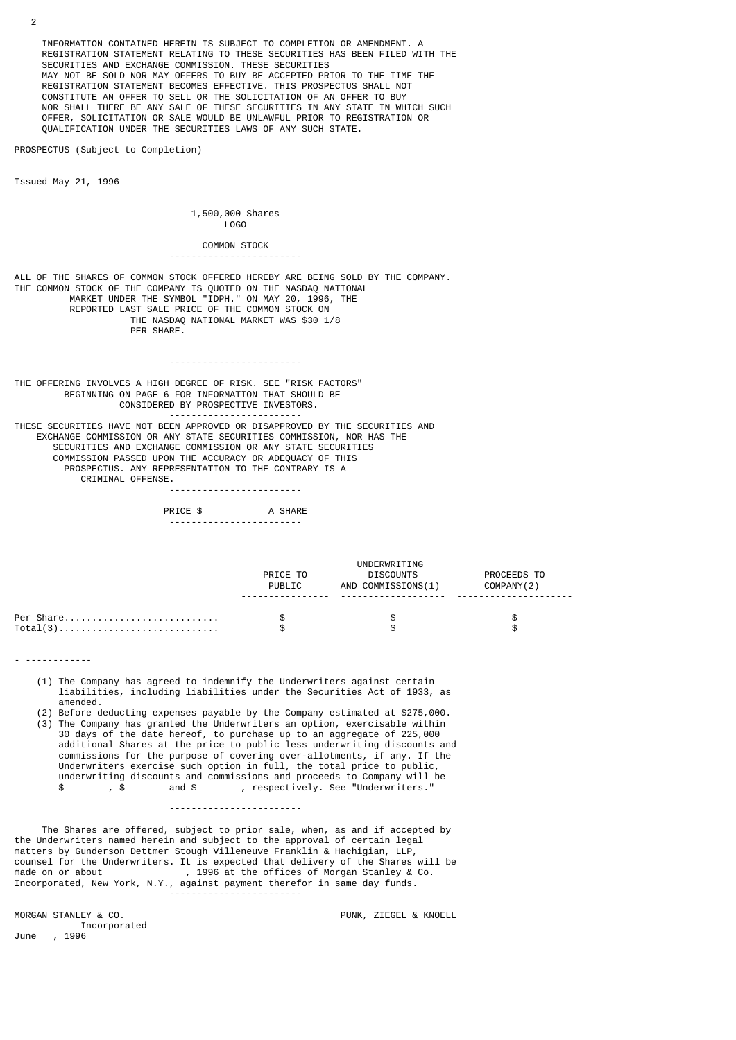INFORMATION CONTAINED HEREIN IS SUBJECT TO COMPLETION OR AMENDMENT. A REGISTRATION STATEMENT RELATING TO THESE SECURITIES HAS BEEN FILED WITH THE SECURITIES AND EXCHANGE COMMISSION. THESE SECURITIES MAY NOT BE SOLD NOR MAY OFFERS TO BUY BE ACCEPTED PRIOR TO THE TIME THE REGISTRATION STATEMENT BECOMES EFFECTIVE. THIS PROSPECTUS SHALL NOT CONSTITUTE AN OFFER TO SELL OR THE SOLICITATION OF AN OFFER TO BUY NOR SHALL THERE BE ANY SALE OF THESE SECURITIES IN ANY STATE IN WHICH SUCH OFFER, SOLICITATION OR SALE WOULD BE UNLAWFUL PRIOR TO REGISTRATION OR QUALIFICATION UNDER THE SECURITIES LAWS OF ANY SUCH STATE.

PROSPECTUS (Subject to Completion)

Issued May 21, 1996

# 1,500,000 Shares

LOGO

## COMMON STOCK

---

ALL OF THE SHARES OF COMMON STOCK OFFERED HEREBY ARE BEING SOLD BY THE COMPANY. THE COMMON STOCK OF THE COMPANY IS QUOTED ON THE NASDAQ NATIONAL MARKET UNDER THE SYMBOL "IDPH." ON MAY 20, 1996, THE REPORTED LAST SALE PRICE OF THE COMMON STOCK ON THE NASDAQ NATIONAL MARKET WAS $30 1/8 PER SHARE.

---

THE OFFERING INVOLVES A HIGH DEGREE OF RISK. SEE "RISK FACTORS" BEGINNING ON PAGE 6 FOR INFORMATION THAT SHOULD BE CONSIDERED BY PROSPECTIVE INVESTORS.

---

THESE SECURITIES HAVE NOT BEEN APPROVED OR DISAPPROVED BY THE SECURITIES AND EXCHANGE COMMISSION OR ANY STATE SECURITIES COMMISSION, NOR HAS THE SECURITIES AND EXCHANGE COMMISSION OR ANY STATE SECURITIES COMMISSION PASSED UPON THE ACCURACY OR ADEQUACY OF THIS PROSPECTUS. ANY REPRESENTATION TO THE CONTRARY IS A CRIMINAL OFFENSE.

---

PRICE $ A SHARE

---

| | PRICE TO PUBLIC | UNDERWRITING DISCOUNTS AND COMMISSIONS(1) | PROCEEDS TO COMPANY(2) |
|---|---|---|---|
| Per Share | $ | $ | $ |
| Total(3) | $ | $ | $ |

---

(1) The Company has agreed to indemnify the Underwriters against certain liabilities, including liabilities under the Securities Act of 1933, as amended.

(2) Before deducting expenses payable by the Company estimated at $275,000.

(3) The Company has granted the Underwriters an option, exercisable within 30 days of the date hereof, to purchase up to an aggregate of 225,000 additional Shares at the price to public less underwriting discounts and commissions for the purpose of covering over-allotments, if any. If the Underwriters exercise such option in full, the total price to public, underwriting discounts and commissions and proceeds to Company will be $ , $ and $ , respectively. See "Underwriters."

---

The Shares are offered, subject to prior sale, when, as and if accepted by the Underwriters named herein and subject to the approval of certain legal matters by Gunderson Dettmer Stough Villeneuve Franklin & Hachigian, LLP, counsel for the Underwriters. It is expected that delivery of the Shares will be made on or about , 1996 at the offices of Morgan Stanley & Co. Incorporated, New York, N.Y., against payment therefor in same day funds.

---

MORGAN STANLEY & CO.
Incorporated

PUNK, ZIEGEL & KNOELL

June , 1996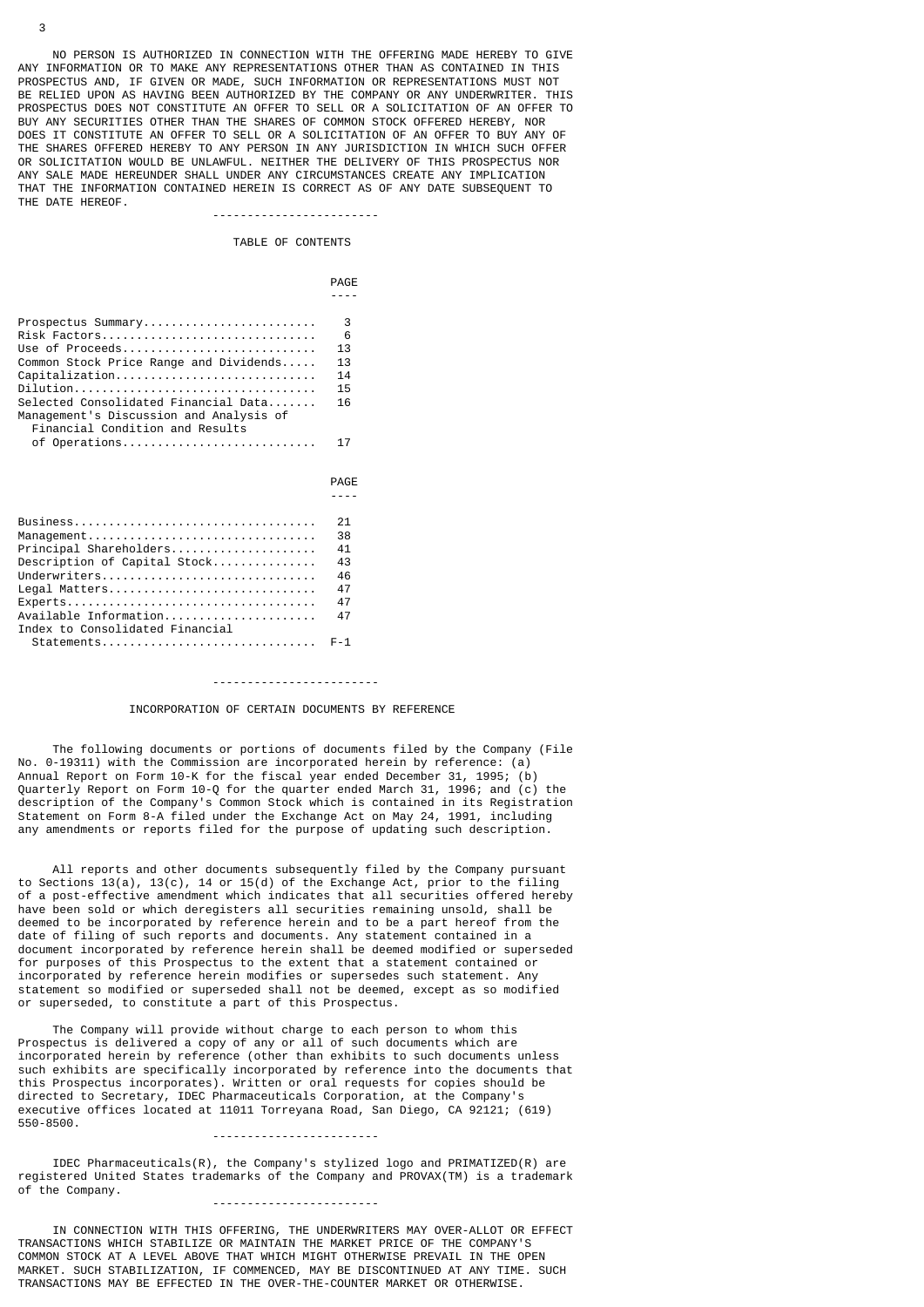NO PERSON IS AUTHORIZED IN CONNECTION WITH THE OFFERING MADE HEREBY TO GIVE ANY INFORMATION OR TO MAKE ANY REPRESENTATIONS OTHER THAN AS CONTAINED IN THIS PROSPECTUS AND, IF GIVEN OR MADE, SUCH INFORMATION OR REPRESENTATIONS MUST NOT BE RELIED UPON AS HAVING BEEN AUTHORIZED BY THE COMPANY OR ANY UNDERWRITER. THIS PROSPECTUS DOES NOT CONSTITUTE AN OFFER TO SELL OR A SOLICITATION OF AN OFFER TO BUY ANY SECURITIES OTHER THAN THE SHARES OF COMMON STOCK OFFERED HEREBY, NOR DOES IT CONSTITUTE AN OFFER TO SELL OR A SOLICITATION OF AN OFFER TO BUY ANY OF THE SHARES OFFERED HEREBY TO ANY PERSON IN ANY JURISDICTION IN WHICH SUCH OFFER OR SOLICITATION WOULD BE UNLAWFUL. NEITHER THE DELIVERY OF THIS PROSPECTUS NOR ANY SALE MADE HEREUNDER SHALL UNDER ANY CIRCUMSTANCES CREATE ANY IMPLICATION THAT THE INFORMATION CONTAINED HEREIN IS CORRECT AS OF ANY DATE SUBSEQUENT TO THE DATE HEREOF.

---

## TABLE OF CONTENTS

| | PAGE |
|---|---|
| Prospectus Summary | 3 |
| Risk Factors | 6 |
| Use of Proceeds | 13 |
| Common Stock Price Range and Dividends | 13 |
| Capitalization | 14 |
| Dilution | 15 |
| Selected Consolidated Financial Data | 16 |
| Management's Discussion and Analysis of Financial Condition and Results of Operations | 17 |
| Business | 21 |
| Management | 38 |
| Principal Shareholders | 41 |
| Description of Capital Stock | 43 |
| Underwriters | 46 |
| Legal Matters | 47 |
| Experts | 47 |
| Available Information | 47 |
| Index to Consolidated Financial Statements | F-1 |

---

## INCORPORATION OF CERTAIN DOCUMENTS BY REFERENCE

The following documents or portions of documents filed by the Company (File No. 0-19311) with the Commission are incorporated herein by reference: (a) Annual Report on Form 10-K for the fiscal year ended December 31, 1995; (b) Quarterly Report on Form 10-Q for the quarter ended March 31, 1996; and (c) the description of the Company's Common Stock which is contained in its Registration Statement on Form 8-A filed under the Exchange Act on May 24, 1991, including any amendments or reports filed for the purpose of updating such description.

All reports and other documents subsequently filed by the Company pursuant to Sections 13(a), 13(c), 14 or 15(d) of the Exchange Act, prior to the filing of a post-effective amendment which indicates that all securities offered hereby have been sold or which deregisters all securities remaining unsold, shall be deemed to be incorporated by reference herein and to be a part hereof from the date of filing of such reports and documents. Any statement contained in a document incorporated by reference herein shall be deemed modified or superseded for purposes of this Prospectus to the extent that a statement contained or incorporated by reference herein modifies or supersedes such statement. Any statement so modified or superseded shall not be deemed, except as so modified or superseded, to constitute a part of this Prospectus.

The Company will provide without charge to each person to whom this Prospectus is delivered a copy of any or all of such documents which are incorporated herein by reference (other than exhibits to such documents unless such exhibits are specifically incorporated by reference into the documents that this Prospectus incorporates). Written or oral requests for copies should be directed to Secretary, IDEC Pharmaceuticals Corporation, at the Company's executive offices located at 11011 Torreyana Road, San Diego, CA 92121; (619) 550-8500.

---

IDEC Pharmaceuticals(R), the Company's stylized logo and PRIMATIZED(R) are registered United States trademarks of the Company and PROVAX(TM) is a trademark of the Company.

---

IN CONNECTION WITH THIS OFFERING, THE UNDERWRITERS MAY OVER-ALLOT OR EFFECT TRANSACTIONS WHICH STABILIZE OR MAINTAIN THE MARKET PRICE OF THE COMPANY'S COMMON STOCK AT A LEVEL ABOVE THAT WHICH MIGHT OTHERWISE PREVAIL IN THE OPEN MARKET. SUCH STABILIZATION, IF COMMENCED, MAY BE DISCONTINUED AT ANY TIME. SUCH TRANSACTIONS MAY BE EFFECTED IN THE OVER-THE-COUNTER MARKET OR OTHERWISE.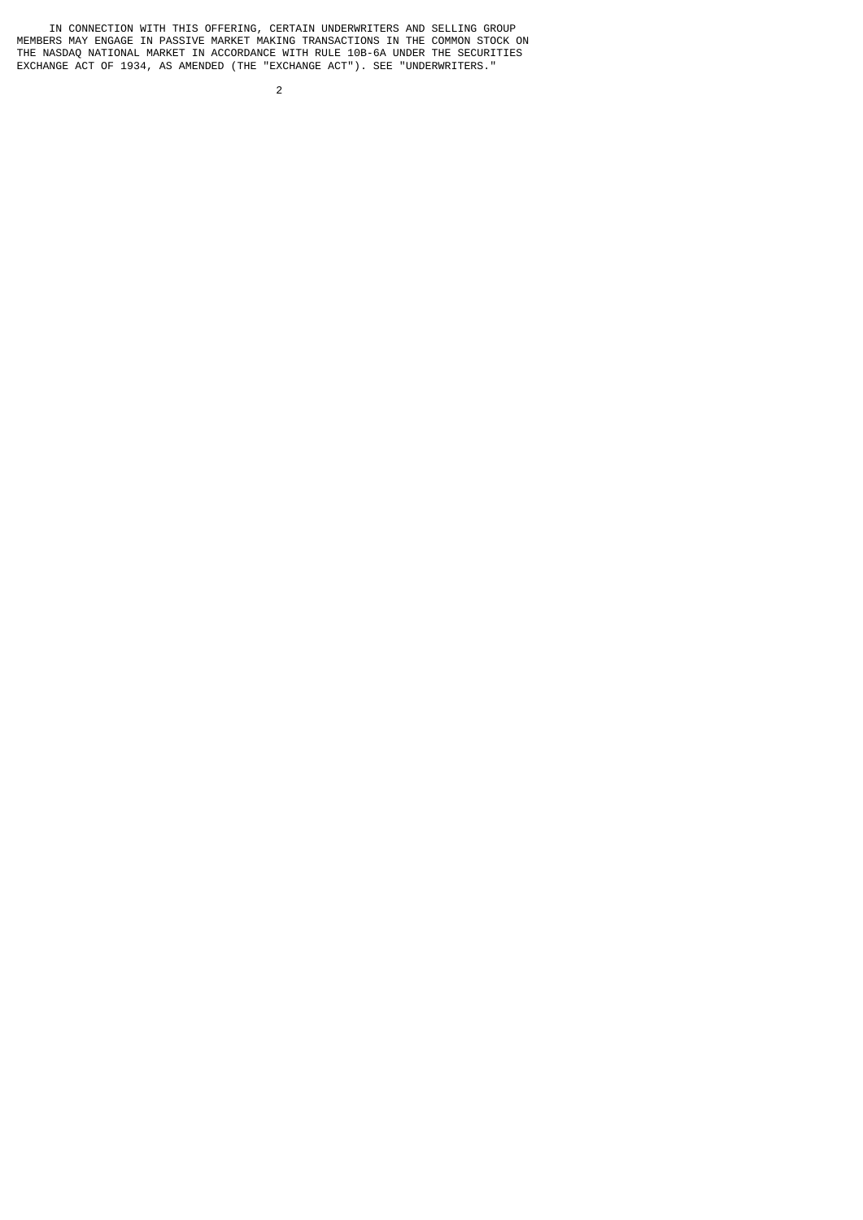IN CONNECTION WITH THIS OFFERING, CERTAIN UNDERWRITERS AND SELLING GROUP MEMBERS MAY ENGAGE IN PASSIVE MARKET MAKING TRANSACTIONS IN THE COMMON STOCK ON THE NASDAQ NATIONAL MARKET IN ACCORDANCE WITH RULE 10B-6A UNDER THE SECURITIES EXCHANGE ACT OF 1934, AS AMENDED (THE "EXCHANGE ACT"). SEE "UNDERWRITERS."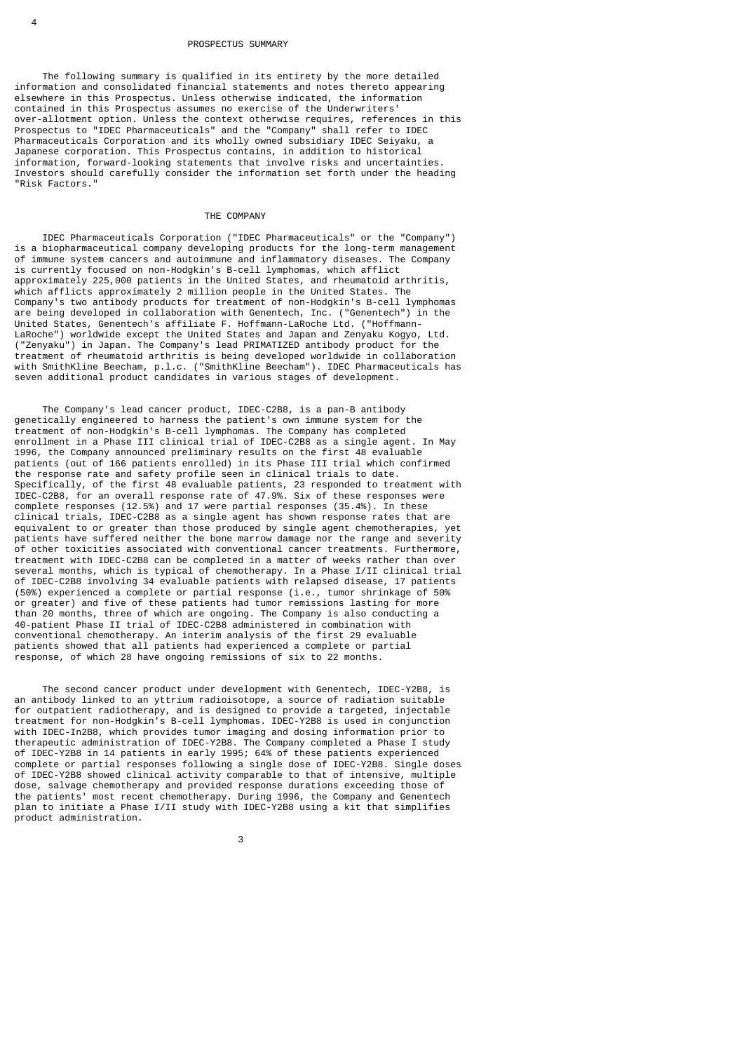# PROSPECTUS SUMMARY

The following summary is qualified in its entirety by the more detailed information and consolidated financial statements and notes thereto appearing elsewhere in this Prospectus. Unless otherwise indicated, the information contained in this Prospectus assumes no exercise of the Underwriters' over-allotment option. Unless the context otherwise requires, references in this Prospectus to "IDEC Pharmaceuticals" and the "Company" shall refer to IDEC Pharmaceuticals Corporation and its wholly owned subsidiary IDEC Seiyaku, a Japanese corporation. This Prospectus contains, in addition to historical information, forward-looking statements that involve risks and uncertainties. Investors should carefully consider the information set forth under the heading "Risk Factors."

## THE COMPANY

IDEC Pharmaceuticals Corporation ("IDEC Pharmaceuticals" or the "Company") is a biopharmaceutical company developing products for the long-term management of immune system cancers and autoimmune and inflammatory diseases. The Company is currently focused on non-Hodgkin's B-cell lymphomas, which afflict approximately 225,000 patients in the United States, and rheumatoid arthritis, which afflicts approximately 2 million people in the United States. The Company's two antibody products for treatment of non-Hodgkin's B-cell lymphomas are being developed in collaboration with Genentech, Inc. ("Genentech") in the United States, Genentech's affiliate F. Hoffmann-LaRoche Ltd. ("Hoffmann-LaRoche") worldwide except the United States and Japan and Zenyaku Kogyo, Ltd. ("Zenyaku") in Japan. The Company's lead PRIMATIZED antibody product for the treatment of rheumatoid arthritis is being developed worldwide in collaboration with SmithKline Beecham, p.l.c. ("SmithKline Beecham"). IDEC Pharmaceuticals has seven additional product candidates in various stages of development.

The Company's lead cancer product, IDEC-C2B8, is a pan-B antibody genetically engineered to harness the patient's own immune system for the treatment of non-Hodgkin's B-cell lymphomas. The Company has completed enrollment in a Phase III clinical trial of IDEC-C2B8 as a single agent. In May 1996, the Company announced preliminary results on the first 48 evaluable patients (out of 166 patients enrolled) in its Phase III trial which confirmed the response rate and safety profile seen in clinical trials to date. Specifically, of the first 48 evaluable patients, 23 responded to treatment with IDEC-C2B8, for an overall response rate of 47.9%. Six of these responses were complete responses (12.5%) and 17 were partial responses (35.4%). In these clinical trials, IDEC-C2B8 as a single agent has shown response rates that are equivalent to or greater than those produced by single agent chemotherapies, yet patients have suffered neither the bone marrow damage nor the range and severity of other toxicities associated with conventional cancer treatments. Furthermore, treatment with IDEC-C2B8 can be completed in a matter of weeks rather than over several months, which is typical of chemotherapy. In a Phase I/II clinical trial of IDEC-C2B8 involving 34 evaluable patients with relapsed disease, 17 patients (50%) experienced a complete or partial response (i.e., tumor shrinkage of 50% or greater) and five of these patients had tumor remissions lasting for more than 20 months, three of which are ongoing. The Company is also conducting a 40-patient Phase II trial of IDEC-C2B8 administered in combination with conventional chemotherapy. An interim analysis of the first 29 evaluable patients showed that all patients had experienced a complete or partial response, of which 28 have ongoing remissions of six to 22 months.

The second cancer product under development with Genentech, IDEC-Y2B8, is an antibody linked to an yttrium radioisotope, a source of radiation suitable for outpatient radiotherapy, and is designed to provide a targeted, injectable treatment for non-Hodgkin's B-cell lymphomas. IDEC-Y2B8 is used in conjunction with IDEC-In2B8, which provides tumor imaging and dosing information prior to therapeutic administration of IDEC-Y2B8. The Company completed a Phase I study of IDEC-Y2B8 in 14 patients in early 1995; 64% of these patients experienced complete or partial responses following a single dose of IDEC-Y2B8. Single doses of IDEC-Y2B8 showed clinical activity comparable to that of intensive, multiple dose, salvage chemotherapy and provided response durations exceeding those of the patients' most recent chemotherapy. During 1996, the Company and Genentech plan to initiate a Phase I/II study with IDEC-Y2B8 using a kit that simplifies product administration.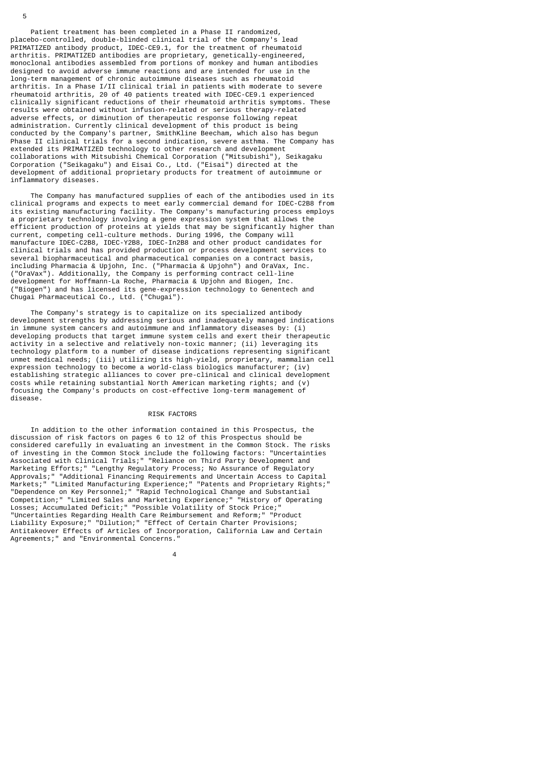Patient treatment has been completed in a Phase II randomized, placebo-controlled, double-blinded clinical trial of the Company's lead PRIMATIZED antibody product, IDEC-CE9.1, for the treatment of rheumatoid arthritis. PRIMATIZED antibodies are proprietary, genetically-engineered, monoclonal antibodies assembled from portions of monkey and human antibodies designed to avoid adverse immune reactions and are intended for use in the long-term management of chronic autoimmune diseases such as rheumatoid arthritis. In a Phase I/II clinical trial in patients with moderate to severe rheumatoid arthritis, 20 of 40 patients treated with IDEC-CE9.1 experienced clinically significant reductions of their rheumatoid arthritis symptoms. These results were obtained without infusion-related or serious therapy-related adverse effects, or diminution of therapeutic response following repeat administration. Currently clinical development of this product is being conducted by the Company's partner, SmithKline Beecham, which also has begun Phase II clinical trials for a second indication, severe asthma. The Company has extended its PRIMATIZED technology to other research and development collaborations with Mitsubishi Chemical Corporation ("Mitsubishi"), Seikagaku Corporation ("Seikagaku") and Eisai Co., Ltd. ("Eisai") directed at the development of additional proprietary products for treatment of autoimmune or inflammatory diseases.

The Company has manufactured supplies of each of the antibodies used in its clinical programs and expects to meet early commercial demand for IDEC-C2B8 from its existing manufacturing facility. The Company's manufacturing process employs a proprietary technology involving a gene expression system that allows the efficient production of proteins at yields that may be significantly higher than current, competing cell-culture methods. During 1996, the Company will manufacture IDEC-C2B8, IDEC-Y2B8, IDEC-In2B8 and other product candidates for clinical trials and has provided production or process development services to several biopharmaceutical and pharmaceutical companies on a contract basis, including Pharmacia & Upjohn, Inc. ("Pharmacia & Upjohn") and OraVax, Inc. ("OraVax"). Additionally, the Company is performing contract cell-line development for Hoffmann-La Roche, Pharmacia & Upjohn and Biogen, Inc. ("Biogen") and has licensed its gene-expression technology to Genentech and Chugai Pharmaceutical Co., Ltd. ("Chugai").

The Company's strategy is to capitalize on its specialized antibody development strengths by addressing serious and inadequately managed indications in immune system cancers and autoimmune and inflammatory diseases by: (i) developing products that target immune system cells and exert their therapeutic activity in a selective and relatively non-toxic manner; (ii) leveraging its technology platform to a number of disease indications representing significant unmet medical needs; (iii) utilizing its high-yield, proprietary, mammalian cell expression technology to become a world-class biologics manufacturer; (iv) establishing strategic alliances to cover pre-clinical and clinical development costs while retaining substantial North American marketing rights; and (v) focusing the Company's products on cost-effective long-term management of disease.

## RISK FACTORS

In addition to the other information contained in this Prospectus, the discussion of risk factors on pages 6 to 12 of this Prospectus should be considered carefully in evaluating an investment in the Common Stock. The risks of investing in the Common Stock include the following factors: "Uncertainties Associated with Clinical Trials;" "Reliance on Third Party Development and Marketing Efforts;" "Lengthy Regulatory Process; No Assurance of Regulatory Approvals;" "Additional Financing Requirements and Uncertain Access to Capital Markets;" "Limited Manufacturing Experience;" "Patents and Proprietary Rights;" "Dependence on Key Personnel;" "Rapid Technological Change and Substantial Competition;" "Limited Sales and Marketing Experience;" "History of Operating Losses; Accumulated Deficit;" "Possible Volatility of Stock Price;" "Uncertainties Regarding Health Care Reimbursement and Reform;" "Product Liability Exposure;" "Dilution;" "Effect of Certain Charter Provisions; Antitakeover Effects of Articles of Incorporation, California Law and Certain Agreements;" and "Environmental Concerns."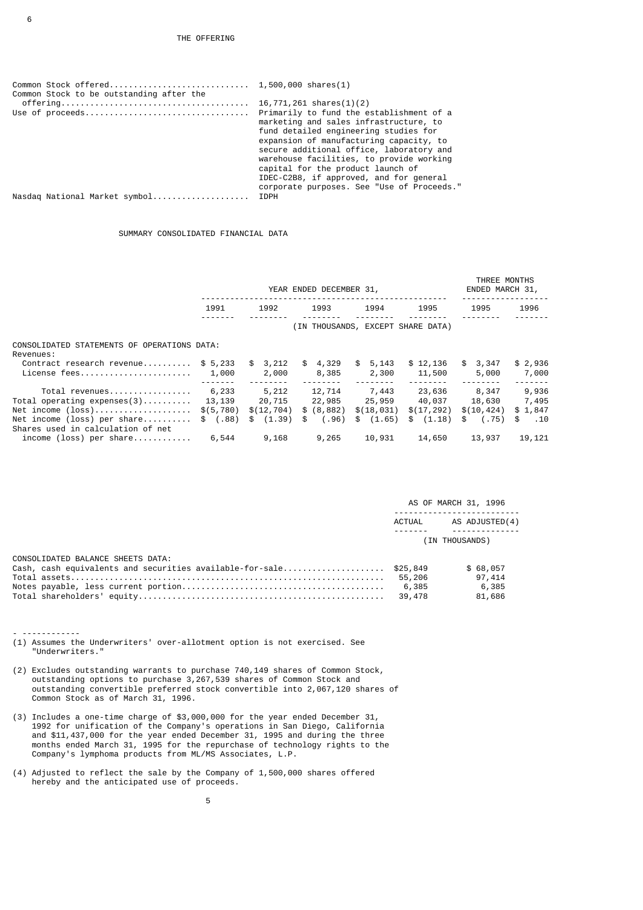## THE OFFERING

| | |
|---|---|
| Common Stock offered | 1,500,000 shares(1) |
| Common Stock to be outstanding after the offering | 16,771,261 shares(1)(2) |
| Use of proceeds | Primarily to fund the establishment of a marketing and sales infrastructure, to fund detailed engineering studies for expansion of manufacturing capacity, to secure additional office, laboratory and warehouse facilities, to provide working capital for the product launch of IDEC-C2B8, if approved, and for general corporate purposes. See "Use of Proceeds." |
| Nasdaq National Market symbol | IDPH |

## SUMMARY CONSOLIDATED FINANCIAL DATA

| | YEAR ENDED DECEMBER 31, | | | | | THREE MONTHS ENDED MARCH 31, | |
|---|---|---|---|---|---|---|---|
| | 1991 | 1992 | 1993 | 1994 | 1995 | 1995 | 1996 |
| | (IN THOUSANDS, EXCEPT SHARE DATA) | | | | | | |
| CONSOLIDATED STATEMENTS OF OPERATIONS DATA: | | | | | | | |
| Revenues: | | | | | | | |
| Contract research revenue | $ 5,233 | $ 3,212 | $ 4,329 | $ 5,143 | $ 12,136 | $ 3,347 | $ 2,936 |
| License fees | 1,000 | 2,000 | 8,385 | 2,300 | 11,500 | 5,000 | 7,000 |
| Total revenues | 6,233 | 5,212 | 12,714 | 7,443 | 23,636 | 8,347 | 9,936 |
| Total operating expenses(3) | 13,139 | 20,715 | 22,985 | 25,959 | 40,037 | 18,630 | 7,495 |
| Net income (loss) | $(5,780) | $(12,704) | $ (8,882) | $(18,031) | $(17,292) | $(10,424) | $ 1,847 |
| Net income (loss) per share | $ (.88) | $ (1.39) | $ (.96) | $ (1.65) | $ (1.18) | $ (.75) | $ .10 |
| Shares used in calculation of net income (loss) per share | 6,544 | 9,168 | 9,265 | 10,931 | 14,650 | 13,937 | 19,121 |

| | AS OF MARCH 31, 1996 | |
|---|---|---|
| | ACTUAL | AS ADJUSTED(4) |
| | (IN THOUSANDS) | |
| CONSOLIDATED BALANCE SHEETS DATA: | | |
| Cash, cash equivalents and securities available-for-sale | $25,849 | $ 68,057 |
| Total assets | 55,206 | 97,414 |
| Notes payable, less current portion | 6,385 | 6,385 |
| Total shareholders' equity | 39,478 | 81,686 |

---

(1) Assumes the Underwriters' over-allotment option is not exercised. See "Underwriters."

(2) Excludes outstanding warrants to purchase 740,149 shares of Common Stock, outstanding options to purchase 3,267,539 shares of Common Stock and outstanding convertible preferred stock convertible into 2,067,120 shares of Common Stock as of March 31, 1996.

(3) Includes a one-time charge of $3,000,000 for the year ended December 31, 1992 for unification of the Company's operations in San Diego, California and $11,437,000 for the year ended December 31, 1995 and during the three months ended March 31, 1995 for the repurchase of technology rights to the Company's lymphoma products from ML/MS Associates, L.P.

(4) Adjusted to reflect the sale by the Company of 1,500,000 shares offered hereby and the anticipated use of proceeds.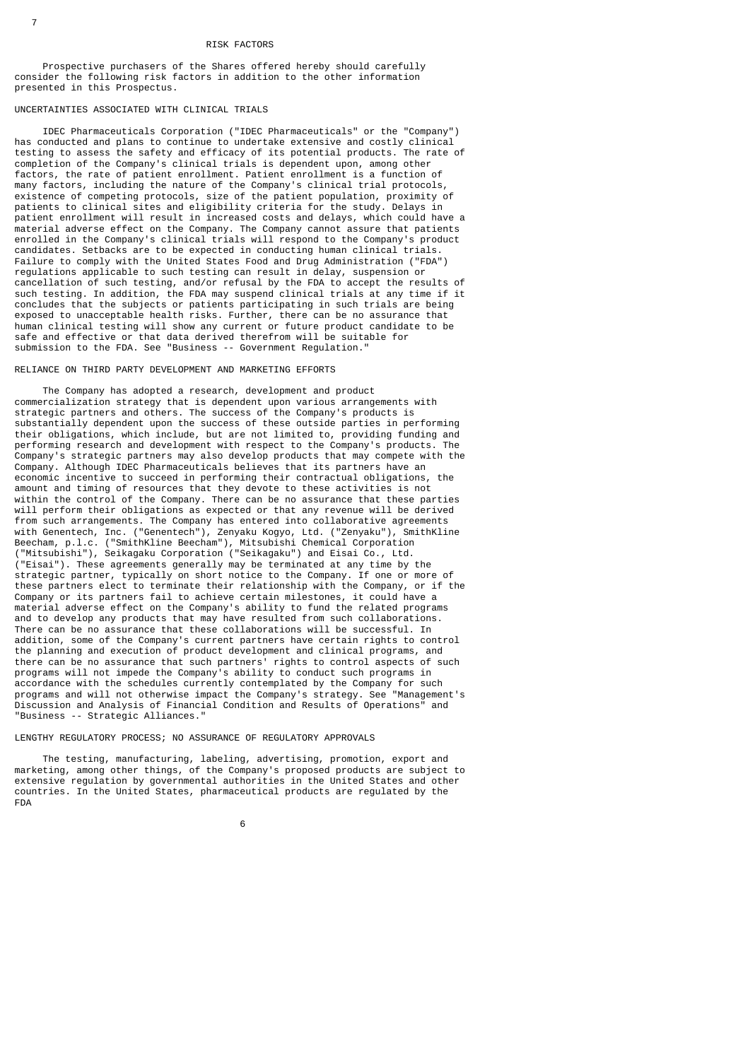# RISK FACTORS

Prospective purchasers of the Shares offered hereby should carefully consider the following risk factors in addition to the other information presented in this Prospectus.

## UNCERTAINTIES ASSOCIATED WITH CLINICAL TRIALS

IDEC Pharmaceuticals Corporation ("IDEC Pharmaceuticals" or the "Company") has conducted and plans to continue to undertake extensive and costly clinical testing to assess the safety and efficacy of its potential products. The rate of completion of the Company's clinical trials is dependent upon, among other factors, the rate of patient enrollment. Patient enrollment is a function of many factors, including the nature of the Company's clinical trial protocols, existence of competing protocols, size of the patient population, proximity of patients to clinical sites and eligibility criteria for the study. Delays in patient enrollment will result in increased costs and delays, which could have a material adverse effect on the Company. The Company cannot assure that patients enrolled in the Company's clinical trials will respond to the Company's product candidates. Setbacks are to be expected in conducting human clinical trials. Failure to comply with the United States Food and Drug Administration ("FDA") regulations applicable to such testing can result in delay, suspension or cancellation of such testing, and/or refusal by the FDA to accept the results of such testing. In addition, the FDA may suspend clinical trials at any time if it concludes that the subjects or patients participating in such trials are being exposed to unacceptable health risks. Further, there can be no assurance that human clinical testing will show any current or future product candidate to be safe and effective or that data derived therefrom will be suitable for submission to the FDA. See "Business -- Government Regulation."

## RELIANCE ON THIRD PARTY DEVELOPMENT AND MARKETING EFFORTS

The Company has adopted a research, development and product commercialization strategy that is dependent upon various arrangements with strategic partners and others. The success of the Company's products is substantially dependent upon the success of these outside parties in performing their obligations, which include, but are not limited to, providing funding and performing research and development with respect to the Company's products. The Company's strategic partners may also develop products that may compete with the Company. Although IDEC Pharmaceuticals believes that its partners have an economic incentive to succeed in performing their contractual obligations, the amount and timing of resources that they devote to these activities is not within the control of the Company. There can be no assurance that these parties will perform their obligations as expected or that any revenue will be derived from such arrangements. The Company has entered into collaborative agreements with Genentech, Inc. ("Genentech"), Zenyaku Kogyo, Ltd. ("Zenyaku"), SmithKline Beecham, p.l.c. ("SmithKline Beecham"), Mitsubishi Chemical Corporation ("Mitsubishi"), Seikagaku Corporation ("Seikagaku") and Eisai Co., Ltd. ("Eisai"). These agreements generally may be terminated at any time by the strategic partner, typically on short notice to the Company. If one or more of these partners elect to terminate their relationship with the Company, or if the Company or its partners fail to achieve certain milestones, it could have a material adverse effect on the Company's ability to fund the related programs and to develop any products that may have resulted from such collaborations. There can be no assurance that these collaborations will be successful. In addition, some of the Company's current partners have certain rights to control the planning and execution of product development and clinical programs, and there can be no assurance that such partners' rights to control aspects of such programs will not impede the Company's ability to conduct such programs in accordance with the schedules currently contemplated by the Company for such programs and will not otherwise impact the Company's strategy. See "Management's Discussion and Analysis of Financial Condition and Results of Operations" and "Business -- Strategic Alliances."

## LENGTHY REGULATORY PROCESS; NO ASSURANCE OF REGULATORY APPROVALS

The testing, manufacturing, labeling, advertising, promotion, export and marketing, among other things, of the Company's proposed products are subject to extensive regulation by governmental authorities in the United States and other countries. In the United States, pharmaceutical products are regulated by the FDA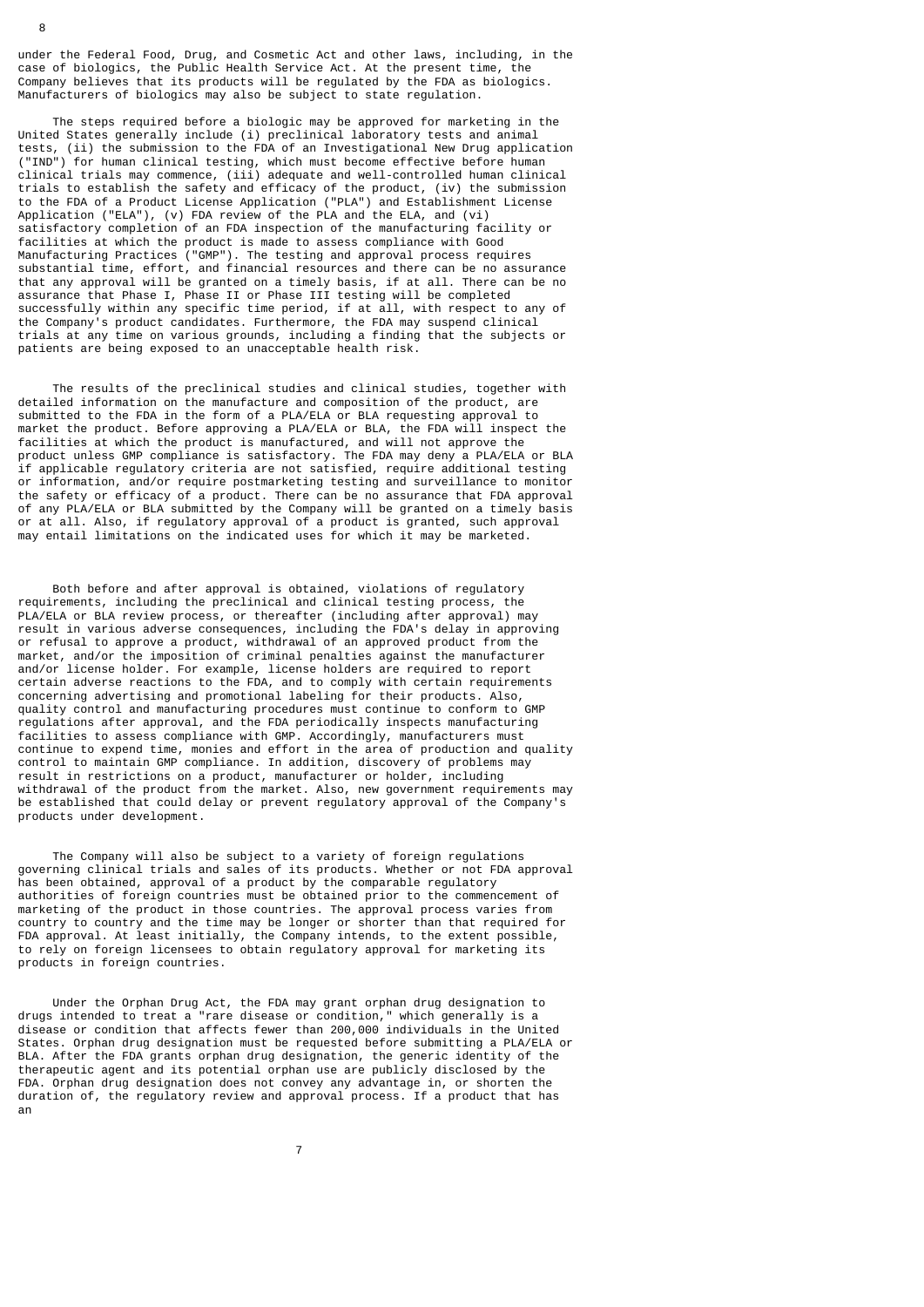under the Federal Food, Drug, and Cosmetic Act and other laws, including, in the case of biologics, the Public Health Service Act. At the present time, the Company believes that its products will be regulated by the FDA as biologics. Manufacturers of biologics may also be subject to state regulation.

The steps required before a biologic may be approved for marketing in the United States generally include (i) preclinical laboratory tests and animal tests, (ii) the submission to the FDA of an Investigational New Drug application ("IND") for human clinical testing, which must become effective before human clinical trials may commence, (iii) adequate and well-controlled human clinical trials to establish the safety and efficacy of the product, (iv) the submission to the FDA of a Product License Application ("PLA") and Establishment License Application ("ELA"), (v) FDA review of the PLA and the ELA, and (vi) satisfactory completion of an FDA inspection of the manufacturing facility or facilities at which the product is made to assess compliance with Good Manufacturing Practices ("GMP"). The testing and approval process requires substantial time, effort, and financial resources and there can be no assurance that any approval will be granted on a timely basis, if at all. There can be no assurance that Phase I, Phase II or Phase III testing will be completed successfully within any specific time period, if at all, with respect to any of the Company's product candidates. Furthermore, the FDA may suspend clinical trials at any time on various grounds, including a finding that the subjects or patients are being exposed to an unacceptable health risk.

The results of the preclinical studies and clinical studies, together with detailed information on the manufacture and composition of the product, are submitted to the FDA in the form of a PLA/ELA or BLA requesting approval to market the product. Before approving a PLA/ELA or BLA, the FDA will inspect the facilities at which the product is manufactured, and will not approve the product unless GMP compliance is satisfactory. The FDA may deny a PLA/ELA or BLA if applicable regulatory criteria are not satisfied, require additional testing or information, and/or require postmarketing testing and surveillance to monitor the safety or efficacy of a product. There can be no assurance that FDA approval of any PLA/ELA or BLA submitted by the Company will be granted on a timely basis or at all. Also, if regulatory approval of a product is granted, such approval may entail limitations on the indicated uses for which it may be marketed.

Both before and after approval is obtained, violations of regulatory requirements, including the preclinical and clinical testing process, the PLA/ELA or BLA review process, or thereafter (including after approval) may result in various adverse consequences, including the FDA's delay in approving or refusal to approve a product, withdrawal of an approved product from the market, and/or the imposition of criminal penalties against the manufacturer and/or license holder. For example, license holders are required to report certain adverse reactions to the FDA, and to comply with certain requirements concerning advertising and promotional labeling for their products. Also, quality control and manufacturing procedures must continue to conform to GMP regulations after approval, and the FDA periodically inspects manufacturing facilities to assess compliance with GMP. Accordingly, manufacturers must continue to expend time, monies and effort in the area of production and quality control to maintain GMP compliance. In addition, discovery of problems may result in restrictions on a product, manufacturer or holder, including withdrawal of the product from the market. Also, new government requirements may be established that could delay or prevent regulatory approval of the Company's products under development.

The Company will also be subject to a variety of foreign regulations governing clinical trials and sales of its products. Whether or not FDA approval has been obtained, approval of a product by the comparable regulatory authorities of foreign countries must be obtained prior to the commencement of marketing of the product in those countries. The approval process varies from country to country and the time may be longer or shorter than that required for FDA approval. At least initially, the Company intends, to the extent possible, to rely on foreign licensees to obtain regulatory approval for marketing its products in foreign countries.

Under the Orphan Drug Act, the FDA may grant orphan drug designation to drugs intended to treat a "rare disease or condition," which generally is a disease or condition that affects fewer than 200,000 individuals in the United States. Orphan drug designation must be requested before submitting a PLA/ELA or BLA. After the FDA grants orphan drug designation, the generic identity of the therapeutic agent and its potential orphan use are publicly disclosed by the FDA. Orphan drug designation does not convey any advantage in, or shorten the duration of, the regulatory review and approval process. If a product that has an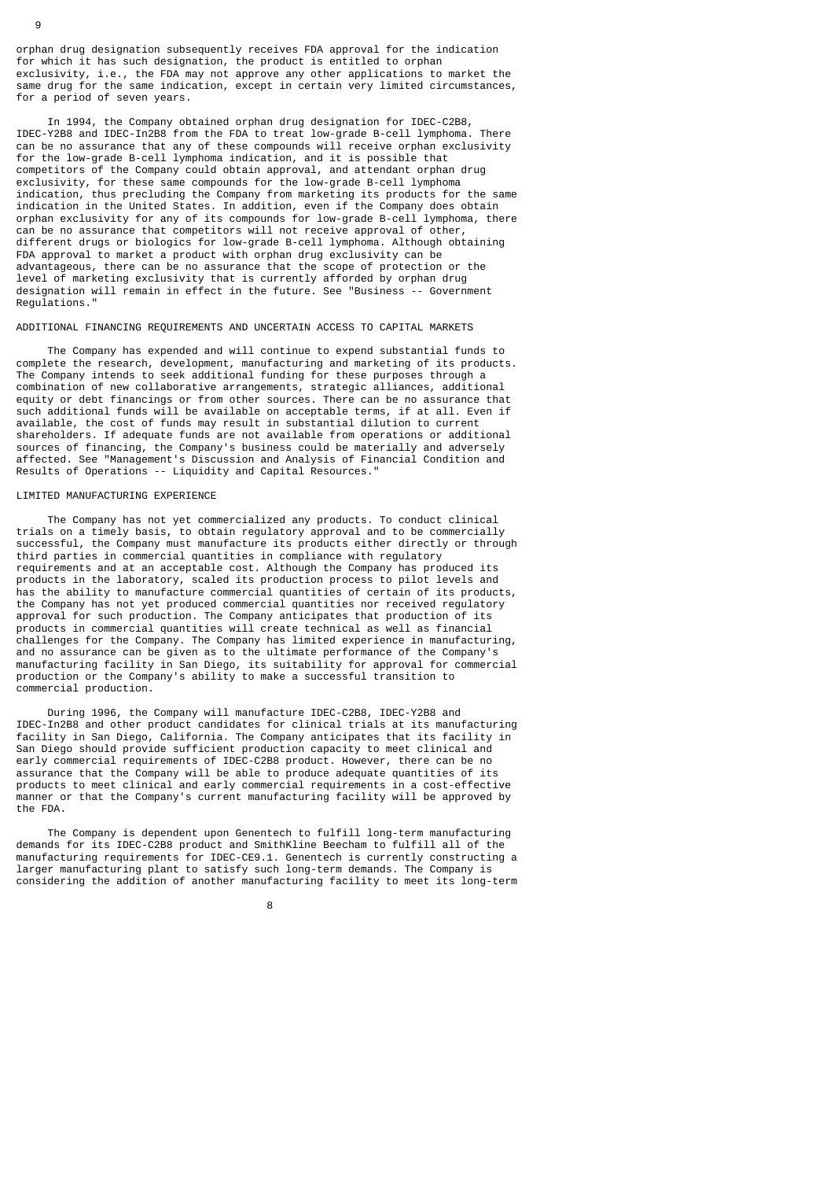orphan drug designation subsequently receives FDA approval for the indication for which it has such designation, the product is entitled to orphan exclusivity, i.e., the FDA may not approve any other applications to market the same drug for the same indication, except in certain very limited circumstances, for a period of seven years.

In 1994, the Company obtained orphan drug designation for IDEC-C2B8, IDEC-Y2B8 and IDEC-In2B8 from the FDA to treat low-grade B-cell lymphoma. There can be no assurance that any of these compounds will receive orphan exclusivity for the low-grade B-cell lymphoma indication, and it is possible that competitors of the Company could obtain approval, and attendant orphan drug exclusivity, for these same compounds for the low-grade B-cell lymphoma indication, thus precluding the Company from marketing its products for the same indication in the United States. In addition, even if the Company does obtain orphan exclusivity for any of its compounds for low-grade B-cell lymphoma, there can be no assurance that competitors will not receive approval of other, different drugs or biologics for low-grade B-cell lymphoma. Although obtaining FDA approval to market a product with orphan drug exclusivity can be advantageous, there can be no assurance that the scope of protection or the level of marketing exclusivity that is currently afforded by orphan drug designation will remain in effect in the future. See "Business -- Government Regulations."

## ADDITIONAL FINANCING REQUIREMENTS AND UNCERTAIN ACCESS TO CAPITAL MARKETS

The Company has expended and will continue to expend substantial funds to complete the research, development, manufacturing and marketing of its products. The Company intends to seek additional funding for these purposes through a combination of new collaborative arrangements, strategic alliances, additional equity or debt financings or from other sources. There can be no assurance that such additional funds will be available on acceptable terms, if at all. Even if available, the cost of funds may result in substantial dilution to current shareholders. If adequate funds are not available from operations or additional sources of financing, the Company's business could be materially and adversely affected. See "Management's Discussion and Analysis of Financial Condition and Results of Operations -- Liquidity and Capital Resources."

## LIMITED MANUFACTURING EXPERIENCE

The Company has not yet commercialized any products. To conduct clinical trials on a timely basis, to obtain regulatory approval and to be commercially successful, the Company must manufacture its products either directly or through third parties in commercial quantities in compliance with regulatory requirements and at an acceptable cost. Although the Company has produced its products in the laboratory, scaled its production process to pilot levels and has the ability to manufacture commercial quantities of certain of its products, the Company has not yet produced commercial quantities nor received regulatory approval for such production. The Company anticipates that production of its products in commercial quantities will create technical as well as financial challenges for the Company. The Company has limited experience in manufacturing, and no assurance can be given as to the ultimate performance of the Company's manufacturing facility in San Diego, its suitability for approval for commercial production or the Company's ability to make a successful transition to commercial production.

During 1996, the Company will manufacture IDEC-C2B8, IDEC-Y2B8 and IDEC-In2B8 and other product candidates for clinical trials at its manufacturing facility in San Diego, California. The Company anticipates that its facility in San Diego should provide sufficient production capacity to meet clinical and early commercial requirements of IDEC-C2B8 product. However, there can be no assurance that the Company will be able to produce adequate quantities of its products to meet clinical and early commercial requirements in a cost-effective manner or that the Company's current manufacturing facility will be approved by the FDA.

The Company is dependent upon Genentech to fulfill long-term manufacturing demands for its IDEC-C2B8 product and SmithKline Beecham to fulfill all of the manufacturing requirements for IDEC-CE9.1. Genentech is currently constructing a larger manufacturing plant to satisfy such long-term demands. The Company is considering the addition of another manufacturing facility to meet its long-term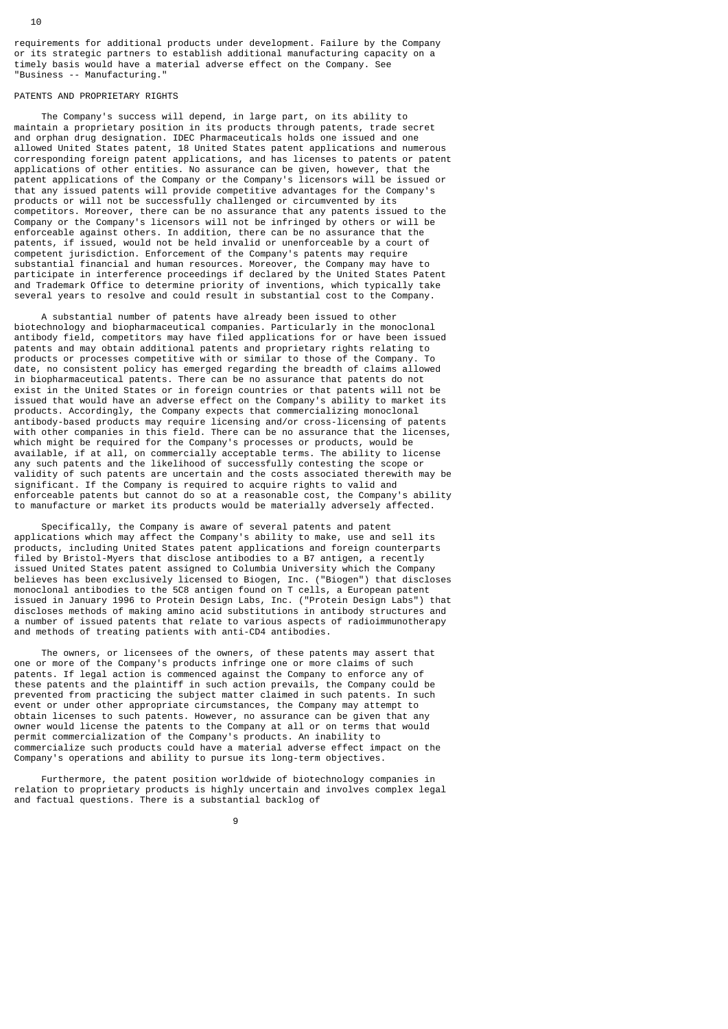requirements for additional products under development. Failure by the Company or its strategic partners to establish additional manufacturing capacity on a timely basis would have a material adverse effect on the Company. See "Business -- Manufacturing."

PATENTS AND PROPRIETARY RIGHTS

The Company's success will depend, in large part, on its ability to maintain a proprietary position in its products through patents, trade secret and orphan drug designation. IDEC Pharmaceuticals holds one issued and one allowed United States patent, 18 United States patent applications and numerous corresponding foreign patent applications, and has licenses to patents or patent applications of other entities. No assurance can be given, however, that the patent applications of the Company or the Company's licensors will be issued or that any issued patents will provide competitive advantages for the Company's products or will not be successfully challenged or circumvented by its competitors. Moreover, there can be no assurance that any patents issued to the Company or the Company's licensors will not be infringed by others or will be enforceable against others. In addition, there can be no assurance that the patents, if issued, would not be held invalid or unenforceable by a court of competent jurisdiction. Enforcement of the Company's patents may require substantial financial and human resources. Moreover, the Company may have to participate in interference proceedings if declared by the United States Patent and Trademark Office to determine priority of inventions, which typically take several years to resolve and could result in substantial cost to the Company.

A substantial number of patents have already been issued to other biotechnology and biopharmaceutical companies. Particularly in the monoclonal antibody field, competitors may have filed applications for or have been issued patents and may obtain additional patents and proprietary rights relating to products or processes competitive with or similar to those of the Company. To date, no consistent policy has emerged regarding the breadth of claims allowed in biopharmaceutical patents. There can be no assurance that patents do not exist in the United States or in foreign countries or that patents will not be issued that would have an adverse effect on the Company's ability to market its products. Accordingly, the Company expects that commercializing monoclonal antibody-based products may require licensing and/or cross-licensing of patents with other companies in this field. There can be no assurance that the licenses, which might be required for the Company's processes or products, would be available, if at all, on commercially acceptable terms. The ability to license any such patents and the likelihood of successfully contesting the scope or validity of such patents are uncertain and the costs associated therewith may be significant. If the Company is required to acquire rights to valid and enforceable patents but cannot do so at a reasonable cost, the Company's ability to manufacture or market its products would be materially adversely affected.

Specifically, the Company is aware of several patents and patent applications which may affect the Company's ability to make, use and sell its products, including United States patent applications and foreign counterparts filed by Bristol-Myers that disclose antibodies to a B7 antigen, a recently issued United States patent assigned to Columbia University which the Company believes has been exclusively licensed to Biogen, Inc. ("Biogen") that discloses monoclonal antibodies to the 5C8 antigen found on T cells, a European patent issued in January 1996 to Protein Design Labs, Inc. ("Protein Design Labs") that discloses methods of making amino acid substitutions in antibody structures and a number of issued patents that relate to various aspects of radioimmunotherapy and methods of treating patients with anti-CD4 antibodies.

The owners, or licensees of the owners, of these patents may assert that one or more of the Company's products infringe one or more claims of such patents. If legal action is commenced against the Company to enforce any of these patents and the plaintiff in such action prevails, the Company could be prevented from practicing the subject matter claimed in such patents. In such event or under other appropriate circumstances, the Company may attempt to obtain licenses to such patents. However, no assurance can be given that any owner would license the patents to the Company at all or on terms that would permit commercialization of the Company's products. An inability to commercialize such products could have a material adverse effect impact on the Company's operations and ability to pursue its long-term objectives.

Furthermore, the patent position worldwide of biotechnology companies in relation to proprietary products is highly uncertain and involves complex legal and factual questions. There is a substantial backlog of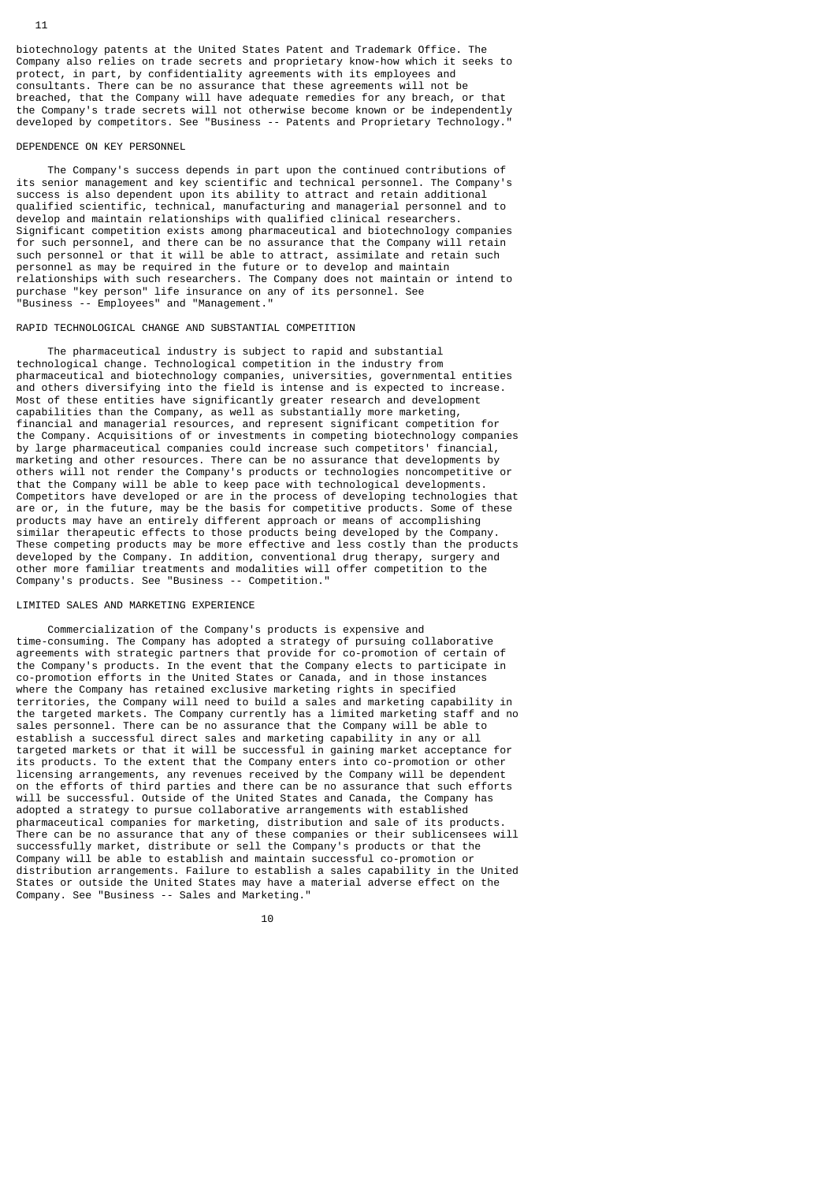biotechnology patents at the United States Patent and Trademark Office. The Company also relies on trade secrets and proprietary know-how which it seeks to protect, in part, by confidentiality agreements with its employees and consultants. There can be no assurance that these agreements will not be breached, that the Company will have adequate remedies for any breach, or that the Company's trade secrets will not otherwise become known or be independently developed by competitors. See "Business -- Patents and Proprietary Technology."

## DEPENDENCE ON KEY PERSONNEL

The Company's success depends in part upon the continued contributions of its senior management and key scientific and technical personnel. The Company's success is also dependent upon its ability to attract and retain additional qualified scientific, technical, manufacturing and managerial personnel and to develop and maintain relationships with qualified clinical researchers. Significant competition exists among pharmaceutical and biotechnology companies for such personnel, and there can be no assurance that the Company will retain such personnel or that it will be able to attract, assimilate and retain such personnel as may be required in the future or to develop and maintain relationships with such researchers. The Company does not maintain or intend to purchase "key person" life insurance on any of its personnel. See "Business -- Employees" and "Management."

## RAPID TECHNOLOGICAL CHANGE AND SUBSTANTIAL COMPETITION

The pharmaceutical industry is subject to rapid and substantial technological change. Technological competition in the industry from pharmaceutical and biotechnology companies, universities, governmental entities and others diversifying into the field is intense and is expected to increase. Most of these entities have significantly greater research and development capabilities than the Company, as well as substantially more marketing, financial and managerial resources, and represent significant competition for the Company. Acquisitions of or investments in competing biotechnology companies by large pharmaceutical companies could increase such competitors' financial, marketing and other resources. There can be no assurance that developments by others will not render the Company's products or technologies noncompetitive or that the Company will be able to keep pace with technological developments. Competitors have developed or are in the process of developing technologies that are or, in the future, may be the basis for competitive products. Some of these products may have an entirely different approach or means of accomplishing similar therapeutic effects to those products being developed by the Company. These competing products may be more effective and less costly than the products developed by the Company. In addition, conventional drug therapy, surgery and other more familiar treatments and modalities will offer competition to the Company's products. See "Business -- Competition."

## LIMITED SALES AND MARKETING EXPERIENCE

Commercialization of the Company's products is expensive and time-consuming. The Company has adopted a strategy of pursuing collaborative agreements with strategic partners that provide for co-promotion of certain of the Company's products. In the event that the Company elects to participate in co-promotion efforts in the United States or Canada, and in those instances where the Company has retained exclusive marketing rights in specified territories, the Company will need to build a sales and marketing capability in the targeted markets. The Company currently has a limited marketing staff and no sales personnel. There can be no assurance that the Company will be able to establish a successful direct sales and marketing capability in any or all targeted markets or that it will be successful in gaining market acceptance for its products. To the extent that the Company enters into co-promotion or other licensing arrangements, any revenues received by the Company will be dependent on the efforts of third parties and there can be no assurance that such efforts will be successful. Outside of the United States and Canada, the Company has adopted a strategy to pursue collaborative arrangements with established pharmaceutical companies for marketing, distribution and sale of its products. There can be no assurance that any of these companies or their sublicensees will successfully market, distribute or sell the Company's products or that the Company will be able to establish and maintain successful co-promotion or distribution arrangements. Failure to establish a sales capability in the United States or outside the United States may have a material adverse effect on the Company. See "Business -- Sales and Marketing."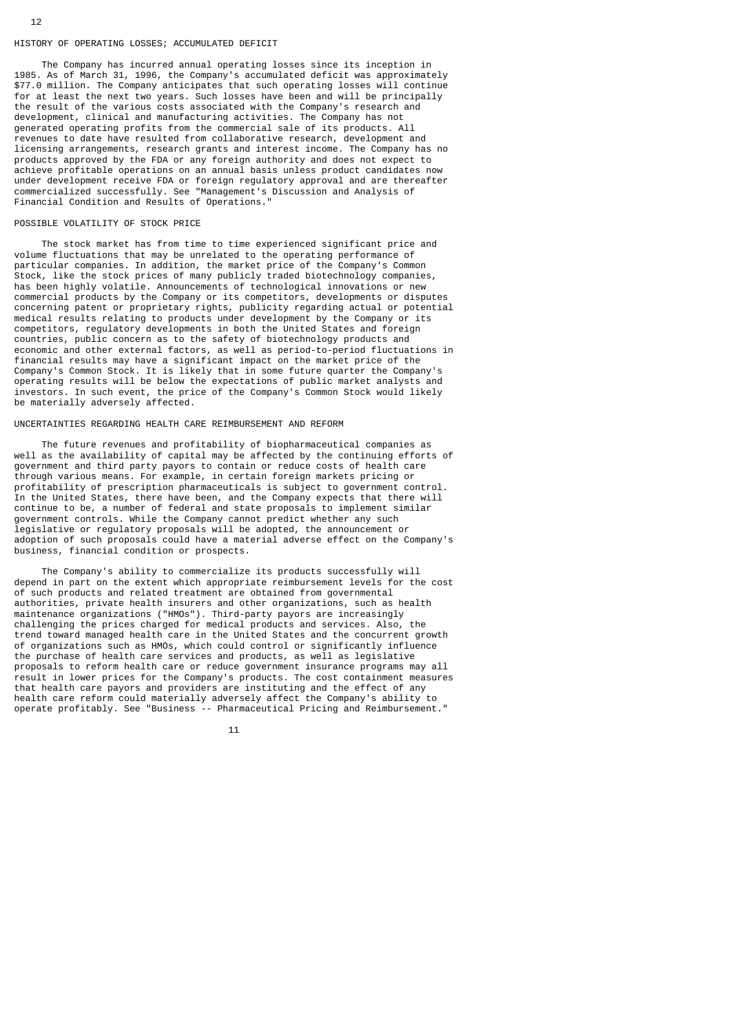## HISTORY OF OPERATING LOSSES; ACCUMULATED DEFICIT

The Company has incurred annual operating losses since its inception in 1985. As of March 31, 1996, the Company's accumulated deficit was approximately $77.0 million. The Company anticipates that such operating losses will continue for at least the next two years. Such losses have been and will be principally the result of the various costs associated with the Company's research and development, clinical and manufacturing activities. The Company has not generated operating profits from the commercial sale of its products. All revenues to date have resulted from collaborative research, development and licensing arrangements, research grants and interest income. The Company has no products approved by the FDA or any foreign authority and does not expect to achieve profitable operations on an annual basis unless product candidates now under development receive FDA or foreign regulatory approval and are thereafter commercialized successfully. See "Management's Discussion and Analysis of Financial Condition and Results of Operations."

## POSSIBLE VOLATILITY OF STOCK PRICE

The stock market has from time to time experienced significant price and volume fluctuations that may be unrelated to the operating performance of particular companies. In addition, the market price of the Company's Common Stock, like the stock prices of many publicly traded biotechnology companies, has been highly volatile. Announcements of technological innovations or new commercial products by the Company or its competitors, developments or disputes concerning patent or proprietary rights, publicity regarding actual or potential medical results relating to products under development by the Company or its competitors, regulatory developments in both the United States and foreign countries, public concern as to the safety of biotechnology products and economic and other external factors, as well as period-to-period fluctuations in financial results may have a significant impact on the market price of the Company's Common Stock. It is likely that in some future quarter the Company's operating results will be below the expectations of public market analysts and investors. In such event, the price of the Company's Common Stock would likely be materially adversely affected.

## UNCERTAINTIES REGARDING HEALTH CARE REIMBURSEMENT AND REFORM

The future revenues and profitability of biopharmaceutical companies as well as the availability of capital may be affected by the continuing efforts of government and third party payors to contain or reduce costs of health care through various means. For example, in certain foreign markets pricing or profitability of prescription pharmaceuticals is subject to government control. In the United States, there have been, and the Company expects that there will continue to be, a number of federal and state proposals to implement similar government controls. While the Company cannot predict whether any such legislative or regulatory proposals will be adopted, the announcement or adoption of such proposals could have a material adverse effect on the Company's business, financial condition or prospects.

The Company's ability to commercialize its products successfully will depend in part on the extent which appropriate reimbursement levels for the cost of such products and related treatment are obtained from governmental authorities, private health insurers and other organizations, such as health maintenance organizations ("HMOs"). Third-party payors are increasingly challenging the prices charged for medical products and services. Also, the trend toward managed health care in the United States and the concurrent growth of organizations such as HMOs, which could control or significantly influence the purchase of health care services and products, as well as legislative proposals to reform health care or reduce government insurance programs may all result in lower prices for the Company's products. The cost containment measures that health care payors and providers are instituting and the effect of any health care reform could materially adversely affect the Company's ability to operate profitably. See "Business -- Pharmaceutical Pricing and Reimbursement."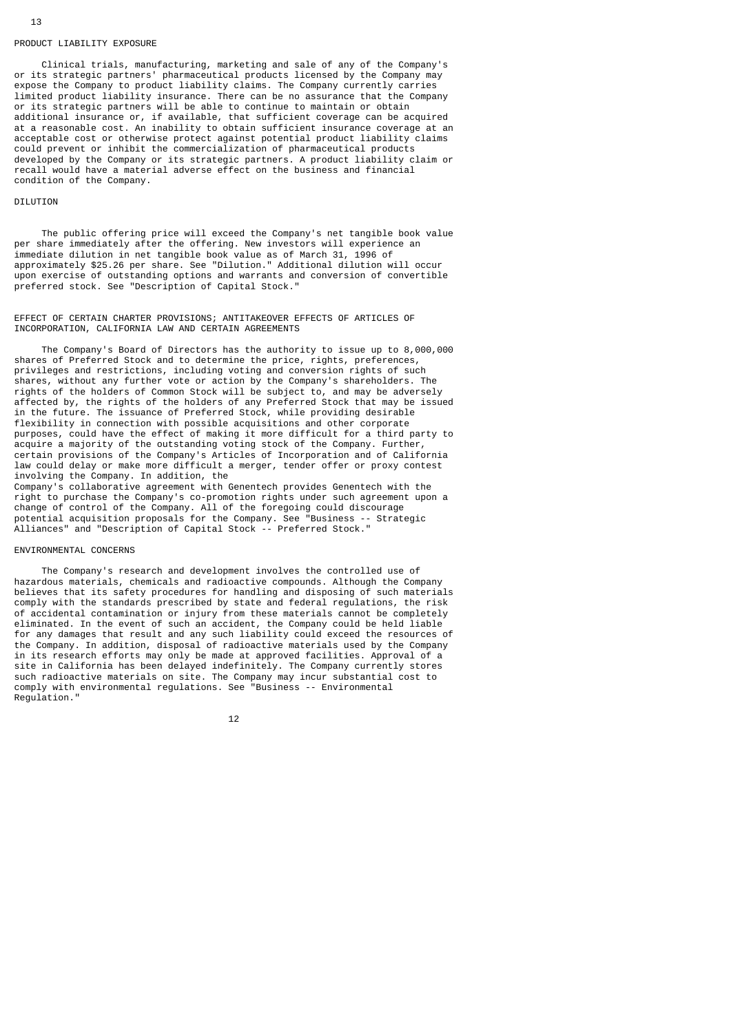## PRODUCT LIABILITY EXPOSURE

Clinical trials, manufacturing, marketing and sale of any of the Company's or its strategic partners' pharmaceutical products licensed by the Company may expose the Company to product liability claims. The Company currently carries limited product liability insurance. There can be no assurance that the Company or its strategic partners will be able to continue to maintain or obtain additional insurance or, if available, that sufficient coverage can be acquired at a reasonable cost. An inability to obtain sufficient insurance coverage at an acceptable cost or otherwise protect against potential product liability claims could prevent or inhibit the commercialization of pharmaceutical products developed by the Company or its strategic partners. A product liability claim or recall would have a material adverse effect on the business and financial condition of the Company.

## DILUTION

The public offering price will exceed the Company's net tangible book value per share immediately after the offering. New investors will experience an immediate dilution in net tangible book value as of March 31, 1996 of approximately $25.26 per share. See "Dilution." Additional dilution will occur upon exercise of outstanding options and warrants and conversion of convertible preferred stock. See "Description of Capital Stock."

## EFFECT OF CERTAIN CHARTER PROVISIONS; ANTITAKEOVER EFFECTS OF ARTICLES OF INCORPORATION, CALIFORNIA LAW AND CERTAIN AGREEMENTS

The Company's Board of Directors has the authority to issue up to 8,000,000 shares of Preferred Stock and to determine the price, rights, preferences, privileges and restrictions, including voting and conversion rights of such shares, without any further vote or action by the Company's shareholders. The rights of the holders of Common Stock will be subject to, and may be adversely affected by, the rights of the holders of any Preferred Stock that may be issued in the future. The issuance of Preferred Stock, while providing desirable flexibility in connection with possible acquisitions and other corporate purposes, could have the effect of making it more difficult for a third party to acquire a majority of the outstanding voting stock of the Company. Further, certain provisions of the Company's Articles of Incorporation and of California law could delay or make more difficult a merger, tender offer or proxy contest involving the Company. In addition, the Company's collaborative agreement with Genentech provides Genentech with the right to purchase the Company's co-promotion rights under such agreement upon a change of control of the Company. All of the foregoing could discourage potential acquisition proposals for the Company. See "Business -- Strategic Alliances" and "Description of Capital Stock -- Preferred Stock."

## ENVIRONMENTAL CONCERNS

The Company's research and development involves the controlled use of hazardous materials, chemicals and radioactive compounds. Although the Company believes that its safety procedures for handling and disposing of such materials comply with the standards prescribed by state and federal regulations, the risk of accidental contamination or injury from these materials cannot be completely eliminated. In the event of such an accident, the Company could be held liable for any damages that result and any such liability could exceed the resources of the Company. In addition, disposal of radioactive materials used by the Company in its research efforts may only be made at approved facilities. Approval of a site in California has been delayed indefinitely. The Company currently stores such radioactive materials on site. The Company may incur substantial cost to comply with environmental regulations. See "Business -- Environmental Regulation."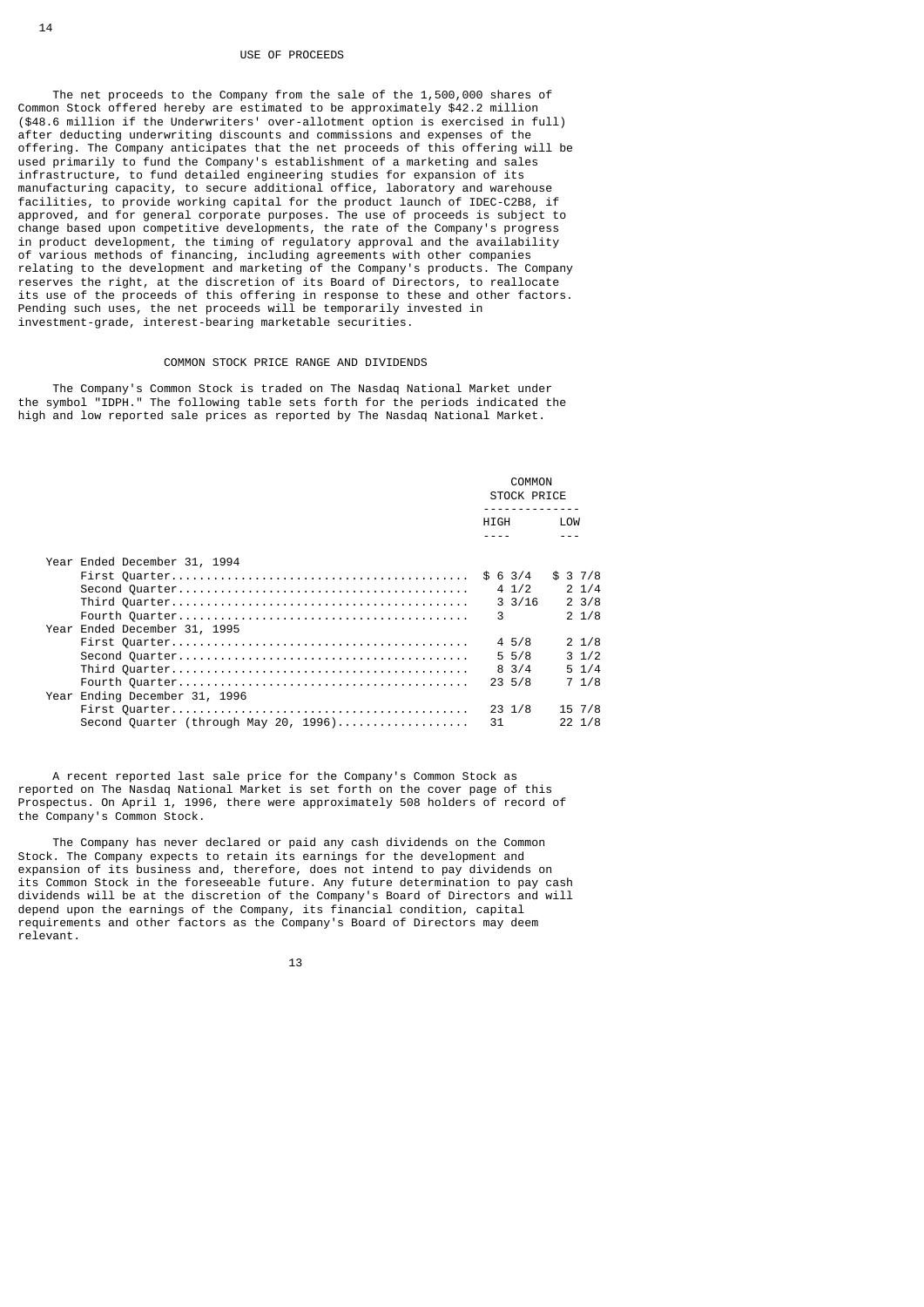## USE OF PROCEEDS

The net proceeds to the Company from the sale of the 1,500,000 shares of Common Stock offered hereby are estimated to be approximately $42.2 million ($48.6 million if the Underwriters' over-allotment option is exercised in full) after deducting underwriting discounts and commissions and expenses of the offering. The Company anticipates that the net proceeds of this offering will be used primarily to fund the Company's establishment of a marketing and sales infrastructure, to fund detailed engineering studies for expansion of its manufacturing capacity, to secure additional office, laboratory and warehouse facilities, to provide working capital for the product launch of IDEC-C2B8, if approved, and for general corporate purposes. The use of proceeds is subject to change based upon competitive developments, the rate of the Company's progress in product development, the timing of regulatory approval and the availability of various methods of financing, including agreements with other companies relating to the development and marketing of the Company's products. The Company reserves the right, at the discretion of its Board of Directors, to reallocate its use of the proceeds of this offering in response to these and other factors. Pending such uses, the net proceeds will be temporarily invested in investment-grade, interest-bearing marketable securities.

## COMMON STOCK PRICE RANGE AND DIVIDENDS

The Company's Common Stock is traded on The Nasdaq National Market under the symbol "IDPH." The following table sets forth for the periods indicated the high and low reported sale prices as reported by The Nasdaq National Market.

| | COMMON STOCK PRICE | |
|---|---|---|
| | HIGH | LOW |
| Year Ended December 31, 1994 | | |
| First Quarter | $ 6 3/4 | $ 3 7/8 |
| Second Quarter | 4 1/2 | 2 1/4 |
| Third Quarter | 3 3/16 | 2 3/8 |
| Fourth Quarter | 3 | 2 1/8 |
| Year Ended December 31, 1995 | | |
| First Quarter | 4 5/8 | 2 1/8 |
| Second Quarter | 5 5/8 | 3 1/2 |
| Third Quarter | 8 3/4 | 5 1/4 |
| Fourth Quarter | 23 5/8 | 7 1/8 |
| Year Ending December 31, 1996 | | |
| First Quarter | 23 1/8 | 15 7/8 |
| Second Quarter (through May 20, 1996) | 31 | 22 1/8 |

A recent reported last sale price for the Company's Common Stock as reported on The Nasdaq National Market is set forth on the cover page of this Prospectus. On April 1, 1996, there were approximately 508 holders of record of the Company's Common Stock.

The Company has never declared or paid any cash dividends on the Common Stock. The Company expects to retain its earnings for the development and expansion of its business and, therefore, does not intend to pay dividends on its Common Stock in the foreseeable future. Any future determination to pay cash dividends will be at the discretion of the Company's Board of Directors and will depend upon the earnings of the Company, its financial condition, capital requirements and other factors as the Company's Board of Directors may deem relevant.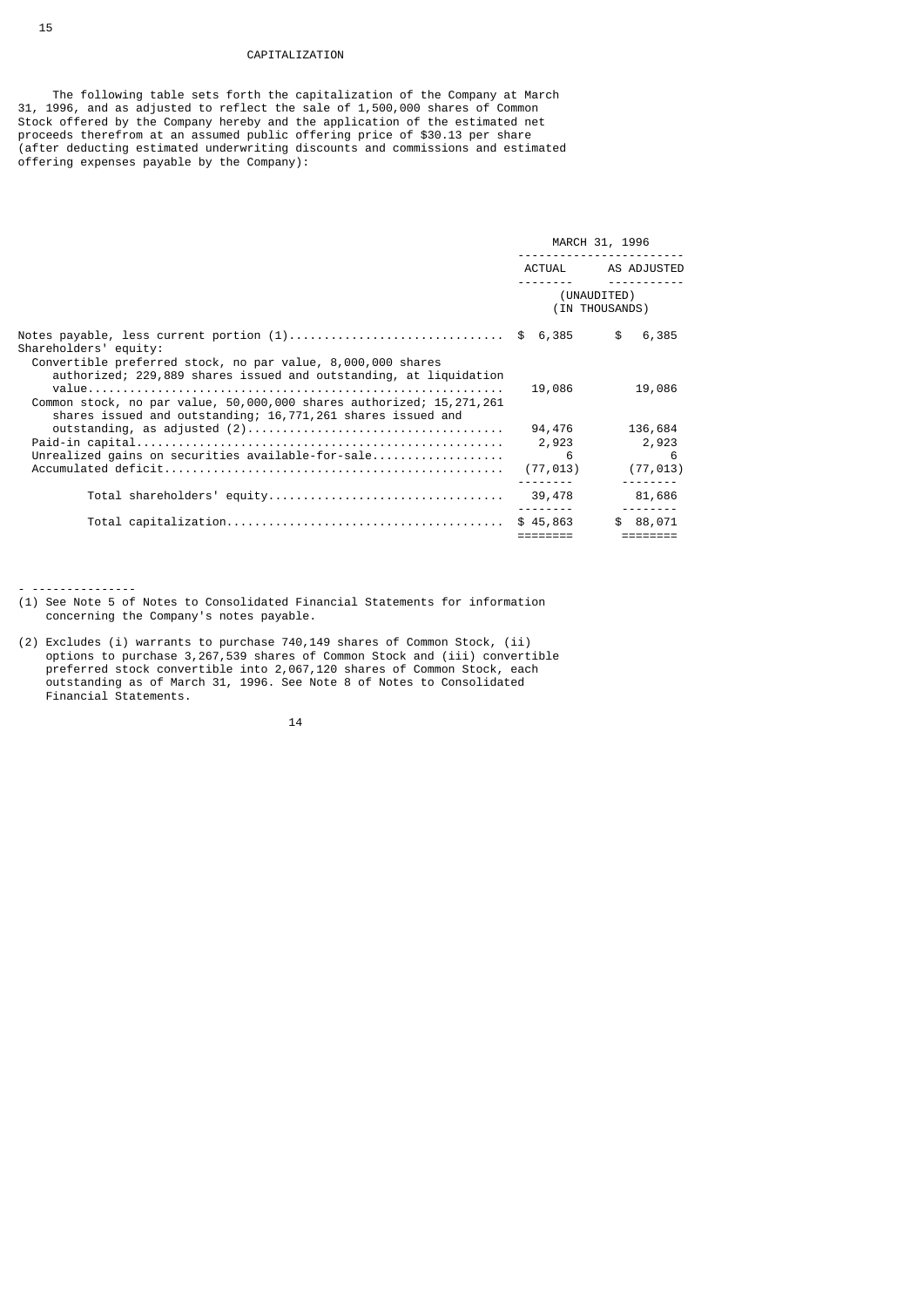## CAPITALIZATION

The following table sets forth the capitalization of the Company at March 31, 1996, and as adjusted to reflect the sale of 1,500,000 shares of Common Stock offered by the Company hereby and the application of the estimated net proceeds therefrom at an assumed public offering price of $30.13 per share (after deducting estimated underwriting discounts and commissions and estimated offering expenses payable by the Company):

| | MARCH 31, 1996 | |
|---|---|---|
| | ACTUAL | AS ADJUSTED |
| | (UNAUDITED) (IN THOUSANDS) | |
| Notes payable, less current portion (1) | $ 6,385 | $ 6,385 |
| Shareholders' equity: | | |
| Convertible preferred stock, no par value, 8,000,000 shares authorized; 229,889 shares issued and outstanding, at liquidation value | 19,086 | 19,086 |
| Common stock, no par value, 50,000,000 shares authorized; 15,271,261 shares issued and outstanding; 16,771,261 shares issued and outstanding, as adjusted (2) | 94,476 | 136,684 |
| Paid-in capital | 2,923 | 2,923 |
| Unrealized gains on securities available-for-sale | 6 | 6 |
| Accumulated deficit | (77,013) | (77,013) |
| Total shareholders' equity | 39,478 | 81,686 |
| Total capitalization | $ 45,863 | $ 88,071 |

---------------

(1) See Note 5 of Notes to Consolidated Financial Statements for information concerning the Company's notes payable.

(2) Excludes (i) warrants to purchase 740,149 shares of Common Stock, (ii) options to purchase 3,267,539 shares of Common Stock and (iii) convertible preferred stock convertible into 2,067,120 shares of Common Stock, each outstanding as of March 31, 1996. See Note 8 of Notes to Consolidated Financial Statements.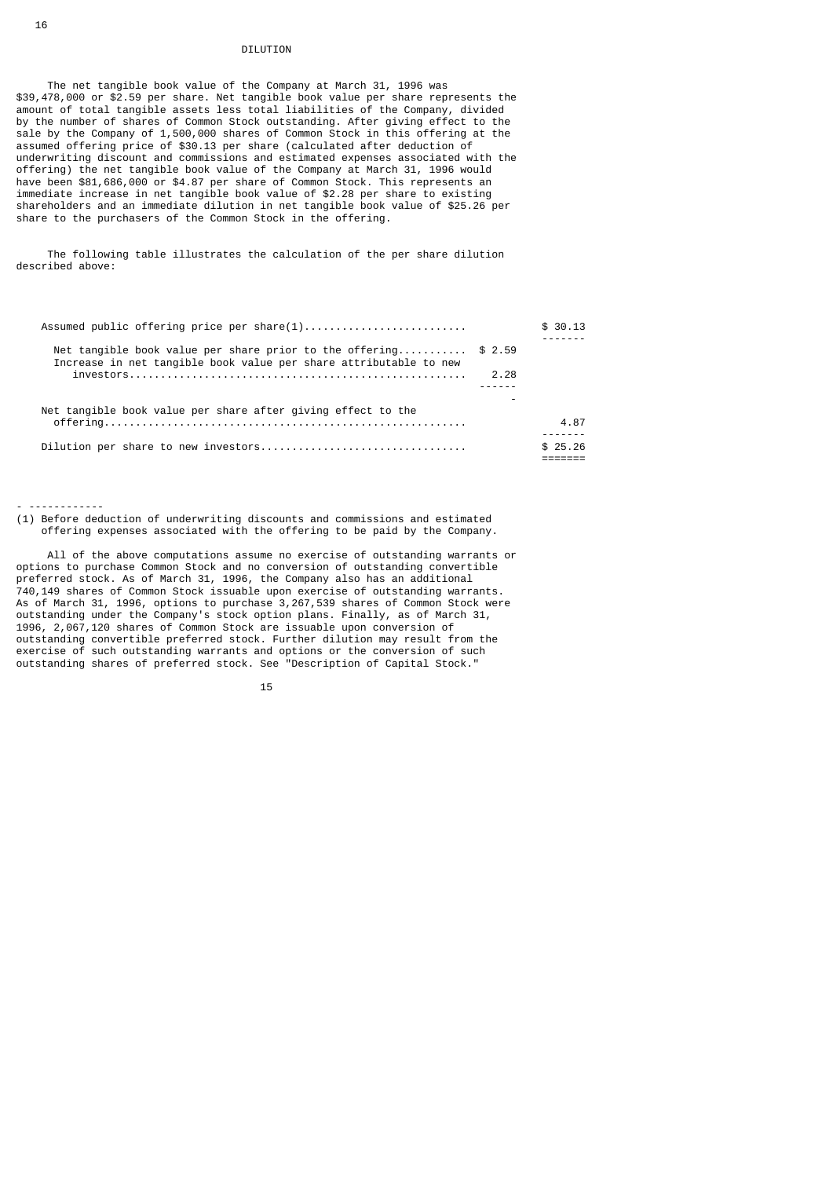# DILUTION

The net tangible book value of the Company at March 31, 1996 was $39,478,000 or $2.59 per share. Net tangible book value per share represents the amount of total tangible assets less total liabilities of the Company, divided by the number of shares of Common Stock outstanding. After giving effect to the sale by the Company of 1,500,000 shares of Common Stock in this offering at the assumed offering price of $30.13 per share (calculated after deduction of underwriting discount and commissions and estimated expenses associated with the offering) the net tangible book value of the Company at March 31, 1996 would have been $81,686,000 or $4.87 per share of Common Stock. This represents an immediate increase in net tangible book value of $2.28 per share to existing shareholders and an immediate dilution in net tangible book value of $25.26 per share to the purchasers of the Common Stock in the offering.

The following table illustrates the calculation of the per share dilution described above:

| | | |
|---|---|---|
| Assumed public offering price per share(1) | | $ 30.13 |
| Net tangible book value per share prior to the offering | $ 2.59 | |
| Increase in net tangible book value per share attributable to new investors | 2.28 | |
| Net tangible book value per share after giving effect to the offering | | 4.87 |
| Dilution per share to new investors | | $ 25.26 |

(1) Before deduction of underwriting discounts and commissions and estimated offering expenses associated with the offering to be paid by the Company.

All of the above computations assume no exercise of outstanding warrants or options to purchase Common Stock and no conversion of outstanding convertible preferred stock. As of March 31, 1996, the Company also has an additional 740,149 shares of Common Stock issuable upon exercise of outstanding warrants. As of March 31, 1996, options to purchase 3,267,539 shares of Common Stock were outstanding under the Company's stock option plans. Finally, as of March 31, 1996, 2,067,120 shares of Common Stock are issuable upon conversion of outstanding convertible preferred stock. Further dilution may result from the exercise of such outstanding warrants and options or the conversion of such outstanding shares of preferred stock. See "Description of Capital Stock."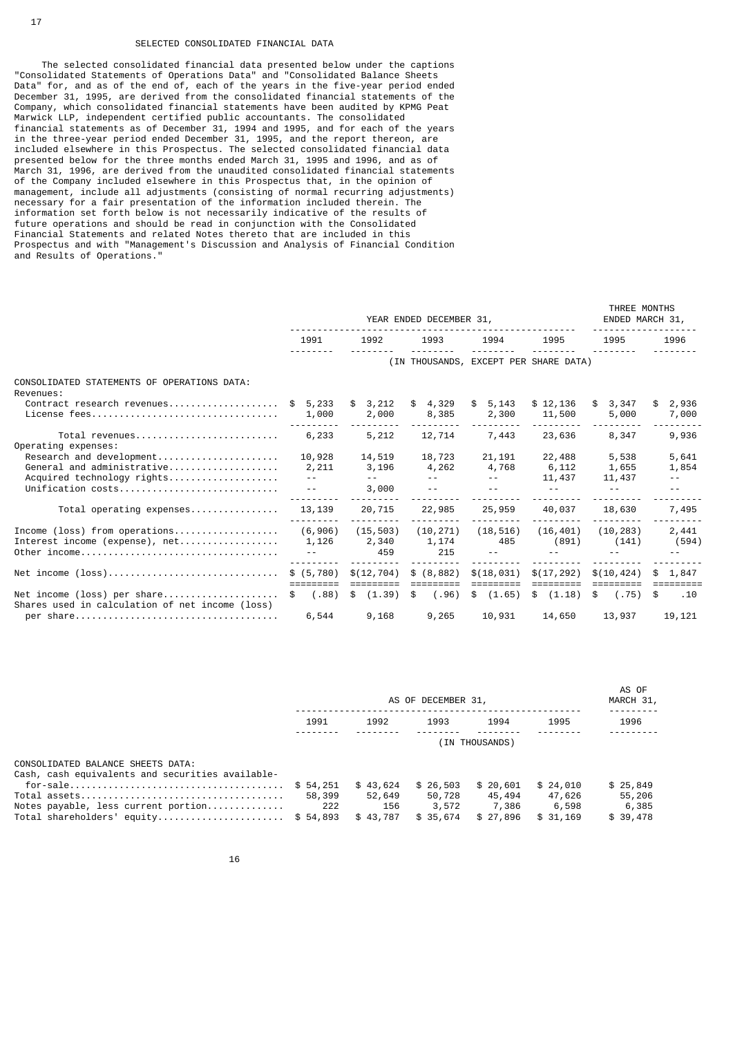## SELECTED CONSOLIDATED FINANCIAL DATA

The selected consolidated financial data presented below under the captions "Consolidated Statements of Operations Data" and "Consolidated Balance Sheets Data" for, and as of the end of, each of the years in the five-year period ended December 31, 1995, are derived from the consolidated financial statements of the Company, which consolidated financial statements have been audited by KPMG Peat Marwick LLP, independent certified public accountants. The consolidated financial statements as of December 31, 1994 and 1995, and for each of the years in the three-year period ended December 31, 1995, and the report thereon, are included elsewhere in this Prospectus. The selected consolidated financial data presented below for the three months ended March 31, 1995 and 1996, and as of March 31, 1996, are derived from the unaudited consolidated financial statements of the Company included elsewhere in this Prospectus that, in the opinion of management, include all adjustments (consisting of normal recurring adjustments) necessary for a fair presentation of the information included therein. The information set forth below is not necessarily indicative of the results of future operations and should be read in conjunction with the Consolidated Financial Statements and related Notes thereto that are included in this Prospectus and with "Management's Discussion and Analysis of Financial Condition and Results of Operations."

| | YEAR ENDED DECEMBER 31, | | | | | THREE MONTHS ENDED MARCH 31, | |
|---|---|---|---|---|---|---|---|
| | 1991 | 1992 | 1993 | 1994 | 1995 | 1995 | 1996 |
| | (IN THOUSANDS, EXCEPT PER SHARE DATA) | | | | | | |
| CONSOLIDATED STATEMENTS OF OPERATIONS DATA: | | | | | | | |
| Revenues: | | | | | | | |
| Contract research revenues | $ 5,233 | $ 3,212 | $ 4,329 | $ 5,143 | $ 12,136 | $ 3,347 | $ 2,936 |
| License fees | 1,000 | 2,000 | 8,385 | 2,300 | 11,500 | 5,000 | 7,000 |
| Total revenues | 6,233 | 5,212 | 12,714 | 7,443 | 23,636 | 8,347 | 9,936 |
| Operating expenses: | | | | | | | |
| Research and development | 10,928 | 14,519 | 18,723 | 21,191 | 22,488 | 5,538 | 5,641 |
| General and administrative | 2,211 | 3,196 | 4,262 | 4,768 | 6,112 | 1,655 | 1,854 |
| Acquired technology rights | -- | -- | -- | -- | 11,437 | 11,437 | -- |
| Unification costs | -- | 3,000 | -- | -- | -- | -- | -- |
| Total operating expenses | 13,139 | 20,715 | 22,985 | 25,959 | 40,037 | 18,630 | 7,495 |
| Income (loss) from operations | (6,906) | (15,503) | (10,271) | (18,516) | (16,401) | (10,283) | 2,441 |
| Interest income (expense), net | 1,126 | 2,340 | 1,174 | 485 | (891) | (141) | (594) |
| Other income | -- | 459 | 215 | -- | -- | -- | -- |
| Net income (loss) | $ (5,780) | $(12,704) | $ (8,882) | $(18,031) | $(17,292) | $(10,424) | $ 1,847 |
| Net income (loss) per share | $ (.88) | $ (1.39) | $ (.96) | $ (1.65) | $ (1.18) | $ (.75) | $ .10 |
| Shares used in calculation of net income (loss) per share | 6,544 | 9,168 | 9,265 | 10,931 | 14,650 | 13,937 | 19,121 |

| | AS OF DECEMBER 31, | | | | | AS OF MARCH 31, |
|---|---|---|---|---|---|---|
| | 1991 | 1992 | 1993 | 1994 | 1995 | 1996 |
| | (IN THOUSANDS) | | | | | |
| CONSOLIDATED BALANCE SHEETS DATA: | | | | | | |
| Cash, cash equivalents and securities available-for-sale | $ 54,251 | $ 43,624 | $ 26,503 | $ 20,601 | $ 24,010 | $ 25,849 |
| Total assets | 58,399 | 52,649 | 50,728 | 45,494 | 47,626 | 55,206 |
| Notes payable, less current portion | 222 | 156 | 3,572 | 7,386 | 6,598 | 6,385 |
| Total shareholders' equity | $ 54,893 | $ 43,787 | $ 35,674 | $ 27,896 | $ 31,169 | $ 39,478 |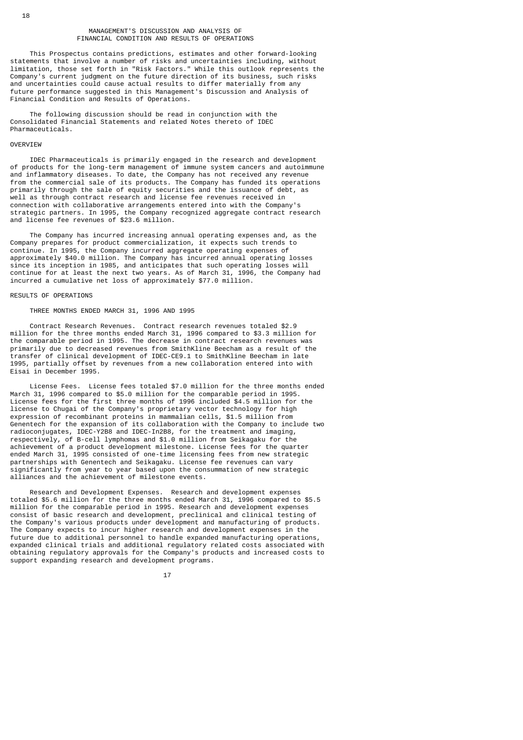# MANAGEMENT'S DISCUSSION AND ANALYSIS OF FINANCIAL CONDITION AND RESULTS OF OPERATIONS

This Prospectus contains predictions, estimates and other forward-looking statements that involve a number of risks and uncertainties including, without limitation, those set forth in "Risk Factors." While this outlook represents the Company's current judgment on the future direction of its business, such risks and uncertainties could cause actual results to differ materially from any future performance suggested in this Management's Discussion and Analysis of Financial Condition and Results of Operations.

The following discussion should be read in conjunction with the Consolidated Financial Statements and related Notes thereto of IDEC Pharmaceuticals.

## OVERVIEW

IDEC Pharmaceuticals is primarily engaged in the research and development of products for the long-term management of immune system cancers and autoimmune and inflammatory diseases. To date, the Company has not received any revenue from the commercial sale of its products. The Company has funded its operations primarily through the sale of equity securities and the issuance of debt, as well as through contract research and license fee revenues received in connection with collaborative arrangements entered into with the Company's strategic partners. In 1995, the Company recognized aggregate contract research and license fee revenues of $23.6 million.

The Company has incurred increasing annual operating expenses and, as the Company prepares for product commercialization, it expects such trends to continue. In 1995, the Company incurred aggregate operating expenses of approximately $40.0 million. The Company has incurred annual operating losses since its inception in 1985, and anticipates that such operating losses will continue for at least the next two years. As of March 31, 1996, the Company had incurred a cumulative net loss of approximately $77.0 million.

## RESULTS OF OPERATIONS

### THREE MONTHS ENDED MARCH 31, 1996 AND 1995

Contract Research Revenues. Contract research revenues totaled $2.9 million for the three months ended March 31, 1996 compared to $3.3 million for the comparable period in 1995. The decrease in contract research revenues was primarily due to decreased revenues from SmithKline Beecham as a result of the transfer of clinical development of IDEC-CE9.1 to SmithKline Beecham in late 1995, partially offset by revenues from a new collaboration entered into with Eisai in December 1995.

License Fees. License fees totaled $7.0 million for the three months ended March 31, 1996 compared to $5.0 million for the comparable period in 1995. License fees for the first three months of 1996 included $4.5 million for the license to Chugai of the Company's proprietary vector technology for high expression of recombinant proteins in mammalian cells, $1.5 million from Genentech for the expansion of its collaboration with the Company to include two radioconjugates, IDEC-Y2B8 and IDEC-In2B8, for the treatment and imaging, respectively, of B-cell lymphomas and $1.0 million from Seikagaku for the achievement of a product development milestone. License fees for the quarter ended March 31, 1995 consisted of one-time licensing fees from new strategic partnerships with Genentech and Seikagaku. License fee revenues can vary significantly from year to year based upon the consummation of new strategic alliances and the achievement of milestone events.

Research and Development Expenses. Research and development expenses totaled $5.6 million for the three months ended March 31, 1996 compared to $5.5 million for the comparable period in 1995. Research and development expenses consist of basic research and development, preclinical and clinical testing of the Company's various products under development and manufacturing of products. The Company expects to incur higher research and development expenses in the future due to additional personnel to handle expanded manufacturing operations, expanded clinical trials and additional regulatory related costs associated with obtaining regulatory approvals for the Company's products and increased costs to support expanding research and development programs.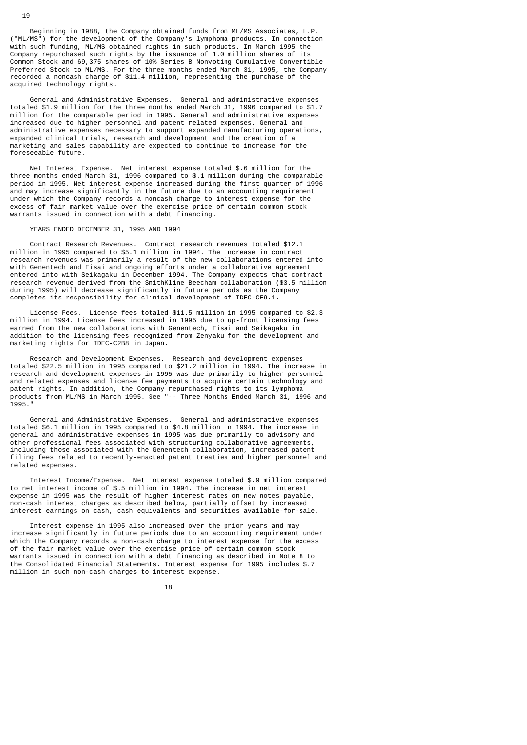Beginning in 1988, the Company obtained funds from ML/MS Associates, L.P. ("ML/MS") for the development of the Company's lymphoma products. In connection with such funding, ML/MS obtained rights in such products. In March 1995 the Company repurchased such rights by the issuance of 1.0 million shares of its Common Stock and 69,375 shares of 10% Series B Nonvoting Cumulative Convertible Preferred Stock to ML/MS. For the three months ended March 31, 1995, the Company recorded a noncash charge of $11.4 million, representing the purchase of the acquired technology rights.

General and Administrative Expenses. General and administrative expenses totaled $1.9 million for the three months ended March 31, 1996 compared to $1.7 million for the comparable period in 1995. General and administrative expenses increased due to higher personnel and patent related expenses. General and administrative expenses necessary to support expanded manufacturing operations, expanded clinical trials, research and development and the creation of a marketing and sales capability are expected to continue to increase for the foreseeable future.

Net Interest Expense. Net interest expense totaled $.6 million for the three months ended March 31, 1996 compared to $.1 million during the comparable period in 1995. Net interest expense increased during the first quarter of 1996 and may increase significantly in the future due to an accounting requirement under which the Company records a noncash charge to interest expense for the excess of fair market value over the exercise price of certain common stock warrants issued in connection with a debt financing.

YEARS ENDED DECEMBER 31, 1995 AND 1994

Contract Research Revenues. Contract research revenues totaled $12.1 million in 1995 compared to $5.1 million in 1994. The increase in contract research revenues was primarily a result of the new collaborations entered into with Genentech and Eisai and ongoing efforts under a collaborative agreement entered into with Seikagaku in December 1994. The Company expects that contract research revenue derived from the SmithKline Beecham collaboration ($3.5 million during 1995) will decrease significantly in future periods as the Company completes its responsibility for clinical development of IDEC-CE9.1.

License Fees. License fees totaled $11.5 million in 1995 compared to $2.3 million in 1994. License fees increased in 1995 due to up-front licensing fees earned from the new collaborations with Genentech, Eisai and Seikagaku in addition to the licensing fees recognized from Zenyaku for the development and marketing rights for IDEC-C2B8 in Japan.

Research and Development Expenses. Research and development expenses totaled $22.5 million in 1995 compared to $21.2 million in 1994. The increase in research and development expenses in 1995 was due primarily to higher personnel and related expenses and license fee payments to acquire certain technology and patent rights. In addition, the Company repurchased rights to its lymphoma products from ML/MS in March 1995. See "-- Three Months Ended March 31, 1996 and 1995."

General and Administrative Expenses. General and administrative expenses totaled $6.1 million in 1995 compared to $4.8 million in 1994. The increase in general and administrative expenses in 1995 was due primarily to advisory and other professional fees associated with structuring collaborative agreements, including those associated with the Genentech collaboration, increased patent filing fees related to recently-enacted patent treaties and higher personnel and related expenses.

Interest Income/Expense. Net interest expense totaled $.9 million compared to net interest income of $.5 million in 1994. The increase in net interest expense in 1995 was the result of higher interest rates on new notes payable, non-cash interest charges as described below, partially offset by increased interest earnings on cash, cash equivalents and securities available-for-sale.

Interest expense in 1995 also increased over the prior years and may increase significantly in future periods due to an accounting requirement under which the Company records a non-cash charge to interest expense for the excess of the fair market value over the exercise price of certain common stock warrants issued in connection with a debt financing as described in Note 8 to the Consolidated Financial Statements. Interest expense for 1995 includes $.7 million in such non-cash charges to interest expense.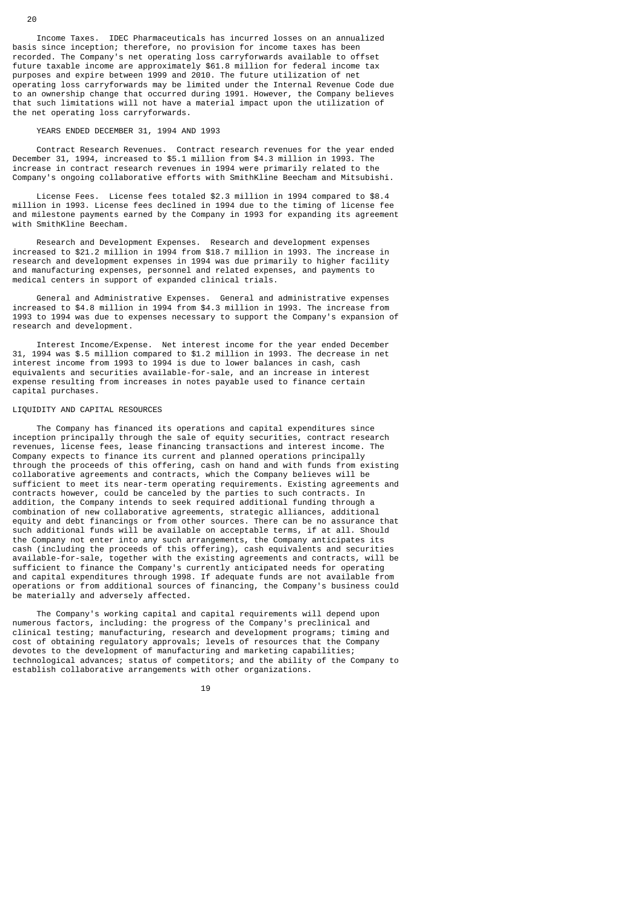Income Taxes. IDEC Pharmaceuticals has incurred losses on an annualized basis since inception; therefore, no provision for income taxes has been recorded. The Company's net operating loss carryforwards available to offset future taxable income are approximately $61.8 million for federal income tax purposes and expire between 1999 and 2010. The future utilization of net operating loss carryforwards may be limited under the Internal Revenue Code due to an ownership change that occurred during 1991. However, the Company believes that such limitations will not have a material impact upon the utilization of the net operating loss carryforwards.

YEARS ENDED DECEMBER 31, 1994 AND 1993

Contract Research Revenues. Contract research revenues for the year ended December 31, 1994, increased to $5.1 million from $4.3 million in 1993. The increase in contract research revenues in 1994 were primarily related to the Company's ongoing collaborative efforts with SmithKline Beecham and Mitsubishi.

License Fees. License fees totaled $2.3 million in 1994 compared to $8.4 million in 1993. License fees declined in 1994 due to the timing of license fee and milestone payments earned by the Company in 1993 for expanding its agreement with SmithKline Beecham.

Research and Development Expenses. Research and development expenses increased to $21.2 million in 1994 from $18.7 million in 1993. The increase in research and development expenses in 1994 was due primarily to higher facility and manufacturing expenses, personnel and related expenses, and payments to medical centers in support of expanded clinical trials.

General and Administrative Expenses. General and administrative expenses increased to $4.8 million in 1994 from $4.3 million in 1993. The increase from 1993 to 1994 was due to expenses necessary to support the Company's expansion of research and development.

Interest Income/Expense. Net interest income for the year ended December 31, 1994 was $.5 million compared to $1.2 million in 1993. The decrease in net interest income from 1993 to 1994 is due to lower balances in cash, cash equivalents and securities available-for-sale, and an increase in interest expense resulting from increases in notes payable used to finance certain capital purchases.

LIQUIDITY AND CAPITAL RESOURCES

The Company has financed its operations and capital expenditures since inception principally through the sale of equity securities, contract research revenues, license fees, lease financing transactions and interest income. The Company expects to finance its current and planned operations principally through the proceeds of this offering, cash on hand and with funds from existing collaborative agreements and contracts, which the Company believes will be sufficient to meet its near-term operating requirements. Existing agreements and contracts however, could be canceled by the parties to such contracts. In addition, the Company intends to seek required additional funding through a combination of new collaborative agreements, strategic alliances, additional equity and debt financings or from other sources. There can be no assurance that such additional funds will be available on acceptable terms, if at all. Should the Company not enter into any such arrangements, the Company anticipates its cash (including the proceeds of this offering), cash equivalents and securities available-for-sale, together with the existing agreements and contracts, will be sufficient to finance the Company's currently anticipated needs for operating and capital expenditures through 1998. If adequate funds are not available from operations or from additional sources of financing, the Company's business could be materially and adversely affected.

The Company's working capital and capital requirements will depend upon numerous factors, including: the progress of the Company's preclinical and clinical testing; manufacturing, research and development programs; timing and cost of obtaining regulatory approvals; levels of resources that the Company devotes to the development of manufacturing and marketing capabilities; technological advances; status of competitors; and the ability of the Company to establish collaborative arrangements with other organizations.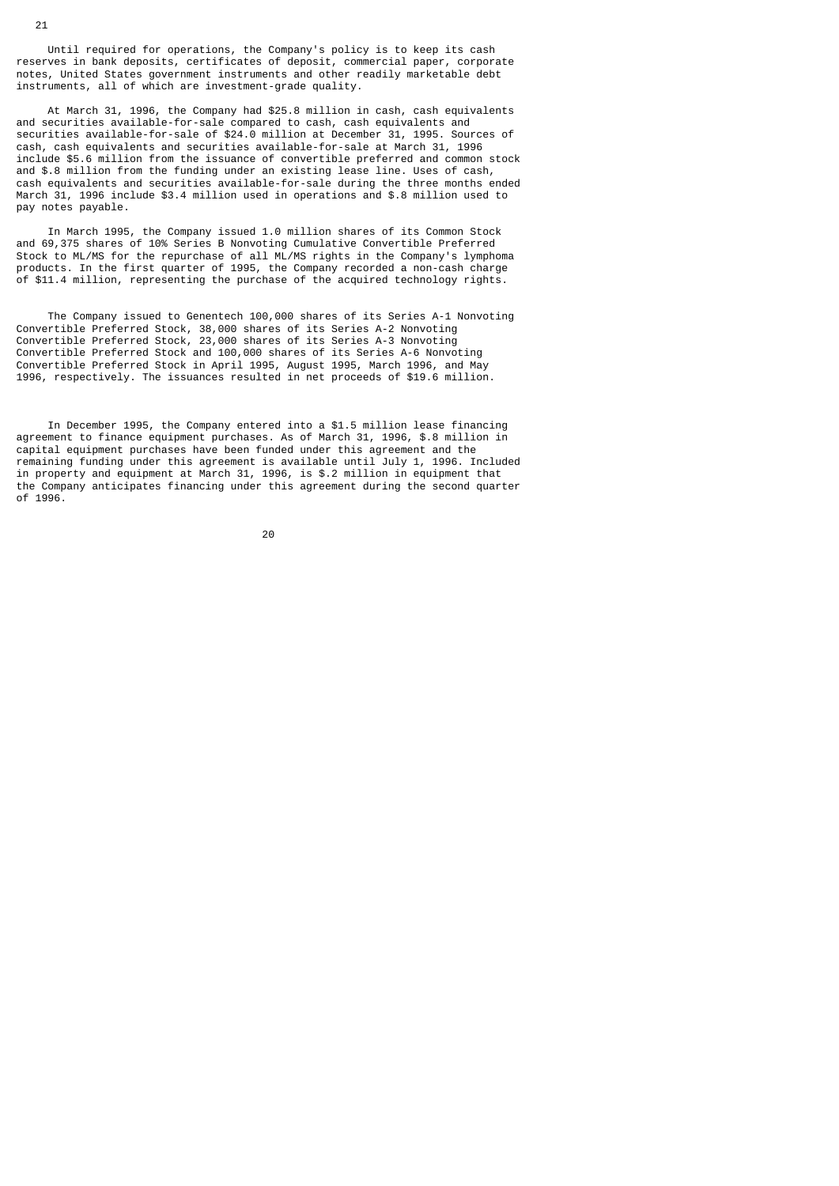Until required for operations, the Company's policy is to keep its cash reserves in bank deposits, certificates of deposit, commercial paper, corporate notes, United States government instruments and other readily marketable debt instruments, all of which are investment-grade quality.

At March 31, 1996, the Company had $25.8 million in cash, cash equivalents and securities available-for-sale compared to cash, cash equivalents and securities available-for-sale of $24.0 million at December 31, 1995. Sources of cash, cash equivalents and securities available-for-sale at March 31, 1996 include $5.6 million from the issuance of convertible preferred and common stock and $.8 million from the funding under an existing lease line. Uses of cash, cash equivalents and securities available-for-sale during the three months ended March 31, 1996 include $3.4 million used in operations and $.8 million used to pay notes payable.

In March 1995, the Company issued 1.0 million shares of its Common Stock and 69,375 shares of 10% Series B Nonvoting Cumulative Convertible Preferred Stock to ML/MS for the repurchase of all ML/MS rights in the Company's lymphoma products. In the first quarter of 1995, the Company recorded a non-cash charge of $11.4 million, representing the purchase of the acquired technology rights.

The Company issued to Genentech 100,000 shares of its Series A-1 Nonvoting Convertible Preferred Stock, 38,000 shares of its Series A-2 Nonvoting Convertible Preferred Stock, 23,000 shares of its Series A-3 Nonvoting Convertible Preferred Stock and 100,000 shares of its Series A-6 Nonvoting Convertible Preferred Stock in April 1995, August 1995, March 1996, and May 1996, respectively. The issuances resulted in net proceeds of $19.6 million.

In December 1995, the Company entered into a $1.5 million lease financing agreement to finance equipment purchases. As of March 31, 1996, $.8 million in capital equipment purchases have been funded under this agreement and the remaining funding under this agreement is available until July 1, 1996. Included in property and equipment at March 31, 1996, is $.2 million in equipment that the Company anticipates financing under this agreement during the second quarter of 1996.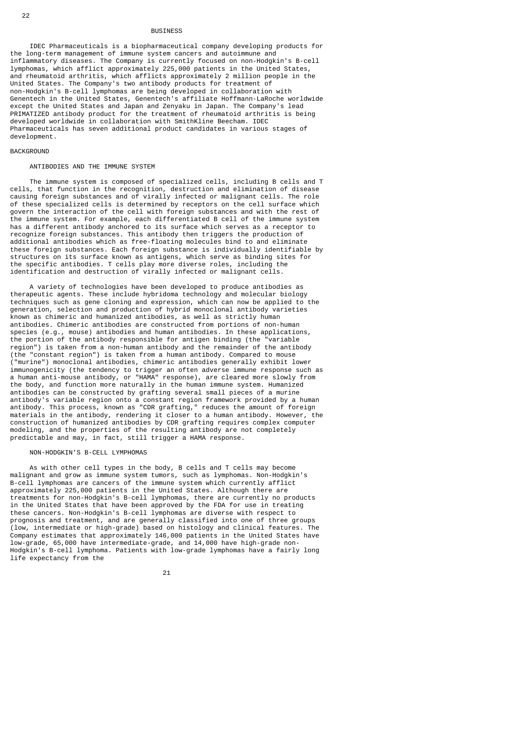# BUSINESS

IDEC Pharmaceuticals is a biopharmaceutical company developing products for the long-term management of immune system cancers and autoimmune and inflammatory diseases. The Company is currently focused on non-Hodgkin's B-cell lymphomas, which afflict approximately 225,000 patients in the United States, and rheumatoid arthritis, which afflicts approximately 2 million people in the United States. The Company's two antibody products for treatment of non-Hodgkin's B-cell lymphomas are being developed in collaboration with Genentech in the United States, Genentech's affiliate Hoffmann-LaRoche worldwide except the United States and Japan and Zenyaku in Japan. The Company's lead PRIMATIZED antibody product for the treatment of rheumatoid arthritis is being developed worldwide in collaboration with SmithKline Beecham. IDEC Pharmaceuticals has seven additional product candidates in various stages of development.

## BACKGROUND

### ANTIBODIES AND THE IMMUNE SYSTEM

The immune system is composed of specialized cells, including B cells and T cells, that function in the recognition, destruction and elimination of disease causing foreign substances and of virally infected or malignant cells. The role of these specialized cells is determined by receptors on the cell surface which govern the interaction of the cell with foreign substances and with the rest of the immune system. For example, each differentiated B cell of the immune system has a different antibody anchored to its surface which serves as a receptor to recognize foreign substances. This antibody then triggers the production of additional antibodies which as free-floating molecules bind to and eliminate these foreign substances. Each foreign substance is individually identifiable by structures on its surface known as antigens, which serve as binding sites for the specific antibodies. T cells play more diverse roles, including the identification and destruction of virally infected or malignant cells.

A variety of technologies have been developed to produce antibodies as therapeutic agents. These include hybridoma technology and molecular biology techniques such as gene cloning and expression, which can now be applied to the generation, selection and production of hybrid monoclonal antibody varieties known as chimeric and humanized antibodies, as well as strictly human antibodies. Chimeric antibodies are constructed from portions of non-human species (e.g., mouse) antibodies and human antibodies. In these applications, the portion of the antibody responsible for antigen binding (the "variable region") is taken from a non-human antibody and the remainder of the antibody (the "constant region") is taken from a human antibody. Compared to mouse ("murine") monoclonal antibodies, chimeric antibodies generally exhibit lower immunogenicity (the tendency to trigger an often adverse immune response such as a human anti-mouse antibody, or "HAMA" response), are cleared more slowly from the body, and function more naturally in the human immune system. Humanized antibodies can be constructed by grafting several small pieces of a murine antibody's variable region onto a constant region framework provided by a human antibody. This process, known as "CDR grafting," reduces the amount of foreign materials in the antibody, rendering it closer to a human antibody. However, the construction of humanized antibodies by CDR grafting requires complex computer modeling, and the properties of the resulting antibody are not completely predictable and may, in fact, still trigger a HAMA response.

### NON-HODGKIN'S B-CELL LYMPHOMAS

As with other cell types in the body, B cells and T cells may become malignant and grow as immune system tumors, such as lymphomas. Non-Hodgkin's B-cell lymphomas are cancers of the immune system which currently afflict approximately 225,000 patients in the United States. Although there are treatments for non-Hodgkin's B-cell lymphomas, there are currently no products in the United States that have been approved by the FDA for use in treating these cancers. Non-Hodgkin's B-cell lymphomas are diverse with respect to prognosis and treatment, and are generally classified into one of three groups (low, intermediate or high-grade) based on histology and clinical features. The Company estimates that approximately 146,000 patients in the United States have low-grade, 65,000 have intermediate-grade, and 14,000 have high-grade non-Hodgkin's B-cell lymphoma. Patients with low-grade lymphomas have a fairly long life expectancy from the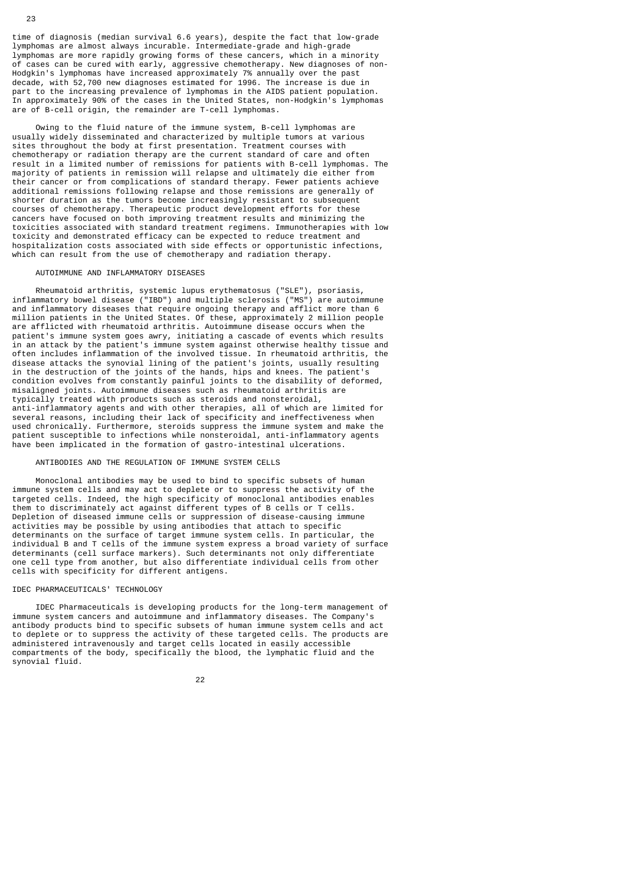time of diagnosis (median survival 6.6 years), despite the fact that low-grade lymphomas are almost always incurable. Intermediate-grade and high-grade lymphomas are more rapidly growing forms of these cancers, which in a minority of cases can be cured with early, aggressive chemotherapy. New diagnoses of non-Hodgkin's lymphomas have increased approximately 7% annually over the past decade, with 52,700 new diagnoses estimated for 1996. The increase is due in part to the increasing prevalence of lymphomas in the AIDS patient population. In approximately 90% of the cases in the United States, non-Hodgkin's lymphomas are of B-cell origin, the remainder are T-cell lymphomas.

Owing to the fluid nature of the immune system, B-cell lymphomas are usually widely disseminated and characterized by multiple tumors at various sites throughout the body at first presentation. Treatment courses with chemotherapy or radiation therapy are the current standard of care and often result in a limited number of remissions for patients with B-cell lymphomas. The majority of patients in remission will relapse and ultimately die either from their cancer or from complications of standard therapy. Fewer patients achieve additional remissions following relapse and those remissions are generally of shorter duration as the tumors become increasingly resistant to subsequent courses of chemotherapy. Therapeutic product development efforts for these cancers have focused on both improving treatment results and minimizing the toxicities associated with standard treatment regimens. Immunotherapies with low toxicity and demonstrated efficacy can be expected to reduce treatment and hospitalization costs associated with side effects or opportunistic infections, which can result from the use of chemotherapy and radiation therapy.

### AUTOIMMUNE AND INFLAMMATORY DISEASES

Rheumatoid arthritis, systemic lupus erythematosus ("SLE"), psoriasis, inflammatory bowel disease ("IBD") and multiple sclerosis ("MS") are autoimmune and inflammatory diseases that require ongoing therapy and afflict more than 6 million patients in the United States. Of these, approximately 2 million people are afflicted with rheumatoid arthritis. Autoimmune disease occurs when the patient's immune system goes awry, initiating a cascade of events which results in an attack by the patient's immune system against otherwise healthy tissue and often includes inflammation of the involved tissue. In rheumatoid arthritis, the disease attacks the synovial lining of the patient's joints, usually resulting in the destruction of the joints of the hands, hips and knees. The patient's condition evolves from constantly painful joints to the disability of deformed, misaligned joints. Autoimmune diseases such as rheumatoid arthritis are typically treated with products such as steroids and nonsteroidal, anti-inflammatory agents and with other therapies, all of which are limited for several reasons, including their lack of specificity and ineffectiveness when used chronically. Furthermore, steroids suppress the immune system and make the patient susceptible to infections while nonsteroidal, anti-inflammatory agents have been implicated in the formation of gastro-intestinal ulcerations.

### ANTIBODIES AND THE REGULATION OF IMMUNE SYSTEM CELLS

Monoclonal antibodies may be used to bind to specific subsets of human immune system cells and may act to deplete or to suppress the activity of the targeted cells. Indeed, the high specificity of monoclonal antibodies enables them to discriminately act against different types of B cells or T cells. Depletion of diseased immune cells or suppression of disease-causing immune activities may be possible by using antibodies that attach to specific determinants on the surface of target immune system cells. In particular, the individual B and T cells of the immune system express a broad variety of surface determinants (cell surface markers). Such determinants not only differentiate one cell type from another, but also differentiate individual cells from other cells with specificity for different antigens.

## IDEC PHARMACEUTICALS' TECHNOLOGY

IDEC Pharmaceuticals is developing products for the long-term management of immune system cancers and autoimmune and inflammatory diseases. The Company's antibody products bind to specific subsets of human immune system cells and act to deplete or to suppress the activity of these targeted cells. The products are administered intravenously and target cells located in easily accessible compartments of the body, specifically the blood, the lymphatic fluid and the synovial fluid.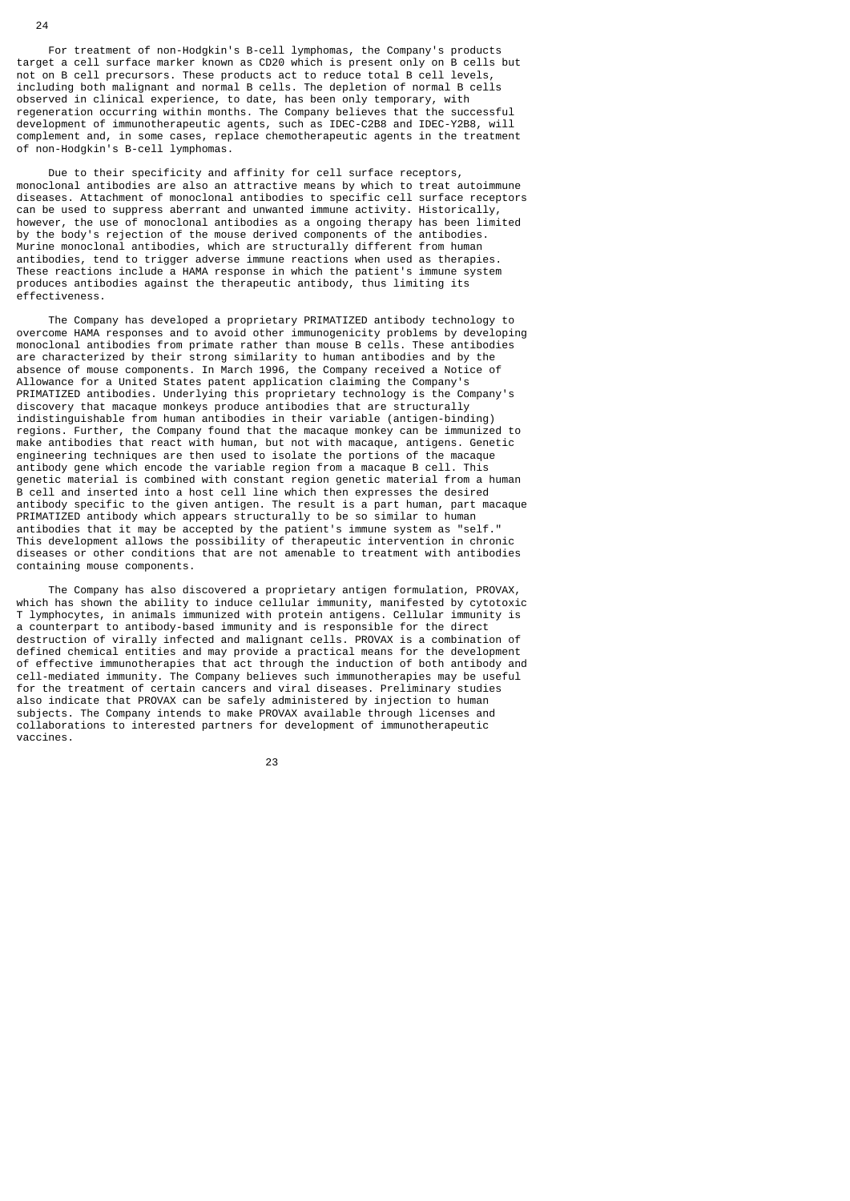For treatment of non-Hodgkin's B-cell lymphomas, the Company's products target a cell surface marker known as CD20 which is present only on B cells but not on B cell precursors. These products act to reduce total B cell levels, including both malignant and normal B cells. The depletion of normal B cells observed in clinical experience, to date, has been only temporary, with regeneration occurring within months. The Company believes that the successful development of immunotherapeutic agents, such as IDEC-C2B8 and IDEC-Y2B8, will complement and, in some cases, replace chemotherapeutic agents in the treatment of non-Hodgkin's B-cell lymphomas.

Due to their specificity and affinity for cell surface receptors, monoclonal antibodies are also an attractive means by which to treat autoimmune diseases. Attachment of monoclonal antibodies to specific cell surface receptors can be used to suppress aberrant and unwanted immune activity. Historically, however, the use of monoclonal antibodies as a ongoing therapy has been limited by the body's rejection of the mouse derived components of the antibodies. Murine monoclonal antibodies, which are structurally different from human antibodies, tend to trigger adverse immune reactions when used as therapies. These reactions include a HAMA response in which the patient's immune system produces antibodies against the therapeutic antibody, thus limiting its effectiveness.

The Company has developed a proprietary PRIMATIZED antibody technology to overcome HAMA responses and to avoid other immunogenicity problems by developing monoclonal antibodies from primate rather than mouse B cells. These antibodies are characterized by their strong similarity to human antibodies and by the absence of mouse components. In March 1996, the Company received a Notice of Allowance for a United States patent application claiming the Company's PRIMATIZED antibodies. Underlying this proprietary technology is the Company's discovery that macaque monkeys produce antibodies that are structurally indistinguishable from human antibodies in their variable (antigen-binding) regions. Further, the Company found that the macaque monkey can be immunized to make antibodies that react with human, but not with macaque, antigens. Genetic engineering techniques are then used to isolate the portions of the macaque antibody gene which encode the variable region from a macaque B cell. This genetic material is combined with constant region genetic material from a human B cell and inserted into a host cell line which then expresses the desired antibody specific to the given antigen. The result is a part human, part macaque PRIMATIZED antibody which appears structurally to be so similar to human antibodies that it may be accepted by the patient's immune system as "self." This development allows the possibility of therapeutic intervention in chronic diseases or other conditions that are not amenable to treatment with antibodies containing mouse components.

The Company has also discovered a proprietary antigen formulation, PROVAX, which has shown the ability to induce cellular immunity, manifested by cytotoxic T lymphocytes, in animals immunized with protein antigens. Cellular immunity is a counterpart to antibody-based immunity and is responsible for the direct destruction of virally infected and malignant cells. PROVAX is a combination of defined chemical entities and may provide a practical means for the development of effective immunotherapies that act through the induction of both antibody and cell-mediated immunity. The Company believes such immunotherapies may be useful for the treatment of certain cancers and viral diseases. Preliminary studies also indicate that PROVAX can be safely administered by injection to human subjects. The Company intends to make PROVAX available through licenses and collaborations to interested partners for development of immunotherapeutic vaccines.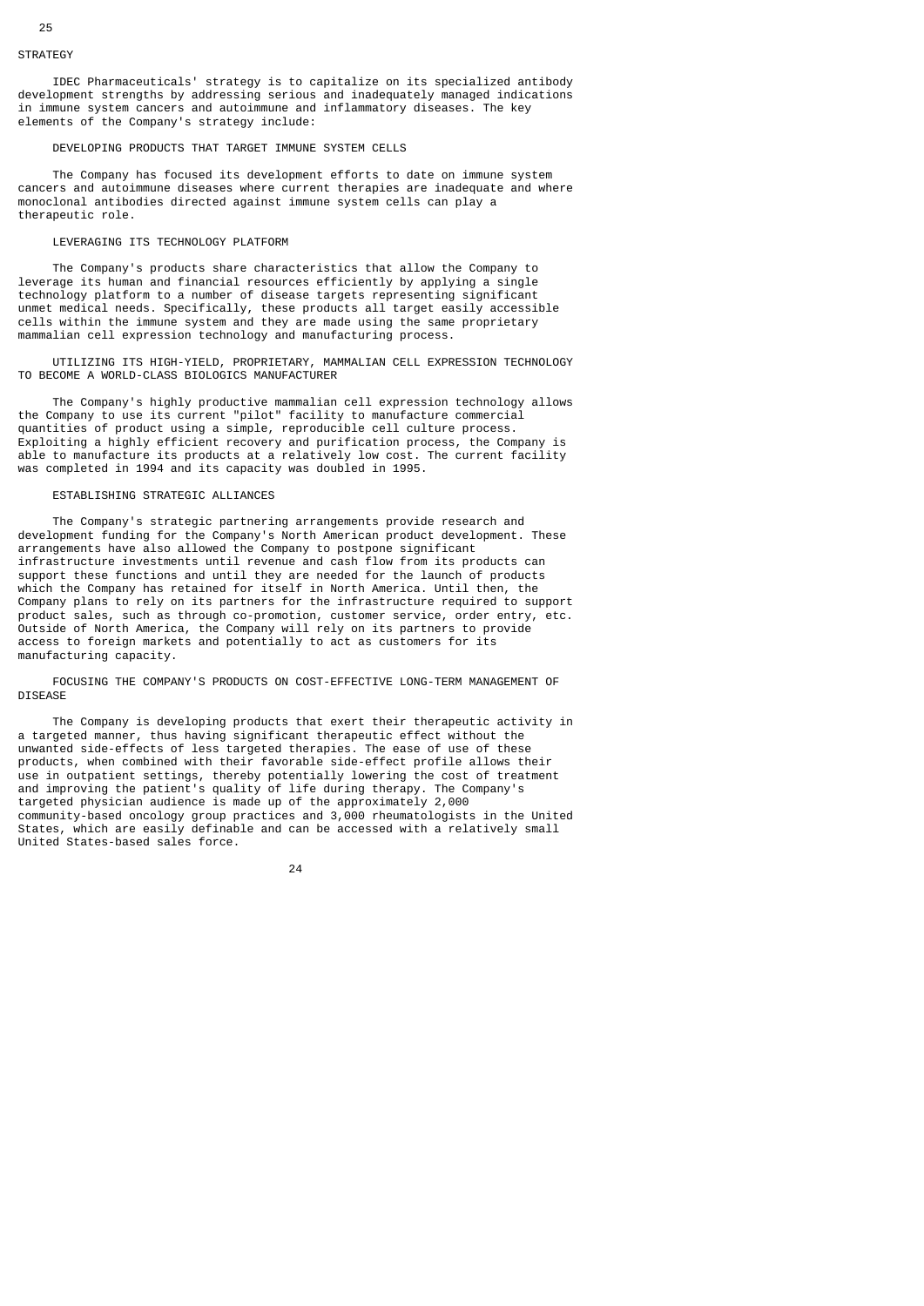## STRATEGY

IDEC Pharmaceuticals' strategy is to capitalize on its specialized antibody development strengths by addressing serious and inadequately managed indications in immune system cancers and autoimmune and inflammatory diseases. The key elements of the Company's strategy include:

### DEVELOPING PRODUCTS THAT TARGET IMMUNE SYSTEM CELLS

The Company has focused its development efforts to date on immune system cancers and autoimmune diseases where current therapies are inadequate and where monoclonal antibodies directed against immune system cells can play a therapeutic role.

### LEVERAGING ITS TECHNOLOGY PLATFORM

The Company's products share characteristics that allow the Company to leverage its human and financial resources efficiently by applying a single technology platform to a number of disease targets representing significant unmet medical needs. Specifically, these products all target easily accessible cells within the immune system and they are made using the same proprietary mammalian cell expression technology and manufacturing process.

### UTILIZING ITS HIGH-YIELD, PROPRIETARY, MAMMALIAN CELL EXPRESSION TECHNOLOGY TO BECOME A WORLD-CLASS BIOLOGICS MANUFACTURER

The Company's highly productive mammalian cell expression technology allows the Company to use its current "pilot" facility to manufacture commercial quantities of product using a simple, reproducible cell culture process. Exploiting a highly efficient recovery and purification process, the Company is able to manufacture its products at a relatively low cost. The current facility was completed in 1994 and its capacity was doubled in 1995.

### ESTABLISHING STRATEGIC ALLIANCES

The Company's strategic partnering arrangements provide research and development funding for the Company's North American product development. These arrangements have also allowed the Company to postpone significant infrastructure investments until revenue and cash flow from its products can support these functions and until they are needed for the launch of products which the Company has retained for itself in North America. Until then, the Company plans to rely on its partners for the infrastructure required to support product sales, such as through co-promotion, customer service, order entry, etc. Outside of North America, the Company will rely on its partners to provide access to foreign markets and potentially to act as customers for its manufacturing capacity.

### FOCUSING THE COMPANY'S PRODUCTS ON COST-EFFECTIVE LONG-TERM MANAGEMENT OF DISEASE

The Company is developing products that exert their therapeutic activity in a targeted manner, thus having significant therapeutic effect without the unwanted side-effects of less targeted therapies. The ease of use of these products, when combined with their favorable side-effect profile allows their use in outpatient settings, thereby potentially lowering the cost of treatment and improving the patient's quality of life during therapy. The Company's targeted physician audience is made up of the approximately 2,000 community-based oncology group practices and 3,000 rheumatologists in the United States, which are easily definable and can be accessed with a relatively small United States-based sales force.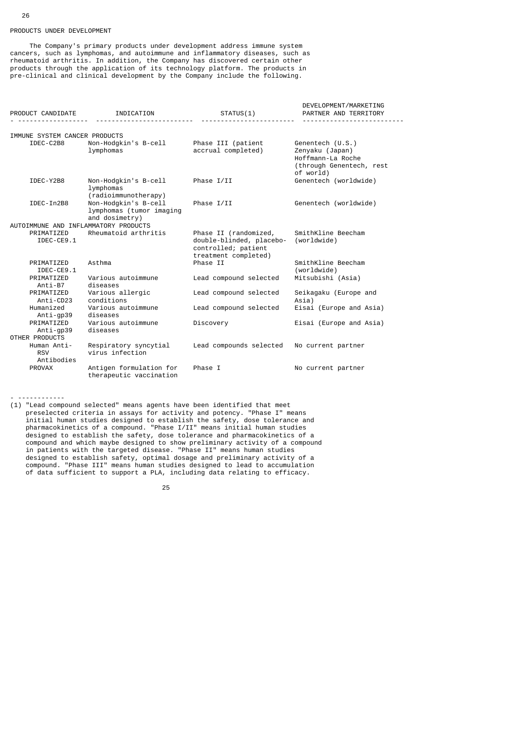PRODUCTS UNDER DEVELOPMENT

The Company's primary products under development address immune system cancers, such as lymphomas, and autoimmune and inflammatory diseases, such as rheumatoid arthritis. In addition, the Company has discovered certain other products through the application of its technology platform. The products in pre-clinical and clinical development by the Company include the following.

| PRODUCT CANDIDATE | INDICATION | STATUS(1) | DEVELOPMENT/MARKETING PARTNER AND TERRITORY |
|---|---|---|---|
| IMMUNE SYSTEM CANCER PRODUCTS | | | |
| IDEC-C2B8 | Non-Hodgkin's B-cell lymphomas | Phase III (patient accrual completed) | Genentech (U.S.) Zenyaku (Japan) Hoffmann-La Roche (through Genentech, rest of world) |
| IDEC-Y2B8 | Non-Hodgkin's B-cell lymphomas (radioimmunotherapy) | Phase I/II | Genentech (worldwide) |
| IDEC-In2B8 | Non-Hodgkin's B-cell lymphomas (tumor imaging and dosimetry) | Phase I/II | Genentech (worldwide) |
| AUTOIMMUNE AND INFLAMMATORY PRODUCTS | | | |
| PRIMATIZED IDEC-CE9.1 | Rheumatoid arthritis | Phase II (randomized, double-blinded, placebo-controlled; patient treatment completed) | SmithKline Beecham (worldwide) |
| PRIMATIZED IDEC-CE9.1 | Asthma | Phase II | SmithKline Beecham (worldwide) |
| PRIMATIZED Anti-B7 | Various autoimmune diseases | Lead compound selected | Mitsubishi (Asia) |
| PRIMATIZED Anti-CD23 | Various allergic conditions | Lead compound selected | Seikagaku (Europe and Asia) |
| Humanized Anti-gp39 | Various autoimmune diseases | Lead compound selected | Eisai (Europe and Asia) |
| PRIMATIZED Anti-gp39 | Various autoimmune diseases | Discovery | Eisai (Europe and Asia) |
| OTHER PRODUCTS | | | |
| Human Anti-RSV Antibodies | Respiratory syncytial virus infection | Lead compounds selected | No current partner |
| PROVAX | Antigen formulation for therapeutic vaccination | Phase I | No current partner |

- ------------

(1) "Lead compound selected" means agents have been identified that meet preselected criteria in assays for activity and potency. "Phase I" means initial human studies designed to establish the safety, dose tolerance and pharmacokinetics of a compound. "Phase I/II" means initial human studies designed to establish the safety, dose tolerance and pharmacokinetics of a compound and which maybe designed to show preliminary activity of a compound in patients with the targeted disease. "Phase II" means human studies designed to establish safety, optimal dosage and preliminary activity of a compound. "Phase III" means human studies designed to lead to accumulation of data sufficient to support a PLA, including data relating to efficacy.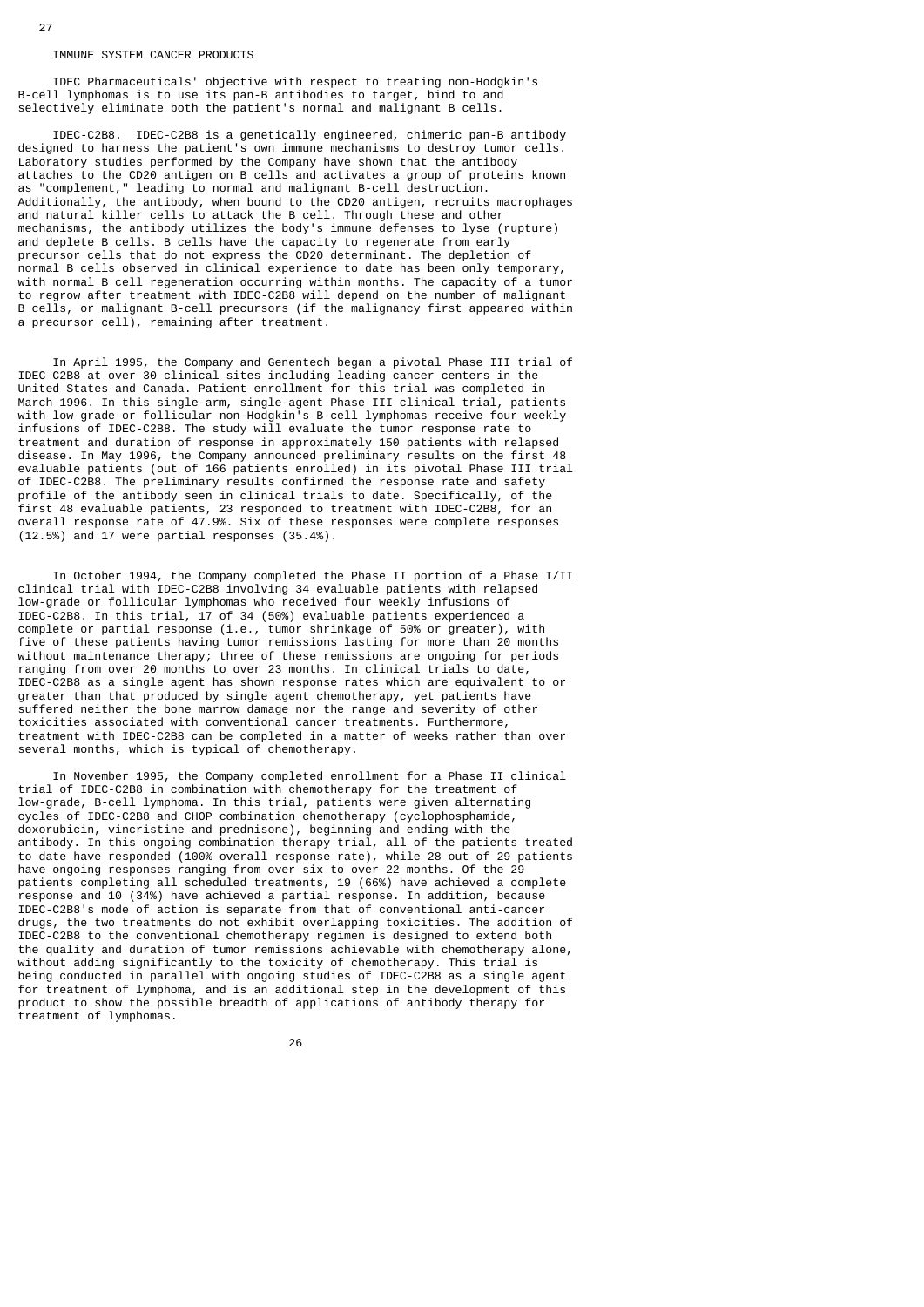IMMUNE SYSTEM CANCER PRODUCTS

IDEC Pharmaceuticals' objective with respect to treating non-Hodgkin's B-cell lymphomas is to use its pan-B antibodies to target, bind to and selectively eliminate both the patient's normal and malignant B cells.

IDEC-C2B8. IDEC-C2B8 is a genetically engineered, chimeric pan-B antibody designed to harness the patient's own immune mechanisms to destroy tumor cells. Laboratory studies performed by the Company have shown that the antibody attaches to the CD20 antigen on B cells and activates a group of proteins known as "complement," leading to normal and malignant B-cell destruction. Additionally, the antibody, when bound to the CD20 antigen, recruits macrophages and natural killer cells to attack the B cell. Through these and other mechanisms, the antibody utilizes the body's immune defenses to lyse (rupture) and deplete B cells. B cells have the capacity to regenerate from early precursor cells that do not express the CD20 determinant. The depletion of normal B cells observed in clinical experience to date has been only temporary, with normal B cell regeneration occurring within months. The capacity of a tumor to regrow after treatment with IDEC-C2B8 will depend on the number of malignant B cells, or malignant B-cell precursors (if the malignancy first appeared within a precursor cell), remaining after treatment.

In April 1995, the Company and Genentech began a pivotal Phase III trial of IDEC-C2B8 at over 30 clinical sites including leading cancer centers in the United States and Canada. Patient enrollment for this trial was completed in March 1996. In this single-arm, single-agent Phase III clinical trial, patients with low-grade or follicular non-Hodgkin's B-cell lymphomas receive four weekly infusions of IDEC-C2B8. The study will evaluate the tumor response rate to treatment and duration of response in approximately 150 patients with relapsed disease. In May 1996, the Company announced preliminary results on the first 48 evaluable patients (out of 166 patients enrolled) in its pivotal Phase III trial of IDEC-C2B8. The preliminary results confirmed the response rate and safety profile of the antibody seen in clinical trials to date. Specifically, of the first 48 evaluable patients, 23 responded to treatment with IDEC-C2B8, for an overall response rate of 47.9%. Six of these responses were complete responses (12.5%) and 17 were partial responses (35.4%).

In October 1994, the Company completed the Phase II portion of a Phase I/II clinical trial with IDEC-C2B8 involving 34 evaluable patients with relapsed low-grade or follicular lymphomas who received four weekly infusions of IDEC-C2B8. In this trial, 17 of 34 (50%) evaluable patients experienced a complete or partial response (i.e., tumor shrinkage of 50% or greater), with five of these patients having tumor remissions lasting for more than 20 months without maintenance therapy; three of these remissions are ongoing for periods ranging from over 20 months to over 23 months. In clinical trials to date, IDEC-C2B8 as a single agent has shown response rates which are equivalent to or greater than that produced by single agent chemotherapy, yet patients have suffered neither the bone marrow damage nor the range and severity of other toxicities associated with conventional cancer treatments. Furthermore, treatment with IDEC-C2B8 can be completed in a matter of weeks rather than over several months, which is typical of chemotherapy.

In November 1995, the Company completed enrollment for a Phase II clinical trial of IDEC-C2B8 in combination with chemotherapy for the treatment of low-grade, B-cell lymphoma. In this trial, patients were given alternating cycles of IDEC-C2B8 and CHOP combination chemotherapy (cyclophosphamide, doxorubicin, vincristine and prednisone), beginning and ending with the antibody. In this ongoing combination therapy trial, all of the patients treated to date have responded (100% overall response rate), while 28 out of 29 patients have ongoing responses ranging from over six to over 22 months. Of the 29 patients completing all scheduled treatments, 19 (66%) have achieved a complete response and 10 (34%) have achieved a partial response. In addition, because IDEC-C2B8's mode of action is separate from that of conventional anti-cancer drugs, the two treatments do not exhibit overlapping toxicities. The addition of IDEC-C2B8 to the conventional chemotherapy regimen is designed to extend both the quality and duration of tumor remissions achievable with chemotherapy alone, without adding significantly to the toxicity of chemotherapy. This trial is being conducted in parallel with ongoing studies of IDEC-C2B8 as a single agent for treatment of lymphoma, and is an additional step in the development of this product to show the possible breadth of applications of antibody therapy for treatment of lymphomas.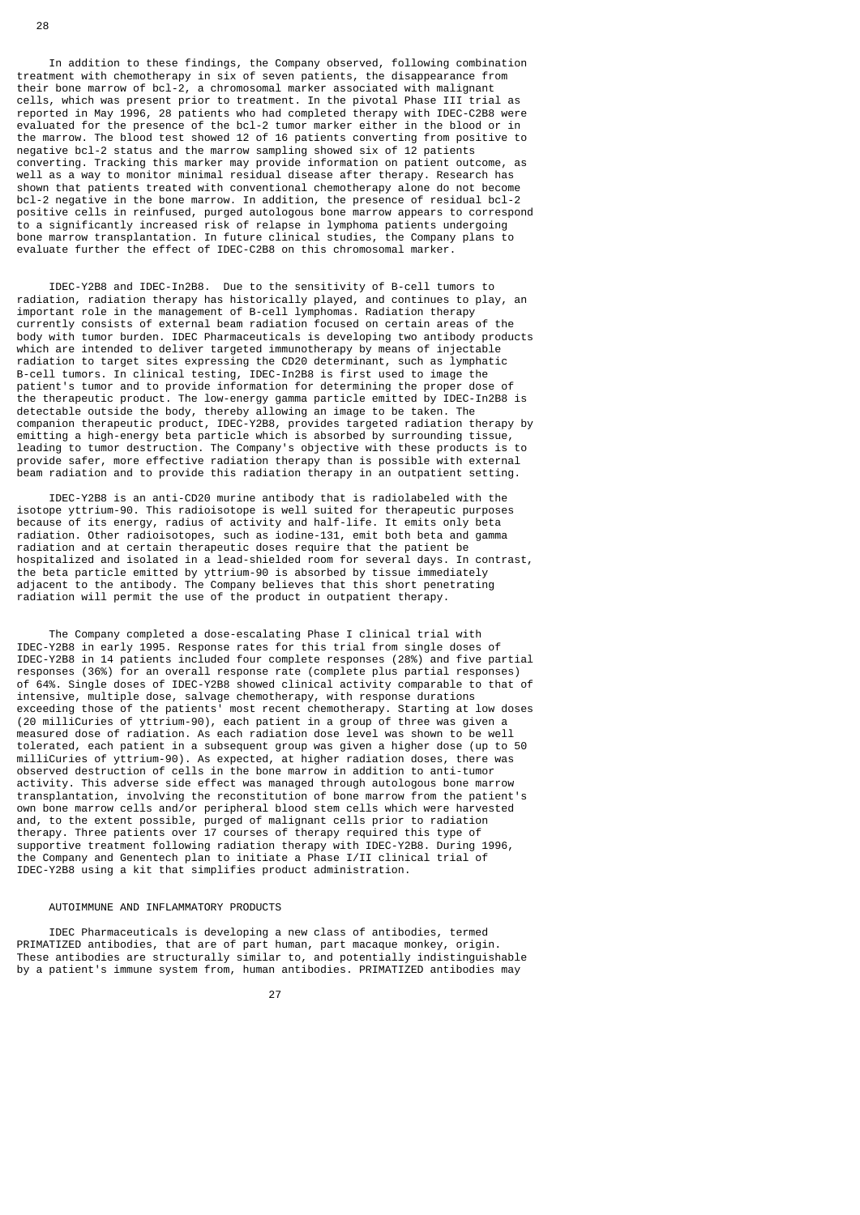In addition to these findings, the Company observed, following combination treatment with chemotherapy in six of seven patients, the disappearance from their bone marrow of bcl-2, a chromosomal marker associated with malignant cells, which was present prior to treatment. In the pivotal Phase III trial as reported in May 1996, 28 patients who had completed therapy with IDEC-C2B8 were evaluated for the presence of the bcl-2 tumor marker either in the blood or in the marrow. The blood test showed 12 of 16 patients converting from positive to negative bcl-2 status and the marrow sampling showed six of 12 patients converting. Tracking this marker may provide information on patient outcome, as well as a way to monitor minimal residual disease after therapy. Research has shown that patients treated with conventional chemotherapy alone do not become bcl-2 negative in the bone marrow. In addition, the presence of residual bcl-2 positive cells in reinfused, purged autologous bone marrow appears to correspond to a significantly increased risk of relapse in lymphoma patients undergoing bone marrow transplantation. In future clinical studies, the Company plans to evaluate further the effect of IDEC-C2B8 on this chromosomal marker.

IDEC-Y2B8 and IDEC-In2B8. Due to the sensitivity of B-cell tumors to radiation, radiation therapy has historically played, and continues to play, an important role in the management of B-cell lymphomas. Radiation therapy currently consists of external beam radiation focused on certain areas of the body with tumor burden. IDEC Pharmaceuticals is developing two antibody products which are intended to deliver targeted immunotherapy by means of injectable radiation to target sites expressing the CD20 determinant, such as lymphatic B-cell tumors. In clinical testing, IDEC-In2B8 is first used to image the patient's tumor and to provide information for determining the proper dose of the therapeutic product. The low-energy gamma particle emitted by IDEC-In2B8 is detectable outside the body, thereby allowing an image to be taken. The companion therapeutic product, IDEC-Y2B8, provides targeted radiation therapy by emitting a high-energy beta particle which is absorbed by surrounding tissue, leading to tumor destruction. The Company's objective with these products is to provide safer, more effective radiation therapy than is possible with external beam radiation and to provide this radiation therapy in an outpatient setting.

IDEC-Y2B8 is an anti-CD20 murine antibody that is radiolabeled with the isotope yttrium-90. This radioisotope is well suited for therapeutic purposes because of its energy, radius of activity and half-life. It emits only beta radiation. Other radioisotopes, such as iodine-131, emit both beta and gamma radiation and at certain therapeutic doses require that the patient be hospitalized and isolated in a lead-shielded room for several days. In contrast, the beta particle emitted by yttrium-90 is absorbed by tissue immediately adjacent to the antibody. The Company believes that this short penetrating radiation will permit the use of the product in outpatient therapy.

The Company completed a dose-escalating Phase I clinical trial with IDEC-Y2B8 in early 1995. Response rates for this trial from single doses of IDEC-Y2B8 in 14 patients included four complete responses (28%) and five partial responses (36%) for an overall response rate (complete plus partial responses) of 64%. Single doses of IDEC-Y2B8 showed clinical activity comparable to that of intensive, multiple dose, salvage chemotherapy, with response durations exceeding those of the patients' most recent chemotherapy. Starting at low doses (20 milliCuries of yttrium-90), each patient in a group of three was given a measured dose of radiation. As each radiation dose level was shown to be well tolerated, each patient in a subsequent group was given a higher dose (up to 50 milliCuries of yttrium-90). As expected, at higher radiation doses, there was observed destruction of cells in the bone marrow in addition to anti-tumor activity. This adverse side effect was managed through autologous bone marrow transplantation, involving the reconstitution of bone marrow from the patient's own bone marrow cells and/or peripheral blood stem cells which were harvested and, to the extent possible, purged of malignant cells prior to radiation therapy. Three patients over 17 courses of therapy required this type of supportive treatment following radiation therapy with IDEC-Y2B8. During 1996, the Company and Genentech plan to initiate a Phase I/II clinical trial of IDEC-Y2B8 using a kit that simplifies product administration.

AUTOIMMUNE AND INFLAMMATORY PRODUCTS

IDEC Pharmaceuticals is developing a new class of antibodies, termed PRIMATIZED antibodies, that are of part human, part macaque monkey, origin. These antibodies are structurally similar to, and potentially indistinguishable by a patient's immune system from, human antibodies. PRIMATIZED antibodies may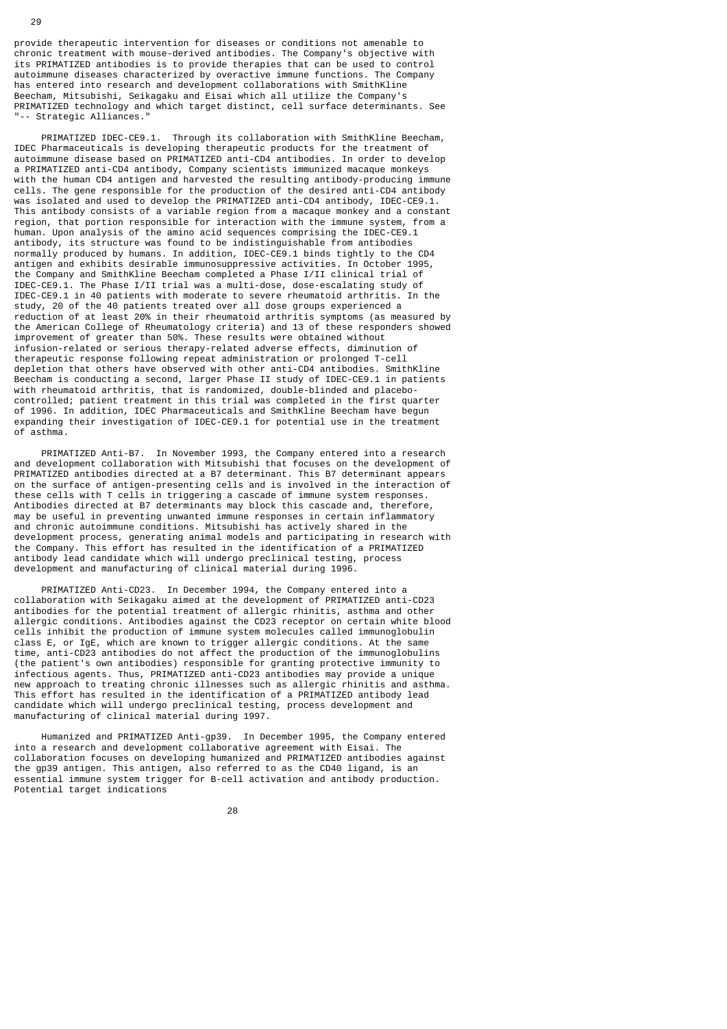provide therapeutic intervention for diseases or conditions not amenable to chronic treatment with mouse-derived antibodies. The Company's objective with its PRIMATIZED antibodies is to provide therapies that can be used to control autoimmune diseases characterized by overactive immune functions. The Company has entered into research and development collaborations with SmithKline Beecham, Mitsubishi, Seikagaku and Eisai which all utilize the Company's PRIMATIZED technology and which target distinct, cell surface determinants. See "-- Strategic Alliances."

PRIMATIZED IDEC-CE9.1. Through its collaboration with SmithKline Beecham, IDEC Pharmaceuticals is developing therapeutic products for the treatment of autoimmune disease based on PRIMATIZED anti-CD4 antibodies. In order to develop a PRIMATIZED anti-CD4 antibody, Company scientists immunized macaque monkeys with the human CD4 antigen and harvested the resulting antibody-producing immune cells. The gene responsible for the production of the desired anti-CD4 antibody was isolated and used to develop the PRIMATIZED anti-CD4 antibody, IDEC-CE9.1. This antibody consists of a variable region from a macaque monkey and a constant region, that portion responsible for interaction with the immune system, from a human. Upon analysis of the amino acid sequences comprising the IDEC-CE9.1 antibody, its structure was found to be indistinguishable from antibodies normally produced by humans. In addition, IDEC-CE9.1 binds tightly to the CD4 antigen and exhibits desirable immunosuppressive activities. In October 1995, the Company and SmithKline Beecham completed a Phase I/II clinical trial of IDEC-CE9.1. The Phase I/II trial was a multi-dose, dose-escalating study of IDEC-CE9.1 in 40 patients with moderate to severe rheumatoid arthritis. In the study, 20 of the 40 patients treated over all dose groups experienced a reduction of at least 20% in their rheumatoid arthritis symptoms (as measured by the American College of Rheumatology criteria) and 13 of these responders showed improvement of greater than 50%. These results were obtained without infusion-related or serious therapy-related adverse effects, diminution of therapeutic response following repeat administration or prolonged T-cell depletion that others have observed with other anti-CD4 antibodies. SmithKline Beecham is conducting a second, larger Phase II study of IDEC-CE9.1 in patients with rheumatoid arthritis, that is randomized, double-blinded and placebo-controlled; patient treatment in this trial was completed in the first quarter of 1996. In addition, IDEC Pharmaceuticals and SmithKline Beecham have begun expanding their investigation of IDEC-CE9.1 for potential use in the treatment of asthma.

PRIMATIZED Anti-B7. In November 1993, the Company entered into a research and development collaboration with Mitsubishi that focuses on the development of PRIMATIZED antibodies directed at a B7 determinant. This B7 determinant appears on the surface of antigen-presenting cells and is involved in the interaction of these cells with T cells in triggering a cascade of immune system responses. Antibodies directed at B7 determinants may block this cascade and, therefore, may be useful in preventing unwanted immune responses in certain inflammatory and chronic autoimmune conditions. Mitsubishi has actively shared in the development process, generating animal models and participating in research with the Company. This effort has resulted in the identification of a PRIMATIZED antibody lead candidate which will undergo preclinical testing, process development and manufacturing of clinical material during 1996.

PRIMATIZED Anti-CD23. In December 1994, the Company entered into a collaboration with Seikagaku aimed at the development of PRIMATIZED anti-CD23 antibodies for the potential treatment of allergic rhinitis, asthma and other allergic conditions. Antibodies against the CD23 receptor on certain white blood cells inhibit the production of immune system molecules called immunoglobulin class E, or IgE, which are known to trigger allergic conditions. At the same time, anti-CD23 antibodies do not affect the production of the immunoglobulins (the patient's own antibodies) responsible for granting protective immunity to infectious agents. Thus, PRIMATIZED anti-CD23 antibodies may provide a unique new approach to treating chronic illnesses such as allergic rhinitis and asthma. This effort has resulted in the identification of a PRIMATIZED antibody lead candidate which will undergo preclinical testing, process development and manufacturing of clinical material during 1997.

Humanized and PRIMATIZED Anti-gp39. In December 1995, the Company entered into a research and development collaborative agreement with Eisai. The collaboration focuses on developing humanized and PRIMATIZED antibodies against the gp39 antigen. This antigen, also referred to as the CD40 ligand, is an essential immune system trigger for B-cell activation and antibody production. Potential target indications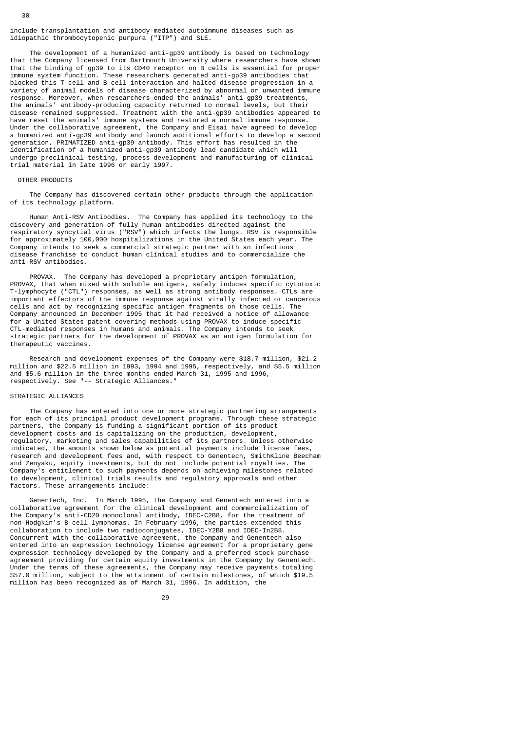include transplantation and antibody-mediated autoimmune diseases such as idiopathic thrombocytopenic purpura ("ITP") and SLE.

The development of a humanized anti-gp39 antibody is based on technology that the Company licensed from Dartmouth University where researchers have shown that the binding of gp39 to its CD40 receptor on B cells is essential for proper immune system function. These researchers generated anti-gp39 antibodies that blocked this T-cell and B-cell interaction and halted disease progression in a variety of animal models of disease characterized by abnormal or unwanted immune response. Moreover, when researchers ended the animals' anti-gp39 treatments, the animals' antibody-producing capacity returned to normal levels, but their disease remained suppressed. Treatment with the anti-gp39 antibodies appeared to have reset the animals' immune systems and restored a normal immune response. Under the collaborative agreement, the Company and Eisai have agreed to develop a humanized anti-gp39 antibody and launch additional efforts to develop a second generation, PRIMATIZED anti-gp39 antibody. This effort has resulted in the identification of a humanized anti-gp39 antibody lead candidate which will undergo preclinical testing, process development and manufacturing of clinical trial material in late 1996 or early 1997.

## OTHER PRODUCTS

The Company has discovered certain other products through the application of its technology platform.

Human Anti-RSV Antibodies. The Company has applied its technology to the discovery and generation of fully human antibodies directed against the respiratory syncytial virus ("RSV") which infects the lungs. RSV is responsible for approximately 100,000 hospitalizations in the United States each year. The Company intends to seek a commercial strategic partner with an infectious disease franchise to conduct human clinical studies and to commercialize the anti-RSV antibodies.

PROVAX. The Company has developed a proprietary antigen formulation, PROVAX, that when mixed with soluble antigens, safely induces specific cytotoxic T-lymphocyte ("CTL") responses, as well as strong antibody responses. CTLs are important effectors of the immune response against virally infected or cancerous cells and act by recognizing specific antigen fragments on those cells. The Company announced in December 1995 that it had received a notice of allowance for a United States patent covering methods using PROVAX to induce specific CTL-mediated responses in humans and animals. The Company intends to seek strategic partners for the development of PROVAX as an antigen formulation for therapeutic vaccines.

Research and development expenses of the Company were $18.7 million, $21.2 million and $22.5 million in 1993, 1994 and 1995, respectively, and $5.5 million and $5.6 million in the three months ended March 31, 1995 and 1996, respectively. See "-- Strategic Alliances."

## STRATEGIC ALLIANCES

The Company has entered into one or more strategic partnering arrangements for each of its principal product development programs. Through these strategic partners, the Company is funding a significant portion of its product development costs and is capitalizing on the production, development, regulatory, marketing and sales capabilities of its partners. Unless otherwise indicated, the amounts shown below as potential payments include license fees, research and development fees and, with respect to Genentech, SmithKline Beecham and Zenyaku, equity investments, but do not include potential royalties. The Company's entitlement to such payments depends on achieving milestones related to development, clinical trials results and regulatory approvals and other factors. These arrangements include:

Genentech, Inc. In March 1995, the Company and Genentech entered into a collaborative agreement for the clinical development and commercialization of the Company's anti-CD20 monoclonal antibody, IDEC-C2B8, for the treatment of non-Hodgkin's B-cell lymphomas. In February 1996, the parties extended this collaboration to include two radioconjugates, IDEC-Y2B8 and IDEC-In2B8. Concurrent with the collaborative agreement, the Company and Genentech also entered into an expression technology license agreement for a proprietary gene expression technology developed by the Company and a preferred stock purchase agreement providing for certain equity investments in the Company by Genentech. Under the terms of these agreements, the Company may receive payments totaling $57.0 million, subject to the attainment of certain milestones, of which $19.5 million has been recognized as of March 31, 1996. In addition, the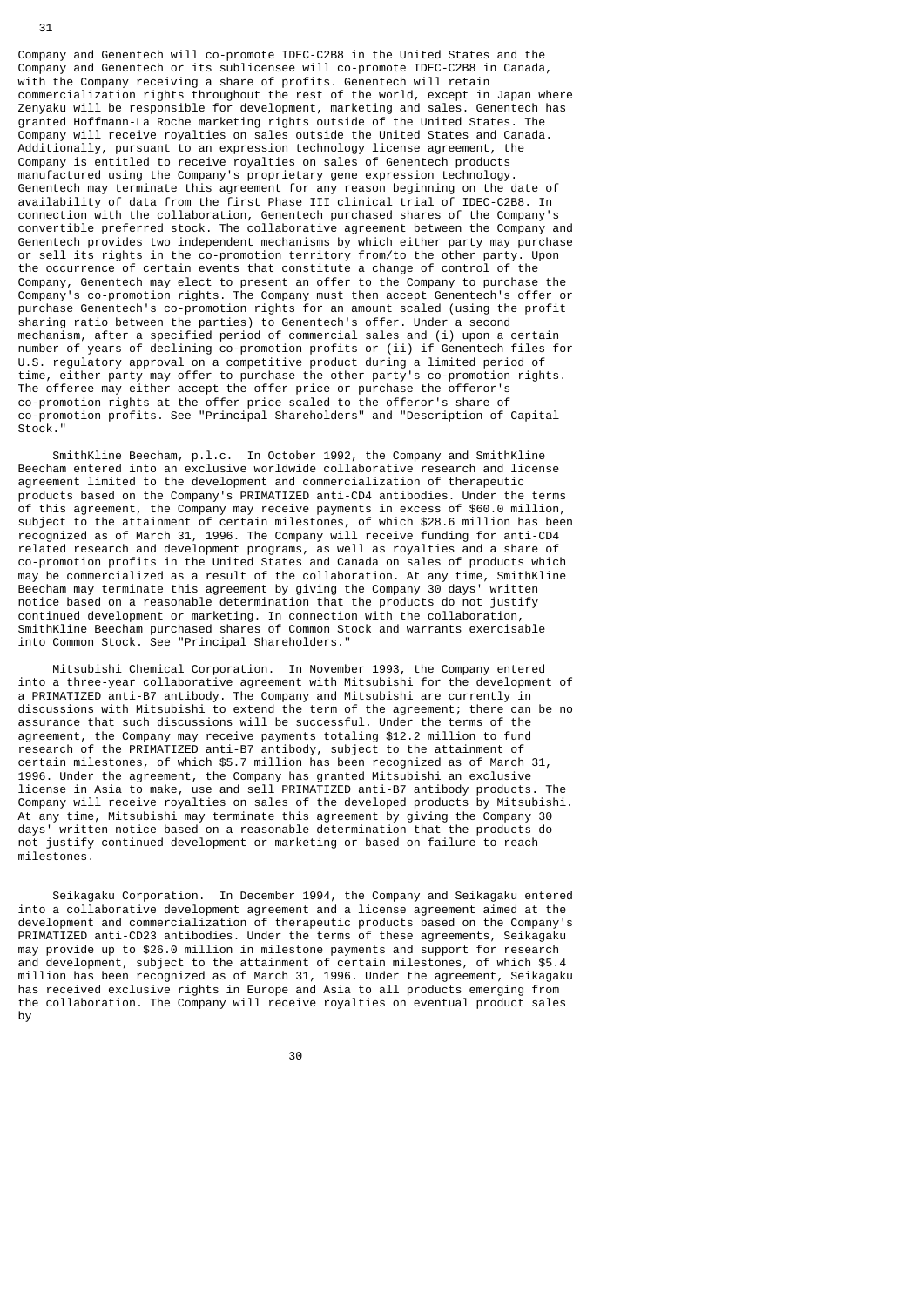Company and Genentech will co-promote IDEC-C2B8 in the United States and the Company and Genentech or its sublicensee will co-promote IDEC-C2B8 in Canada, with the Company receiving a share of profits. Genentech will retain commercialization rights throughout the rest of the world, except in Japan where Zenyaku will be responsible for development, marketing and sales. Genentech has granted Hoffmann-La Roche marketing rights outside of the United States. The Company will receive royalties on sales outside the United States and Canada. Additionally, pursuant to an expression technology license agreement, the Company is entitled to receive royalties on sales of Genentech products manufactured using the Company's proprietary gene expression technology. Genentech may terminate this agreement for any reason beginning on the date of availability of data from the first Phase III clinical trial of IDEC-C2B8. In connection with the collaboration, Genentech purchased shares of the Company's convertible preferred stock. The collaborative agreement between the Company and Genentech provides two independent mechanisms by which either party may purchase or sell its rights in the co-promotion territory from/to the other party. Upon the occurrence of certain events that constitute a change of control of the Company, Genentech may elect to present an offer to the Company to purchase the Company's co-promotion rights. The Company must then accept Genentech's offer or purchase Genentech's co-promotion rights for an amount scaled (using the profit sharing ratio between the parties) to Genentech's offer. Under a second mechanism, after a specified period of commercial sales and (i) upon a certain number of years of declining co-promotion profits or (ii) if Genentech files for U.S. regulatory approval on a competitive product during a limited period of time, either party may offer to purchase the other party's co-promotion rights. The offeree may either accept the offer price or purchase the offeror's co-promotion rights at the offer price scaled to the offeror's share of co-promotion profits. See "Principal Shareholders" and "Description of Capital Stock."

SmithKline Beecham, p.l.c. In October 1992, the Company and SmithKline Beecham entered into an exclusive worldwide collaborative research and license agreement limited to the development and commercialization of therapeutic products based on the Company's PRIMATIZED anti-CD4 antibodies. Under the terms of this agreement, the Company may receive payments in excess of $60.0 million, subject to the attainment of certain milestones, of which $28.6 million has been recognized as of March 31, 1996. The Company will receive funding for anti-CD4 related research and development programs, as well as royalties and a share of co-promotion profits in the United States and Canada on sales of products which may be commercialized as a result of the collaboration. At any time, SmithKline Beecham may terminate this agreement by giving the Company 30 days' written notice based on a reasonable determination that the products do not justify continued development or marketing. In connection with the collaboration, SmithKline Beecham purchased shares of Common Stock and warrants exercisable into Common Stock. See "Principal Shareholders."

Mitsubishi Chemical Corporation. In November 1993, the Company entered into a three-year collaborative agreement with Mitsubishi for the development of a PRIMATIZED anti-B7 antibody. The Company and Mitsubishi are currently in discussions with Mitsubishi to extend the term of the agreement; there can be no assurance that such discussions will be successful. Under the terms of the agreement, the Company may receive payments totaling $12.2 million to fund research of the PRIMATIZED anti-B7 antibody, subject to the attainment of certain milestones, of which $5.7 million has been recognized as of March 31, 1996. Under the agreement, the Company has granted Mitsubishi an exclusive license in Asia to make, use and sell PRIMATIZED anti-B7 antibody products. The Company will receive royalties on sales of the developed products by Mitsubishi. At any time, Mitsubishi may terminate this agreement by giving the Company 30 days' written notice based on a reasonable determination that the products do not justify continued development or marketing or based on failure to reach milestones.

Seikagaku Corporation. In December 1994, the Company and Seikagaku entered into a collaborative development agreement and a license agreement aimed at the development and commercialization of therapeutic products based on the Company's PRIMATIZED anti-CD23 antibodies. Under the terms of these agreements, Seikagaku may provide up to $26.0 million in milestone payments and support for research and development, subject to the attainment of certain milestones, of which $5.4 million has been recognized as of March 31, 1996. Under the agreement, Seikagaku has received exclusive rights in Europe and Asia to all products emerging from the collaboration. The Company will receive royalties on eventual product sales by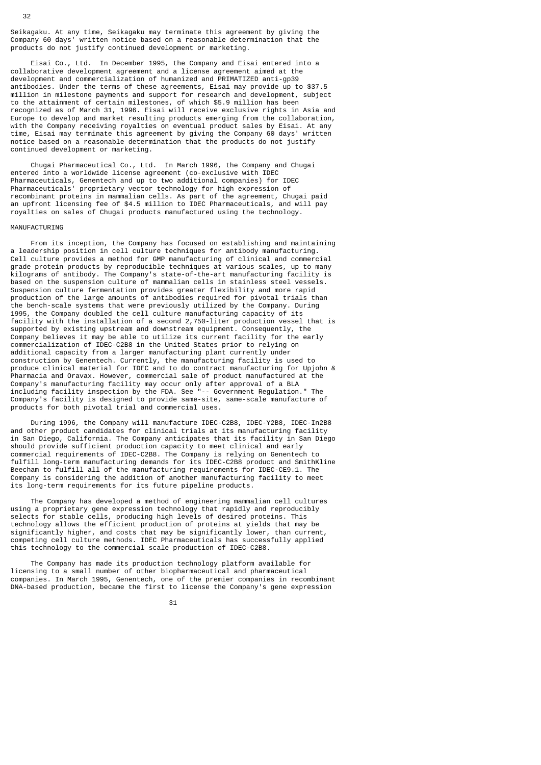Seikagaku. At any time, Seikagaku may terminate this agreement by giving the Company 60 days' written notice based on a reasonable determination that the products do not justify continued development or marketing.

Eisai Co., Ltd. In December 1995, the Company and Eisai entered into a collaborative development agreement and a license agreement aimed at the development and commercialization of humanized and PRIMATIZED anti-gp39 antibodies. Under the terms of these agreements, Eisai may provide up to $37.5 million in milestone payments and support for research and development, subject to the attainment of certain milestones, of which $5.9 million has been recognized as of March 31, 1996. Eisai will receive exclusive rights in Asia and Europe to develop and market resulting products emerging from the collaboration, with the Company receiving royalties on eventual product sales by Eisai. At any time, Eisai may terminate this agreement by giving the Company 60 days' written notice based on a reasonable determination that the products do not justify continued development or marketing.

Chugai Pharmaceutical Co., Ltd. In March 1996, the Company and Chugai entered into a worldwide license agreement (co-exclusive with IDEC Pharmaceuticals, Genentech and up to two additional companies) for IDEC Pharmaceuticals' proprietary vector technology for high expression of recombinant proteins in mammalian cells. As part of the agreement, Chugai paid an upfront licensing fee of $4.5 million to IDEC Pharmaceuticals, and will pay royalties on sales of Chugai products manufactured using the technology.

## MANUFACTURING

From its inception, the Company has focused on establishing and maintaining a leadership position in cell culture techniques for antibody manufacturing. Cell culture provides a method for GMP manufacturing of clinical and commercial grade protein products by reproducible techniques at various scales, up to many kilograms of antibody. The Company's state-of-the-art manufacturing facility is based on the suspension culture of mammalian cells in stainless steel vessels. Suspension culture fermentation provides greater flexibility and more rapid production of the large amounts of antibodies required for pivotal trials than the bench-scale systems that were previously utilized by the Company. During 1995, the Company doubled the cell culture manufacturing capacity of its facility with the installation of a second 2,750-liter production vessel that is supported by existing upstream and downstream equipment. Consequently, the Company believes it may be able to utilize its current facility for the early commercialization of IDEC-C2B8 in the United States prior to relying on additional capacity from a larger manufacturing plant currently under construction by Genentech. Currently, the manufacturing facility is used to produce clinical material for IDEC and to do contract manufacturing for Upjohn & Pharmacia and Oravax. However, commercial sale of product manufactured at the Company's manufacturing facility may occur only after approval of a BLA including facility inspection by the FDA. See "-- Government Regulation." The Company's facility is designed to provide same-site, same-scale manufacture of products for both pivotal trial and commercial uses.

During 1996, the Company will manufacture IDEC-C2B8, IDEC-Y2B8, IDEC-In2B8 and other product candidates for clinical trials at its manufacturing facility in San Diego, California. The Company anticipates that its facility in San Diego should provide sufficient production capacity to meet clinical and early commercial requirements of IDEC-C2B8. The Company is relying on Genentech to fulfill long-term manufacturing demands for its IDEC-C2B8 product and SmithKline Beecham to fulfill all of the manufacturing requirements for IDEC-CE9.1. The Company is considering the addition of another manufacturing facility to meet its long-term requirements for its future pipeline products.

The Company has developed a method of engineering mammalian cell cultures using a proprietary gene expression technology that rapidly and reproducibly selects for stable cells, producing high levels of desired proteins. This technology allows the efficient production of proteins at yields that may be significantly higher, and costs that may be significantly lower, than current, competing cell culture methods. IDEC Pharmaceuticals has successfully applied this technology to the commercial scale production of IDEC-C2B8.

The Company has made its production technology platform available for licensing to a small number of other biopharmaceutical and pharmaceutical companies. In March 1995, Genentech, one of the premier companies in recombinant DNA-based production, became the first to license the Company's gene expression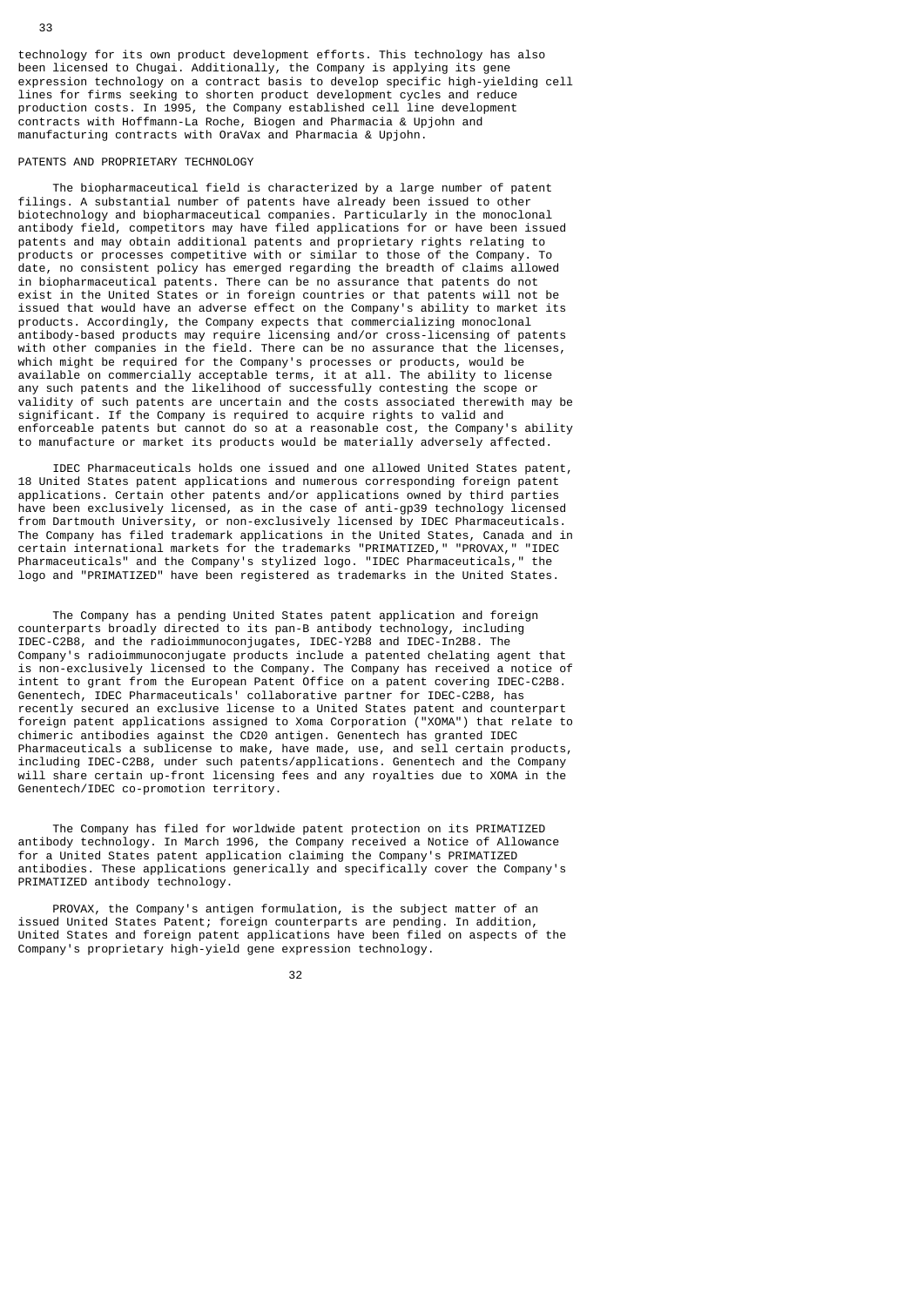technology for its own product development efforts. This technology has also been licensed to Chugai. Additionally, the Company is applying its gene expression technology on a contract basis to develop specific high-yielding cell lines for firms seeking to shorten product development cycles and reduce production costs. In 1995, the Company established cell line development contracts with Hoffmann-La Roche, Biogen and Pharmacia & Upjohn and manufacturing contracts with OraVax and Pharmacia & Upjohn.

## PATENTS AND PROPRIETARY TECHNOLOGY

The biopharmaceutical field is characterized by a large number of patent filings. A substantial number of patents have already been issued to other biotechnology and biopharmaceutical companies. Particularly in the monoclonal antibody field, competitors may have filed applications for or have been issued patents and may obtain additional patents and proprietary rights relating to products or processes competitive with or similar to those of the Company. To date, no consistent policy has emerged regarding the breadth of claims allowed in biopharmaceutical patents. There can be no assurance that patents do not exist in the United States or in foreign countries or that patents will not be issued that would have an adverse effect on the Company's ability to market its products. Accordingly, the Company expects that commercializing monoclonal antibody-based products may require licensing and/or cross-licensing of patents with other companies in the field. There can be no assurance that the licenses, which might be required for the Company's processes or products, would be available on commercially acceptable terms, it at all. The ability to license any such patents and the likelihood of successfully contesting the scope or validity of such patents are uncertain and the costs associated therewith may be significant. If the Company is required to acquire rights to valid and enforceable patents but cannot do so at a reasonable cost, the Company's ability to manufacture or market its products would be materially adversely affected.

IDEC Pharmaceuticals holds one issued and one allowed United States patent, 18 United States patent applications and numerous corresponding foreign patent applications. Certain other patents and/or applications owned by third parties have been exclusively licensed, as in the case of anti-gp39 technology licensed from Dartmouth University, or non-exclusively licensed by IDEC Pharmaceuticals. The Company has filed trademark applications in the United States, Canada and in certain international markets for the trademarks "PRIMATIZED," "PROVAX," "IDEC Pharmaceuticals" and the Company's stylized logo. "IDEC Pharmaceuticals," the logo and "PRIMATIZED" have been registered as trademarks in the United States.

The Company has a pending United States patent application and foreign counterparts broadly directed to its pan-B antibody technology, including IDEC-C2B8, and the radioimmunoconjugates, IDEC-Y2B8 and IDEC-In2B8. The Company's radioimmunoconjugate products include a patented chelating agent that is non-exclusively licensed to the Company. The Company has received a notice of intent to grant from the European Patent Office on a patent covering IDEC-C2B8. Genentech, IDEC Pharmaceuticals' collaborative partner for IDEC-C2B8, has recently secured an exclusive license to a United States patent and counterpart foreign patent applications assigned to Xoma Corporation ("XOMA") that relate to chimeric antibodies against the CD20 antigen. Genentech has granted IDEC Pharmaceuticals a sublicense to make, have made, use, and sell certain products, including IDEC-C2B8, under such patents/applications. Genentech and the Company will share certain up-front licensing fees and any royalties due to XOMA in the Genentech/IDEC co-promotion territory.

The Company has filed for worldwide patent protection on its PRIMATIZED antibody technology. In March 1996, the Company received a Notice of Allowance for a United States patent application claiming the Company's PRIMATIZED antibodies. These applications generically and specifically cover the Company's PRIMATIZED antibody technology.

PROVAX, the Company's antigen formulation, is the subject matter of an issued United States Patent; foreign counterparts are pending. In addition, United States and foreign patent applications have been filed on aspects of the Company's proprietary high-yield gene expression technology.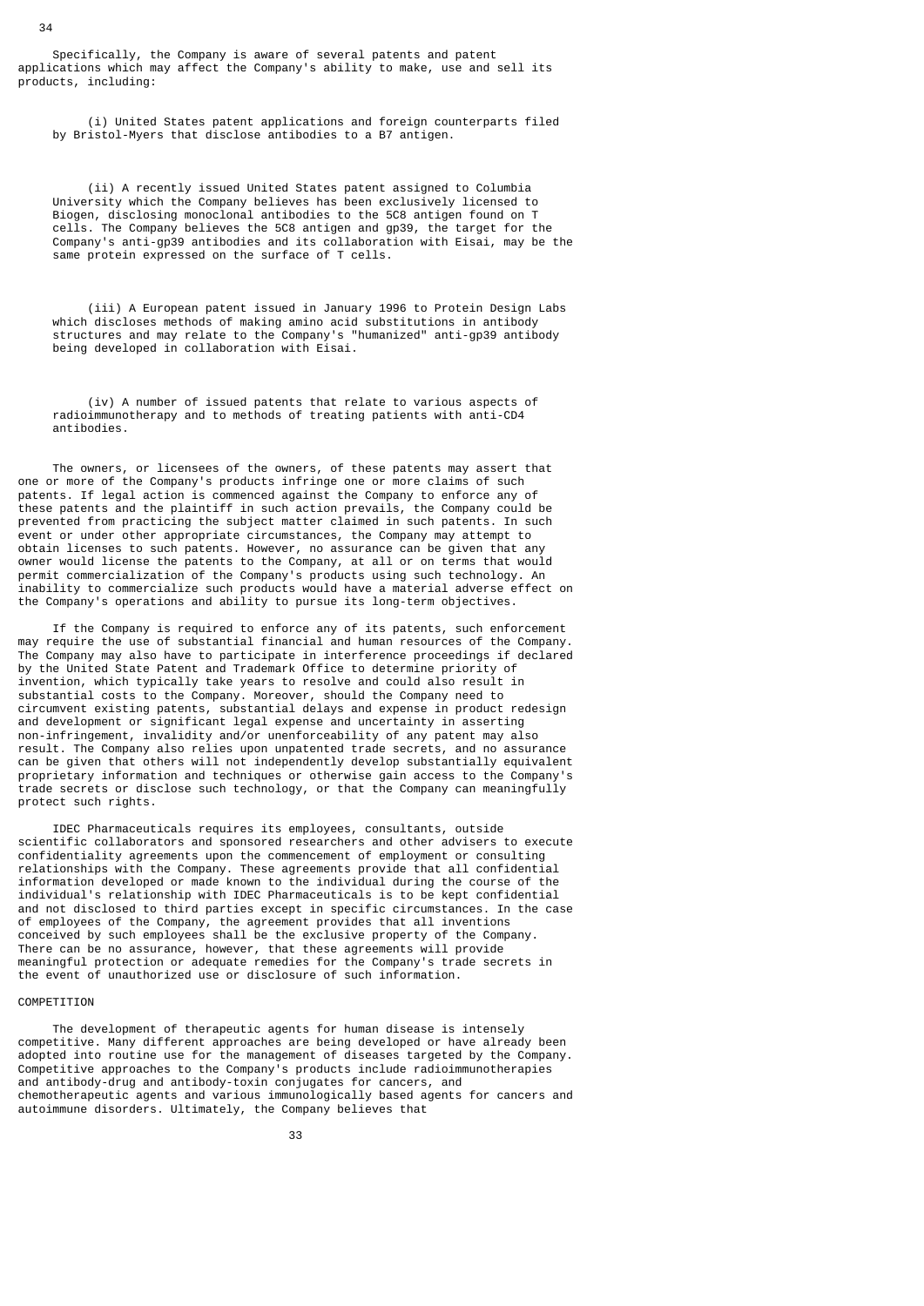Specifically, the Company is aware of several patents and patent applications which may affect the Company's ability to make, use and sell its products, including:

(i) United States patent applications and foreign counterparts filed by Bristol-Myers that disclose antibodies to a B7 antigen.

(ii) A recently issued United States patent assigned to Columbia University which the Company believes has been exclusively licensed to Biogen, disclosing monoclonal antibodies to the 5C8 antigen found on T cells. The Company believes the 5C8 antigen and gp39, the target for the Company's anti-gp39 antibodies and its collaboration with Eisai, may be the same protein expressed on the surface of T cells.

(iii) A European patent issued in January 1996 to Protein Design Labs which discloses methods of making amino acid substitutions in antibody structures and may relate to the Company's "humanized" anti-gp39 antibody being developed in collaboration with Eisai.

(iv) A number of issued patents that relate to various aspects of radioimmunotherapy and to methods of treating patients with anti-CD4 antibodies.

The owners, or licensees of the owners, of these patents may assert that one or more of the Company's products infringe one or more claims of such patents. If legal action is commenced against the Company to enforce any of these patents and the plaintiff in such action prevails, the Company could be prevented from practicing the subject matter claimed in such patents. In such event or under other appropriate circumstances, the Company may attempt to obtain licenses to such patents. However, no assurance can be given that any owner would license the patents to the Company, at all or on terms that would permit commercialization of the Company's products using such technology. An inability to commercialize such products would have a material adverse effect on the Company's operations and ability to pursue its long-term objectives.

If the Company is required to enforce any of its patents, such enforcement may require the use of substantial financial and human resources of the Company. The Company may also have to participate in interference proceedings if declared by the United State Patent and Trademark Office to determine priority of invention, which typically take years to resolve and could also result in substantial costs to the Company. Moreover, should the Company need to circumvent existing patents, substantial delays and expense in product redesign and development or significant legal expense and uncertainty in asserting non-infringement, invalidity and/or unenforceability of any patent may also result. The Company also relies upon unpatented trade secrets, and no assurance can be given that others will not independently develop substantially equivalent proprietary information and techniques or otherwise gain access to the Company's trade secrets or disclose such technology, or that the Company can meaningfully protect such rights.

IDEC Pharmaceuticals requires its employees, consultants, outside scientific collaborators and sponsored researchers and other advisers to execute confidentiality agreements upon the commencement of employment or consulting relationships with the Company. These agreements provide that all confidential information developed or made known to the individual during the course of the individual's relationship with IDEC Pharmaceuticals is to be kept confidential and not disclosed to third parties except in specific circumstances. In the case of employees of the Company, the agreement provides that all inventions conceived by such employees shall be the exclusive property of the Company. There can be no assurance, however, that these agreements will provide meaningful protection or adequate remedies for the Company's trade secrets in the event of unauthorized use or disclosure of such information.

## COMPETITION

The development of therapeutic agents for human disease is intensely competitive. Many different approaches are being developed or have already been adopted into routine use for the management of diseases targeted by the Company. Competitive approaches to the Company's products include radioimmunotherapies and antibody-drug and antibody-toxin conjugates for cancers, and chemotherapeutic agents and various immunologically based agents for cancers and autoimmune disorders. Ultimately, the Company believes that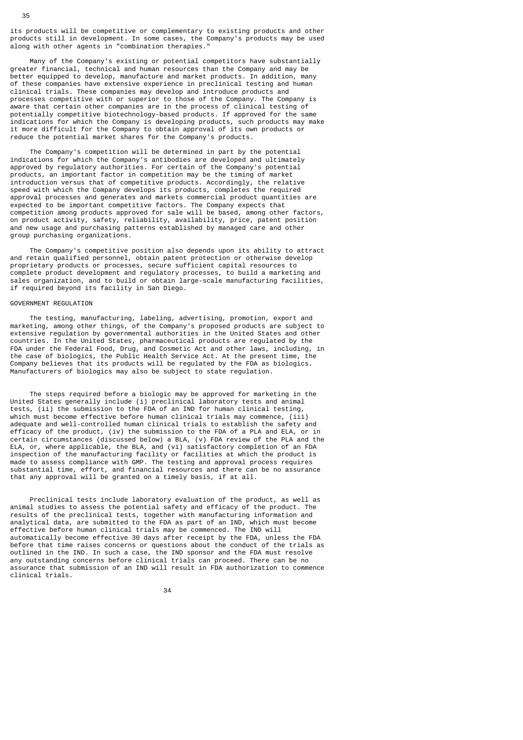its products will be competitive or complementary to existing products and other products still in development. In some cases, the Company's products may be used along with other agents in "combination therapies."

Many of the Company's existing or potential competitors have substantially greater financial, technical and human resources than the Company and may be better equipped to develop, manufacture and market products. In addition, many of these companies have extensive experience in preclinical testing and human clinical trials. These companies may develop and introduce products and processes competitive with or superior to those of the Company. The Company is aware that certain other companies are in the process of clinical testing of potentially competitive biotechnology-based products. If approved for the same indications for which the Company is developing products, such products may make it more difficult for the Company to obtain approval of its own products or reduce the potential market shares for the Company's products.

The Company's competition will be determined in part by the potential indications for which the Company's antibodies are developed and ultimately approved by regulatory authorities. For certain of the Company's potential products, an important factor in competition may be the timing of market introduction versus that of competitive products. Accordingly, the relative speed with which the Company develops its products, completes the required approval processes and generates and markets commercial product quantities are expected to be important competitive factors. The Company expects that competition among products approved for sale will be based, among other factors, on product activity, safety, reliability, availability, price, patent position and new usage and purchasing patterns established by managed care and other group purchasing organizations.

The Company's competitive position also depends upon its ability to attract and retain qualified personnel, obtain patent protection or otherwise develop proprietary products or processes, secure sufficient capital resources to complete product development and regulatory processes, to build a marketing and sales organization, and to build or obtain large-scale manufacturing facilities, if required beyond its facility in San Diego.

## GOVERNMENT REGULATION

The testing, manufacturing, labeling, advertising, promotion, export and marketing, among other things, of the Company's proposed products are subject to extensive regulation by governmental authorities in the United States and other countries. In the United States, pharmaceutical products are regulated by the FDA under the Federal Food, Drug, and Cosmetic Act and other laws, including, in the case of biologics, the Public Health Service Act. At the present time, the Company believes that its products will be regulated by the FDA as biologics. Manufacturers of biologics may also be subject to state regulation.

The steps required before a biologic may be approved for marketing in the United States generally include (i) preclinical laboratory tests and animal tests, (ii) the submission to the FDA of an IND for human clinical testing, which must become effective before human clinical trials may commence, (iii) adequate and well-controlled human clinical trials to establish the safety and efficacy of the product, (iv) the submission to the FDA of a PLA and ELA, or in certain circumstances (discussed below) a BLA, (v) FDA review of the PLA and the ELA, or, where applicable, the BLA, and (vi) satisfactory completion of an FDA inspection of the manufacturing facility or facilities at which the product is made to assess compliance with GMP. The testing and approval process requires substantial time, effort, and financial resources and there can be no assurance that any approval will be granted on a timely basis, if at all.

Preclinical tests include laboratory evaluation of the product, as well as animal studies to assess the potential safety and efficacy of the product. The results of the preclinical tests, together with manufacturing information and analytical data, are submitted to the FDA as part of an IND, which must become effective before human clinical trials may be commenced. The IND will automatically become effective 30 days after receipt by the FDA, unless the FDA before that time raises concerns or questions about the conduct of the trials as outlined in the IND. In such a case, the IND sponsor and the FDA must resolve any outstanding concerns before clinical trials can proceed. There can be no assurance that submission of an IND will result in FDA authorization to commence clinical trials.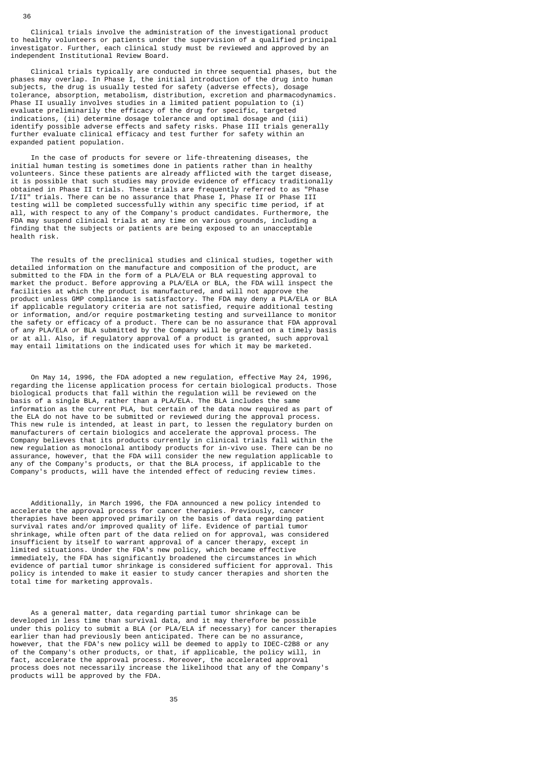Clinical trials involve the administration of the investigational product to healthy volunteers or patients under the supervision of a qualified principal investigator. Further, each clinical study must be reviewed and approved by an independent Institutional Review Board.

Clinical trials typically are conducted in three sequential phases, but the phases may overlap. In Phase I, the initial introduction of the drug into human subjects, the drug is usually tested for safety (adverse effects), dosage tolerance, absorption, metabolism, distribution, excretion and pharmacodynamics. Phase II usually involves studies in a limited patient population to (i) evaluate preliminarily the efficacy of the drug for specific, targeted indications, (ii) determine dosage tolerance and optimal dosage and (iii) identify possible adverse effects and safety risks. Phase III trials generally further evaluate clinical efficacy and test further for safety within an expanded patient population.

In the case of products for severe or life-threatening diseases, the initial human testing is sometimes done in patients rather than in healthy volunteers. Since these patients are already afflicted with the target disease, it is possible that such studies may provide evidence of efficacy traditionally obtained in Phase II trials. These trials are frequently referred to as "Phase I/II" trials. There can be no assurance that Phase I, Phase II or Phase III testing will be completed successfully within any specific time period, if at all, with respect to any of the Company's product candidates. Furthermore, the FDA may suspend clinical trials at any time on various grounds, including a finding that the subjects or patients are being exposed to an unacceptable health risk.

The results of the preclinical studies and clinical studies, together with detailed information on the manufacture and composition of the product, are submitted to the FDA in the form of a PLA/ELA or BLA requesting approval to market the product. Before approving a PLA/ELA or BLA, the FDA will inspect the facilities at which the product is manufactured, and will not approve the product unless GMP compliance is satisfactory. The FDA may deny a PLA/ELA or BLA if applicable regulatory criteria are not satisfied, require additional testing or information, and/or require postmarketing testing and surveillance to monitor the safety or efficacy of a product. There can be no assurance that FDA approval of any PLA/ELA or BLA submitted by the Company will be granted on a timely basis or at all. Also, if regulatory approval of a product is granted, such approval may entail limitations on the indicated uses for which it may be marketed.

On May 14, 1996, the FDA adopted a new regulation, effective May 24, 1996, regarding the license application process for certain biological products. Those biological products that fall within the regulation will be reviewed on the basis of a single BLA, rather than a PLA/ELA. The BLA includes the same information as the current PLA, but certain of the data now required as part of the ELA do not have to be submitted or reviewed during the approval process. This new rule is intended, at least in part, to lessen the regulatory burden on manufacturers of certain biologics and accelerate the approval process. The Company believes that its products currently in clinical trials fall within the new regulation as monoclonal antibody products for in-vivo use. There can be no assurance, however, that the FDA will consider the new regulation applicable to any of the Company's products, or that the BLA process, if applicable to the Company's products, will have the intended effect of reducing review times.

Additionally, in March 1996, the FDA announced a new policy intended to accelerate the approval process for cancer therapies. Previously, cancer therapies have been approved primarily on the basis of data regarding patient survival rates and/or improved quality of life. Evidence of partial tumor shrinkage, while often part of the data relied on for approval, was considered insufficient by itself to warrant approval of a cancer therapy, except in limited situations. Under the FDA's new policy, which became effective immediately, the FDA has significantly broadened the circumstances in which evidence of partial tumor shrinkage is considered sufficient for approval. This policy is intended to make it easier to study cancer therapies and shorten the total time for marketing approvals.

As a general matter, data regarding partial tumor shrinkage can be developed in less time than survival data, and it may therefore be possible under this policy to submit a BLA (or PLA/ELA if necessary) for cancer therapies earlier than had previously been anticipated. There can be no assurance, however, that the FDA's new policy will be deemed to apply to IDEC-C2B8 or any of the Company's other products, or that, if applicable, the policy will, in fact, accelerate the approval process. Moreover, the accelerated approval process does not necessarily increase the likelihood that any of the Company's products will be approved by the FDA.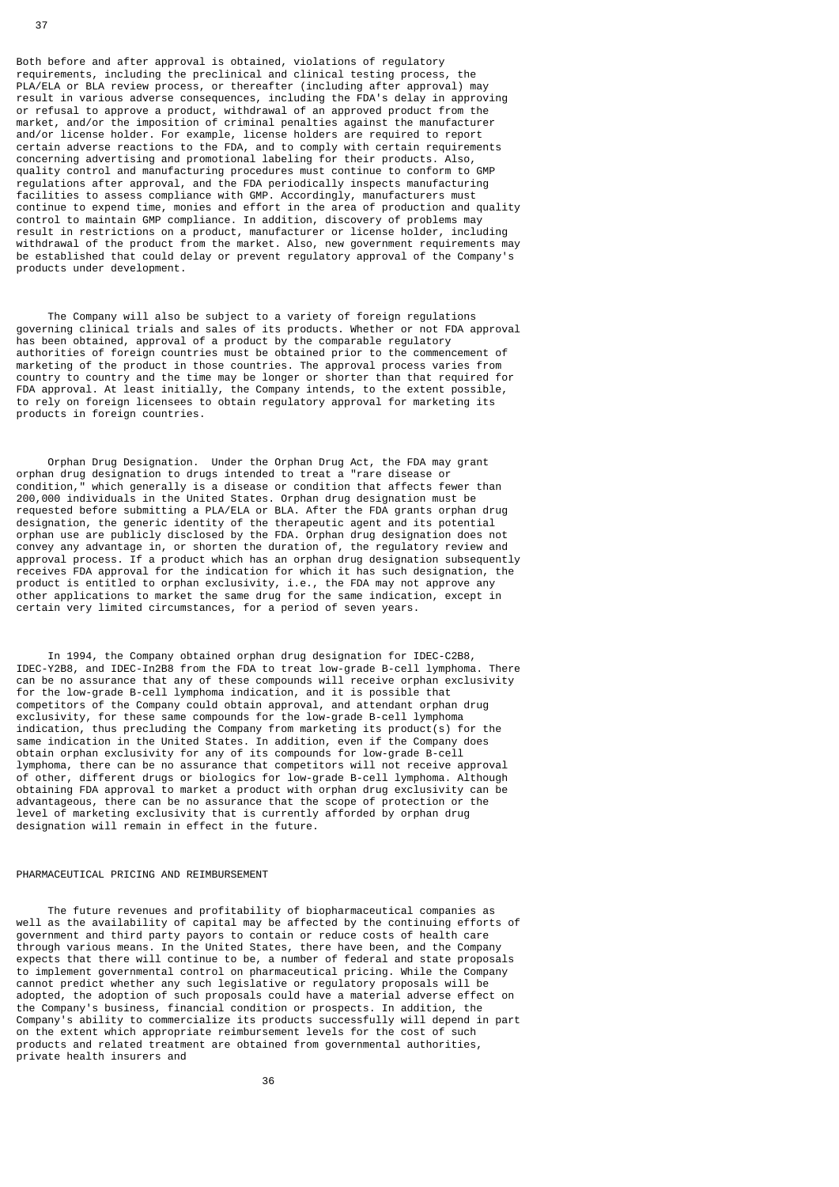Both before and after approval is obtained, violations of regulatory requirements, including the preclinical and clinical testing process, the PLA/ELA or BLA review process, or thereafter (including after approval) may result in various adverse consequences, including the FDA's delay in approving or refusal to approve a product, withdrawal of an approved product from the market, and/or the imposition of criminal penalties against the manufacturer and/or license holder. For example, license holders are required to report certain adverse reactions to the FDA, and to comply with certain requirements concerning advertising and promotional labeling for their products. Also, quality control and manufacturing procedures must continue to conform to GMP regulations after approval, and the FDA periodically inspects manufacturing facilities to assess compliance with GMP. Accordingly, manufacturers must continue to expend time, monies and effort in the area of production and quality control to maintain GMP compliance. In addition, discovery of problems may result in restrictions on a product, manufacturer or license holder, including withdrawal of the product from the market. Also, new government requirements may be established that could delay or prevent regulatory approval of the Company's products under development.

The Company will also be subject to a variety of foreign regulations governing clinical trials and sales of its products. Whether or not FDA approval has been obtained, approval of a product by the comparable regulatory authorities of foreign countries must be obtained prior to the commencement of marketing of the product in those countries. The approval process varies from country to country and the time may be longer or shorter than that required for FDA approval. At least initially, the Company intends, to the extent possible, to rely on foreign licensees to obtain regulatory approval for marketing its products in foreign countries.

Orphan Drug Designation. Under the Orphan Drug Act, the FDA may grant orphan drug designation to drugs intended to treat a "rare disease or condition," which generally is a disease or condition that affects fewer than 200,000 individuals in the United States. Orphan drug designation must be requested before submitting a PLA/ELA or BLA. After the FDA grants orphan drug designation, the generic identity of the therapeutic agent and its potential orphan use are publicly disclosed by the FDA. Orphan drug designation does not convey any advantage in, or shorten the duration of, the regulatory review and approval process. If a product which has an orphan drug designation subsequently receives FDA approval for the indication for which it has such designation, the product is entitled to orphan exclusivity, i.e., the FDA may not approve any other applications to market the same drug for the same indication, except in certain very limited circumstances, for a period of seven years.

In 1994, the Company obtained orphan drug designation for IDEC-C2B8, IDEC-Y2B8, and IDEC-In2B8 from the FDA to treat low-grade B-cell lymphoma. There can be no assurance that any of these compounds will receive orphan exclusivity for the low-grade B-cell lymphoma indication, and it is possible that competitors of the Company could obtain approval, and attendant orphan drug exclusivity, for these same compounds for the low-grade B-cell lymphoma indication, thus precluding the Company from marketing its product(s) for the same indication in the United States. In addition, even if the Company does obtain orphan exclusivity for any of its compounds for low-grade B-cell lymphoma, there can be no assurance that competitors will not receive approval of other, different drugs or biologics for low-grade B-cell lymphoma. Although obtaining FDA approval to market a product with orphan drug exclusivity can be advantageous, there can be no assurance that the scope of protection or the level of marketing exclusivity that is currently afforded by orphan drug designation will remain in effect in the future.

## PHARMACEUTICAL PRICING AND REIMBURSEMENT

The future revenues and profitability of biopharmaceutical companies as well as the availability of capital may be affected by the continuing efforts of government and third party payors to contain or reduce costs of health care through various means. In the United States, there have been, and the Company expects that there will continue to be, a number of federal and state proposals to implement governmental control on pharmaceutical pricing. While the Company cannot predict whether any such legislative or regulatory proposals will be adopted, the adoption of such proposals could have a material adverse effect on the Company's business, financial condition or prospects. In addition, the Company's ability to commercialize its products successfully will depend in part on the extent which appropriate reimbursement levels for the cost of such products and related treatment are obtained from governmental authorities, private health insurers and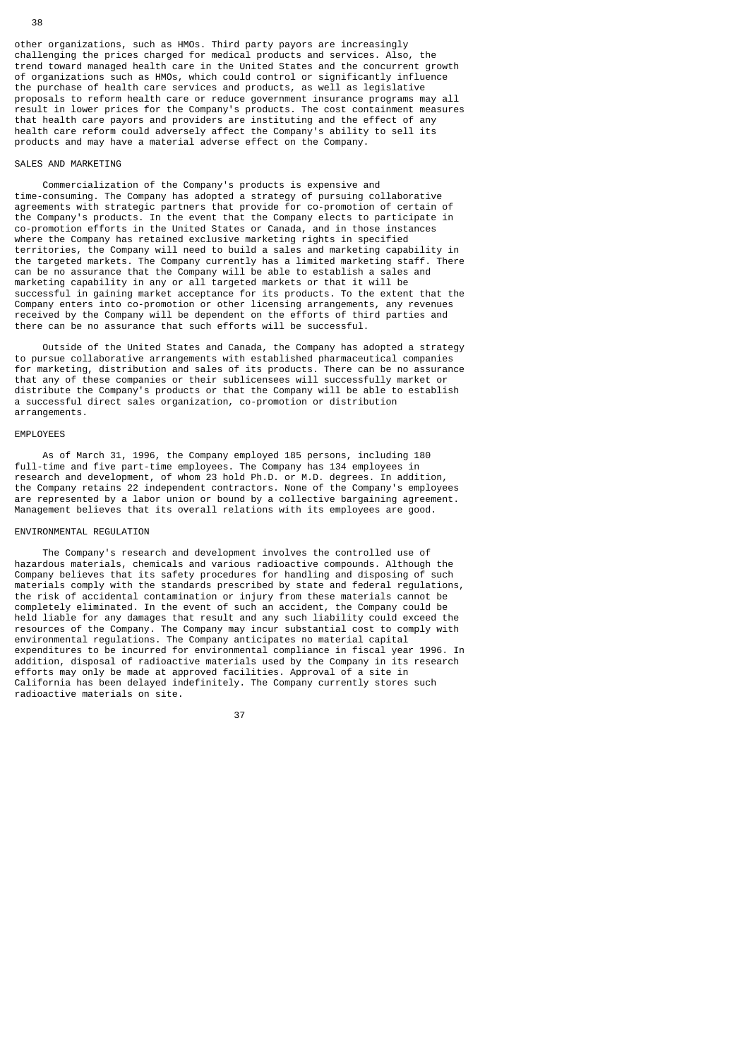other organizations, such as HMOs. Third party payors are increasingly challenging the prices charged for medical products and services. Also, the trend toward managed health care in the United States and the concurrent growth of organizations such as HMOs, which could control or significantly influence the purchase of health care services and products, as well as legislative proposals to reform health care or reduce government insurance programs may all result in lower prices for the Company's products. The cost containment measures that health care payors and providers are instituting and the effect of any health care reform could adversely affect the Company's ability to sell its products and may have a material adverse effect on the Company.

## SALES AND MARKETING

Commercialization of the Company's products is expensive and time-consuming. The Company has adopted a strategy of pursuing collaborative agreements with strategic partners that provide for co-promotion of certain of the Company's products. In the event that the Company elects to participate in co-promotion efforts in the United States or Canada, and in those instances where the Company has retained exclusive marketing rights in specified territories, the Company will need to build a sales and marketing capability in the targeted markets. The Company currently has a limited marketing staff. There can be no assurance that the Company will be able to establish a sales and marketing capability in any or all targeted markets or that it will be successful in gaining market acceptance for its products. To the extent that the Company enters into co-promotion or other licensing arrangements, any revenues received by the Company will be dependent on the efforts of third parties and there can be no assurance that such efforts will be successful.

Outside of the United States and Canada, the Company has adopted a strategy to pursue collaborative arrangements with established pharmaceutical companies for marketing, distribution and sales of its products. There can be no assurance that any of these companies or their sublicensees will successfully market or distribute the Company's products or that the Company will be able to establish a successful direct sales organization, co-promotion or distribution arrangements.

## EMPLOYEES

As of March 31, 1996, the Company employed 185 persons, including 180 full-time and five part-time employees. The Company has 134 employees in research and development, of whom 23 hold Ph.D. or M.D. degrees. In addition, the Company retains 22 independent contractors. None of the Company's employees are represented by a labor union or bound by a collective bargaining agreement. Management believes that its overall relations with its employees are good.

## ENVIRONMENTAL REGULATION

The Company's research and development involves the controlled use of hazardous materials, chemicals and various radioactive compounds. Although the Company believes that its safety procedures for handling and disposing of such materials comply with the standards prescribed by state and federal regulations, the risk of accidental contamination or injury from these materials cannot be completely eliminated. In the event of such an accident, the Company could be held liable for any damages that result and any such liability could exceed the resources of the Company. The Company may incur substantial cost to comply with environmental regulations. The Company anticipates no material capital expenditures to be incurred for environmental compliance in fiscal year 1996. In addition, disposal of radioactive materials used by the Company in its research efforts may only be made at approved facilities. Approval of a site in California has been delayed indefinitely. The Company currently stores such radioactive materials on site.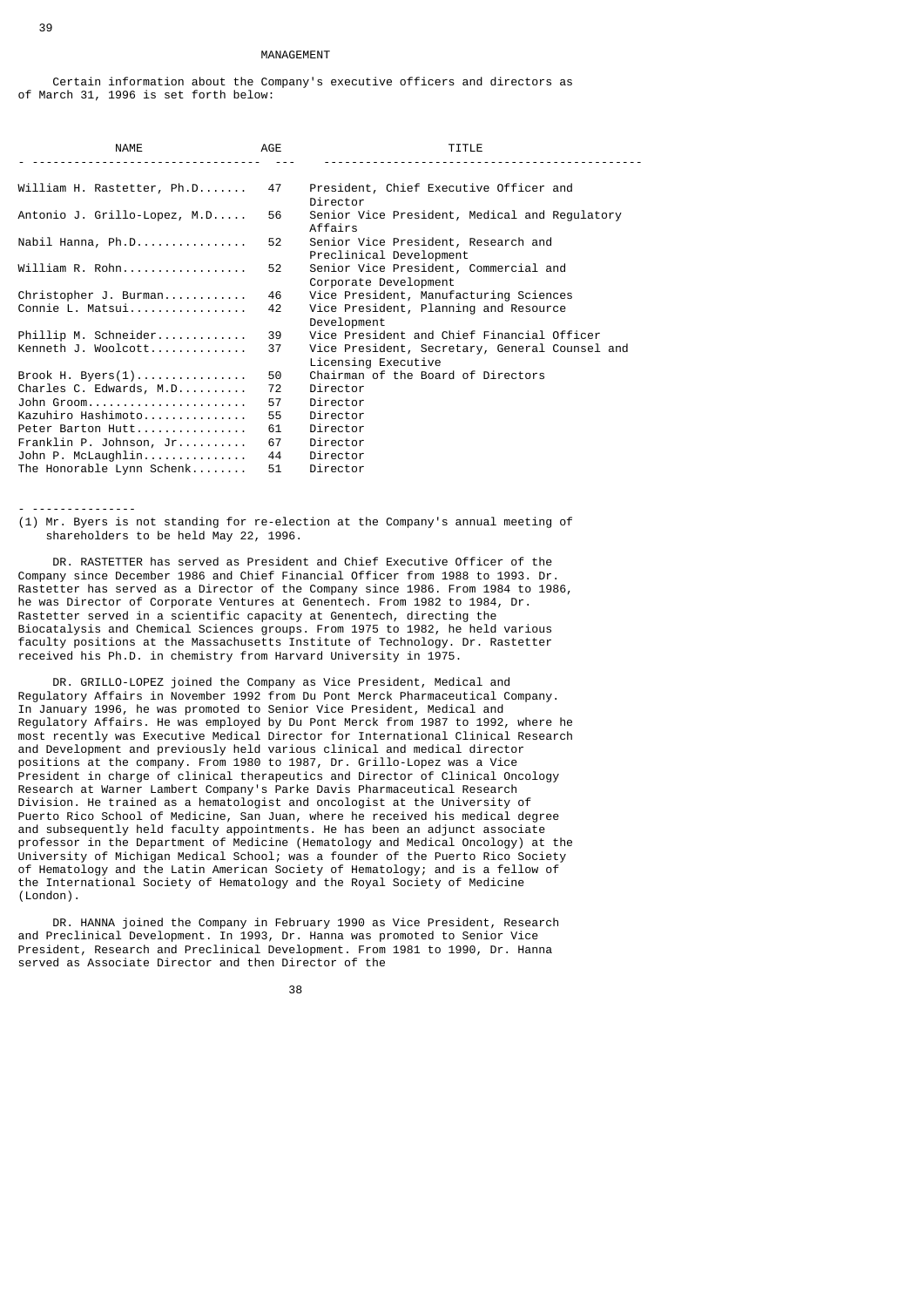## MANAGEMENT

Certain information about the Company's executive officers and directors as of March 31, 1996 is set forth below:

| NAME | AGE | TITLE |
|---|---|---|
| William H. Rastetter, Ph.D. | 47 | President, Chief Executive Officer and Director |
| Antonio J. Grillo-Lopez, M.D. | 56 | Senior Vice President, Medical and Regulatory Affairs |
| Nabil Hanna, Ph.D. | 52 | Senior Vice President, Research and Preclinical Development |
| William R. Rohn | 52 | Senior Vice President, Commercial and Corporate Development |
| Christopher J. Burman | 46 | Vice President, Manufacturing Sciences |
| Connie L. Matsui | 42 | Vice President, Planning and Resource Development |
| Phillip M. Schneider | 39 | Vice President and Chief Financial Officer |
| Kenneth J. Woolcott | 37 | Vice President, Secretary, General Counsel and Licensing Executive |
| Brook H. Byers(1) | 50 | Chairman of the Board of Directors |
| Charles C. Edwards, M.D. | 72 | Director |
| John Groom | 57 | Director |
| Kazuhiro Hashimoto | 55 | Director |
| Peter Barton Hutt | 61 | Director |
| Franklin P. Johnson, Jr. | 67 | Director |
| John P. McLaughlin | 44 | Director |
| The Honorable Lynn Schenk | 51 | Director |

---------------

(1) Mr. Byers is not standing for re-election at the Company's annual meeting of shareholders to be held May 22, 1996.

DR. RASTETTER has served as President and Chief Executive Officer of the Company since December 1986 and Chief Financial Officer from 1988 to 1993. Dr. Rastetter has served as a Director of the Company since 1986. From 1984 to 1986, he was Director of Corporate Ventures at Genentech. From 1982 to 1984, Dr. Rastetter served in a scientific capacity at Genentech, directing the Biocatalysis and Chemical Sciences groups. From 1975 to 1982, he held various faculty positions at the Massachusetts Institute of Technology. Dr. Rastetter received his Ph.D. in chemistry from Harvard University in 1975.

DR. GRILLO-LOPEZ joined the Company as Vice President, Medical and Regulatory Affairs in November 1992 from Du Pont Merck Pharmaceutical Company. In January 1996, he was promoted to Senior Vice President, Medical and Regulatory Affairs. He was employed by Du Pont Merck from 1987 to 1992, where he most recently was Executive Medical Director for International Clinical Research and Development and previously held various clinical and medical director positions at the company. From 1980 to 1987, Dr. Grillo-Lopez was a Vice President in charge of clinical therapeutics and Director of Clinical Oncology Research at Warner Lambert Company's Parke Davis Pharmaceutical Research Division. He trained as a hematologist and oncologist at the University of Puerto Rico School of Medicine, San Juan, where he received his medical degree and subsequently held faculty appointments. He has been an adjunct associate professor in the Department of Medicine (Hematology and Medical Oncology) at the University of Michigan Medical School; was a founder of the Puerto Rico Society of Hematology and the Latin American Society of Hematology; and is a fellow of the International Society of Hematology and the Royal Society of Medicine (London).

DR. HANNA joined the Company in February 1990 as Vice President, Research and Preclinical Development. In 1993, Dr. Hanna was promoted to Senior Vice President, Research and Preclinical Development. From 1981 to 1990, Dr. Hanna served as Associate Director and then Director of the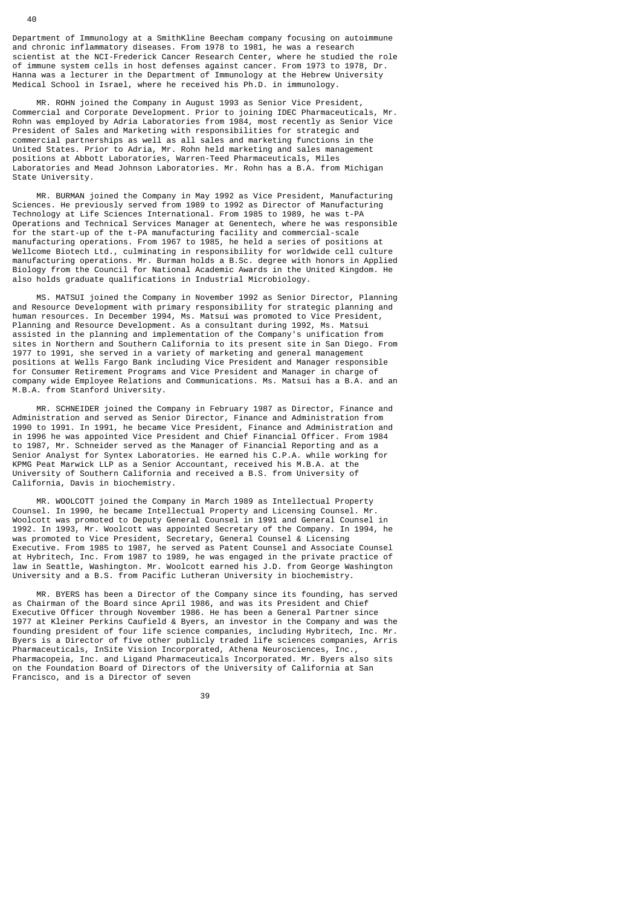Department of Immunology at a SmithKline Beecham company focusing on autoimmune and chronic inflammatory diseases. From 1978 to 1981, he was a research scientist at the NCI-Frederick Cancer Research Center, where he studied the role of immune system cells in host defenses against cancer. From 1973 to 1978, Dr. Hanna was a lecturer in the Department of Immunology at the Hebrew University Medical School in Israel, where he received his Ph.D. in immunology.

MR. ROHN joined the Company in August 1993 as Senior Vice President, Commercial and Corporate Development. Prior to joining IDEC Pharmaceuticals, Mr. Rohn was employed by Adria Laboratories from 1984, most recently as Senior Vice President of Sales and Marketing with responsibilities for strategic and commercial partnerships as well as all sales and marketing functions in the United States. Prior to Adria, Mr. Rohn held marketing and sales management positions at Abbott Laboratories, Warren-Teed Pharmaceuticals, Miles Laboratories and Mead Johnson Laboratories. Mr. Rohn has a B.A. from Michigan State University.

MR. BURMAN joined the Company in May 1992 as Vice President, Manufacturing Sciences. He previously served from 1989 to 1992 as Director of Manufacturing Technology at Life Sciences International. From 1985 to 1989, he was t-PA Operations and Technical Services Manager at Genentech, where he was responsible for the start-up of the t-PA manufacturing facility and commercial-scale manufacturing operations. From 1967 to 1985, he held a series of positions at Wellcome Biotech Ltd., culminating in responsibility for worldwide cell culture manufacturing operations. Mr. Burman holds a B.Sc. degree with honors in Applied Biology from the Council for National Academic Awards in the United Kingdom. He also holds graduate qualifications in Industrial Microbiology.

MS. MATSUI joined the Company in November 1992 as Senior Director, Planning and Resource Development with primary responsibility for strategic planning and human resources. In December 1994, Ms. Matsui was promoted to Vice President, Planning and Resource Development. As a consultant during 1992, Ms. Matsui assisted in the planning and implementation of the Company's unification from sites in Northern and Southern California to its present site in San Diego. From 1977 to 1991, she served in a variety of marketing and general management positions at Wells Fargo Bank including Vice President and Manager responsible for Consumer Retirement Programs and Vice President and Manager in charge of company wide Employee Relations and Communications. Ms. Matsui has a B.A. and an M.B.A. from Stanford University.

MR. SCHNEIDER joined the Company in February 1987 as Director, Finance and Administration and served as Senior Director, Finance and Administration from 1990 to 1991. In 1991, he became Vice President, Finance and Administration and in 1996 he was appointed Vice President and Chief Financial Officer. From 1984 to 1987, Mr. Schneider served as the Manager of Financial Reporting and as a Senior Analyst for Syntex Laboratories. He earned his C.P.A. while working for KPMG Peat Marwick LLP as a Senior Accountant, received his M.B.A. at the University of Southern California and received a B.S. from University of California, Davis in biochemistry.

MR. WOOLCOTT joined the Company in March 1989 as Intellectual Property Counsel. In 1990, he became Intellectual Property and Licensing Counsel. Mr. Woolcott was promoted to Deputy General Counsel in 1991 and General Counsel in 1992. In 1993, Mr. Woolcott was appointed Secretary of the Company. In 1994, he was promoted to Vice President, Secretary, General Counsel & Licensing Executive. From 1985 to 1987, he served as Patent Counsel and Associate Counsel at Hybritech, Inc. From 1987 to 1989, he was engaged in the private practice of law in Seattle, Washington. Mr. Woolcott earned his J.D. from George Washington University and a B.S. from Pacific Lutheran University in biochemistry.

MR. BYERS has been a Director of the Company since its founding, has served as Chairman of the Board since April 1986, and was its President and Chief Executive Officer through November 1986. He has been a General Partner since 1977 at Kleiner Perkins Caufield & Byers, an investor in the Company and was the founding president of four life science companies, including Hybritech, Inc. Mr. Byers is a Director of five other publicly traded life sciences companies, Arris Pharmaceuticals, InSite Vision Incorporated, Athena Neurosciences, Inc., Pharmacopeia, Inc. and Ligand Pharmaceuticals Incorporated. Mr. Byers also sits on the Foundation Board of Directors of the University of California at San Francisco, and is a Director of seven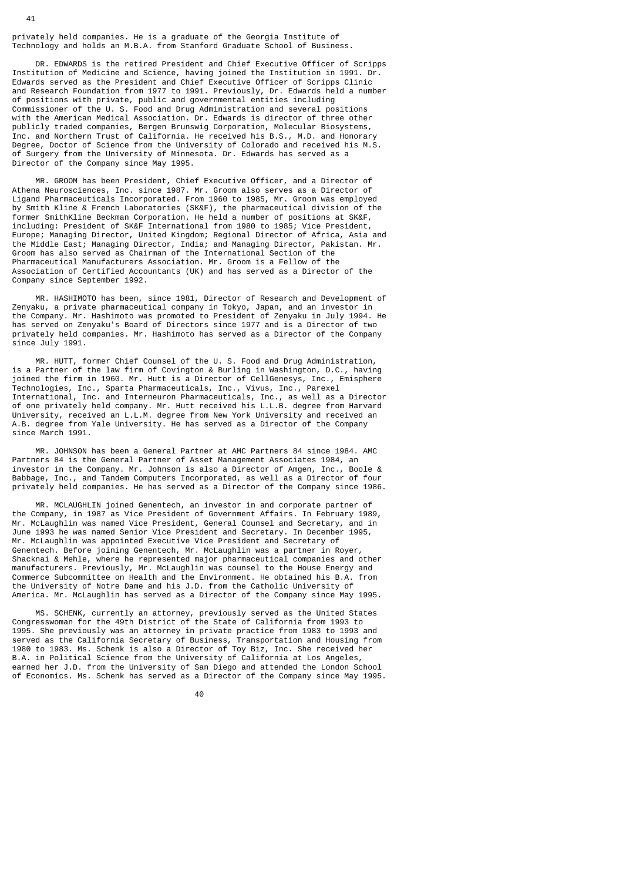privately held companies. He is a graduate of the Georgia Institute of Technology and holds an M.B.A. from Stanford Graduate School of Business.

DR. EDWARDS is the retired President and Chief Executive Officer of Scripps Institution of Medicine and Science, having joined the Institution in 1991. Dr. Edwards served as the President and Chief Executive Officer of Scripps Clinic and Research Foundation from 1977 to 1991. Previously, Dr. Edwards held a number of positions with private, public and governmental entities including Commissioner of the U. S. Food and Drug Administration and several positions with the American Medical Association. Dr. Edwards is director of three other publicly traded companies, Bergen Brunswig Corporation, Molecular Biosystems, Inc. and Northern Trust of California. He received his B.S., M.D. and Honorary Degree, Doctor of Science from the University of Colorado and received his M.S. of Surgery from the University of Minnesota. Dr. Edwards has served as a Director of the Company since May 1995.

MR. GROOM has been President, Chief Executive Officer, and a Director of Athena Neurosciences, Inc. since 1987. Mr. Groom also serves as a Director of Ligand Pharmaceuticals Incorporated. From 1960 to 1985, Mr. Groom was employed by Smith Kline & French Laboratories (SK&F), the pharmaceutical division of the former SmithKline Beckman Corporation. He held a number of positions at SK&F, including: President of SK&F International from 1980 to 1985; Vice President, Europe; Managing Director, United Kingdom; Regional Director of Africa, Asia and the Middle East; Managing Director, India; and Managing Director, Pakistan. Mr. Groom has also served as Chairman of the International Section of the Pharmaceutical Manufacturers Association. Mr. Groom is a Fellow of the Association of Certified Accountants (UK) and has served as a Director of the Company since September 1992.

MR. HASHIMOTO has been, since 1981, Director of Research and Development of Zenyaku, a private pharmaceutical company in Tokyo, Japan, and an investor in the Company. Mr. Hashimoto was promoted to President of Zenyaku in July 1994. He has served on Zenyaku's Board of Directors since 1977 and is a Director of two privately held companies. Mr. Hashimoto has served as a Director of the Company since July 1991.

MR. HUTT, former Chief Counsel of the U. S. Food and Drug Administration, is a Partner of the law firm of Covington & Burling in Washington, D.C., having joined the firm in 1960. Mr. Hutt is a Director of CellGenesys, Inc., Emisphere Technologies, Inc., Sparta Pharmaceuticals, Inc., Vivus, Inc., Parexel International, Inc. and Interneuron Pharmaceuticals, Inc., as well as a Director of one privately held company. Mr. Hutt received his L.L.B. degree from Harvard University, received an L.L.M. degree from New York University and received an A.B. degree from Yale University. He has served as a Director of the Company since March 1991.

MR. JOHNSON has been a General Partner at AMC Partners 84 since 1984. AMC Partners 84 is the General Partner of Asset Management Associates 1984, an investor in the Company. Mr. Johnson is also a Director of Amgen, Inc., Boole & Babbage, Inc., and Tandem Computers Incorporated, as well as a Director of four privately held companies. He has served as a Director of the Company since 1986.

MR. MCLAUGHLIN joined Genentech, an investor in and corporate partner of the Company, in 1987 as Vice President of Government Affairs. In February 1989, Mr. McLaughlin was named Vice President, General Counsel and Secretary, and in June 1993 he was named Senior Vice President and Secretary. In December 1995, Mr. McLaughlin was appointed Executive Vice President and Secretary of Genentech. Before joining Genentech, Mr. McLaughlin was a partner in Royer, Shacknai & Mehle, where he represented major pharmaceutical companies and other manufacturers. Previously, Mr. McLaughlin was counsel to the House Energy and Commerce Subcommittee on Health and the Environment. He obtained his B.A. from the University of Notre Dame and his J.D. from the Catholic University of America. Mr. McLaughlin has served as a Director of the Company since May 1995.

MS. SCHENK, currently an attorney, previously served as the United States Congresswoman for the 49th District of the State of California from 1993 to 1995. She previously was an attorney in private practice from 1983 to 1993 and served as the California Secretary of Business, Transportation and Housing from 1980 to 1983. Ms. Schenk is also a Director of Toy Biz, Inc. She received her B.A. in Political Science from the University of California at Los Angeles, earned her J.D. from the University of San Diego and attended the London School of Economics. Ms. Schenk has served as a Director of the Company since May 1995.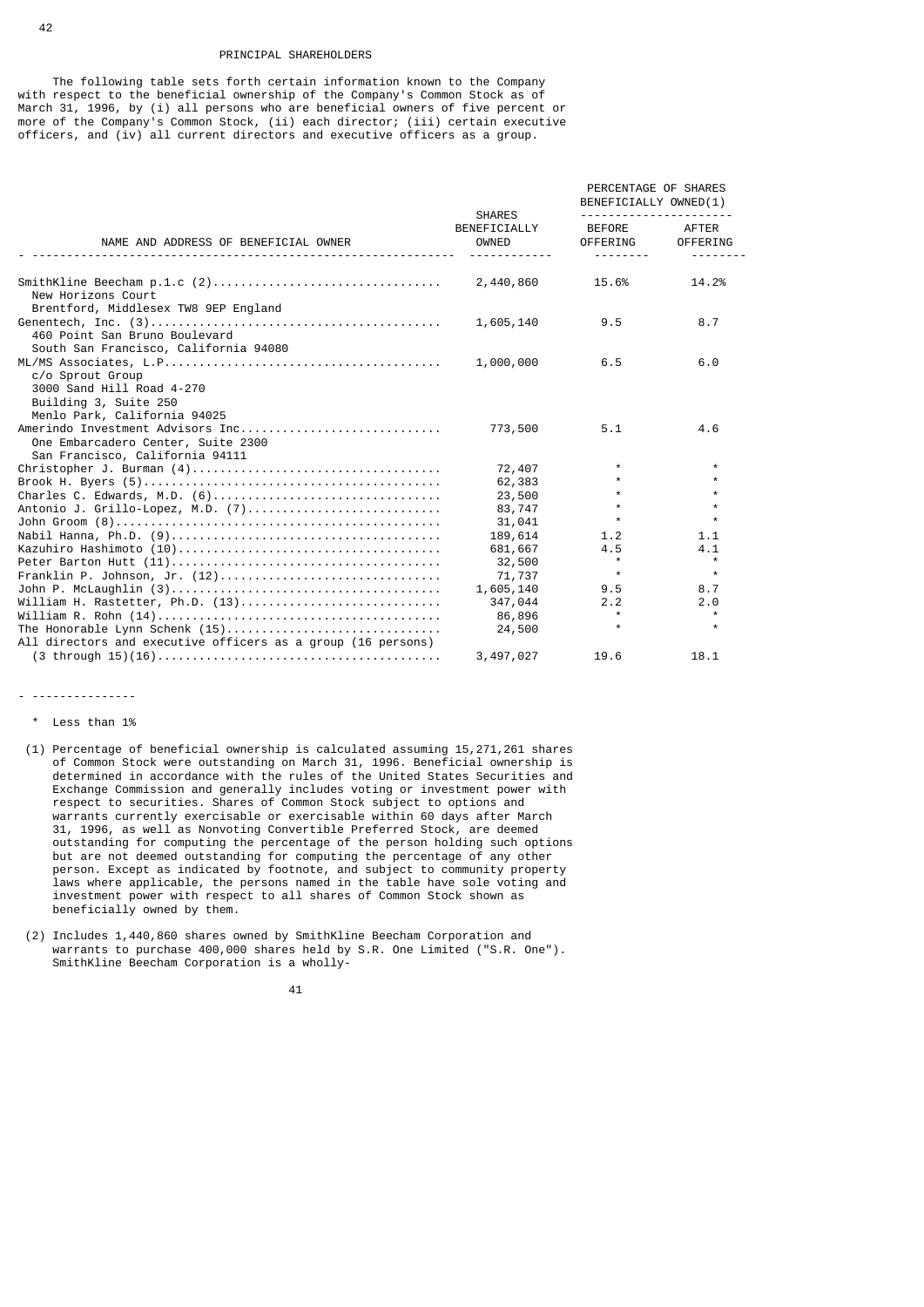## PRINCIPAL SHAREHOLDERS

The following table sets forth certain information known to the Company with respect to the beneficial ownership of the Company's Common Stock as of March 31, 1996, by (i) all persons who are beneficial owners of five percent or more of the Company's Common Stock, (ii) each director; (iii) certain executive officers, and (iv) all current directors and executive officers as a group.

| NAME AND ADDRESS OF BENEFICIAL OWNER | SHARES BENEFICIALLY OWNED | PERCENTAGE OF SHARES BENEFICIALLY OWNED(1) | |
|---|---|---|---|
| | | BEFORE OFFERING | AFTER OFFERING |
| SmithKline Beecham p.1.c (2)<br>New Horizons Court<br>Brentford, Middlesex TW8 9EP England | 2,440,860 | 15.6% | 14.2% |
| Genentech, Inc. (3)<br>460 Point San Bruno Boulevard<br>South San Francisco, California 94080 | 1,605,140 | 9.5 | 8.7 |
| ML/MS Associates, L.P.<br>c/o Sprout Group<br>3000 Sand Hill Road 4-270<br>Building 3, Suite 250<br>Menlo Park, California 94025 | 1,000,000 | 6.5 | 6.0 |
| Amerindo Investment Advisors Inc.<br>One Embarcadero Center, Suite 2300<br>San Francisco, California 94111 | 773,500 | 5.1 | 4.6 |
| Christopher J. Burman (4) | 72,407 | * | * |
| Brook H. Byers (5) | 62,383 | * | * |
| Charles C. Edwards, M.D. (6) | 23,500 | * | * |
| Antonio J. Grillo-Lopez, M.D. (7) | 83,747 | * | * |
| John Groom (8) | 31,041 | * | * |
| Nabil Hanna, Ph.D. (9) | 189,614 | 1.2 | 1.1 |
| Kazuhiro Hashimoto (10) | 681,667 | 4.5 | 4.1 |
| Peter Barton Hutt (11) | 32,500 | * | * |
| Franklin P. Johnson, Jr. (12) | 71,737 | * | * |
| John P. McLaughlin (3) | 1,605,140 | 9.5 | 8.7 |
| William H. Rastetter, Ph.D. (13) | 347,044 | 2.2 | 2.0 |
| William R. Rohn (14) | 86,896 | * | * |
| The Honorable Lynn Schenk (15) | 24,500 | * | * |
| All directors and executive officers as a group (16 persons) (3 through 15)(16) | 3,497,027 | 19.6 | 18.1 |

---

\* Less than 1%

(1) Percentage of beneficial ownership is calculated assuming 15,271,261 shares of Common Stock were outstanding on March 31, 1996. Beneficial ownership is determined in accordance with the rules of the United States Securities and Exchange Commission and generally includes voting or investment power with respect to securities. Shares of Common Stock subject to options and warrants currently exercisable or exercisable within 60 days after March 31, 1996, as well as Nonvoting Convertible Preferred Stock, are deemed outstanding for computing the percentage of the person holding such options but are not deemed outstanding for computing the percentage of any other person. Except as indicated by footnote, and subject to community property laws where applicable, the persons named in the table have sole voting and investment power with respect to all shares of Common Stock shown as beneficially owned by them.

(2) Includes 1,440,860 shares owned by SmithKline Beecham Corporation and warrants to purchase 400,000 shares held by S.R. One Limited ("S.R. One"). SmithKline Beecham Corporation is a wholly-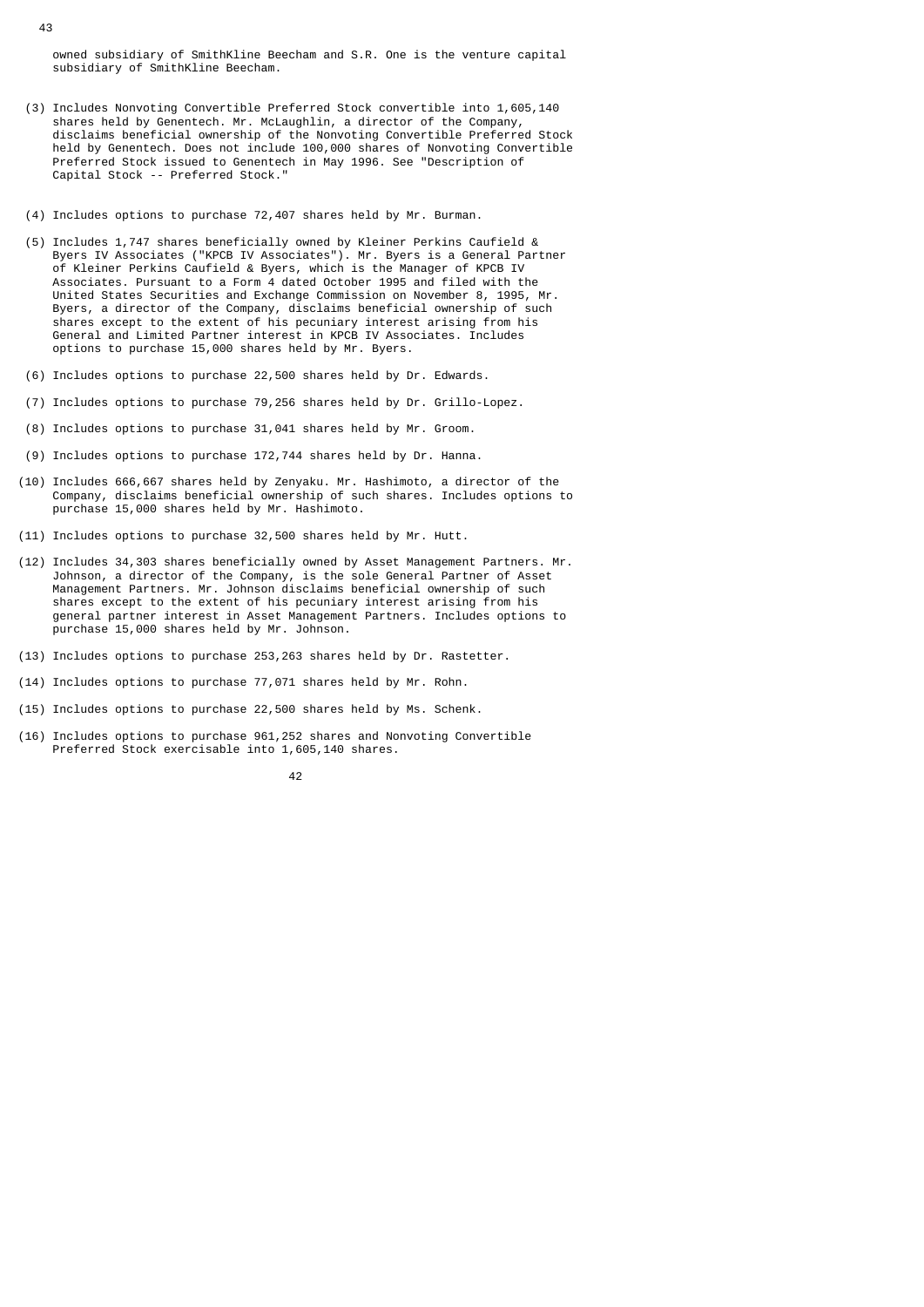owned subsidiary of SmithKline Beecham and S.R. One is the venture capital subsidiary of SmithKline Beecham.

(3) Includes Nonvoting Convertible Preferred Stock convertible into 1,605,140 shares held by Genentech. Mr. McLaughlin, a director of the Company, disclaims beneficial ownership of the Nonvoting Convertible Preferred Stock held by Genentech. Does not include 100,000 shares of Nonvoting Convertible Preferred Stock issued to Genentech in May 1996. See "Description of Capital Stock -- Preferred Stock."

(4) Includes options to purchase 72,407 shares held by Mr. Burman.

(5) Includes 1,747 shares beneficially owned by Kleiner Perkins Caufield & Byers IV Associates ("KPCB IV Associates"). Mr. Byers is a General Partner of Kleiner Perkins Caufield & Byers, which is the Manager of KPCB IV Associates. Pursuant to a Form 4 dated October 1995 and filed with the United States Securities and Exchange Commission on November 8, 1995, Mr. Byers, a director of the Company, disclaims beneficial ownership of such shares except to the extent of his pecuniary interest arising from his General and Limited Partner interest in KPCB IV Associates. Includes options to purchase 15,000 shares held by Mr. Byers.

(6) Includes options to purchase 22,500 shares held by Dr. Edwards.

(7) Includes options to purchase 79,256 shares held by Dr. Grillo-Lopez.

(8) Includes options to purchase 31,041 shares held by Mr. Groom.

(9) Includes options to purchase 172,744 shares held by Dr. Hanna.

(10) Includes 666,667 shares held by Zenyaku. Mr. Hashimoto, a director of the Company, disclaims beneficial ownership of such shares. Includes options to purchase 15,000 shares held by Mr. Hashimoto.

(11) Includes options to purchase 32,500 shares held by Mr. Hutt.

(12) Includes 34,303 shares beneficially owned by Asset Management Partners. Mr. Johnson, a director of the Company, is the sole General Partner of Asset Management Partners. Mr. Johnson disclaims beneficial ownership of such shares except to the extent of his pecuniary interest arising from his general partner interest in Asset Management Partners. Includes options to purchase 15,000 shares held by Mr. Johnson.

(13) Includes options to purchase 253,263 shares held by Dr. Rastetter.

(14) Includes options to purchase 77,071 shares held by Mr. Rohn.

(15) Includes options to purchase 22,500 shares held by Ms. Schenk.

(16) Includes options to purchase 961,252 shares and Nonvoting Convertible Preferred Stock exercisable into 1,605,140 shares.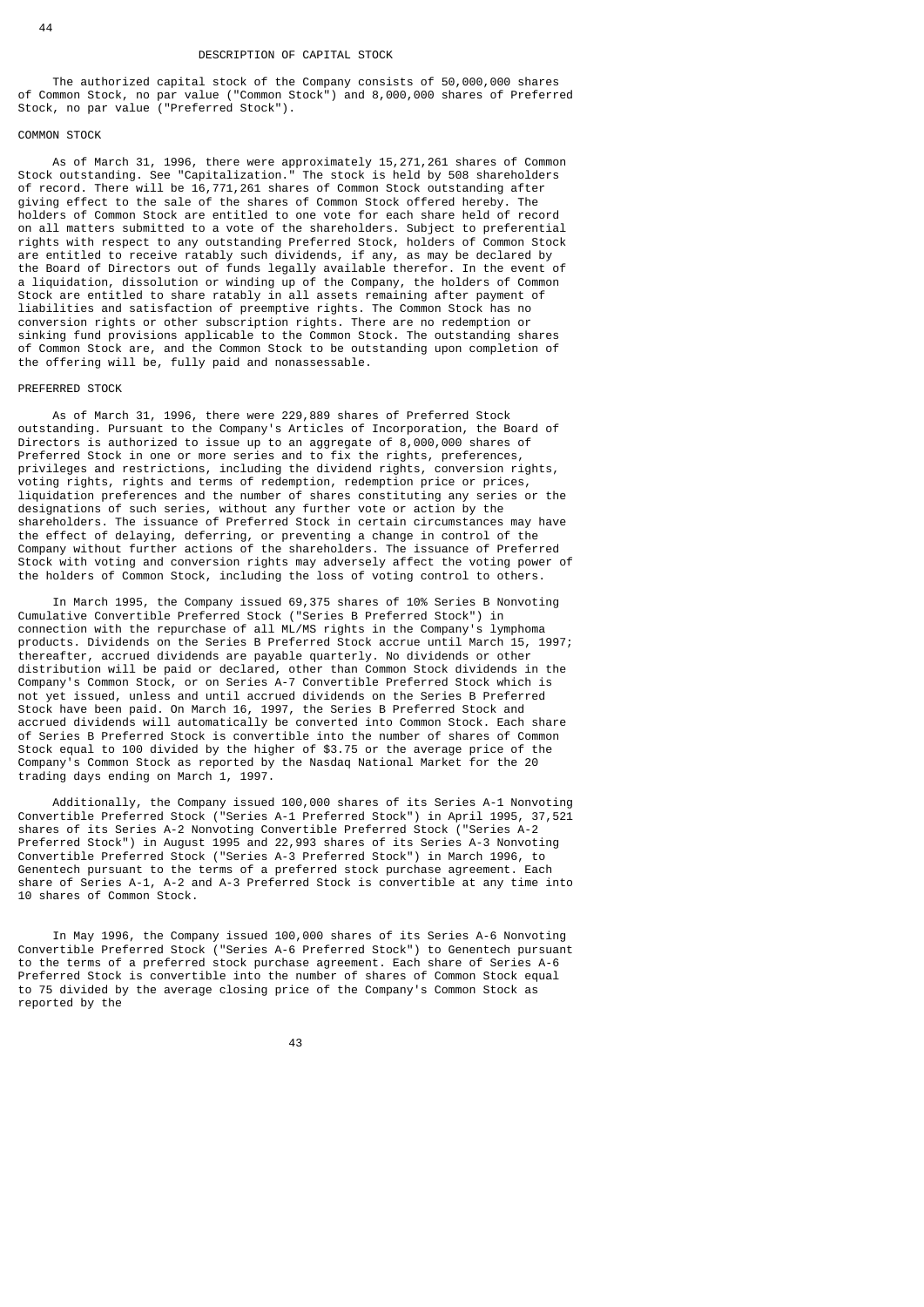## DESCRIPTION OF CAPITAL STOCK

The authorized capital stock of the Company consists of 50,000,000 shares of Common Stock, no par value ("Common Stock") and 8,000,000 shares of Preferred Stock, no par value ("Preferred Stock").

### COMMON STOCK

As of March 31, 1996, there were approximately 15,271,261 shares of Common Stock outstanding. See "Capitalization." The stock is held by 508 shareholders of record. There will be 16,771,261 shares of Common Stock outstanding after giving effect to the sale of the shares of Common Stock offered hereby. The holders of Common Stock are entitled to one vote for each share held of record on all matters submitted to a vote of the shareholders. Subject to preferential rights with respect to any outstanding Preferred Stock, holders of Common Stock are entitled to receive ratably such dividends, if any, as may be declared by the Board of Directors out of funds legally available therefor. In the event of a liquidation, dissolution or winding up of the Company, the holders of Common Stock are entitled to share ratably in all assets remaining after payment of liabilities and satisfaction of preemptive rights. The Common Stock has no conversion rights or other subscription rights. There are no redemption or sinking fund provisions applicable to the Common Stock. The outstanding shares of Common Stock are, and the Common Stock to be outstanding upon completion of the offering will be, fully paid and nonassessable.

### PREFERRED STOCK

As of March 31, 1996, there were 229,889 shares of Preferred Stock outstanding. Pursuant to the Company's Articles of Incorporation, the Board of Directors is authorized to issue up to an aggregate of 8,000,000 shares of Preferred Stock in one or more series and to fix the rights, preferences, privileges and restrictions, including the dividend rights, conversion rights, voting rights, rights and terms of redemption, redemption price or prices, liquidation preferences and the number of shares constituting any series or the designations of such series, without any further vote or action by the shareholders. The issuance of Preferred Stock in certain circumstances may have the effect of delaying, deferring, or preventing a change in control of the Company without further actions of the shareholders. The issuance of Preferred Stock with voting and conversion rights may adversely affect the voting power of the holders of Common Stock, including the loss of voting control to others.

In March 1995, the Company issued 69,375 shares of 10% Series B Nonvoting Cumulative Convertible Preferred Stock ("Series B Preferred Stock") in connection with the repurchase of all ML/MS rights in the Company's lymphoma products. Dividends on the Series B Preferred Stock accrue until March 15, 1997; thereafter, accrued dividends are payable quarterly. No dividends or other distribution will be paid or declared, other than Common Stock dividends in the Company's Common Stock, or on Series A-7 Convertible Preferred Stock which is not yet issued, unless and until accrued dividends on the Series B Preferred Stock have been paid. On March 16, 1997, the Series B Preferred Stock and accrued dividends will automatically be converted into Common Stock. Each share of Series B Preferred Stock is convertible into the number of shares of Common Stock equal to 100 divided by the higher of $3.75 or the average price of the Company's Common Stock as reported by the Nasdaq National Market for the 20 trading days ending on March 1, 1997.

Additionally, the Company issued 100,000 shares of its Series A-1 Nonvoting Convertible Preferred Stock ("Series A-1 Preferred Stock") in April 1995, 37,521 shares of its Series A-2 Nonvoting Convertible Preferred Stock ("Series A-2 Preferred Stock") in August 1995 and 22,993 shares of its Series A-3 Nonvoting Convertible Preferred Stock ("Series A-3 Preferred Stock") in March 1996, to Genentech pursuant to the terms of a preferred stock purchase agreement. Each share of Series A-1, A-2 and A-3 Preferred Stock is convertible at any time into 10 shares of Common Stock.

In May 1996, the Company issued 100,000 shares of its Series A-6 Nonvoting Convertible Preferred Stock ("Series A-6 Preferred Stock") to Genentech pursuant to the terms of a preferred stock purchase agreement. Each share of Series A-6 Preferred Stock is convertible into the number of shares of Common Stock equal to 75 divided by the average closing price of the Company's Common Stock as reported by the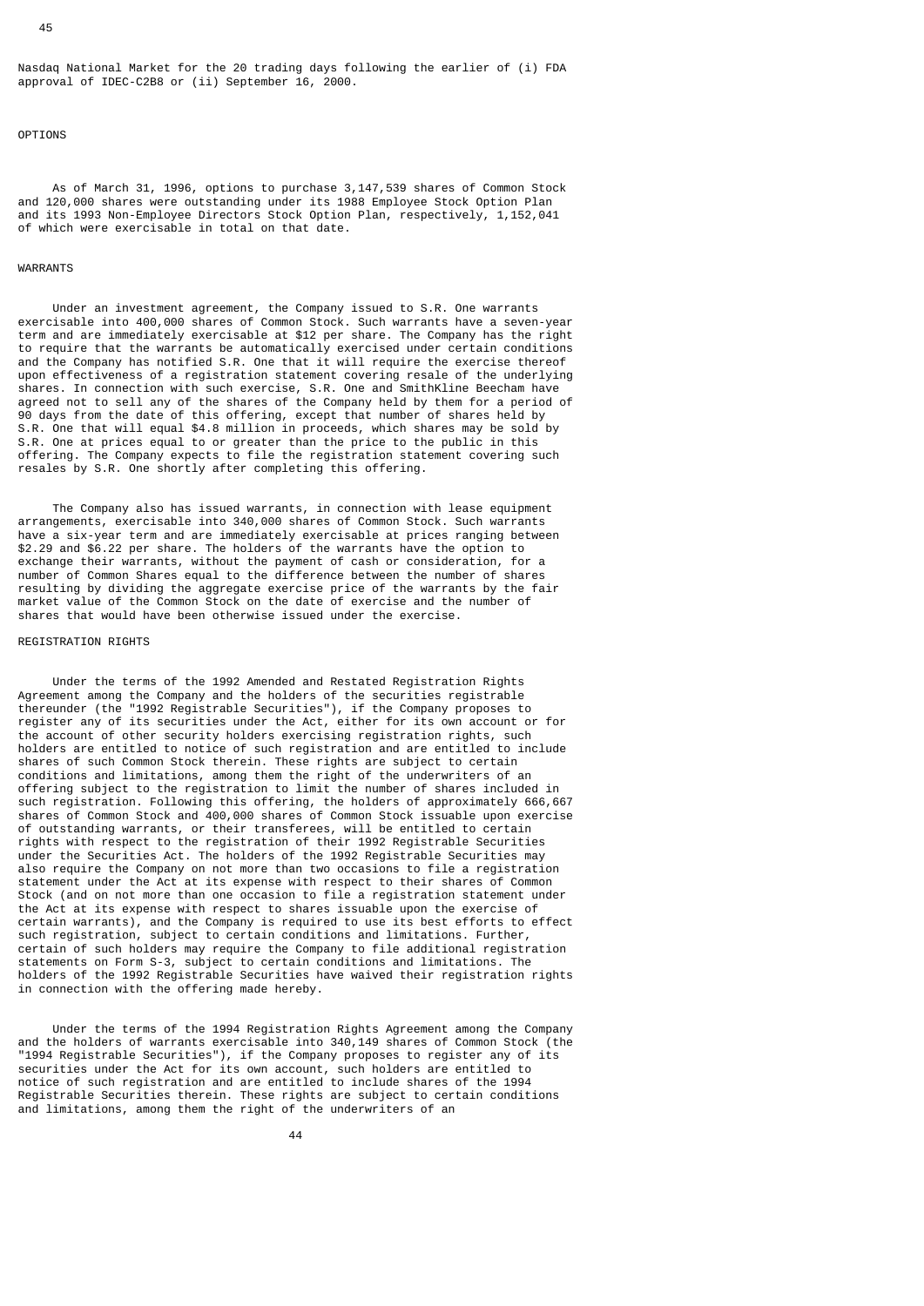Nasdaq National Market for the 20 trading days following the earlier of (i) FDA approval of IDEC-C2B8 or (ii) September 16, 2000.

## OPTIONS

As of March 31, 1996, options to purchase 3,147,539 shares of Common Stock and 120,000 shares were outstanding under its 1988 Employee Stock Option Plan and its 1993 Non-Employee Directors Stock Option Plan, respectively, 1,152,041 of which were exercisable in total on that date.

## WARRANTS

Under an investment agreement, the Company issued to S.R. One warrants exercisable into 400,000 shares of Common Stock. Such warrants have a seven-year term and are immediately exercisable at $12 per share. The Company has the right to require that the warrants be automatically exercised under certain conditions and the Company has notified S.R. One that it will require the exercise thereof upon effectiveness of a registration statement covering resale of the underlying shares. In connection with such exercise, S.R. One and SmithKline Beecham have agreed not to sell any of the shares of the Company held by them for a period of 90 days from the date of this offering, except that number of shares held by S.R. One that will equal $4.8 million in proceeds, which shares may be sold by S.R. One at prices equal to or greater than the price to the public in this offering. The Company expects to file the registration statement covering such resales by S.R. One shortly after completing this offering.

The Company also has issued warrants, in connection with lease equipment arrangements, exercisable into 340,000 shares of Common Stock. Such warrants have a six-year term and are immediately exercisable at prices ranging between $2.29 and $6.22 per share. The holders of the warrants have the option to exchange their warrants, without the payment of cash or consideration, for a number of Common Shares equal to the difference between the number of shares resulting by dividing the aggregate exercise price of the warrants by the fair market value of the Common Stock on the date of exercise and the number of shares that would have been otherwise issued under the exercise.

## REGISTRATION RIGHTS

Under the terms of the 1992 Amended and Restated Registration Rights Agreement among the Company and the holders of the securities registrable thereunder (the "1992 Registrable Securities"), if the Company proposes to register any of its securities under the Act, either for its own account or for the account of other security holders exercising registration rights, such holders are entitled to notice of such registration and are entitled to include shares of such Common Stock therein. These rights are subject to certain conditions and limitations, among them the right of the underwriters of an offering subject to the registration to limit the number of shares included in such registration. Following this offering, the holders of approximately 666,667 shares of Common Stock and 400,000 shares of Common Stock issuable upon exercise of outstanding warrants, or their transferees, will be entitled to certain rights with respect to the registration of their 1992 Registrable Securities under the Securities Act. The holders of the 1992 Registrable Securities may also require the Company on not more than two occasions to file a registration statement under the Act at its expense with respect to their shares of Common Stock (and on not more than one occasion to file a registration statement under the Act at its expense with respect to shares issuable upon the exercise of certain warrants), and the Company is required to use its best efforts to effect such registration, subject to certain conditions and limitations. Further, certain of such holders may require the Company to file additional registration statements on Form S-3, subject to certain conditions and limitations. The holders of the 1992 Registrable Securities have waived their registration rights in connection with the offering made hereby.

Under the terms of the 1994 Registration Rights Agreement among the Company and the holders of warrants exercisable into 340,149 shares of Common Stock (the "1994 Registrable Securities"), if the Company proposes to register any of its securities under the Act for its own account, such holders are entitled to notice of such registration and are entitled to include shares of the 1994 Registrable Securities therein. These rights are subject to certain conditions and limitations, among them the right of the underwriters of an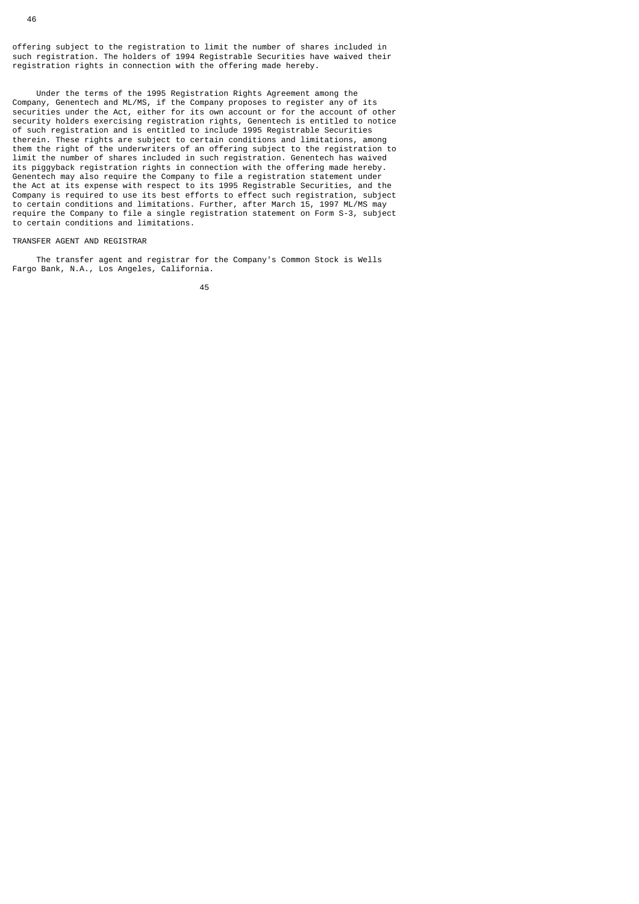offering subject to the registration to limit the number of shares included in such registration. The holders of 1994 Registrable Securities have waived their registration rights in connection with the offering made hereby.

Under the terms of the 1995 Registration Rights Agreement among the Company, Genentech and ML/MS, if the Company proposes to register any of its securities under the Act, either for its own account or for the account of other security holders exercising registration rights, Genentech is entitled to notice of such registration and is entitled to include 1995 Registrable Securities therein. These rights are subject to certain conditions and limitations, among them the right of the underwriters of an offering subject to the registration to limit the number of shares included in such registration. Genentech has waived its piggyback registration rights in connection with the offering made hereby. Genentech may also require the Company to file a registration statement under the Act at its expense with respect to its 1995 Registrable Securities, and the Company is required to use its best efforts to effect such registration, subject to certain conditions and limitations. Further, after March 15, 1997 ML/MS may require the Company to file a single registration statement on Form S-3, subject to certain conditions and limitations.

## TRANSFER AGENT AND REGISTRAR

The transfer agent and registrar for the Company's Common Stock is Wells Fargo Bank, N.A., Los Angeles, California.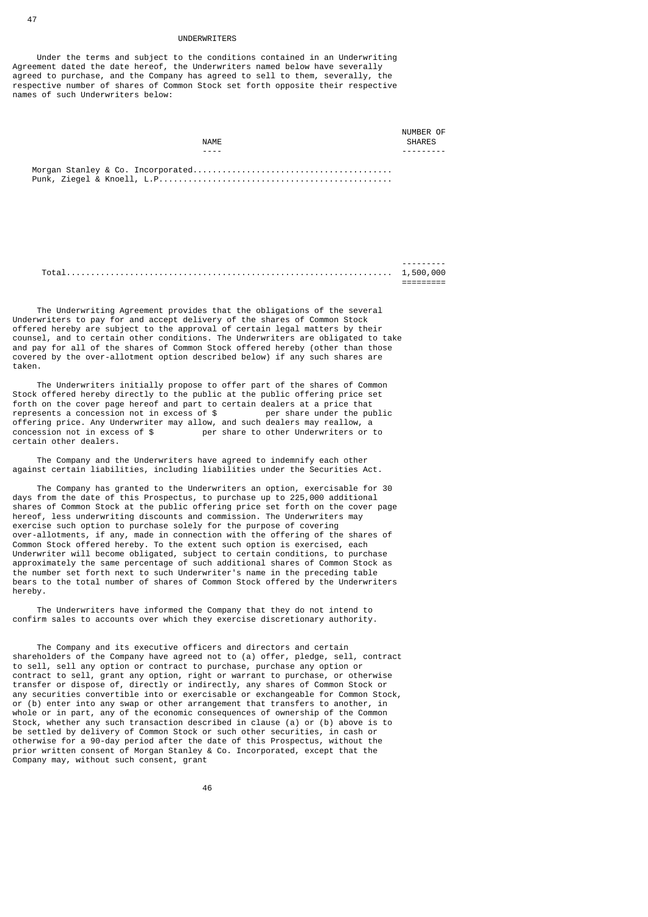## UNDERWRITERS

Under the terms and subject to the conditions contained in an Underwriting Agreement dated the date hereof, the Underwriters named below have severally agreed to purchase, and the Company has agreed to sell to them, severally, the respective number of shares of Common Stock set forth opposite their respective names of such Underwriters below:

| NAME | NUMBER OF SHARES |
|---|---|
| Morgan Stanley & Co. Incorporated | |
| Punk, Ziegel & Knoell, L.P. | |
| Total | 1,500,000 |

The Underwriting Agreement provides that the obligations of the several Underwriters to pay for and accept delivery of the shares of Common Stock offered hereby are subject to the approval of certain legal matters by their counsel, and to certain other conditions. The Underwriters are obligated to take and pay for all of the shares of Common Stock offered hereby (other than those covered by the over-allotment option described below) if any such shares are taken.

The Underwriters initially propose to offer part of the shares of Common Stock offered hereby directly to the public at the public offering price set forth on the cover page hereof and part to certain dealers at a price that represents a concession not in excess of $ per share under the public offering price. Any Underwriter may allow, and such dealers may reallow, a concession not in excess of $ per share to other Underwriters or to certain other dealers.

The Company and the Underwriters have agreed to indemnify each other against certain liabilities, including liabilities under the Securities Act.

The Company has granted to the Underwriters an option, exercisable for 30 days from the date of this Prospectus, to purchase up to 225,000 additional shares of Common Stock at the public offering price set forth on the cover page hereof, less underwriting discounts and commission. The Underwriters may exercise such option to purchase solely for the purpose of covering over-allotments, if any, made in connection with the offering of the shares of Common Stock offered hereby. To the extent such option is exercised, each Underwriter will become obligated, subject to certain conditions, to purchase approximately the same percentage of such additional shares of Common Stock as the number set forth next to such Underwriter's name in the preceding table bears to the total number of shares of Common Stock offered by the Underwriters hereby.

The Underwriters have informed the Company that they do not intend to confirm sales to accounts over which they exercise discretionary authority.

The Company and its executive officers and directors and certain shareholders of the Company have agreed not to (a) offer, pledge, sell, contract to sell, sell any option or contract to purchase, purchase any option or contract to sell, grant any option, right or warrant to purchase, or otherwise transfer or dispose of, directly or indirectly, any shares of Common Stock or any securities convertible into or exercisable or exchangeable for Common Stock, or (b) enter into any swap or other arrangement that transfers to another, in whole or in part, any of the economic consequences of ownership of the Common Stock, whether any such transaction described in clause (a) or (b) above is to be settled by delivery of Common Stock or such other securities, in cash or otherwise for a 90-day period after the date of this Prospectus, without the prior written consent of Morgan Stanley & Co. Incorporated, except that the Company may, without such consent, grant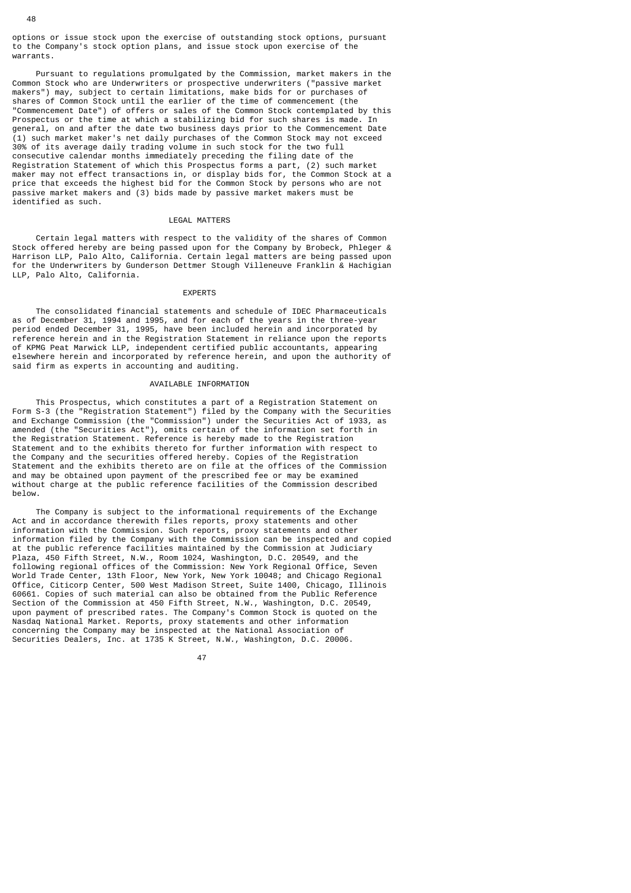options or issue stock upon the exercise of outstanding stock options, pursuant to the Company's stock option plans, and issue stock upon exercise of the warrants.

Pursuant to regulations promulgated by the Commission, market makers in the Common Stock who are Underwriters or prospective underwriters ("passive market makers") may, subject to certain limitations, make bids for or purchases of shares of Common Stock until the earlier of the time of commencement (the "Commencement Date") of offers or sales of the Common Stock contemplated by this Prospectus or the time at which a stabilizing bid for such shares is made. In general, on and after the date two business days prior to the Commencement Date (1) such market maker's net daily purchases of the Common Stock may not exceed 30% of its average daily trading volume in such stock for the two full consecutive calendar months immediately preceding the filing date of the Registration Statement of which this Prospectus forms a part, (2) such market maker may not effect transactions in, or display bids for, the Common Stock at a price that exceeds the highest bid for the Common Stock by persons who are not passive market makers and (3) bids made by passive market makers must be identified as such.

## LEGAL MATTERS

Certain legal matters with respect to the validity of the shares of Common Stock offered hereby are being passed upon for the Company by Brobeck, Phleger & Harrison LLP, Palo Alto, California. Certain legal matters are being passed upon for the Underwriters by Gunderson Dettmer Stough Villeneuve Franklin & Hachigian LLP, Palo Alto, California.

## EXPERTS

The consolidated financial statements and schedule of IDEC Pharmaceuticals as of December 31, 1994 and 1995, and for each of the years in the three-year period ended December 31, 1995, have been included herein and incorporated by reference herein and in the Registration Statement in reliance upon the reports of KPMG Peat Marwick LLP, independent certified public accountants, appearing elsewhere herein and incorporated by reference herein, and upon the authority of said firm as experts in accounting and auditing.

## AVAILABLE INFORMATION

This Prospectus, which constitutes a part of a Registration Statement on Form S-3 (the "Registration Statement") filed by the Company with the Securities and Exchange Commission (the "Commission") under the Securities Act of 1933, as amended (the "Securities Act"), omits certain of the information set forth in the Registration Statement. Reference is hereby made to the Registration Statement and to the exhibits thereto for further information with respect to the Company and the securities offered hereby. Copies of the Registration Statement and the exhibits thereto are on file at the offices of the Commission and may be obtained upon payment of the prescribed fee or may be examined without charge at the public reference facilities of the Commission described below.

The Company is subject to the informational requirements of the Exchange Act and in accordance therewith files reports, proxy statements and other information with the Commission. Such reports, proxy statements and other information filed by the Company with the Commission can be inspected and copied at the public reference facilities maintained by the Commission at Judiciary Plaza, 450 Fifth Street, N.W., Room 1024, Washington, D.C. 20549, and the following regional offices of the Commission: New York Regional Office, Seven World Trade Center, 13th Floor, New York, New York 10048; and Chicago Regional Office, Citicorp Center, 500 West Madison Street, Suite 1400, Chicago, Illinois 60661. Copies of such material can also be obtained from the Public Reference Section of the Commission at 450 Fifth Street, N.W., Washington, D.C. 20549, upon payment of prescribed rates. The Company's Common Stock is quoted on the Nasdaq National Market. Reports, proxy statements and other information concerning the Company may be inspected at the National Association of Securities Dealers, Inc. at 1735 K Street, N.W., Washington, D.C. 20006.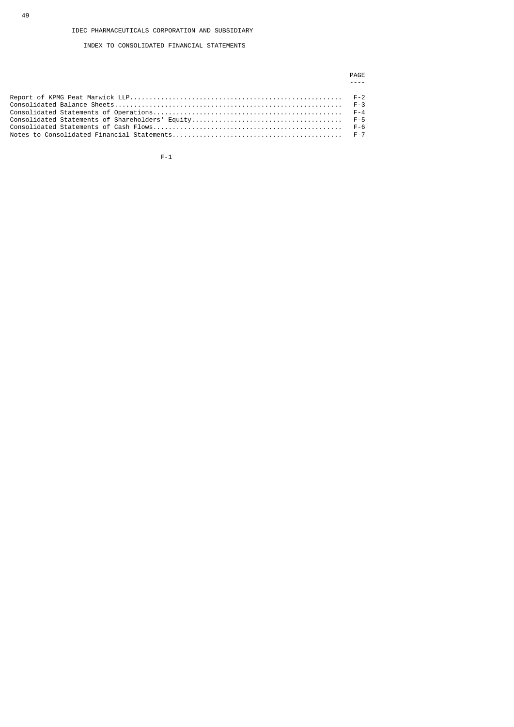IDEC PHARMACEUTICALS CORPORATION AND SUBSIDIARY

INDEX TO CONSOLIDATED FINANCIAL STATEMENTS

| | PAGE |
|---|---|
| Report of KPMG Peat Marwick LLP | F-2 |
| Consolidated Balance Sheets | F-3 |
| Consolidated Statements of Operations | F-4 |
| Consolidated Statements of Shareholders' Equity | F-5 |
| Consolidated Statements of Cash Flows | F-6 |
| Notes to Consolidated Financial Statements | F-7 |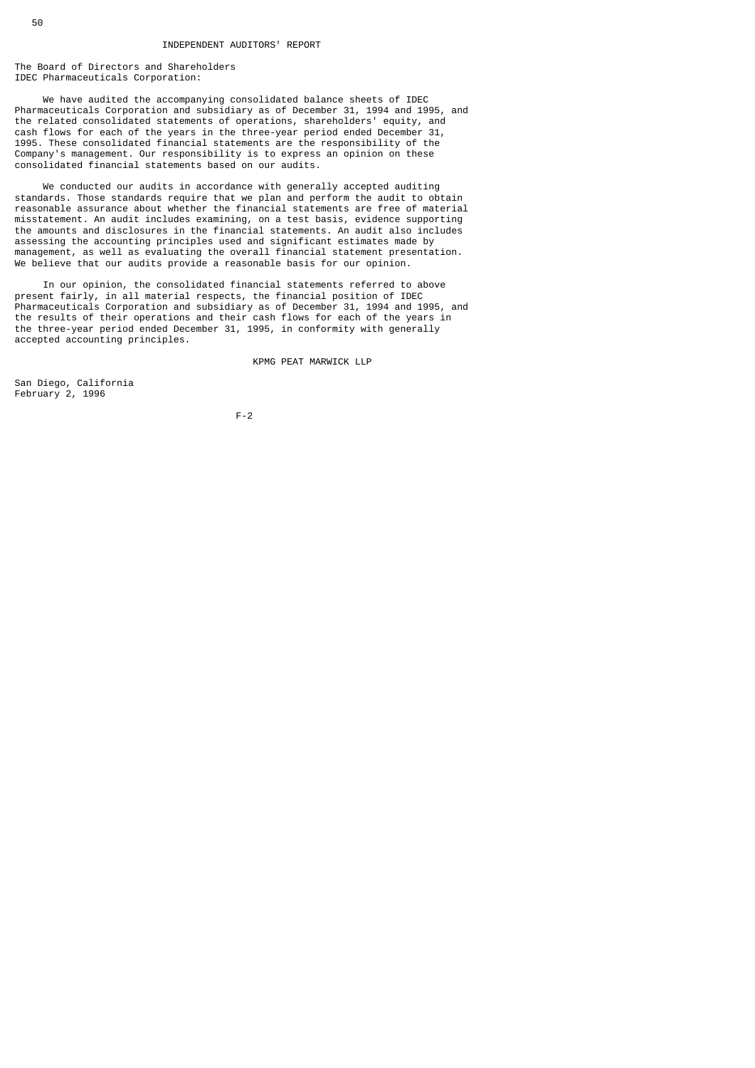# INDEPENDENT AUDITORS' REPORT

The Board of Directors and Shareholders
IDEC Pharmaceuticals Corporation:

We have audited the accompanying consolidated balance sheets of IDEC Pharmaceuticals Corporation and subsidiary as of December 31, 1994 and 1995, and the related consolidated statements of operations, shareholders' equity, and cash flows for each of the years in the three-year period ended December 31, 1995. These consolidated financial statements are the responsibility of the Company's management. Our responsibility is to express an opinion on these consolidated financial statements based on our audits.

We conducted our audits in accordance with generally accepted auditing standards. Those standards require that we plan and perform the audit to obtain reasonable assurance about whether the financial statements are free of material misstatement. An audit includes examining, on a test basis, evidence supporting the amounts and disclosures in the financial statements. An audit also includes assessing the accounting principles used and significant estimates made by management, as well as evaluating the overall financial statement presentation. We believe that our audits provide a reasonable basis for our opinion.

In our opinion, the consolidated financial statements referred to above present fairly, in all material respects, the financial position of IDEC Pharmaceuticals Corporation and subsidiary as of December 31, 1994 and 1995, and the results of their operations and their cash flows for each of the years in the three-year period ended December 31, 1995, in conformity with generally accepted accounting principles.

KPMG PEAT MARWICK LLP

San Diego, California
February 2, 1996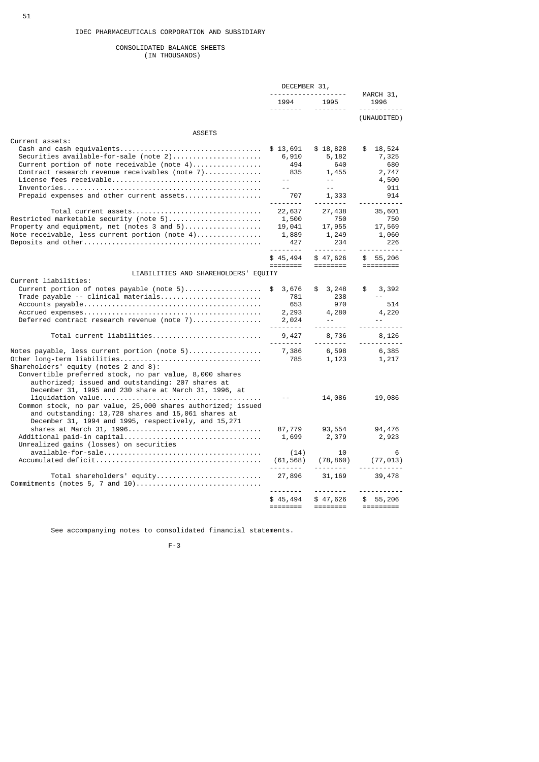IDEC PHARMACEUTICALS CORPORATION AND SUBSIDIARY

CONSOLIDATED BALANCE SHEETS
(IN THOUSANDS)

| | DECEMBER 31, 1994 | DECEMBER 31, 1995 | MARCH 31, 1996 (UNAUDITED) |
|---|---|---|---|
| **ASSETS** | | | |
| Current assets: | | | |
| Cash and cash equivalents | $ 13,691 | $ 18,828 | $ 18,524 |
| Securities available-for-sale (note 2) | 6,910 | 5,182 | 7,325 |
| Current portion of note receivable (note 4) | 494 | 640 | 680 |
| Contract research revenue receivables (note 7) | 835 | 1,455 | 2,747 |
| License fees receivable | -- | -- | 4,500 |
| Inventories | -- | -- | 911 |
| Prepaid expenses and other current assets | 707 | 1,333 | 914 |
| Total current assets | 22,637 | 27,438 | 35,601 |
| Restricted marketable security (note 5) | 1,500 | 750 | 750 |
| Property and equipment, net (notes 3 and 5) | 19,041 | 17,955 | 17,569 |
| Note receivable, less current portion (note 4) | 1,889 | 1,249 | 1,060 |
| Deposits and other | 427 | 234 | 226 |
| | $ 45,494 | $ 47,626 | $ 55,206 |
| **LIABILITIES AND SHAREHOLDERS' EQUITY** | | | |
| Current liabilities: | | | |
| Current portion of notes payable (note 5) | $ 3,676 | $ 3,248 | $ 3,392 |
| Trade payable -- clinical materials | 781 | 238 | -- |
| Accounts payable | 653 | 970 | 514 |
| Accrued expenses | 2,293 | 4,280 | 4,220 |
| Deferred contract research revenue (note 7) | 2,024 | -- | -- |
| Total current liabilities | 9,427 | 8,736 | 8,126 |
| Notes payable, less current portion (note 5) | 7,386 | 6,598 | 6,385 |
| Other long-term liabilities | 785 | 1,123 | 1,217 |
| Shareholders' equity (notes 2 and 8): | | | |
| Convertible preferred stock, no par value, 8,000 shares authorized; issued and outstanding: 207 shares at December 31, 1995 and 230 share at March 31, 1996, at liquidation value | -- | 14,086 | 19,086 |
| Common stock, no par value, 25,000 shares authorized; issued and outstanding: 13,728 shares and 15,061 shares at December 31, 1994 and 1995, respectively, and 15,271 shares at March 31, 1996 | 87,779 | 93,554 | 94,476 |
| Additional paid-in capital | 1,699 | 2,379 | 2,923 |
| Unrealized gains (losses) on securities available-for-sale | (14) | 10 | 6 |
| Accumulated deficit | (61,568) | (78,860) | (77,013) |
| Total shareholders' equity | 27,896 | 31,169 | 39,478 |
| Commitments (notes 5, 7 and 10) | | | |
| | $ 45,494 | $ 47,626 | $ 55,206 |

See accompanying notes to consolidated financial statements.

F-3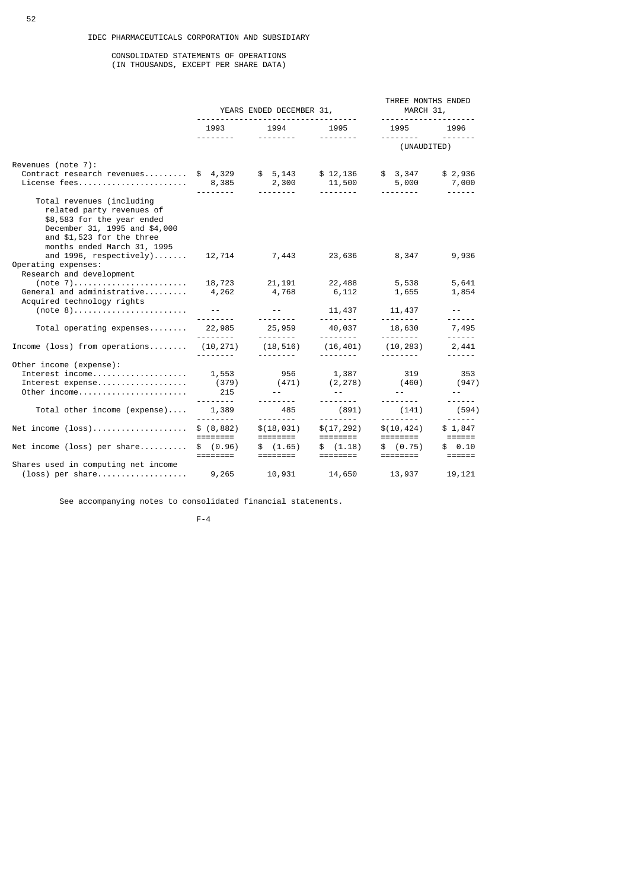IDEC PHARMACEUTICALS CORPORATION AND SUBSIDIARY

CONSOLIDATED STATEMENTS OF OPERATIONS
(IN THOUSANDS, EXCEPT PER SHARE DATA)

| | YEARS ENDED DECEMBER 31, | | | THREE MONTHS ENDED MARCH 31, | |
|---|---|---|---|---|---|
| | 1993 | 1994 | 1995 | 1995 | 1996 |
| | | | | (UNAUDITED) | |
| Revenues (note 7): | | | | | |
| Contract research revenues | $ 4,329 | $ 5,143 | $ 12,136 | $ 3,347 | $ 2,936 |
| License fees | 8,385 | 2,300 | 11,500 | 5,000 | 7,000 |
| Total revenues (including related party revenues of $8,583 for the year ended December 31, 1995 and $4,000 and $1,523 for the three months ended March 31, 1995 and 1996, respectively) | 12,714 | 7,443 | 23,636 | 8,347 | 9,936 |
| Operating expenses: | | | | | |
| Research and development (note 7) | 18,723 | 21,191 | 22,488 | 5,538 | 5,641 |
| General and administrative | 4,262 | 4,768 | 6,112 | 1,655 | 1,854 |
| Acquired technology rights (note 8) | -- | -- | 11,437 | 11,437 | -- |
| Total operating expenses | 22,985 | 25,959 | 40,037 | 18,630 | 7,495 |
| Income (loss) from operations | (10,271) | (18,516) | (16,401) | (10,283) | 2,441 |
| Other income (expense): | | | | | |
| Interest income | 1,553 | 956 | 1,387 | 319 | 353 |
| Interest expense | (379) | (471) | (2,278) | (460) | (947) |
| Other income | 215 | -- | -- | -- | -- |
| Total other income (expense) | 1,389 | 485 | (891) | (141) | (594) |
| Net income (loss) | $ (8,882) | $(18,031) | $(17,292) | $(10,424) | $ 1,847 |
| Net income (loss) per share | $ (0.96) | $ (1.65) | $ (1.18) | $ (0.75) | $ 0.10 |
| Shares used in computing net income (loss) per share | 9,265 | 10,931 | 14,650 | 13,937 | 19,121 |

See accompanying notes to consolidated financial statements.

F-4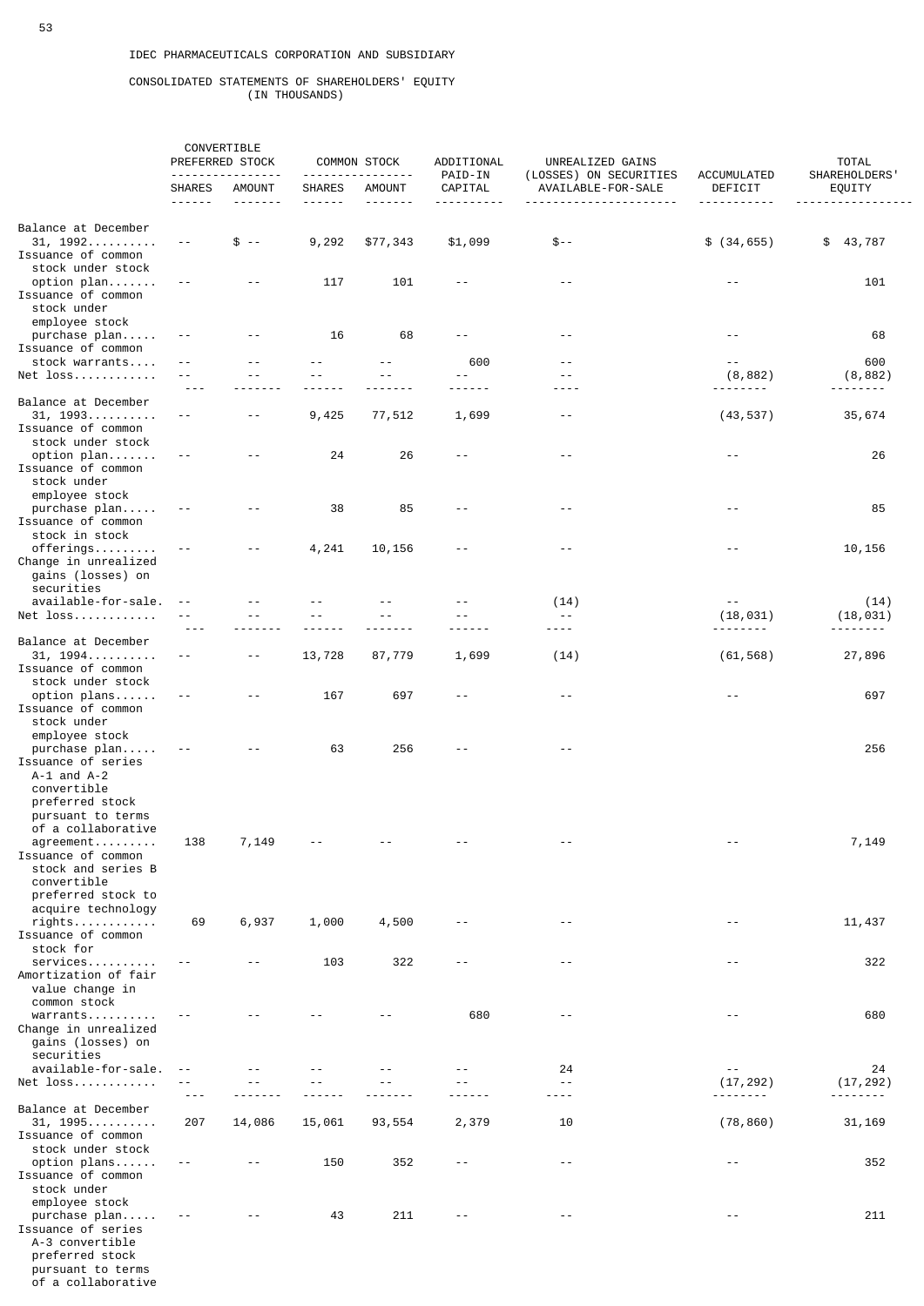IDEC PHARMACEUTICALS CORPORATION AND SUBSIDIARY

CONSOLIDATED STATEMENTS OF SHAREHOLDERS' EQUITY
(IN THOUSANDS)

| | CONVERTIBLE PREFERRED STOCK | | COMMON STOCK | | ADDITIONAL PAID-IN | UNREALIZED GAINS (LOSSES) ON SECURITIES | ACCUMULATED | TOTAL SHAREHOLDERS' |
|---|---|---|---|---|---|---|---|---|
| | SHARES | AMOUNT | SHARES | AMOUNT | CAPITAL | AVAILABLE-FOR-SALE | DEFICIT | EQUITY |
| Balance at December 31, 1992.......... | -- | $ -- | 9,292 | $77,343 | $1,099 | $-- | $ (34,655) | $ 43,787 |
| Issuance of common stock under stock option plan....... | -- | -- | 117 | 101 | -- | -- | -- | 101 |
| Issuance of common stock under employee stock purchase plan..... | -- | -- | 16 | 68 | -- | -- | -- | 68 |
| Issuance of common stock warrants.... | -- | -- | -- | -- | 600 | -- | -- | 600 |
| Net loss............ | -- | -- | -- | -- | -- | -- | (8,882) | (8,882) |
| Balance at December 31, 1993.......... | -- | -- | 9,425 | 77,512 | 1,699 | -- | (43,537) | 35,674 |
| Issuance of common stock under stock option plan....... | -- | -- | 24 | 26 | -- | -- | -- | 26 |
| Issuance of common stock under employee stock purchase plan..... | -- | -- | 38 | 85 | -- | -- | -- | 85 |
| Issuance of common stock in stock offerings......... | -- | -- | 4,241 | 10,156 | -- | -- | -- | 10,156 |
| Change in unrealized gains (losses) on securities available-for-sale. | -- | -- | -- | -- | -- | (14) | -- | (14) |
| Net loss............ | -- | -- | -- | -- | -- | -- | (18,031) | (18,031) |
| Balance at December 31, 1994.......... | -- | -- | 13,728 | 87,779 | 1,699 | (14) | (61,568) | 27,896 |
| Issuance of common stock under stock option plans...... | -- | -- | 167 | 697 | -- | -- | -- | 697 |
| Issuance of common stock under employee stock purchase plan..... | -- | -- | 63 | 256 | -- | -- | | 256 |
| Issuance of series A-1 and A-2 convertible preferred stock pursuant to terms of a collaborative agreement......... | 138 | 7,149 | -- | -- | -- | -- | -- | 7,149 |
| Issuance of common stock and series B convertible preferred stock to acquire technology rights............ | 69 | 6,937 | 1,000 | 4,500 | -- | -- | -- | 11,437 |
| Issuance of common stock for services.......... | -- | -- | 103 | 322 | -- | -- | -- | 322 |
| Amortization of fair value change in common stock warrants.......... | -- | -- | -- | -- | 680 | -- | -- | 680 |
| Change in unrealized gains (losses) on securities available-for-sale. | -- | -- | -- | -- | -- | 24 | -- | 24 |
| Net loss............ | -- | -- | -- | -- | -- | -- | (17,292) | (17,292) |
| Balance at December 31, 1995.......... | 207 | 14,086 | 15,061 | 93,554 | 2,379 | 10 | (78,860) | 31,169 |
| Issuance of common stock under stock option plans...... | -- | -- | 150 | 352 | -- | -- | -- | 352 |
| Issuance of common stock under employee stock purchase plan..... | -- | -- | 43 | 211 | -- | -- | -- | 211 |
| Issuance of series A-3 convertible preferred stock pursuant to terms of a collaborative | | | | | | | | |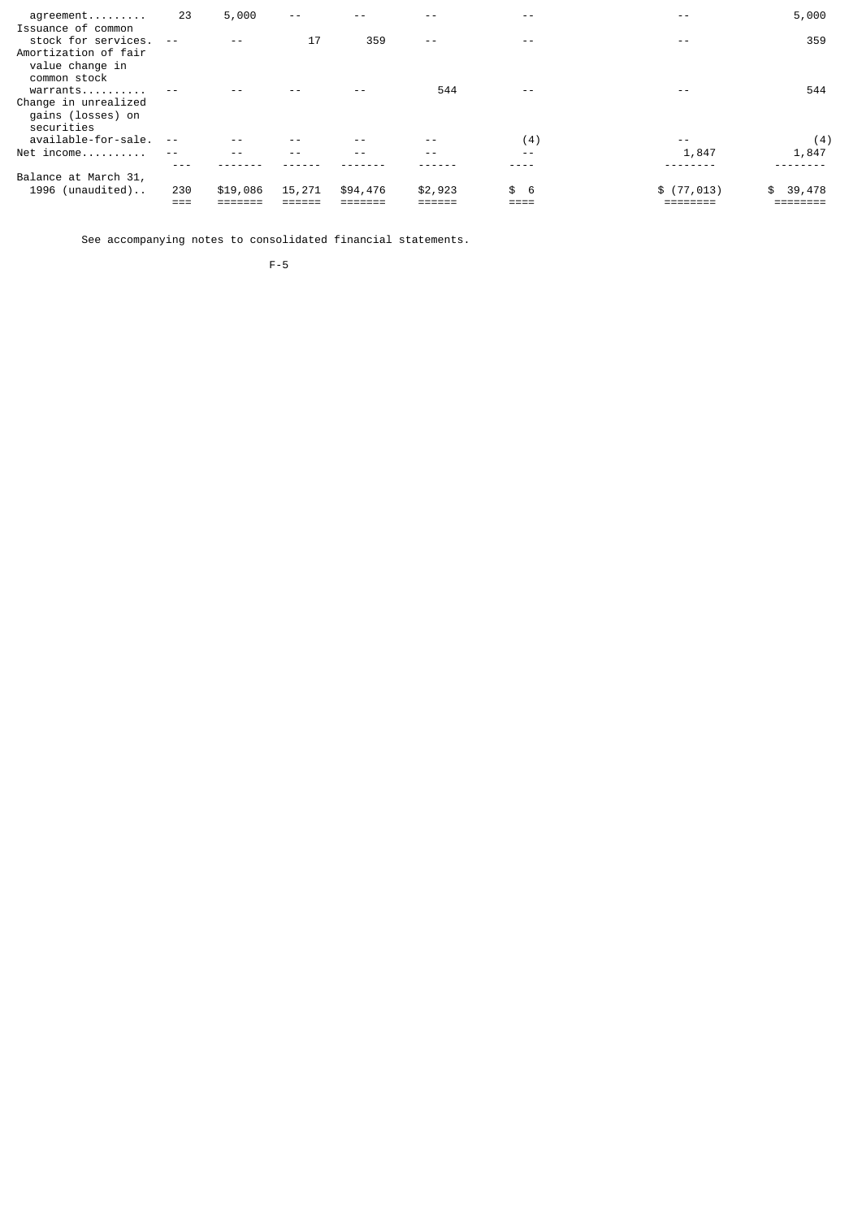| | | | | | | | | |
|---|---|---|---|---|---|---|---|---|
| agreement......... | 23 | 5,000 | -- | -- | -- | -- | -- | 5,000 |
| Issuance of common stock for services. | -- | -- | 17 | 359 | -- | -- | -- | 359 |
| Amortization of fair value change in common stock warrants.......... | -- | -- | -- | -- | 544 | -- | -- | 544 |
| Change in unrealized gains (losses) on securities available-for-sale. | -- | -- | -- | -- | -- | (4) | -- | (4) |
| Net income.......... | -- | -- | -- | -- | -- | -- | 1,847 | 1,847 |
| Balance at March 31, 1996 (unaudited).. | 230 | $19,086 | 15,271 | $94,476 | $2,923 | $ 6 | $ (77,013) | $ 39,478 |

See accompanying notes to consolidated financial statements.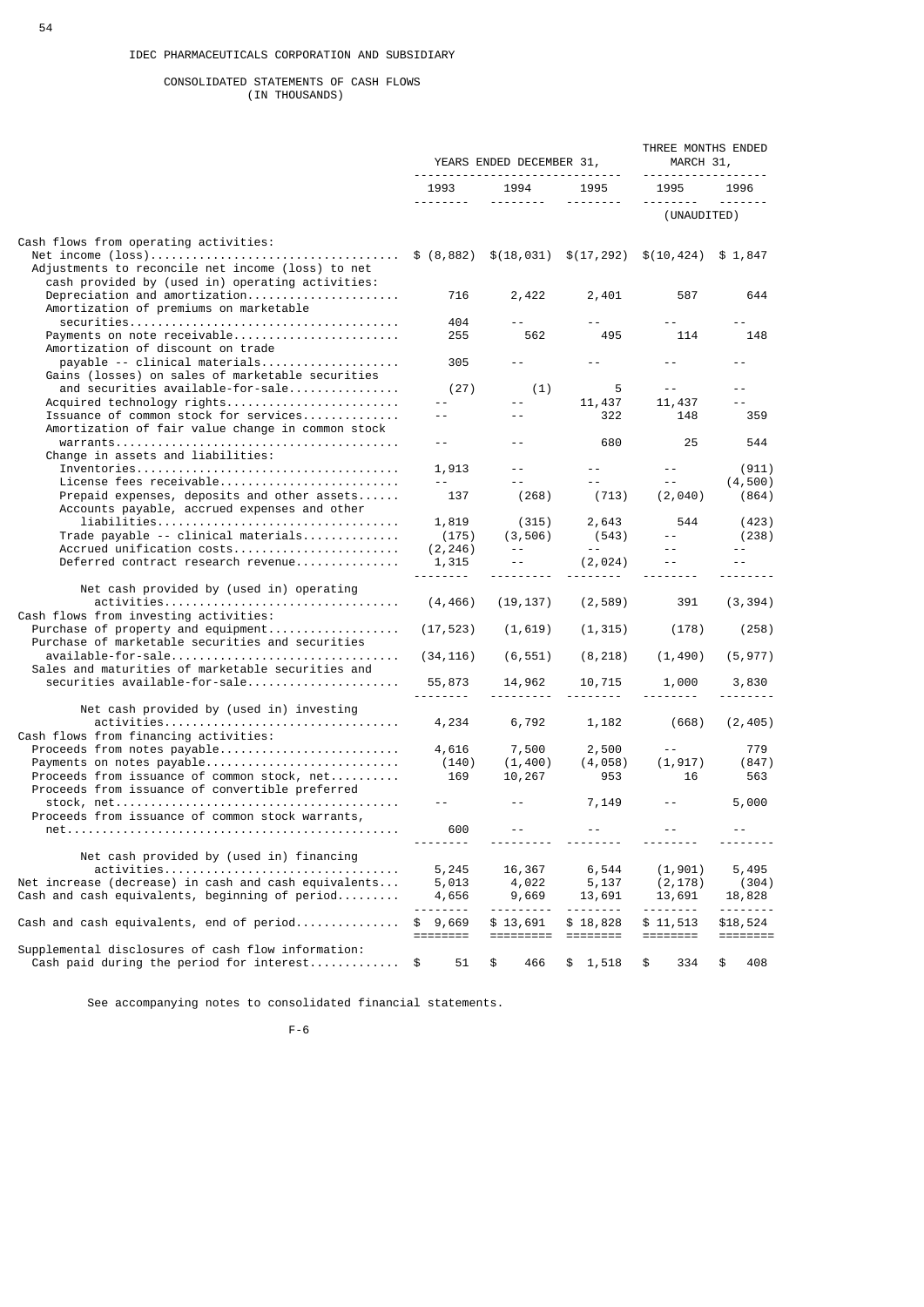IDEC PHARMACEUTICALS CORPORATION AND SUBSIDIARY

CONSOLIDATED STATEMENTS OF CASH FLOWS
(IN THOUSANDS)

| | YEARS ENDED DECEMBER 31, | | | THREE MONTHS ENDED MARCH 31, | |
|---|---|---|---|---|---|
| | 1993 | 1994 | 1995 | 1995 | 1996 |
| | | | | (UNAUDITED) | |
| Cash flows from operating activities: | | | | | |
| Net income (loss) | $ (8,882) | $(18,031) | $(17,292) | $(10,424) | $ 1,847 |
| Adjustments to reconcile net income (loss) to net cash provided by (used in) operating activities: | | | | | |
| Depreciation and amortization | 716 | 2,422 | 2,401 | 587 | 644 |
| Amortization of premiums on marketable securities | 404 | -- | -- | -- | -- |
| Payments on note receivable | 255 | 562 | 495 | 114 | 148 |
| Amortization of discount on trade payable -- clinical materials | 305 | -- | -- | -- | -- |
| Gains (losses) on sales of marketable securities and securities available-for-sale | (27) | (1) | 5 | -- | -- |
| Acquired technology rights | -- | -- | 11,437 | 11,437 | -- |
| Issuance of common stock for services | -- | -- | 322 | 148 | 359 |
| Amortization of fair value change in common stock warrants | -- | -- | 680 | 25 | 544 |
| Change in assets and liabilities: | | | | | |
| Inventories | 1,913 | -- | -- | -- | (911) |
| License fees receivable | -- | -- | -- | -- | (4,500) |
| Prepaid expenses, deposits and other assets | 137 | (268) | (713) | (2,040) | (864) |
| Accounts payable, accrued expenses and other liabilities | 1,819 | (315) | 2,643 | 544 | (423) |
| Trade payable -- clinical materials | (175) | (3,506) | (543) | -- | (238) |
| Accrued unification costs | (2,246) | -- | -- | -- | -- |
| Deferred contract research revenue | 1,315 | -- | (2,024) | -- | -- |
| Net cash provided by (used in) operating activities | (4,466) | (19,137) | (2,589) | 391 | (3,394) |
| Cash flows from investing activities: | | | | | |
| Purchase of property and equipment | (17,523) | (1,619) | (1,315) | (178) | (258) |
| Purchase of marketable securities and securities available-for-sale | (34,116) | (6,551) | (8,218) | (1,490) | (5,977) |
| Sales and maturities of marketable securities and securities available-for-sale | 55,873 | 14,962 | 10,715 | 1,000 | 3,830 |
| Net cash provided by (used in) investing activities | 4,234 | 6,792 | 1,182 | (668) | (2,405) |
| Cash flows from financing activities: | | | | | |
| Proceeds from notes payable | 4,616 | 7,500 | 2,500 | -- | 779 |
| Payments on notes payable | (140) | (1,400) | (4,058) | (1,917) | (847) |
| Proceeds from issuance of common stock, net | 169 | 10,267 | 953 | 16 | 563 |
| Proceeds from issuance of convertible preferred stock, net | -- | -- | 7,149 | -- | 5,000 |
| Proceeds from issuance of common stock warrants, net | 600 | -- | -- | -- | -- |
| Net cash provided by (used in) financing activities | 5,245 | 16,367 | 6,544 | (1,901) | 5,495 |
| Net increase (decrease) in cash and cash equivalents | 5,013 | 4,022 | 5,137 | (2,178) | (304) |
| Cash and cash equivalents, beginning of period | 4,656 | 9,669 | 13,691 | 13,691 | 18,828 |
| Cash and cash equivalents, end of period | $ 9,669 | $ 13,691 | $ 18,828 | $ 11,513 | $18,524 |
| Supplemental disclosures of cash flow information: | | | | | |
| Cash paid during the period for interest | $ 51 | $ 466 | $ 1,518 | $ 334 | $ 408 |

See accompanying notes to consolidated financial statements.

F-6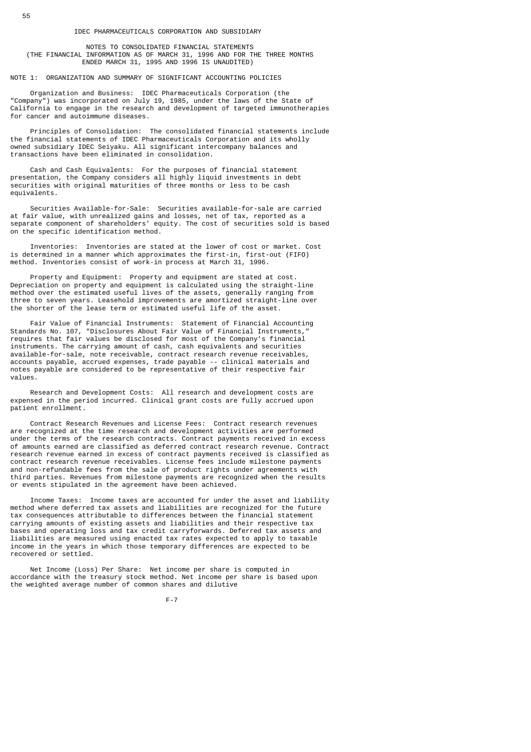IDEC PHARMACEUTICALS CORPORATION AND SUBSIDIARY

NOTES TO CONSOLIDATED FINANCIAL STATEMENTS
(THE FINANCIAL INFORMATION AS OF MARCH 31, 1996 AND FOR THE THREE MONTHS ENDED MARCH 31, 1995 AND 1996 IS UNAUDITED)

## NOTE 1: ORGANIZATION AND SUMMARY OF SIGNIFICANT ACCOUNTING POLICIES

Organization and Business: IDEC Pharmaceuticals Corporation (the "Company") was incorporated on July 19, 1985, under the laws of the State of California to engage in the research and development of targeted immunotherapies for cancer and autoimmune diseases.

Principles of Consolidation: The consolidated financial statements include the financial statements of IDEC Pharmaceuticals Corporation and its wholly owned subsidiary IDEC Seiyaku. All significant intercompany balances and transactions have been eliminated in consolidation.

Cash and Cash Equivalents: For the purposes of financial statement presentation, the Company considers all highly liquid investments in debt securities with original maturities of three months or less to be cash equivalents.

Securities Available-for-Sale: Securities available-for-sale are carried at fair value, with unrealized gains and losses, net of tax, reported as a separate component of shareholders' equity. The cost of securities sold is based on the specific identification method.

Inventories: Inventories are stated at the lower of cost or market. Cost is determined in a manner which approximates the first-in, first-out (FIFO) method. Inventories consist of work-in process at March 31, 1996.

Property and Equipment: Property and equipment are stated at cost. Depreciation on property and equipment is calculated using the straight-line method over the estimated useful lives of the assets, generally ranging from three to seven years. Leasehold improvements are amortized straight-line over the shorter of the lease term or estimated useful life of the asset.

Fair Value of Financial Instruments: Statement of Financial Accounting Standards No. 107, "Disclosures About Fair Value of Financial Instruments," requires that fair values be disclosed for most of the Company's financial instruments. The carrying amount of cash, cash equivalents and securities available-for-sale, note receivable, contract research revenue receivables, accounts payable, accrued expenses, trade payable -- clinical materials and notes payable are considered to be representative of their respective fair values.

Research and Development Costs: All research and development costs are expensed in the period incurred. Clinical grant costs are fully accrued upon patient enrollment.

Contract Research Revenues and License Fees: Contract research revenues are recognized at the time research and development activities are performed under the terms of the research contracts. Contract payments received in excess of amounts earned are classified as deferred contract research revenue. Contract research revenue earned in excess of contract payments received is classified as contract research revenue receivables. License fees include milestone payments and non-refundable fees from the sale of product rights under agreements with third parties. Revenues from milestone payments are recognized when the results or events stipulated in the agreement have been achieved.

Income Taxes: Income taxes are accounted for under the asset and liability method where deferred tax assets and liabilities are recognized for the future tax consequences attributable to differences between the financial statement carrying amounts of existing assets and liabilities and their respective tax bases and operating loss and tax credit carryforwards. Deferred tax assets and liabilities are measured using enacted tax rates expected to apply to taxable income in the years in which those temporary differences are expected to be recovered or settled.

Net Income (Loss) Per Share: Net income per share is computed in accordance with the treasury stock method. Net income per share is based upon the weighted average number of common shares and dilutive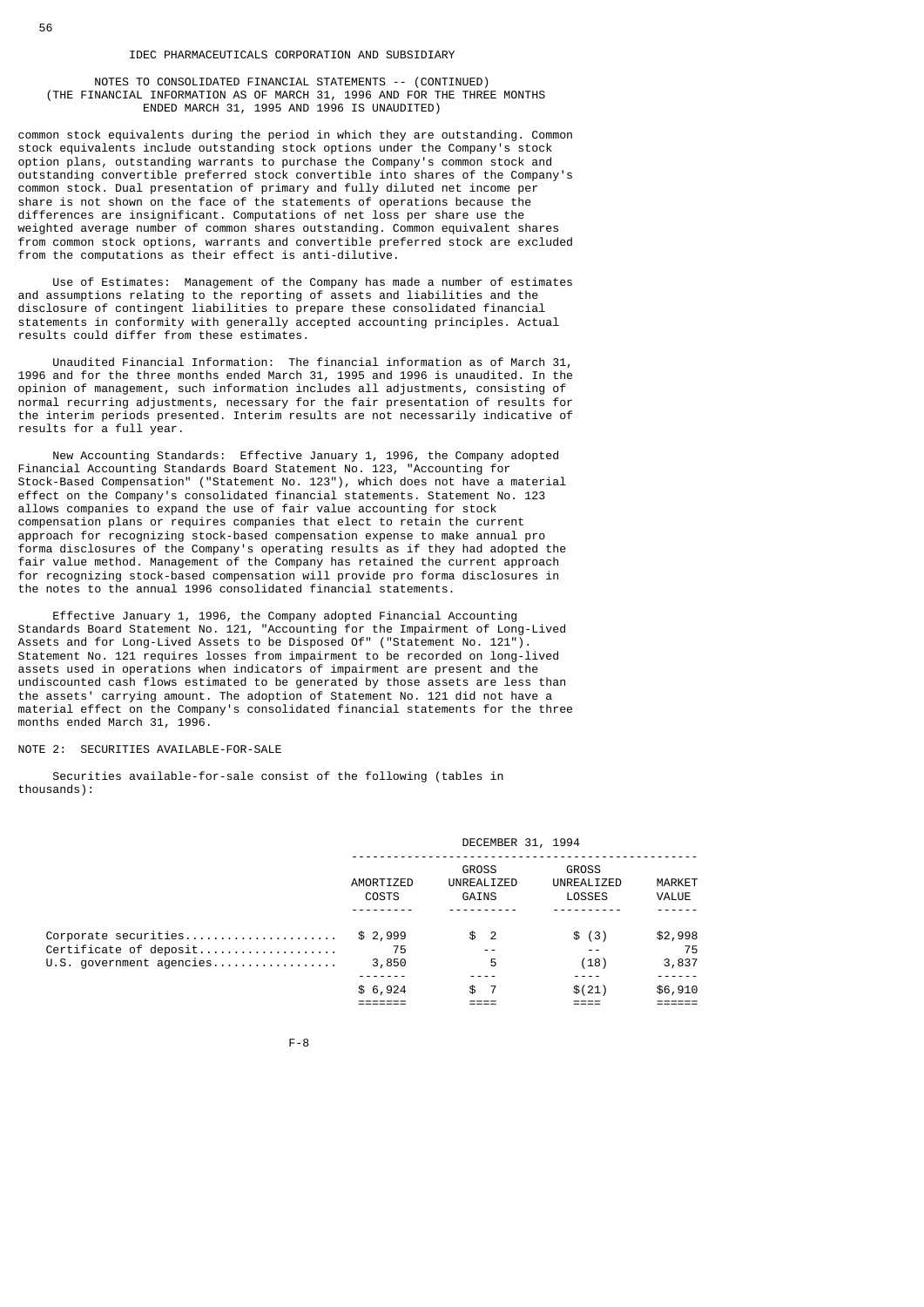IDEC PHARMACEUTICALS CORPORATION AND SUBSIDIARY

NOTES TO CONSOLIDATED FINANCIAL STATEMENTS -- (CONTINUED)
(THE FINANCIAL INFORMATION AS OF MARCH 31, 1996 AND FOR THE THREE MONTHS ENDED MARCH 31, 1995 AND 1996 IS UNAUDITED)

common stock equivalents during the period in which they are outstanding. Common stock equivalents include outstanding stock options under the Company's stock option plans, outstanding warrants to purchase the Company's common stock and outstanding convertible preferred stock convertible into shares of the Company's common stock. Dual presentation of primary and fully diluted net income per share is not shown on the face of the statements of operations because the differences are insignificant. Computations of net loss per share use the weighted average number of common shares outstanding. Common equivalent shares from common stock options, warrants and convertible preferred stock are excluded from the computations as their effect is anti-dilutive.

Use of Estimates: Management of the Company has made a number of estimates and assumptions relating to the reporting of assets and liabilities and the disclosure of contingent liabilities to prepare these consolidated financial statements in conformity with generally accepted accounting principles. Actual results could differ from these estimates.

Unaudited Financial Information: The financial information as of March 31, 1996 and for the three months ended March 31, 1995 and 1996 is unaudited. In the opinion of management, such information includes all adjustments, consisting of normal recurring adjustments, necessary for the fair presentation of results for the interim periods presented. Interim results are not necessarily indicative of results for a full year.

New Accounting Standards: Effective January 1, 1996, the Company adopted Financial Accounting Standards Board Statement No. 123, "Accounting for Stock-Based Compensation" ("Statement No. 123"), which does not have a material effect on the Company's consolidated financial statements. Statement No. 123 allows companies to expand the use of fair value accounting for stock compensation plans or requires companies that elect to retain the current approach for recognizing stock-based compensation expense to make annual pro forma disclosures of the Company's operating results as if they had adopted the fair value method. Management of the Company has retained the current approach for recognizing stock-based compensation will provide pro forma disclosures in the notes to the annual 1996 consolidated financial statements.

Effective January 1, 1996, the Company adopted Financial Accounting Standards Board Statement No. 121, "Accounting for the Impairment of Long-Lived Assets and for Long-Lived Assets to be Disposed Of" ("Statement No. 121"). Statement No. 121 requires losses from impairment to be recorded on long-lived assets used in operations when indicators of impairment are present and the undiscounted cash flows estimated to be generated by those assets are less than the assets' carrying amount. The adoption of Statement No. 121 did not have a material effect on the Company's consolidated financial statements for the three months ended March 31, 1996.

NOTE 2: SECURITIES AVAILABLE-FOR-SALE

Securities available-for-sale consist of the following (tables in thousands):

| | DECEMBER 31, 1994 | | | |
|---|---|---|---|---|
| | AMORTIZED COSTS | GROSS UNREALIZED GAINS | GROSS UNREALIZED LOSSES | MARKET VALUE |
| Corporate securities | $ 2,999 | $ 2 | $ (3) | $2,998 |
| Certificate of deposit | 75 | -- | -- | 75 |
| U.S. government agencies | 3,850 | 5 | (18) | 3,837 |
| | $ 6,924 | $ 7 | $(21) | $6,910 |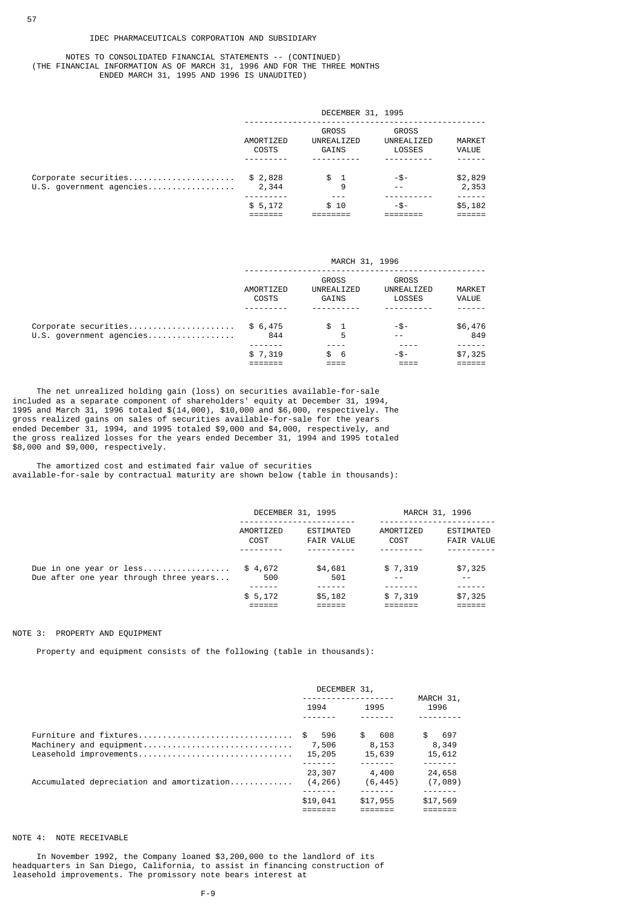IDEC PHARMACEUTICALS CORPORATION AND SUBSIDIARY

NOTES TO CONSOLIDATED FINANCIAL STATEMENTS -- (CONTINUED)
(THE FINANCIAL INFORMATION AS OF MARCH 31, 1996 AND FOR THE THREE MONTHS ENDED MARCH 31, 1995 AND 1996 IS UNAUDITED)

| | DECEMBER 31, 1995 | | | |
|---|---|---|---|---|
| | AMORTIZED COSTS | GROSS UNREALIZED GAINS | GROSS UNREALIZED LOSSES | MARKET VALUE |
| Corporate securities | $ 2,828 | $ 1 | -$- | $2,829 |
| U.S. government agencies | 2,344 | 9 | -- | 2,353 |
| | $ 5,172 | $ 10 | -$- | $5,182 |

| | MARCH 31, 1996 | | | |
|---|---|---|---|---|
| | AMORTIZED COSTS | GROSS UNREALIZED GAINS | GROSS UNREALIZED LOSSES | MARKET VALUE |
| Corporate securities | $ 6,475 | $ 1 | -$- | $6,476 |
| U.S. government agencies | 844 | 5 | -- | 849 |
| | $ 7,319 | $ 6 | -$- | $7,325 |

The net unrealized holding gain (loss) on securities available-for-sale included as a separate component of shareholders' equity at December 31, 1994, 1995 and March 31, 1996 totaled $(14,000), $10,000 and $6,000, respectively. The gross realized gains on sales of securities available-for-sale for the years ended December 31, 1994, and 1995 totaled $9,000 and $4,000, respectively, and the gross realized losses for the years ended December 31, 1994 and 1995 totaled $8,000 and $9,000, respectively.

The amortized cost and estimated fair value of securities available-for-sale by contractual maturity are shown below (table in thousands):

| | DECEMBER 31, 1995 | | MARCH 31, 1996 | |
|---|---|---|---|---|
| | AMORTIZED COST | ESTIMATED FAIR VALUE | AMORTIZED COST | ESTIMATED FAIR VALUE |
| Due in one year or less | $ 4,672 | $4,681 | $ 7,319 | $7,325 |
| Due after one year through three years | 500 | 501 | -- | -- |
| | $ 5,172 | $5,182 | $ 7,319 | $7,325 |

NOTE 3: PROPERTY AND EQUIPMENT

Property and equipment consists of the following (table in thousands):

| | DECEMBER 31, | | MARCH 31, |
|---|---|---|---|
| | 1994 | 1995 | 1996 |
| Furniture and fixtures | $ 596 | $ 608 | $ 697 |
| Machinery and equipment | 7,506 | 8,153 | 8,349 |
| Leasehold improvements | 15,205 | 15,639 | 15,612 |
| | 23,307 | 4,400 | 24,658 |
| Accumulated depreciation and amortization | (4,266) | (6,445) | (7,089) |
| | $19,041 | $17,955 | $17,569 |

NOTE 4: NOTE RECEIVABLE

In November 1992, the Company loaned $3,200,000 to the landlord of its headquarters in San Diego, California, to assist in financing construction of leasehold improvements. The promissory note bears interest at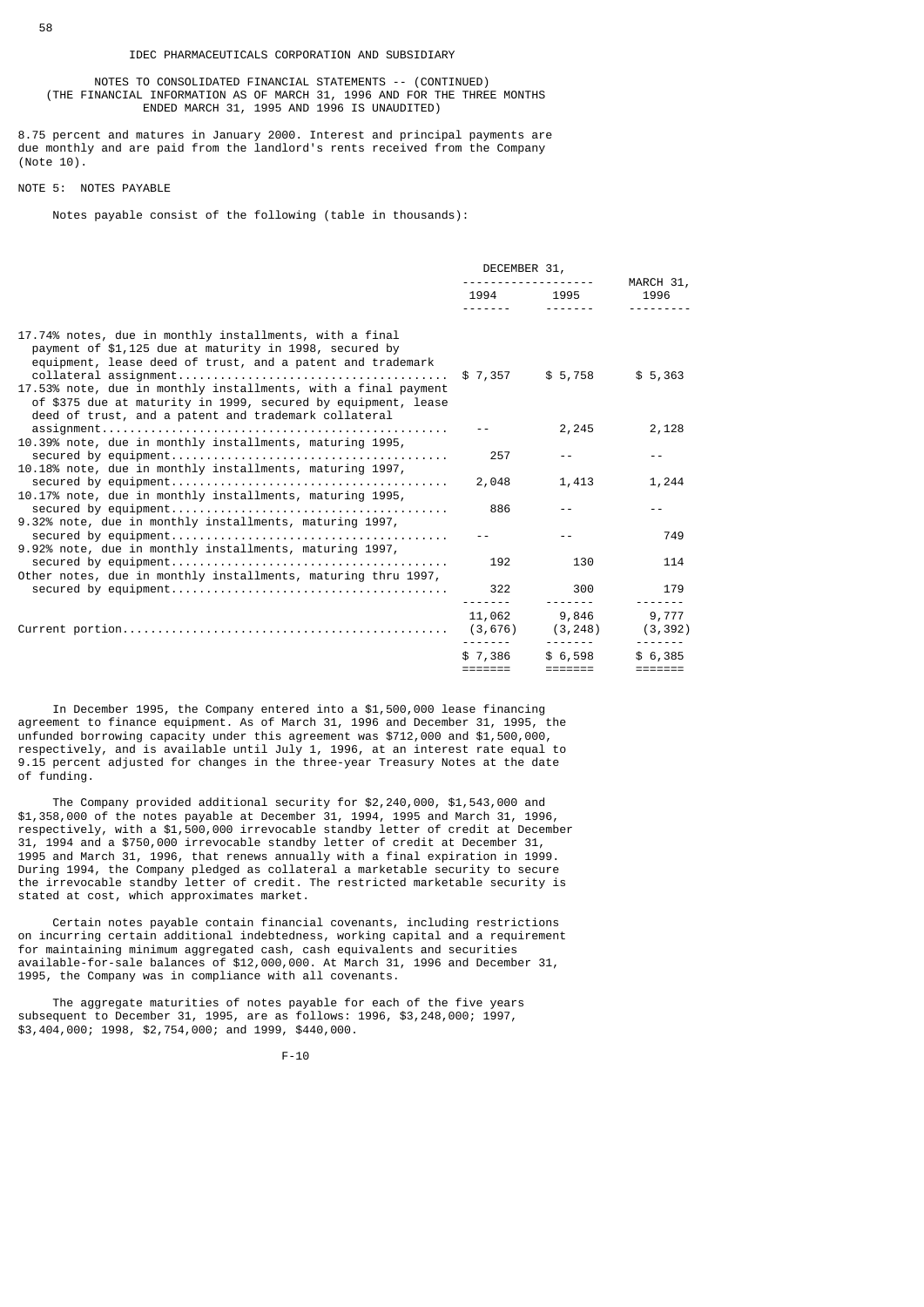IDEC PHARMACEUTICALS CORPORATION AND SUBSIDIARY

NOTES TO CONSOLIDATED FINANCIAL STATEMENTS -- (CONTINUED)
(THE FINANCIAL INFORMATION AS OF MARCH 31, 1996 AND FOR THE THREE MONTHS ENDED MARCH 31, 1995 AND 1996 IS UNAUDITED)

8.75 percent and matures in January 2000. Interest and principal payments are due monthly and are paid from the landlord's rents received from the Company (Note 10).

NOTE 5: NOTES PAYABLE

Notes payable consist of the following (table in thousands):

| | DECEMBER 31, | | MARCH 31, |
|---|---|---|---|
| | 1994 | 1995 | 1996 |
| 17.74% notes, due in monthly installments, with a final payment of $1,125 due at maturity in 1998, secured by equipment, lease deed of trust, and a patent and trademark collateral assignment | $ 7,357 | $ 5,758 | $ 5,363 |
| 17.53% note, due in monthly installments, with a final payment of $375 due at maturity in 1999, secured by equipment, lease deed of trust, and a patent and trademark collateral assignment | -- | 2,245 | 2,128 |
| 10.39% note, due in monthly installments, maturing 1995, secured by equipment | 257 | -- | -- |
| 10.18% note, due in monthly installments, maturing 1997, secured by equipment | 2,048 | 1,413 | 1,244 |
| 10.17% note, due in monthly installments, maturing 1995, secured by equipment | 886 | -- | -- |
| 9.32% note, due in monthly installments, maturing 1997, secured by equipment | -- | -- | 749 |
| 9.92% note, due in monthly installments, maturing 1997, secured by equipment | 192 | 130 | 114 |
| Other notes, due in monthly installments, maturing thru 1997, secured by equipment | 322 | 300 | 179 |
| | 11,062 | 9,846 | 9,777 |
| Current portion | (3,676) | (3,248) | (3,392) |
| | $ 7,386 | $ 6,598 | $ 6,385 |

In December 1995, the Company entered into a $1,500,000 lease financing agreement to finance equipment. As of March 31, 1996 and December 31, 1995, the unfunded borrowing capacity under this agreement was $712,000 and $1,500,000, respectively, and is available until July 1, 1996, at an interest rate equal to 9.15 percent adjusted for changes in the three-year Treasury Notes at the date of funding.

The Company provided additional security for $2,240,000, $1,543,000 and $1,358,000 of the notes payable at December 31, 1994, 1995 and March 31, 1996, respectively, with a $1,500,000 irrevocable standby letter of credit at December 31, 1994 and a $750,000 irrevocable standby letter of credit at December 31, 1995 and March 31, 1996, that renews annually with a final expiration in 1999. During 1994, the Company pledged as collateral a marketable security to secure the irrevocable standby letter of credit. The restricted marketable security is stated at cost, which approximates market.

Certain notes payable contain financial covenants, including restrictions on incurring certain additional indebtedness, working capital and a requirement for maintaining minimum aggregated cash, cash equivalents and securities available-for-sale balances of $12,000,000. At March 31, 1996 and December 31, 1995, the Company was in compliance with all covenants.

The aggregate maturities of notes payable for each of the five years subsequent to December 31, 1995, are as follows: 1996, $3,248,000; 1997, $3,404,000; 1998, $2,754,000; and 1999, $440,000.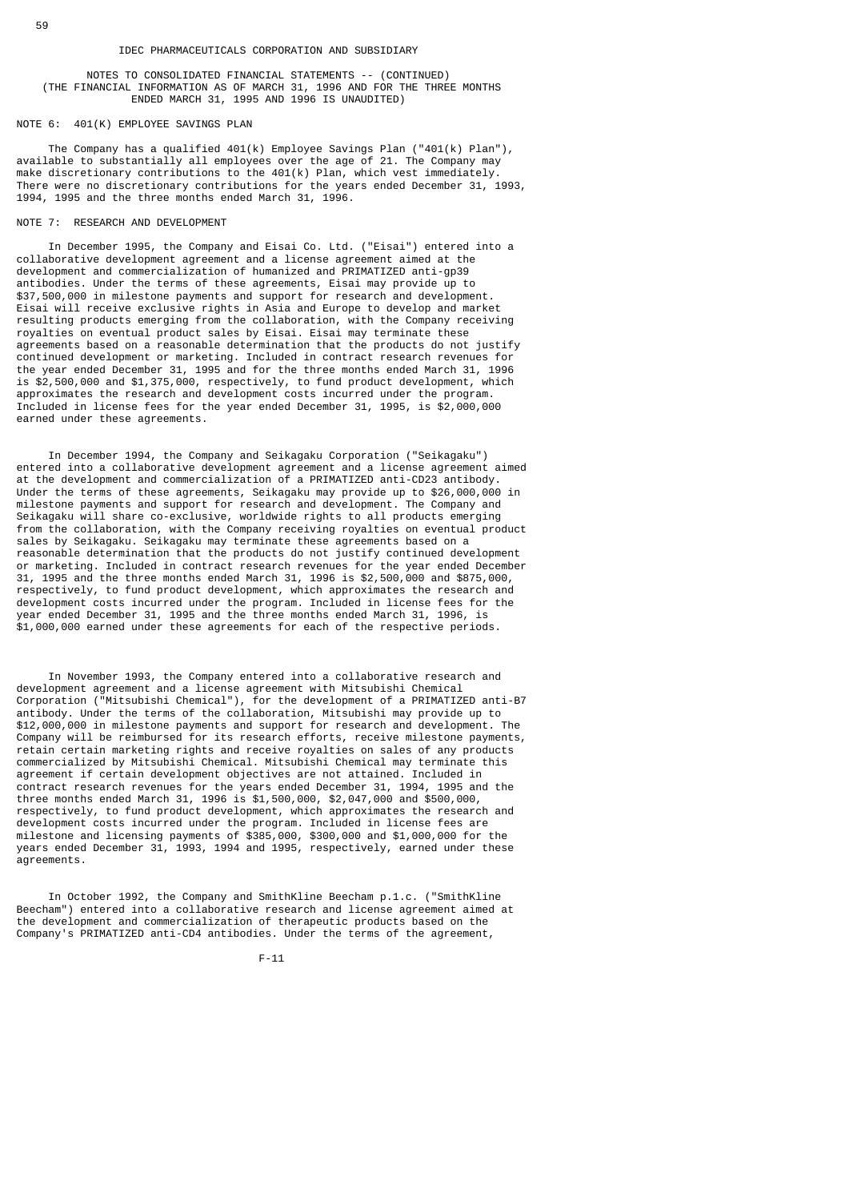IDEC PHARMACEUTICALS CORPORATION AND SUBSIDIARY

NOTES TO CONSOLIDATED FINANCIAL STATEMENTS -- (CONTINUED)
(THE FINANCIAL INFORMATION AS OF MARCH 31, 1996 AND FOR THE THREE MONTHS ENDED MARCH 31, 1995 AND 1996 IS UNAUDITED)

## NOTE 6: 401(K) EMPLOYEE SAVINGS PLAN

The Company has a qualified 401(k) Employee Savings Plan ("401(k) Plan"), available to substantially all employees over the age of 21. The Company may make discretionary contributions to the 401(k) Plan, which vest immediately. There were no discretionary contributions for the years ended December 31, 1993, 1994, 1995 and the three months ended March 31, 1996.

## NOTE 7: RESEARCH AND DEVELOPMENT

In December 1995, the Company and Eisai Co. Ltd. ("Eisai") entered into a collaborative development agreement and a license agreement aimed at the development and commercialization of humanized and PRIMATIZED anti-gp39 antibodies. Under the terms of these agreements, Eisai may provide up to $37,500,000 in milestone payments and support for research and development. Eisai will receive exclusive rights in Asia and Europe to develop and market resulting products emerging from the collaboration, with the Company receiving royalties on eventual product sales by Eisai. Eisai may terminate these agreements based on a reasonable determination that the products do not justify continued development or marketing. Included in contract research revenues for the year ended December 31, 1995 and for the three months ended March 31, 1996 is $2,500,000 and $1,375,000, respectively, to fund product development, which approximates the research and development costs incurred under the program. Included in license fees for the year ended December 31, 1995, is $2,000,000 earned under these agreements.

In December 1994, the Company and Seikagaku Corporation ("Seikagaku") entered into a collaborative development agreement and a license agreement aimed at the development and commercialization of a PRIMATIZED anti-CD23 antibody. Under the terms of these agreements, Seikagaku may provide up to $26,000,000 in milestone payments and support for research and development. The Company and Seikagaku will share co-exclusive, worldwide rights to all products emerging from the collaboration, with the Company receiving royalties on eventual product sales by Seikagaku. Seikagaku may terminate these agreements based on a reasonable determination that the products do not justify continued development or marketing. Included in contract research revenues for the year ended December 31, 1995 and the three months ended March 31, 1996 is $2,500,000 and $875,000, respectively, to fund product development, which approximates the research and development costs incurred under the program. Included in license fees for the year ended December 31, 1995 and the three months ended March 31, 1996, is $1,000,000 earned under these agreements for each of the respective periods.

In November 1993, the Company entered into a collaborative research and development agreement and a license agreement with Mitsubishi Chemical Corporation ("Mitsubishi Chemical"), for the development of a PRIMATIZED anti-B7 antibody. Under the terms of the collaboration, Mitsubishi may provide up to $12,000,000 in milestone payments and support for research and development. The Company will be reimbursed for its research efforts, receive milestone payments, retain certain marketing rights and receive royalties on sales of any products commercialized by Mitsubishi Chemical. Mitsubishi Chemical may terminate this agreement if certain development objectives are not attained. Included in contract research revenues for the years ended December 31, 1994, 1995 and the three months ended March 31, 1996 is $1,500,000, $2,047,000 and $500,000, respectively, to fund product development, which approximates the research and development costs incurred under the program. Included in license fees are milestone and licensing payments of $385,000, $300,000 and $1,000,000 for the years ended December 31, 1993, 1994 and 1995, respectively, earned under these agreements.

In October 1992, the Company and SmithKline Beecham p.l.c. ("SmithKline Beecham") entered into a collaborative research and license agreement aimed at the development and commercialization of therapeutic products based on the Company's PRIMATIZED anti-CD4 antibodies. Under the terms of the agreement,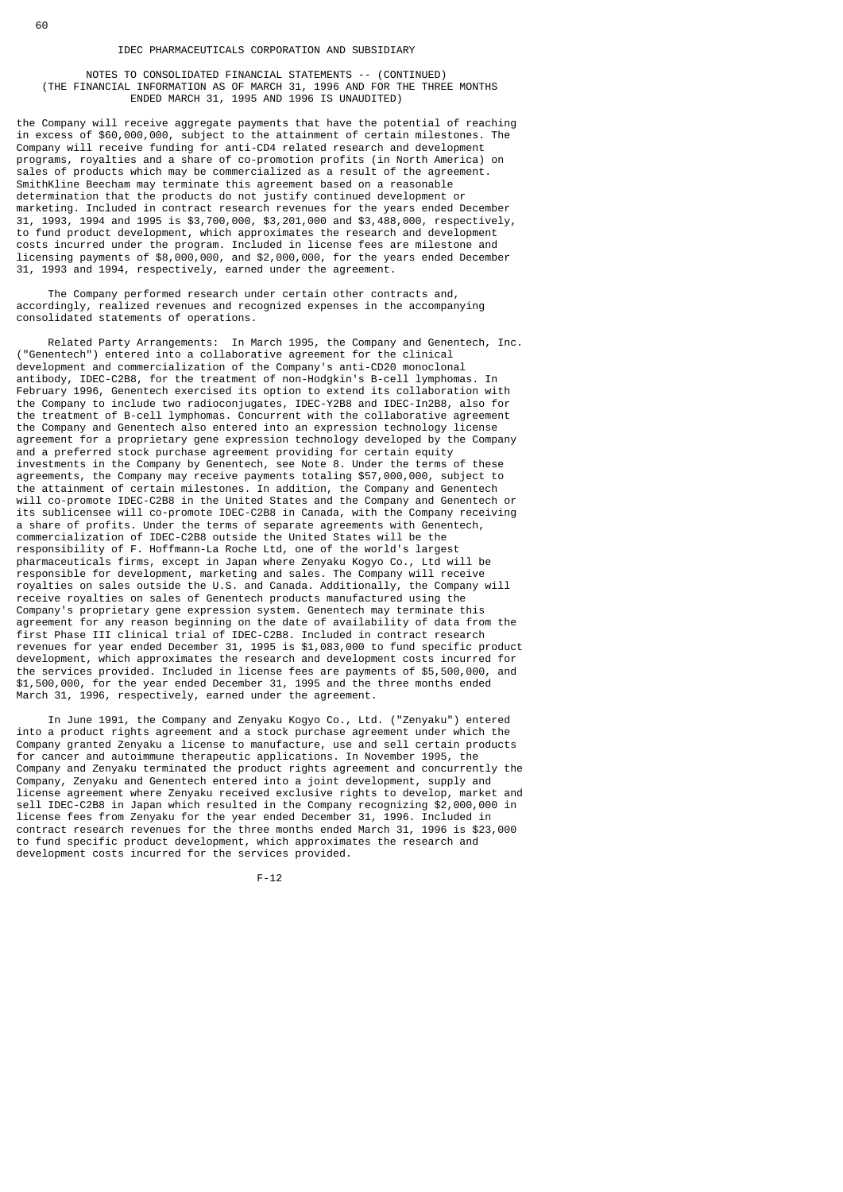IDEC PHARMACEUTICALS CORPORATION AND SUBSIDIARY

NOTES TO CONSOLIDATED FINANCIAL STATEMENTS -- (CONTINUED)
(THE FINANCIAL INFORMATION AS OF MARCH 31, 1996 AND FOR THE THREE MONTHS ENDED MARCH 31, 1995 AND 1996 IS UNAUDITED)

the Company will receive aggregate payments that have the potential of reaching in excess of $60,000,000, subject to the attainment of certain milestones. The Company will receive funding for anti-CD4 related research and development programs, royalties and a share of co-promotion profits (in North America) on sales of products which may be commercialized as a result of the agreement. SmithKline Beecham may terminate this agreement based on a reasonable determination that the products do not justify continued development or marketing. Included in contract research revenues for the years ended December 31, 1993, 1994 and 1995 is $3,700,000, $3,201,000 and $3,488,000, respectively, to fund product development, which approximates the research and development costs incurred under the program. Included in license fees are milestone and licensing payments of $8,000,000, and $2,000,000, for the years ended December 31, 1993 and 1994, respectively, earned under the agreement.

The Company performed research under certain other contracts and, accordingly, realized revenues and recognized expenses in the accompanying consolidated statements of operations.

Related Party Arrangements: In March 1995, the Company and Genentech, Inc. ("Genentech") entered into a collaborative agreement for the clinical development and commercialization of the Company's anti-CD20 monoclonal antibody, IDEC-C2B8, for the treatment of non-Hodgkin's B-cell lymphomas. In February 1996, Genentech exercised its option to extend its collaboration with the Company to include two radioconjugates, IDEC-Y2B8 and IDEC-In2B8, also for the treatment of B-cell lymphomas. Concurrent with the collaborative agreement the Company and Genentech also entered into an expression technology license agreement for a proprietary gene expression technology developed by the Company and a preferred stock purchase agreement providing for certain equity investments in the Company by Genentech, see Note 8. Under the terms of these agreements, the Company may receive payments totaling $57,000,000, subject to the attainment of certain milestones. In addition, the Company and Genentech will co-promote IDEC-C2B8 in the United States and the Company and Genentech or its sublicensee will co-promote IDEC-C2B8 in Canada, with the Company receiving a share of profits. Under the terms of separate agreements with Genentech, commercialization of IDEC-C2B8 outside the United States will be the responsibility of F. Hoffmann-La Roche Ltd, one of the world's largest pharmaceuticals firms, except in Japan where Zenyaku Kogyo Co., Ltd will be responsible for development, marketing and sales. The Company will receive royalties on sales outside the U.S. and Canada. Additionally, the Company will receive royalties on sales of Genentech products manufactured using the Company's proprietary gene expression system. Genentech may terminate this agreement for any reason beginning on the date of availability of data from the first Phase III clinical trial of IDEC-C2B8. Included in contract research revenues for year ended December 31, 1995 is $1,083,000 to fund specific product development, which approximates the research and development costs incurred for the services provided. Included in license fees are payments of $5,500,000, and $1,500,000, for the year ended December 31, 1995 and the three months ended March 31, 1996, respectively, earned under the agreement.

In June 1991, the Company and Zenyaku Kogyo Co., Ltd. ("Zenyaku") entered into a product rights agreement and a stock purchase agreement under which the Company granted Zenyaku a license to manufacture, use and sell certain products for cancer and autoimmune therapeutic applications. In November 1995, the Company and Zenyaku terminated the product rights agreement and concurrently the Company, Zenyaku and Genentech entered into a joint development, supply and license agreement where Zenyaku received exclusive rights to develop, market and sell IDEC-C2B8 in Japan which resulted in the Company recognizing $2,000,000 in license fees from Zenyaku for the year ended December 31, 1996. Included in contract research revenues for the three months ended March 31, 1996 is $23,000 to fund specific product development, which approximates the research and development costs incurred for the services provided.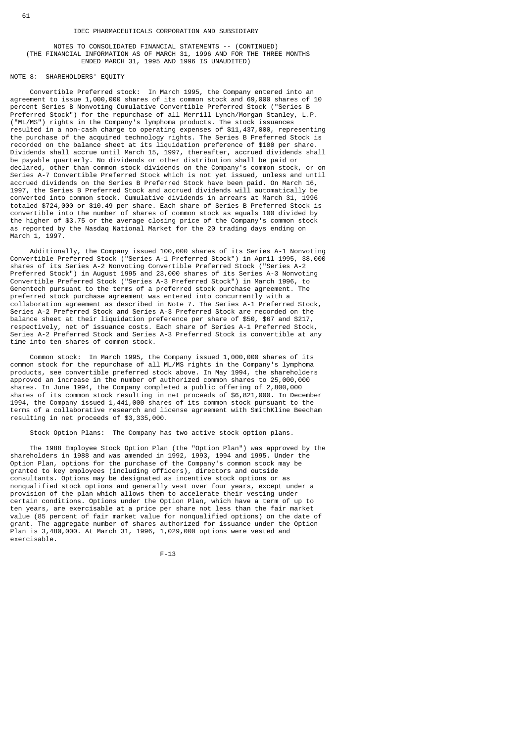IDEC PHARMACEUTICALS CORPORATION AND SUBSIDIARY

NOTES TO CONSOLIDATED FINANCIAL STATEMENTS -- (CONTINUED)
(THE FINANCIAL INFORMATION AS OF MARCH 31, 1996 AND FOR THE THREE MONTHS ENDED MARCH 31, 1995 AND 1996 IS UNAUDITED)

## NOTE 8: SHAREHOLDERS' EQUITY

Convertible Preferred stock: In March 1995, the Company entered into an agreement to issue 1,000,000 shares of its common stock and 69,000 shares of 10 percent Series B Nonvoting Cumulative Convertible Preferred Stock ("Series B Preferred Stock") for the repurchase of all Merrill Lynch/Morgan Stanley, L.P. ("ML/MS") rights in the Company's lymphoma products. The stock issuances resulted in a non-cash charge to operating expenses of $11,437,000, representing the purchase of the acquired technology rights. The Series B Preferred Stock is recorded on the balance sheet at its liquidation preference of $100 per share. Dividends shall accrue until March 15, 1997, thereafter, accrued dividends shall be payable quarterly. No dividends or other distribution shall be paid or declared, other than common stock dividends on the Company's common stock, or on Series A-7 Convertible Preferred Stock which is not yet issued, unless and until accrued dividends on the Series B Preferred Stock have been paid. On March 16, 1997, the Series B Preferred Stock and accrued dividends will automatically be converted into common stock. Cumulative dividends in arrears at March 31, 1996 totaled $724,000 or $10.49 per share. Each share of Series B Preferred Stock is convertible into the number of shares of common stock as equals 100 divided by the higher of $3.75 or the average closing price of the Company's common stock as reported by the Nasdaq National Market for the 20 trading days ending on March 1, 1997.

Additionally, the Company issued 100,000 shares of its Series A-1 Nonvoting Convertible Preferred Stock ("Series A-1 Preferred Stock") in April 1995, 38,000 shares of its Series A-2 Nonvoting Convertible Preferred Stock ("Series A-2 Preferred Stock") in August 1995 and 23,000 shares of its Series A-3 Nonvoting Convertible Preferred Stock ("Series A-3 Preferred Stock") in March 1996, to Genentech pursuant to the terms of a preferred stock purchase agreement. The preferred stock purchase agreement was entered into concurrently with a collaboration agreement as described in Note 7. The Series A-1 Preferred Stock, Series A-2 Preferred Stock and Series A-3 Preferred Stock are recorded on the balance sheet at their liquidation preference per share of $50, $67 and $217, respectively, net of issuance costs. Each share of Series A-1 Preferred Stock, Series A-2 Preferred Stock and Series A-3 Preferred Stock is convertible at any time into ten shares of common stock.

Common stock: In March 1995, the Company issued 1,000,000 shares of its common stock for the repurchase of all ML/MS rights in the Company's lymphoma products, see convertible preferred stock above. In May 1994, the shareholders approved an increase in the number of authorized common shares to 25,000,000 shares. In June 1994, the Company completed a public offering of 2,800,000 shares of its common stock resulting in net proceeds of $6,821,000. In December 1994, the Company issued 1,441,000 shares of its common stock pursuant to the terms of a collaborative research and license agreement with SmithKline Beecham resulting in net proceeds of $3,335,000.

Stock Option Plans: The Company has two active stock option plans.

The 1988 Employee Stock Option Plan (the "Option Plan") was approved by the shareholders in 1988 and was amended in 1992, 1993, 1994 and 1995. Under the Option Plan, options for the purchase of the Company's common stock may be granted to key employees (including officers), directors and outside consultants. Options may be designated as incentive stock options or as nonqualified stock options and generally vest over four years, except under a provision of the plan which allows them to accelerate their vesting under certain conditions. Options under the Option Plan, which have a term of up to ten years, are exercisable at a price per share not less than the fair market value (85 percent of fair market value for nonqualified options) on the date of grant. The aggregate number of shares authorized for issuance under the Option Plan is 3,480,000. At March 31, 1996, 1,029,000 options were vested and exercisable.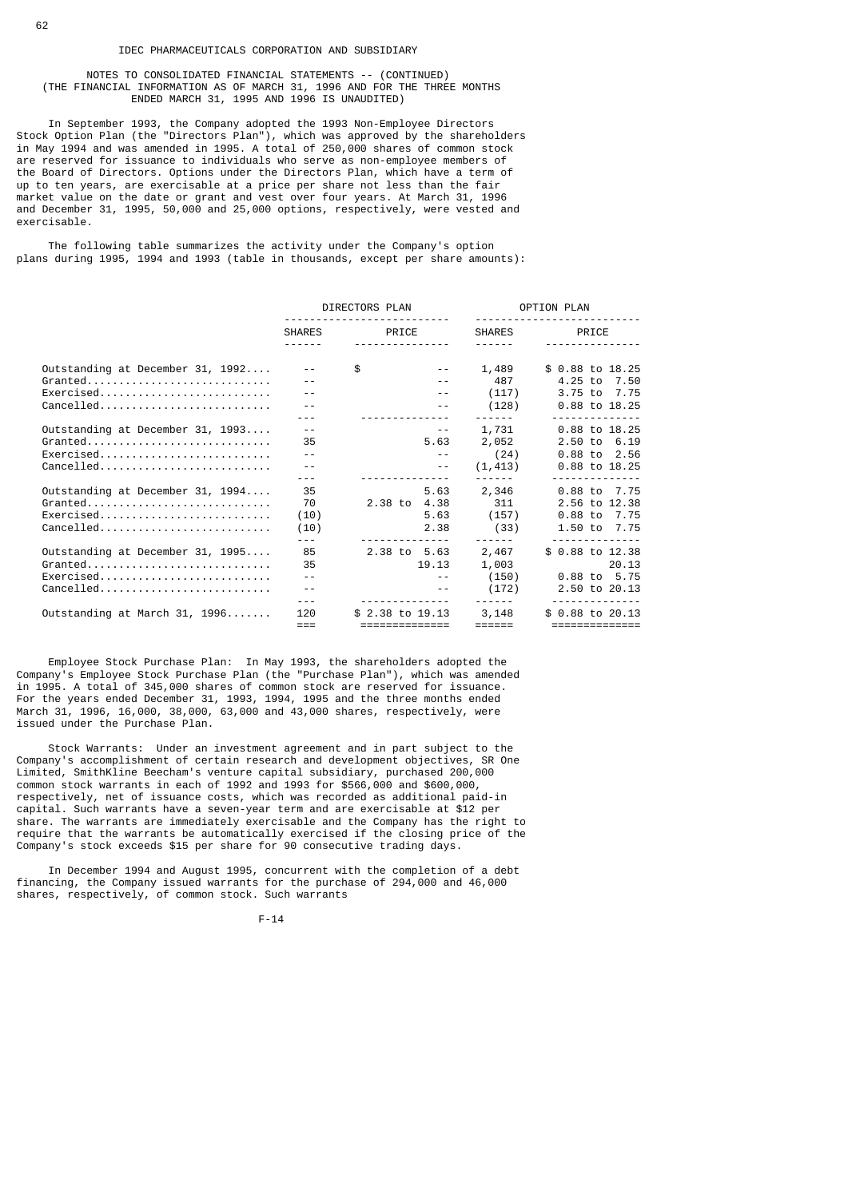IDEC PHARMACEUTICALS CORPORATION AND SUBSIDIARY

NOTES TO CONSOLIDATED FINANCIAL STATEMENTS -- (CONTINUED)
(THE FINANCIAL INFORMATION AS OF MARCH 31, 1996 AND FOR THE THREE MONTHS ENDED MARCH 31, 1995 AND 1996 IS UNAUDITED)

In September 1993, the Company adopted the 1993 Non-Employee Directors Stock Option Plan (the "Directors Plan"), which was approved by the shareholders in May 1994 and was amended in 1995. A total of 250,000 shares of common stock are reserved for issuance to individuals who serve as non-employee members of the Board of Directors. Options under the Directors Plan, which have a term of up to ten years, are exercisable at a price per share not less than the fair market value on the date or grant and vest over four years. At March 31, 1996 and December 31, 1995, 50,000 and 25,000 options, respectively, were vested and exercisable.

The following table summarizes the activity under the Company's option plans during 1995, 1994 and 1993 (table in thousands, except per share amounts):

| | DIRECTORS PLAN | | OPTION PLAN | |
|---|---|---|---|---|
| | SHARES | PRICE | SHARES | PRICE |
| Outstanding at December 31, 1992 | -- | $ -- | 1,489 | $ 0.88 to 18.25 |
| Granted | -- | -- | 487 | 4.25 to 7.50 |
| Exercised | -- | -- | (117) | 3.75 to 7.75 |
| Cancelled | -- | -- | (128) | 0.88 to 18.25 |
| Outstanding at December 31, 1993 | -- | -- | 1,731 | 0.88 to 18.25 |
| Granted | 35 | 5.63 | 2,052 | 2.50 to 6.19 |
| Exercised | -- | -- | (24) | 0.88 to 2.56 |
| Cancelled | -- | -- | (1,413) | 0.88 to 18.25 |
| Outstanding at December 31, 1994 | 35 | 5.63 | 2,346 | 0.88 to 7.75 |
| Granted | 70 | 2.38 to 4.38 | 311 | 2.56 to 12.38 |
| Exercised | (10) | 5.63 | (157) | 0.88 to 7.75 |
| Cancelled | (10) | 2.38 | (33) | 1.50 to 7.75 |
| Outstanding at December 31, 1995 | 85 | 2.38 to 5.63 | 2,467 | $ 0.88 to 12.38 |
| Granted | 35 | 19.13 | 1,003 | 20.13 |
| Exercised | -- | -- | (150) | 0.88 to 5.75 |
| Cancelled | -- | -- | (172) | 2.50 to 20.13 |
| Outstanding at March 31, 1996 | 120 | $ 2.38 to 19.13 | 3,148 | $ 0.88 to 20.13 |

Employee Stock Purchase Plan: In May 1993, the shareholders adopted the Company's Employee Stock Purchase Plan (the "Purchase Plan"), which was amended in 1995. A total of 345,000 shares of common stock are reserved for issuance. For the years ended December 31, 1993, 1994, 1995 and the three months ended March 31, 1996, 16,000, 38,000, 63,000 and 43,000 shares, respectively, were issued under the Purchase Plan.

Stock Warrants: Under an investment agreement and in part subject to the Company's accomplishment of certain research and development objectives, SR One Limited, SmithKline Beecham's venture capital subsidiary, purchased 200,000 common stock warrants in each of 1992 and 1993 for $566,000 and $600,000, respectively, net of issuance costs, which was recorded as additional paid-in capital. Such warrants have a seven-year term and are exercisable at $12 per share. The warrants are immediately exercisable and the Company has the right to require that the warrants be automatically exercised if the closing price of the Company's stock exceeds $15 per share for 90 consecutive trading days.

In December 1994 and August 1995, concurrent with the completion of a debt financing, the Company issued warrants for the purchase of 294,000 and 46,000 shares, respectively, of common stock. Such warrants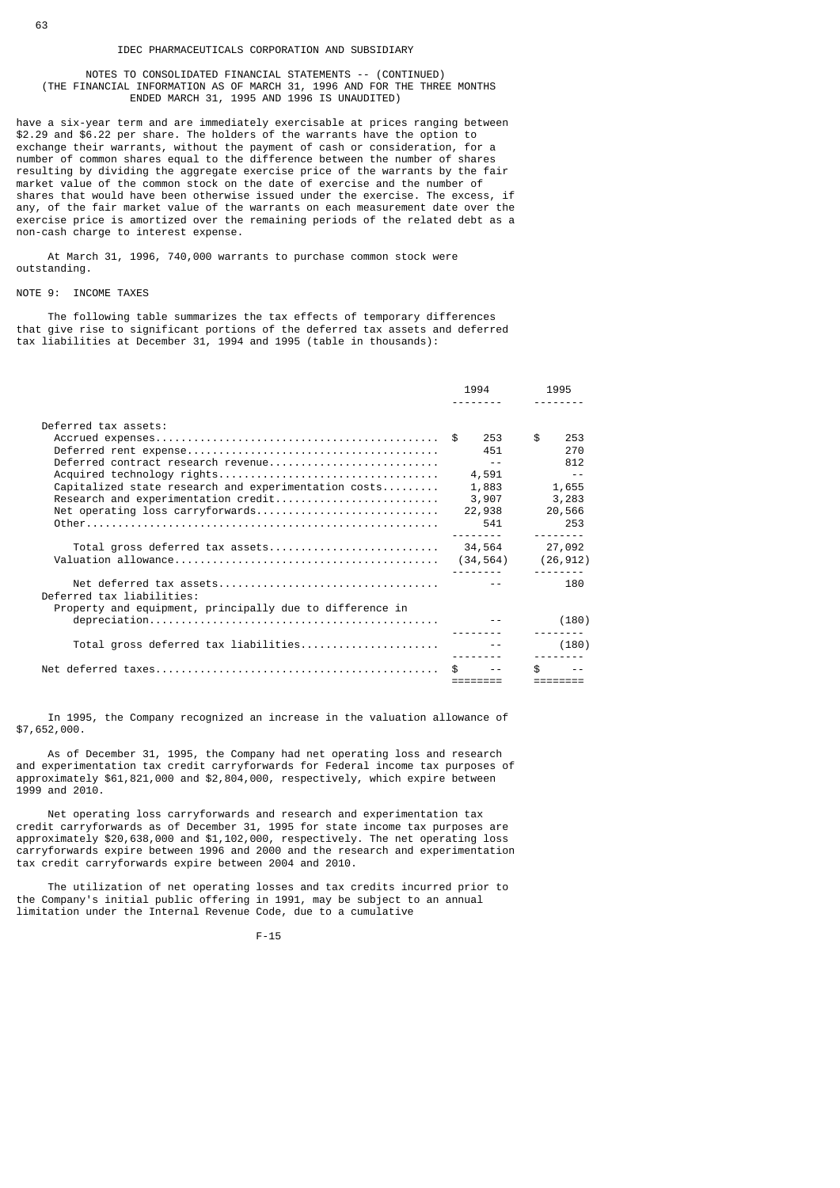IDEC PHARMACEUTICALS CORPORATION AND SUBSIDIARY

NOTES TO CONSOLIDATED FINANCIAL STATEMENTS -- (CONTINUED)
(THE FINANCIAL INFORMATION AS OF MARCH 31, 1996 AND FOR THE THREE MONTHS ENDED MARCH 31, 1995 AND 1996 IS UNAUDITED)

have a six-year term and are immediately exercisable at prices ranging between $2.29 and $6.22 per share. The holders of the warrants have the option to exchange their warrants, without the payment of cash or consideration, for a number of common shares equal to the difference between the number of shares resulting by dividing the aggregate exercise price of the warrants by the fair market value of the common stock on the date of exercise and the number of shares that would have been otherwise issued under the exercise. The excess, if any, of the fair market value of the warrants on each measurement date over the exercise price is amortized over the remaining periods of the related debt as a non-cash charge to interest expense.

At March 31, 1996, 740,000 warrants to purchase common stock were outstanding.

NOTE 9: INCOME TAXES

The following table summarizes the tax effects of temporary differences that give rise to significant portions of the deferred tax assets and deferred tax liabilities at December 31, 1994 and 1995 (table in thousands):

| | 1994 | 1995 |
|---|---|---|
| Deferred tax assets: | | |
| Accrued expenses | $ 253 | $ 253 |
| Deferred rent expense | 451 | 270 |
| Deferred contract research revenue | -- | 812 |
| Acquired technology rights | 4,591 | -- |
| Capitalized state research and experimentation costs | 1,883 | 1,655 |
| Research and experimentation credit | 3,907 | 3,283 |
| Net operating loss carryforwards | 22,938 | 20,566 |
| Other | 541 | 253 |
| Total gross deferred tax assets | 34,564 | 27,092 |
| Valuation allowance | (34,564) | (26,912) |
| Net deferred tax assets | -- | 180 |
| Deferred tax liabilities: | | |
| Property and equipment, principally due to difference in depreciation | -- | (180) |
| Total gross deferred tax liabilities | -- | (180) |
| Net deferred taxes | $ -- | $ -- |

In 1995, the Company recognized an increase in the valuation allowance of $7,652,000.

As of December 31, 1995, the Company had net operating loss and research and experimentation tax credit carryforwards for Federal income tax purposes of approximately $61,821,000 and $2,804,000, respectively, which expire between 1999 and 2010.

Net operating loss carryforwards and research and experimentation tax credit carryforwards as of December 31, 1995 for state income tax purposes are approximately $20,638,000 and $1,102,000, respectively. The net operating loss carryforwards expire between 1996 and 2000 and the research and experimentation tax credit carryforwards expire between 2004 and 2010.

The utilization of net operating losses and tax credits incurred prior to the Company's initial public offering in 1991, may be subject to an annual limitation under the Internal Revenue Code, due to a cumulative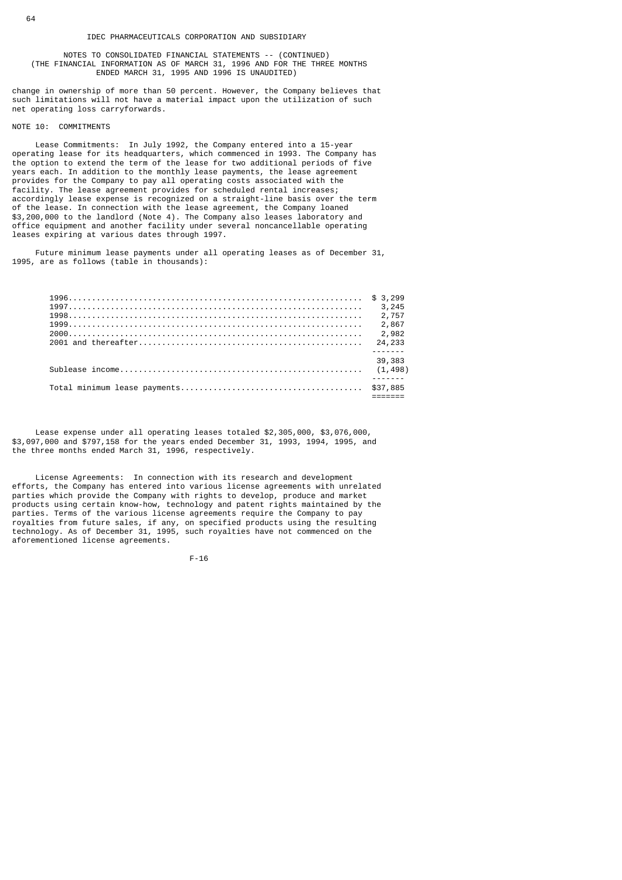IDEC PHARMACEUTICALS CORPORATION AND SUBSIDIARY

NOTES TO CONSOLIDATED FINANCIAL STATEMENTS -- (CONTINUED)
(THE FINANCIAL INFORMATION AS OF MARCH 31, 1996 AND FOR THE THREE MONTHS ENDED MARCH 31, 1995 AND 1996 IS UNAUDITED)

change in ownership of more than 50 percent. However, the Company believes that such limitations will not have a material impact upon the utilization of such net operating loss carryforwards.

NOTE 10: COMMITMENTS

Lease Commitments: In July 1992, the Company entered into a 15-year operating lease for its headquarters, which commenced in 1993. The Company has the option to extend the term of the lease for two additional periods of five years each. In addition to the monthly lease payments, the lease agreement provides for the Company to pay all operating costs associated with the facility. The lease agreement provides for scheduled rental increases; accordingly lease expense is recognized on a straight-line basis over the term of the lease. In connection with the lease agreement, the Company loaned $3,200,000 to the landlord (Note 4). The Company also leases laboratory and office equipment and another facility under several noncancellable operating leases expiring at various dates through 1997.

Future minimum lease payments under all operating leases as of December 31, 1995, are as follows (table in thousands):

| | |
|---|---|
| 1996 | $ 3,299 |
| 1997 | 3,245 |
| 1998 | 2,757 |
| 1999 | 2,867 |
| 2000 | 2,982 |
| 2001 and thereafter | 24,233 |
| | 39,383 |
| Sublease income | (1,498) |
| Total minimum lease payments | $37,885 |

Lease expense under all operating leases totaled $2,305,000, $3,076,000, $3,097,000 and $797,158 for the years ended December 31, 1993, 1994, 1995, and the three months ended March 31, 1996, respectively.

License Agreements: In connection with its research and development efforts, the Company has entered into various license agreements with unrelated parties which provide the Company with rights to develop, produce and market products using certain know-how, technology and patent rights maintained by the parties. Terms of the various license agreements require the Company to pay royalties from future sales, if any, on specified products using the resulting technology. As of December 31, 1995, such royalties have not commenced on the aforementioned license agreements.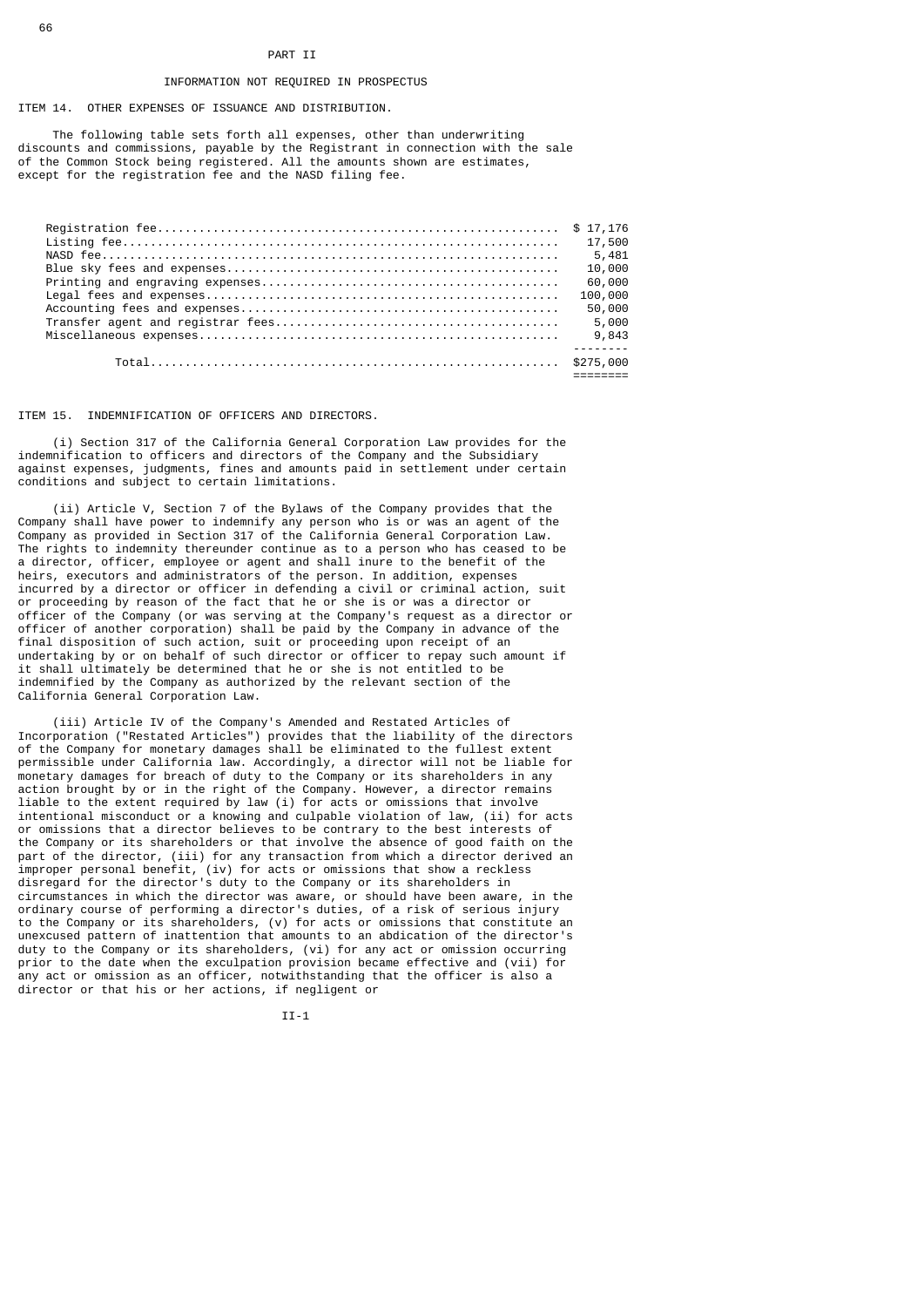# PART II

## INFORMATION NOT REQUIRED IN PROSPECTUS

### ITEM 14. OTHER EXPENSES OF ISSUANCE AND DISTRIBUTION.

The following table sets forth all expenses, other than underwriting discounts and commissions, payable by the Registrant in connection with the sale of the Common Stock being registered. All the amounts shown are estimates, except for the registration fee and the NASD filing fee.

| | |
|---|---|
| Registration fee | $ 17,176 |
| Listing fee | 17,500 |
| NASD fee | 5,481 |
| Blue sky fees and expenses | 10,000 |
| Printing and engraving expenses | 60,000 |
| Legal fees and expenses | 100,000 |
| Accounting fees and expenses | 50,000 |
| Transfer agent and registrar fees | 5,000 |
| Miscellaneous expenses | 9,843 |
| Total | $275,000 |

### ITEM 15. INDEMNIFICATION OF OFFICERS AND DIRECTORS.

(i) Section 317 of the California General Corporation Law provides for the indemnification to officers and directors of the Company and the Subsidiary against expenses, judgments, fines and amounts paid in settlement under certain conditions and subject to certain limitations.

(ii) Article V, Section 7 of the Bylaws of the Company provides that the Company shall have power to indemnify any person who is or was an agent of the Company as provided in Section 317 of the California General Corporation Law. The rights to indemnity thereunder continue as to a person who has ceased to be a director, officer, employee or agent and shall inure to the benefit of the heirs, executors and administrators of the person. In addition, expenses incurred by a director or officer in defending a civil or criminal action, suit or proceeding by reason of the fact that he or she is or was a director or officer of the Company (or was serving at the Company's request as a director or officer of another corporation) shall be paid by the Company in advance of the final disposition of such action, suit or proceeding upon receipt of an undertaking by or on behalf of such director or officer to repay such amount if it shall ultimately be determined that he or she is not entitled to be indemnified by the Company as authorized by the relevant section of the California General Corporation Law.

(iii) Article IV of the Company's Amended and Restated Articles of Incorporation ("Restated Articles") provides that the liability of the directors of the Company for monetary damages shall be eliminated to the fullest extent permissible under California law. Accordingly, a director will not be liable for monetary damages for breach of duty to the Company or its shareholders in any action brought by or in the right of the Company. However, a director remains liable to the extent required by law (i) for acts or omissions that involve intentional misconduct or a knowing and culpable violation of law, (ii) for acts or omissions that a director believes to be contrary to the best interests of the Company or its shareholders or that involve the absence of good faith on the part of the director, (iii) for any transaction from which a director derived an improper personal benefit, (iv) for acts or omissions that show a reckless disregard for the director's duty to the Company or its shareholders in circumstances in which the director was aware, or should have been aware, in the ordinary course of performing a director's duties, of a risk of serious injury to the Company or its shareholders, (v) for acts or omissions that constitute an unexcused pattern of inattention that amounts to an abdication of the director's duty to the Company or its shareholders, (vi) for any act or omission occurring prior to the date when the exculpation provision became effective and (vii) for any act or omission as an officer, notwithstanding that the officer is also a director or that his or her actions, if negligent or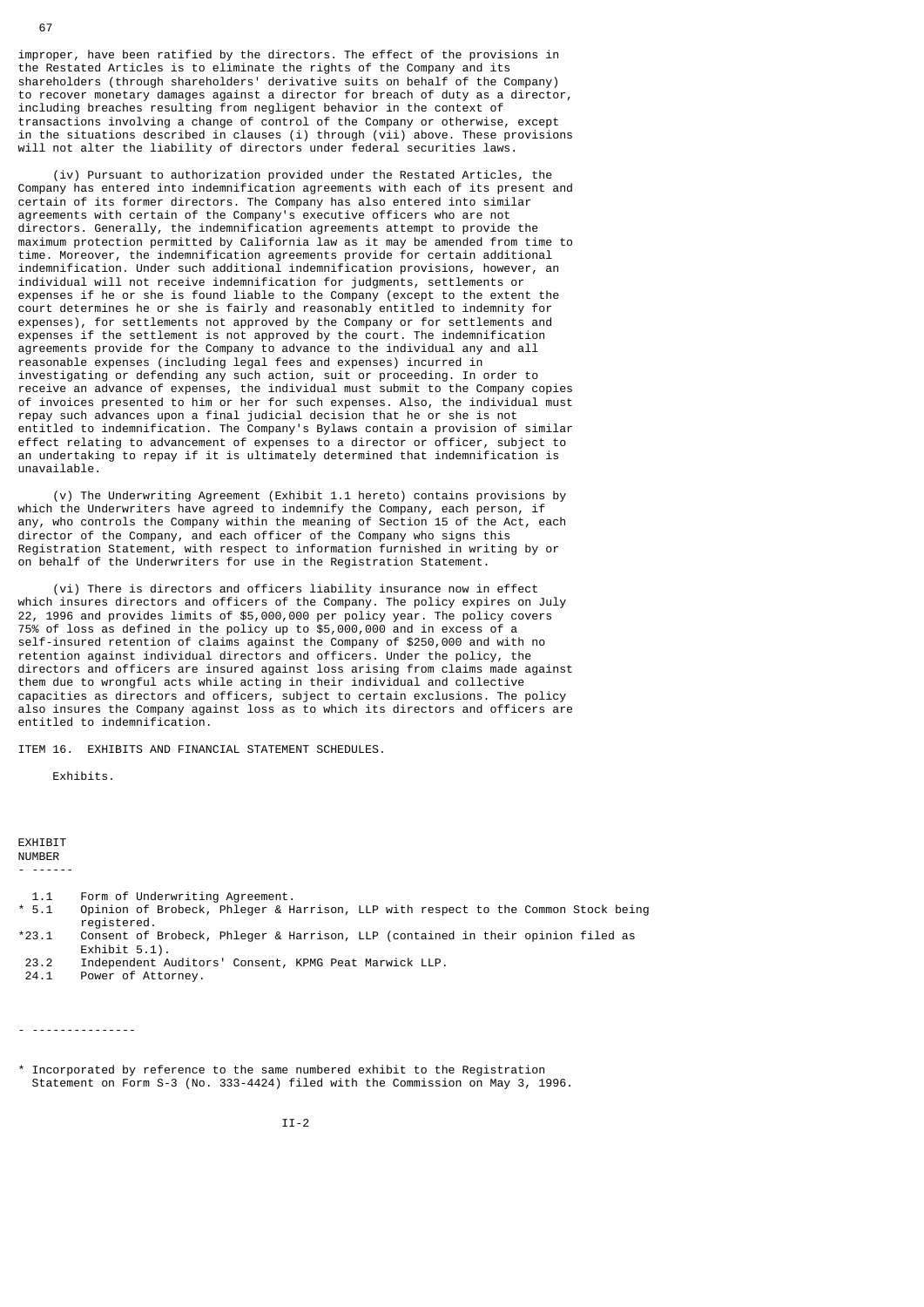improper, have been ratified by the directors. The effect of the provisions in the Restated Articles is to eliminate the rights of the Company and its shareholders (through shareholders' derivative suits on behalf of the Company) to recover monetary damages against a director for breach of duty as a director, including breaches resulting from negligent behavior in the context of transactions involving a change of control of the Company or otherwise, except in the situations described in clauses (i) through (vii) above. These provisions will not alter the liability of directors under federal securities laws.

(iv) Pursuant to authorization provided under the Restated Articles, the Company has entered into indemnification agreements with each of its present and certain of its former directors. The Company has also entered into similar agreements with certain of the Company's executive officers who are not directors. Generally, the indemnification agreements attempt to provide the maximum protection permitted by California law as it may be amended from time to time. Moreover, the indemnification agreements provide for certain additional indemnification. Under such additional indemnification provisions, however, an individual will not receive indemnification for judgments, settlements or expenses if he or she is found liable to the Company (except to the extent the court determines he or she is fairly and reasonably entitled to indemnity for expenses), for settlements not approved by the Company or for settlements and expenses if the settlement is not approved by the court. The indemnification agreements provide for the Company to advance to the individual any and all reasonable expenses (including legal fees and expenses) incurred in investigating or defending any such action, suit or proceeding. In order to receive an advance of expenses, the individual must submit to the Company copies of invoices presented to him or her for such expenses. Also, the individual must repay such advances upon a final judicial decision that he or she is not entitled to indemnification. The Company's Bylaws contain a provision of similar effect relating to advancement of expenses to a director or officer, subject to an undertaking to repay if it is ultimately determined that indemnification is unavailable.

(v) The Underwriting Agreement (Exhibit 1.1 hereto) contains provisions by which the Underwriters have agreed to indemnify the Company, each person, if any, who controls the Company within the meaning of Section 15 of the Act, each director of the Company, and each officer of the Company who signs this Registration Statement, with respect to information furnished in writing by or on behalf of the Underwriters for use in the Registration Statement.

(vi) There is directors and officers liability insurance now in effect which insures directors and officers of the Company. The policy expires on July 22, 1996 and provides limits of $5,000,000 per policy year. The policy covers 75% of loss as defined in the policy up to $5,000,000 and in excess of a self-insured retention of claims against the Company of $250,000 and with no retention against individual directors and officers. Under the policy, the directors and officers are insured against loss arising from claims made against them due to wrongful acts while acting in their individual and collective capacities as directors and officers, subject to certain exclusions. The policy also insures the Company against loss as to which its directors and officers are entitled to indemnification.

ITEM 16. EXHIBITS AND FINANCIAL STATEMENT SCHEDULES.

Exhibits.

| EXHIBIT NUMBER | |
|---|---|
| 1.1 | Form of Underwriting Agreement. |
| * 5.1 | Opinion of Brobeck, Phleger & Harrison, LLP with respect to the Common Stock being registered. |
| *23.1 | Consent of Brobeck, Phleger & Harrison, LLP (contained in their opinion filed as Exhibit 5.1). |
| 23.2 | Independent Auditors' Consent, KPMG Peat Marwick LLP. |
| 24.1 | Power of Attorney. |

---------------

\* Incorporated by reference to the same numbered exhibit to the Registration Statement on Form S-3 (No. 333-4424) filed with the Commission on May 3, 1996.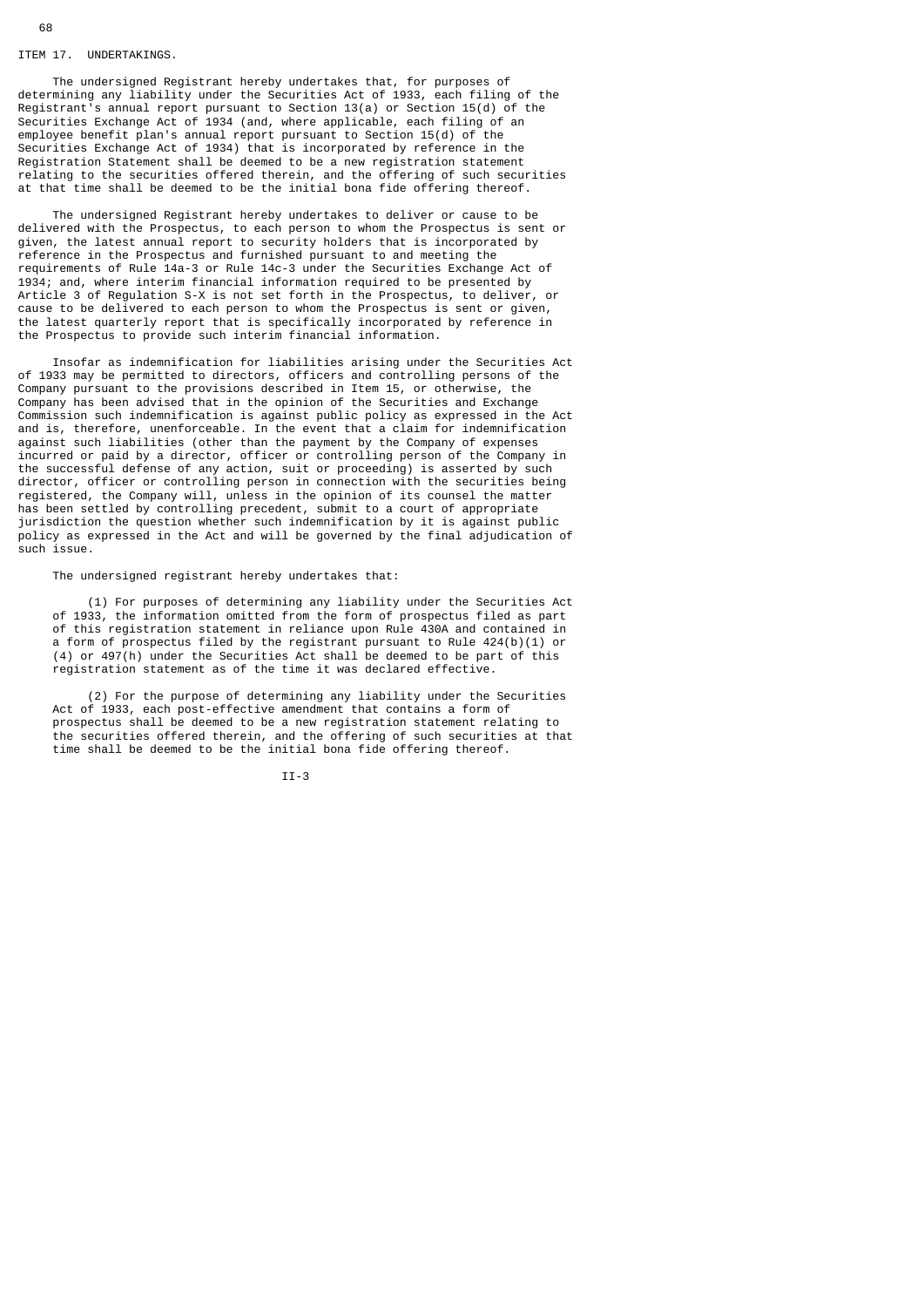## ITEM 17. UNDERTAKINGS.

The undersigned Registrant hereby undertakes that, for purposes of determining any liability under the Securities Act of 1933, each filing of the Registrant's annual report pursuant to Section 13(a) or Section 15(d) of the Securities Exchange Act of 1934 (and, where applicable, each filing of an employee benefit plan's annual report pursuant to Section 15(d) of the Securities Exchange Act of 1934) that is incorporated by reference in the Registration Statement shall be deemed to be a new registration statement relating to the securities offered therein, and the offering of such securities at that time shall be deemed to be the initial bona fide offering thereof.

The undersigned Registrant hereby undertakes to deliver or cause to be delivered with the Prospectus, to each person to whom the Prospectus is sent or given, the latest annual report to security holders that is incorporated by reference in the Prospectus and furnished pursuant to and meeting the requirements of Rule 14a-3 or Rule 14c-3 under the Securities Exchange Act of 1934; and, where interim financial information required to be presented by Article 3 of Regulation S-X is not set forth in the Prospectus, to deliver, or cause to be delivered to each person to whom the Prospectus is sent or given, the latest quarterly report that is specifically incorporated by reference in the Prospectus to provide such interim financial information.

Insofar as indemnification for liabilities arising under the Securities Act of 1933 may be permitted to directors, officers and controlling persons of the Company pursuant to the provisions described in Item 15, or otherwise, the Company has been advised that in the opinion of the Securities and Exchange Commission such indemnification is against public policy as expressed in the Act and is, therefore, unenforceable. In the event that a claim for indemnification against such liabilities (other than the payment by the Company of expenses incurred or paid by a director, officer or controlling person of the Company in the successful defense of any action, suit or proceeding) is asserted by such director, officer or controlling person in connection with the securities being registered, the Company will, unless in the opinion of its counsel the matter has been settled by controlling precedent, submit to a court of appropriate jurisdiction the question whether such indemnification by it is against public policy as expressed in the Act and will be governed by the final adjudication of such issue.

The undersigned registrant hereby undertakes that:

(1) For purposes of determining any liability under the Securities Act of 1933, the information omitted from the form of prospectus filed as part of this registration statement in reliance upon Rule 430A and contained in a form of prospectus filed by the registrant pursuant to Rule 424(b)(1) or (4) or 497(h) under the Securities Act shall be deemed to be part of this registration statement as of the time it was declared effective.

(2) For the purpose of determining any liability under the Securities Act of 1933, each post-effective amendment that contains a form of prospectus shall be deemed to be a new registration statement relating to the securities offered therein, and the offering of such securities at that time shall be deemed to be the initial bona fide offering thereof.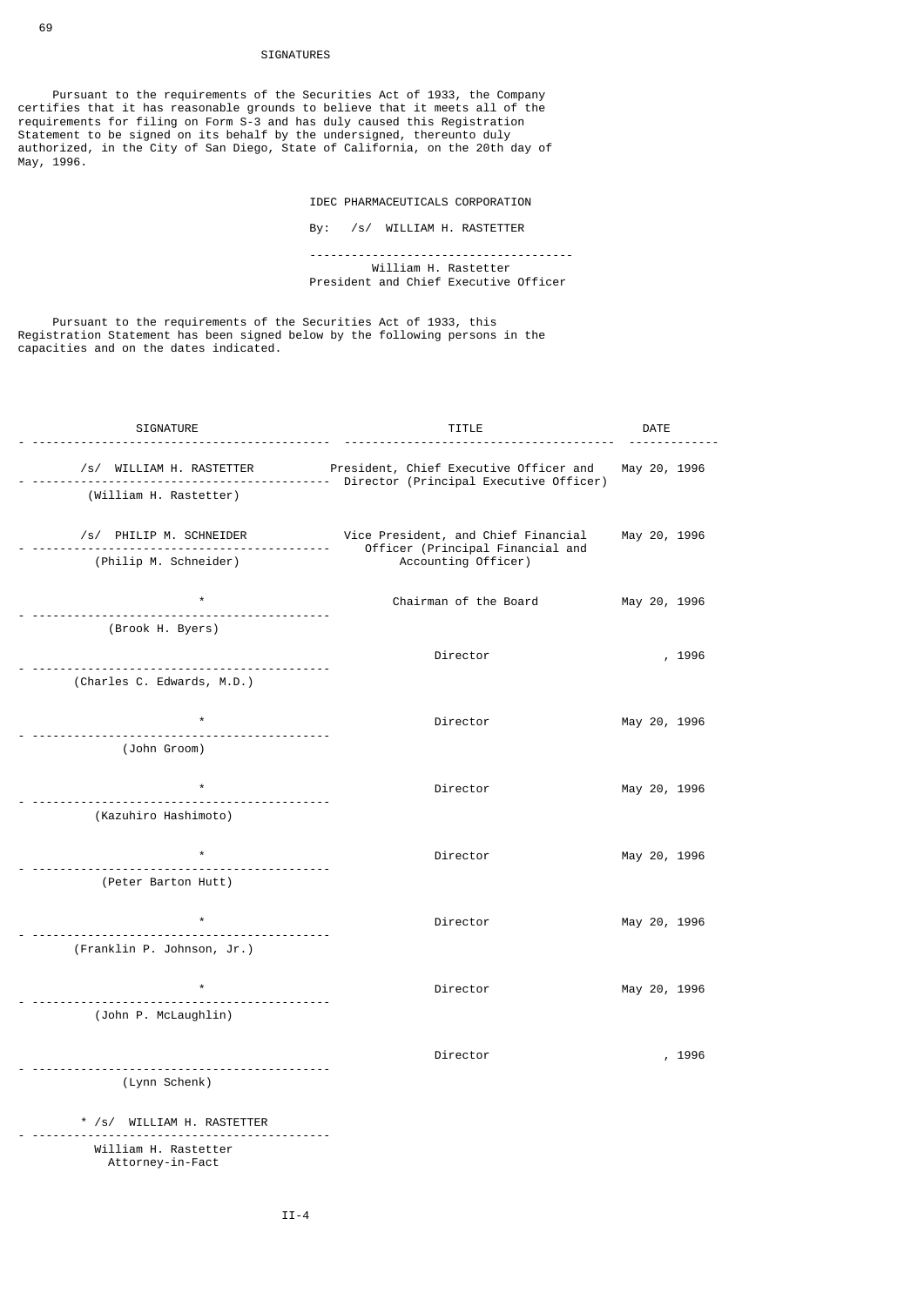# SIGNATURES

Pursuant to the requirements of the Securities Act of 1933, the Company certifies that it has reasonable grounds to believe that it meets all of the requirements for filing on Form S-3 and has duly caused this Registration Statement to be signed on its behalf by the undersigned, thereunto duly authorized, in the City of San Diego, State of California, on the 20th day of May, 1996.

IDEC PHARMACEUTICALS CORPORATION

By: /s/ WILLIAM H. RASTETTER

William H. Rastetter
President and Chief Executive Officer

Pursuant to the requirements of the Securities Act of 1933, this Registration Statement has been signed below by the following persons in the capacities and on the dates indicated.

| SIGNATURE | TITLE | DATE |
|---|---|---|
| /s/ WILLIAM H. RASTETTER (William H. Rastetter) | President, Chief Executive Officer and Director (Principal Executive Officer) | May 20, 1996 |
| /s/ PHILIP M. SCHNEIDER (Philip M. Schneider) | Vice President, and Chief Financial Officer (Principal Financial and Accounting Officer) | May 20, 1996 |
| * (Brook H. Byers) | Chairman of the Board | May 20, 1996 |
| (Charles C. Edwards, M.D.) | Director | , 1996 |
| * (John Groom) | Director | May 20, 1996 |
| * (Kazuhiro Hashimoto) | Director | May 20, 1996 |
| * (Peter Barton Hutt) | Director | May 20, 1996 |
| * (Franklin P. Johnson, Jr.) | Director | May 20, 1996 |
| * (John P. McLaughlin) | Director | May 20, 1996 |
| (Lynn Schenk) | Director | , 1996 |

\* /s/ WILLIAM H. RASTETTER

William H. Rastetter
Attorney-in-Fact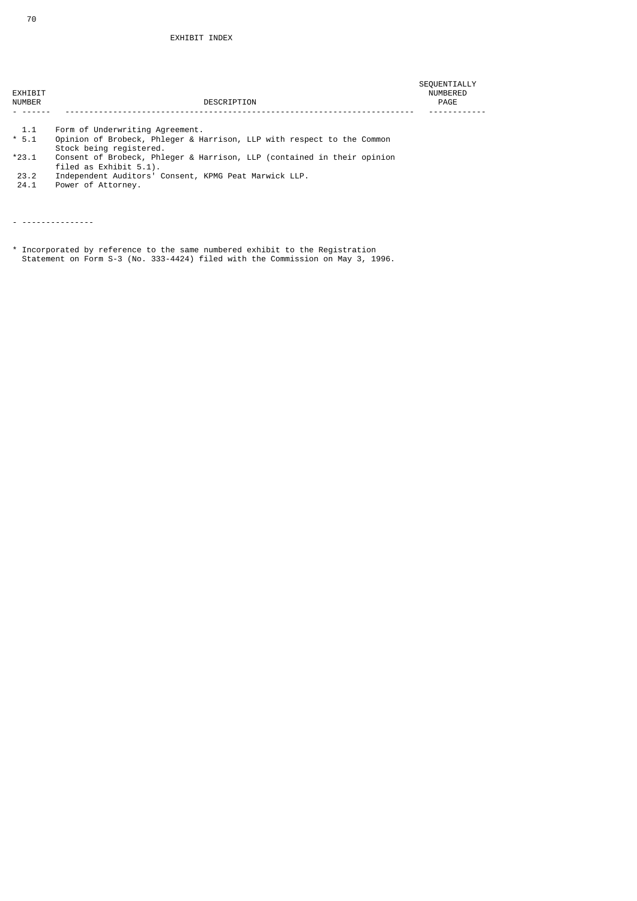# EXHIBIT INDEX

| EXHIBIT NUMBER | DESCRIPTION | SEQUENTIALLY NUMBERED PAGE |
|---|---|---|
| 1.1 | Form of Underwriting Agreement. | |
| * 5.1 | Opinion of Brobeck, Phleger & Harrison, LLP with respect to the Common Stock being registered. | |
| *23.1 | Consent of Brobeck, Phleger & Harrison, LLP (contained in their opinion filed as Exhibit 5.1). | |
| 23.2 | Independent Auditors' Consent, KPMG Peat Marwick LLP. | |
| 24.1 | Power of Attorney. | |

- ---------------

* Incorporated by reference to the same numbered exhibit to the Registration Statement on Form S-3 (No. 333-4424) filed with the Commission on May 3, 1996.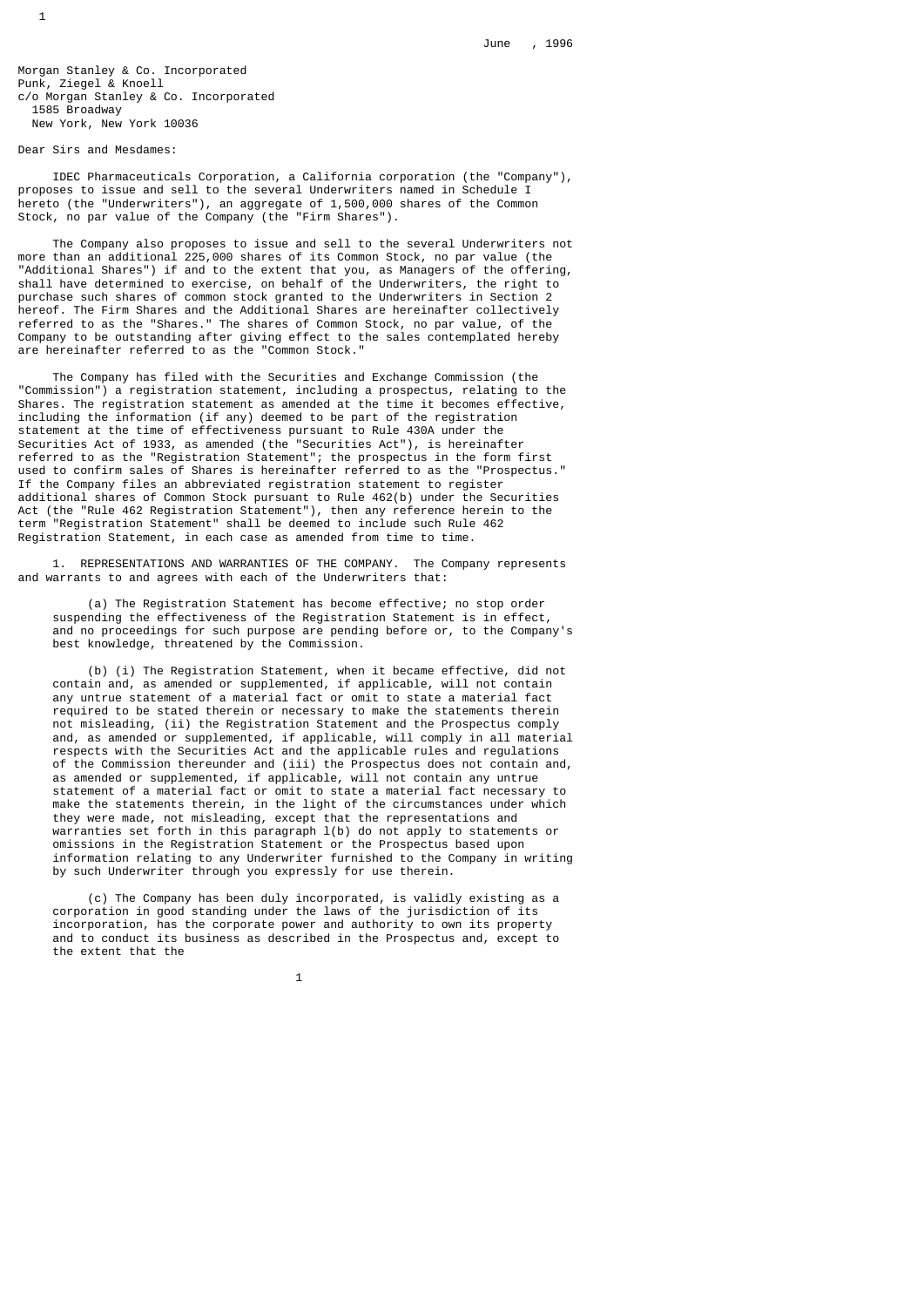June , 1996

Morgan Stanley & Co. Incorporated
Punk, Ziegel & Knoell
c/o Morgan Stanley & Co. Incorporated
1585 Broadway
New York, New York 10036

Dear Sirs and Mesdames:

IDEC Pharmaceuticals Corporation, a California corporation (the "Company"), proposes to issue and sell to the several Underwriters named in Schedule I hereto (the "Underwriters"), an aggregate of 1,500,000 shares of the Common Stock, no par value of the Company (the "Firm Shares").

The Company also proposes to issue and sell to the several Underwriters not more than an additional 225,000 shares of its Common Stock, no par value (the "Additional Shares") if and to the extent that you, as Managers of the offering, shall have determined to exercise, on behalf of the Underwriters, the right to purchase such shares of common stock granted to the Underwriters in Section 2 hereof. The Firm Shares and the Additional Shares are hereinafter collectively referred to as the "Shares." The shares of Common Stock, no par value, of the Company to be outstanding after giving effect to the sales contemplated hereby are hereinafter referred to as the "Common Stock."

The Company has filed with the Securities and Exchange Commission (the "Commission") a registration statement, including a prospectus, relating to the Shares. The registration statement as amended at the time it becomes effective, including the information (if any) deemed to be part of the registration statement at the time of effectiveness pursuant to Rule 430A under the Securities Act of 1933, as amended (the "Securities Act"), is hereinafter referred to as the "Registration Statement"; the prospectus in the form first used to confirm sales of Shares is hereinafter referred to as the "Prospectus." If the Company files an abbreviated registration statement to register additional shares of Common Stock pursuant to Rule 462(b) under the Securities Act (the "Rule 462 Registration Statement"), then any reference herein to the term "Registration Statement" shall be deemed to include such Rule 462 Registration Statement, in each case as amended from time to time.

1. REPRESENTATIONS AND WARRANTIES OF THE COMPANY. The Company represents and warrants to and agrees with each of the Underwriters that:

(a) The Registration Statement has become effective; no stop order suspending the effectiveness of the Registration Statement is in effect, and no proceedings for such purpose are pending before or, to the Company's best knowledge, threatened by the Commission.

(b) (i) The Registration Statement, when it became effective, did not contain and, as amended or supplemented, if applicable, will not contain any untrue statement of a material fact or omit to state a material fact required to be stated therein or necessary to make the statements therein not misleading, (ii) the Registration Statement and the Prospectus comply and, as amended or supplemented, if applicable, will comply in all material respects with the Securities Act and the applicable rules and regulations of the Commission thereunder and (iii) the Prospectus does not contain and, as amended or supplemented, if applicable, will not contain any untrue statement of a material fact or omit to state a material fact necessary to make the statements therein, in the light of the circumstances under which they were made, not misleading, except that the representations and warranties set forth in this paragraph l(b) do not apply to statements or omissions in the Registration Statement or the Prospectus based upon information relating to any Underwriter furnished to the Company in writing by such Underwriter through you expressly for use therein.

(c) The Company has been duly incorporated, is validly existing as a corporation in good standing under the laws of the jurisdiction of its incorporation, has the corporate power and authority to own its property and to conduct its business as described in the Prospectus and, except to the extent that the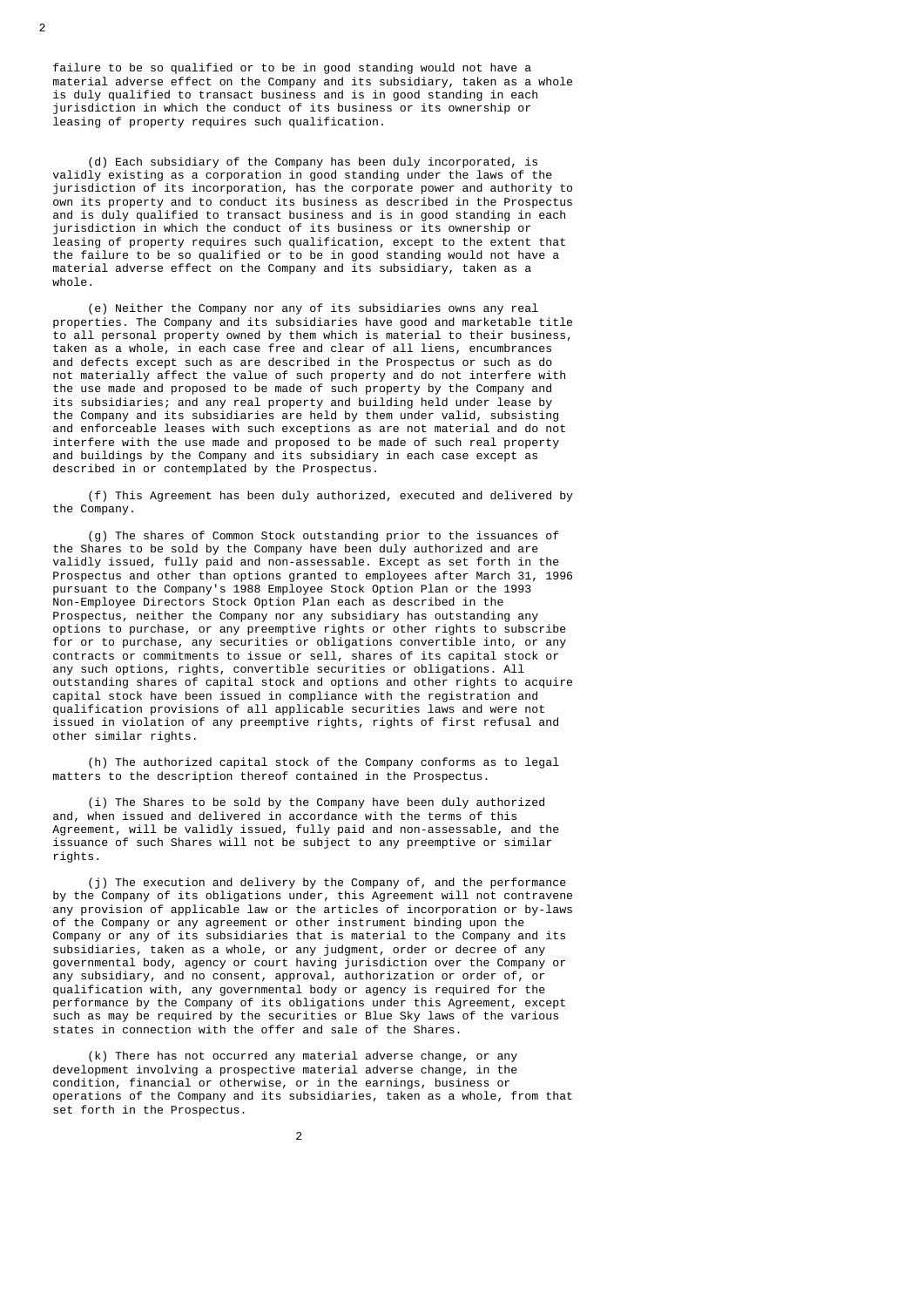failure to be so qualified or to be in good standing would not have a material adverse effect on the Company and its subsidiary, taken as a whole is duly qualified to transact business and is in good standing in each jurisdiction in which the conduct of its business or its ownership or leasing of property requires such qualification.

(d) Each subsidiary of the Company has been duly incorporated, is validly existing as a corporation in good standing under the laws of the jurisdiction of its incorporation, has the corporate power and authority to own its property and to conduct its business as described in the Prospectus and is duly qualified to transact business and is in good standing in each jurisdiction in which the conduct of its business or its ownership or leasing of property requires such qualification, except to the extent that the failure to be so qualified or to be in good standing would not have a material adverse effect on the Company and its subsidiary, taken as a whole.

(e) Neither the Company nor any of its subsidiaries owns any real properties. The Company and its subsidiaries have good and marketable title to all personal property owned by them which is material to their business, taken as a whole, in each case free and clear of all liens, encumbrances and defects except such as are described in the Prospectus or such as do not materially affect the value of such property and do not interfere with the use made and proposed to be made of such property by the Company and its subsidiaries; and any real property and building held under lease by the Company and its subsidiaries are held by them under valid, subsisting and enforceable leases with such exceptions as are not material and do not interfere with the use made and proposed to be made of such real property and buildings by the Company and its subsidiary in each case except as described in or contemplated by the Prospectus.

(f) This Agreement has been duly authorized, executed and delivered by the Company.

(g) The shares of Common Stock outstanding prior to the issuances of the Shares to be sold by the Company have been duly authorized and are validly issued, fully paid and non-assessable. Except as set forth in the Prospectus and other than options granted to employees after March 31, 1996 pursuant to the Company's 1988 Employee Stock Option Plan or the 1993 Non-Employee Directors Stock Option Plan each as described in the Prospectus, neither the Company nor any subsidiary has outstanding any options to purchase, or any preemptive rights or other rights to subscribe for or to purchase, any securities or obligations convertible into, or any contracts or commitments to issue or sell, shares of its capital stock or any such options, rights, convertible securities or obligations. All outstanding shares of capital stock and options and other rights to acquire capital stock have been issued in compliance with the registration and qualification provisions of all applicable securities laws and were not issued in violation of any preemptive rights, rights of first refusal and other similar rights.

(h) The authorized capital stock of the Company conforms as to legal matters to the description thereof contained in the Prospectus.

(i) The Shares to be sold by the Company have been duly authorized and, when issued and delivered in accordance with the terms of this Agreement, will be validly issued, fully paid and non-assessable, and the issuance of such Shares will not be subject to any preemptive or similar rights.

(j) The execution and delivery by the Company of, and the performance by the Company of its obligations under, this Agreement will not contravene any provision of applicable law or the articles of incorporation or by-laws of the Company or any agreement or other instrument binding upon the Company or any of its subsidiaries that is material to the Company and its subsidiaries, taken as a whole, or any judgment, order or decree of any governmental body, agency or court having jurisdiction over the Company or any subsidiary, and no consent, approval, authorization or order of, or qualification with, any governmental body or agency is required for the performance by the Company of its obligations under this Agreement, except such as may be required by the securities or Blue Sky laws of the various states in connection with the offer and sale of the Shares.

(k) There has not occurred any material adverse change, or any development involving a prospective material adverse change, in the condition, financial or otherwise, or in the earnings, business or operations of the Company and its subsidiaries, taken as a whole, from that set forth in the Prospectus.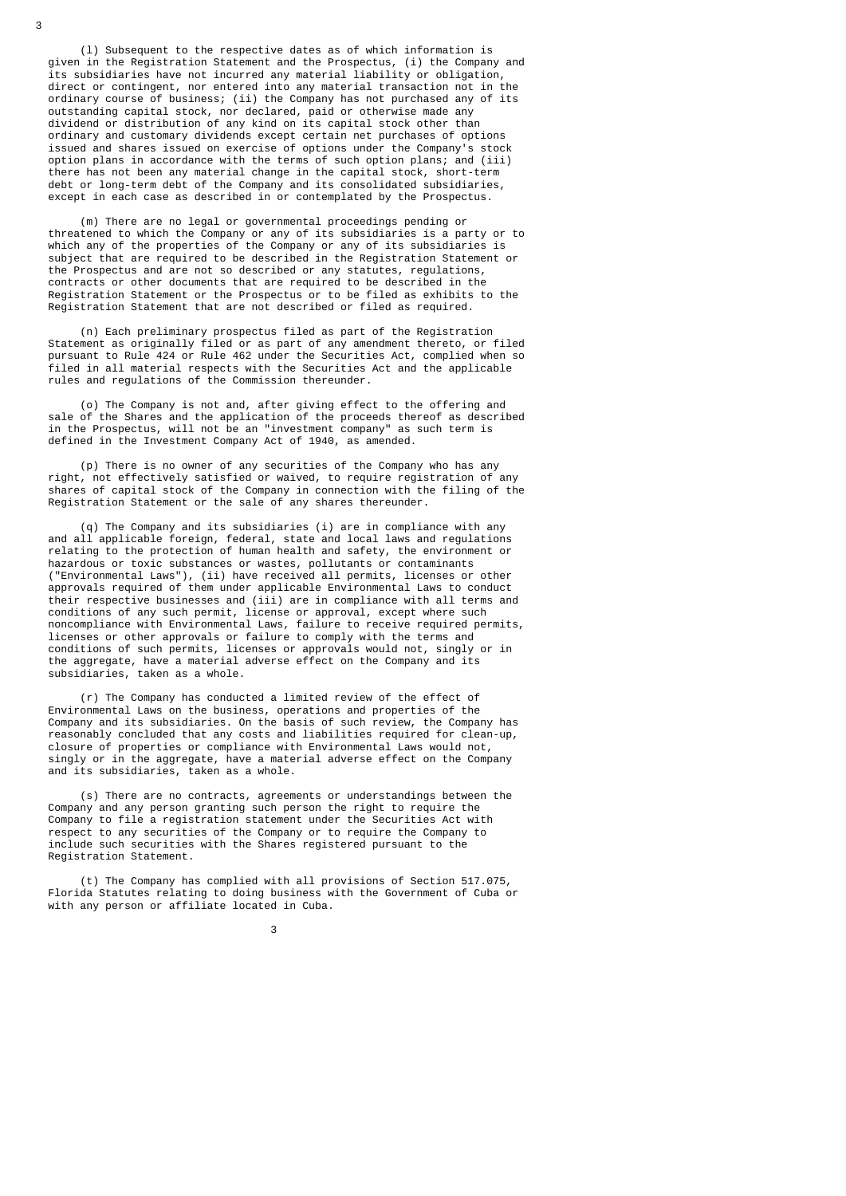(l) Subsequent to the respective dates as of which information is given in the Registration Statement and the Prospectus, (i) the Company and its subsidiaries have not incurred any material liability or obligation, direct or contingent, nor entered into any material transaction not in the ordinary course of business; (ii) the Company has not purchased any of its outstanding capital stock, nor declared, paid or otherwise made any dividend or distribution of any kind on its capital stock other than ordinary and customary dividends except certain net purchases of options issued and shares issued on exercise of options under the Company's stock option plans in accordance with the terms of such option plans; and (iii) there has not been any material change in the capital stock, short-term debt or long-term debt of the Company and its consolidated subsidiaries, except in each case as described in or contemplated by the Prospectus.

(m) There are no legal or governmental proceedings pending or threatened to which the Company or any of its subsidiaries is a party or to which any of the properties of the Company or any of its subsidiaries is subject that are required to be described in the Registration Statement or the Prospectus and are not so described or any statutes, regulations, contracts or other documents that are required to be described in the Registration Statement or the Prospectus or to be filed as exhibits to the Registration Statement that are not described or filed as required.

(n) Each preliminary prospectus filed as part of the Registration Statement as originally filed or as part of any amendment thereto, or filed pursuant to Rule 424 or Rule 462 under the Securities Act, complied when so filed in all material respects with the Securities Act and the applicable rules and regulations of the Commission thereunder.

(o) The Company is not and, after giving effect to the offering and sale of the Shares and the application of the proceeds thereof as described in the Prospectus, will not be an "investment company" as such term is defined in the Investment Company Act of 1940, as amended.

(p) There is no owner of any securities of the Company who has any right, not effectively satisfied or waived, to require registration of any shares of capital stock of the Company in connection with the filing of the Registration Statement or the sale of any shares thereunder.

(q) The Company and its subsidiaries (i) are in compliance with any and all applicable foreign, federal, state and local laws and regulations relating to the protection of human health and safety, the environment or hazardous or toxic substances or wastes, pollutants or contaminants ("Environmental Laws"), (ii) have received all permits, licenses or other approvals required of them under applicable Environmental Laws to conduct their respective businesses and (iii) are in compliance with all terms and conditions of any such permit, license or approval, except where such noncompliance with Environmental Laws, failure to receive required permits, licenses or other approvals or failure to comply with the terms and conditions of such permits, licenses or approvals would not, singly or in the aggregate, have a material adverse effect on the Company and its subsidiaries, taken as a whole.

(r) The Company has conducted a limited review of the effect of Environmental Laws on the business, operations and properties of the Company and its subsidiaries. On the basis of such review, the Company has reasonably concluded that any costs and liabilities required for clean-up, closure of properties or compliance with Environmental Laws would not, singly or in the aggregate, have a material adverse effect on the Company and its subsidiaries, taken as a whole.

(s) There are no contracts, agreements or understandings between the Company and any person granting such person the right to require the Company to file a registration statement under the Securities Act with respect to any securities of the Company or to require the Company to include such securities with the Shares registered pursuant to the Registration Statement.

(t) The Company has complied with all provisions of Section 517.075, Florida Statutes relating to doing business with the Government of Cuba or with any person or affiliate located in Cuba.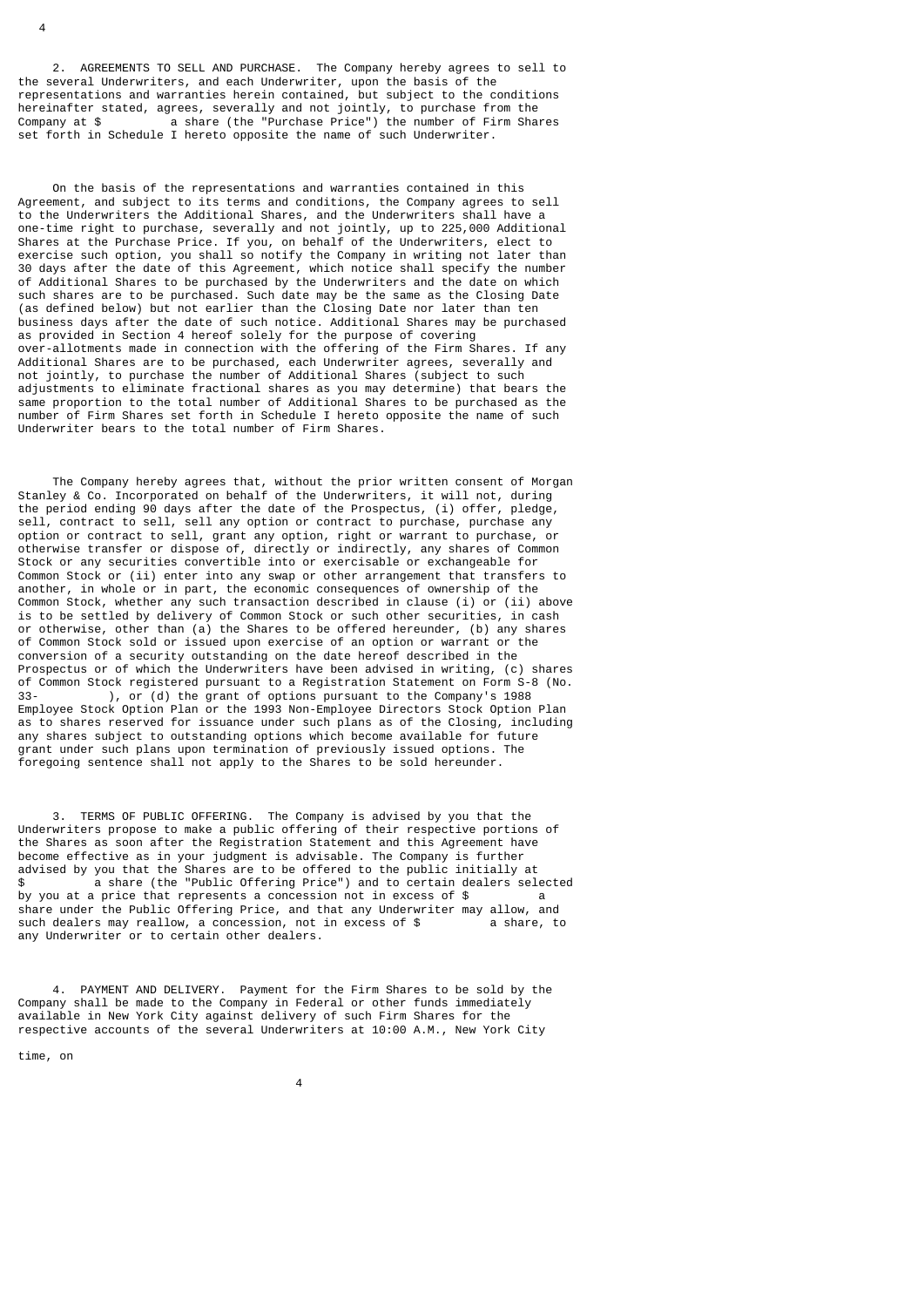2. AGREEMENTS TO SELL AND PURCHASE. The Company hereby agrees to sell to the several Underwriters, and each Underwriter, upon the basis of the representations and warranties herein contained, but subject to the conditions hereinafter stated, agrees, severally and not jointly, to purchase from the Company at $ a share (the "Purchase Price") the number of Firm Shares set forth in Schedule I hereto opposite the name of such Underwriter.

On the basis of the representations and warranties contained in this Agreement, and subject to its terms and conditions, the Company agrees to sell to the Underwriters the Additional Shares, and the Underwriters shall have a one-time right to purchase, severally and not jointly, up to 225,000 Additional Shares at the Purchase Price. If you, on behalf of the Underwriters, elect to exercise such option, you shall so notify the Company in writing not later than 30 days after the date of this Agreement, which notice shall specify the number of Additional Shares to be purchased by the Underwriters and the date on which such shares are to be purchased. Such date may be the same as the Closing Date (as defined below) but not earlier than the Closing Date nor later than ten business days after the date of such notice. Additional Shares may be purchased as provided in Section 4 hereof solely for the purpose of covering over-allotments made in connection with the offering of the Firm Shares. If any Additional Shares are to be purchased, each Underwriter agrees, severally and not jointly, to purchase the number of Additional Shares (subject to such adjustments to eliminate fractional shares as you may determine) that bears the same proportion to the total number of Additional Shares to be purchased as the number of Firm Shares set forth in Schedule I hereto opposite the name of such Underwriter bears to the total number of Firm Shares.

The Company hereby agrees that, without the prior written consent of Morgan Stanley & Co. Incorporated on behalf of the Underwriters, it will not, during the period ending 90 days after the date of the Prospectus, (i) offer, pledge, sell, contract to sell, sell any option or contract to purchase, purchase any option or contract to sell, grant any option, right or warrant to purchase, or otherwise transfer or dispose of, directly or indirectly, any shares of Common Stock or any securities convertible into or exercisable or exchangeable for Common Stock or (ii) enter into any swap or other arrangement that transfers to another, in whole or in part, the economic consequences of ownership of the Common Stock, whether any such transaction described in clause (i) or (ii) above is to be settled by delivery of Common Stock or such other securities, in cash or otherwise, other than (a) the Shares to be offered hereunder, (b) any shares of Common Stock sold or issued upon exercise of an option or warrant or the conversion of a security outstanding on the date hereof described in the Prospectus or of which the Underwriters have been advised in writing, (c) shares of Common Stock registered pursuant to a Registration Statement on Form S-8 (No. 33- ), or (d) the grant of options pursuant to the Company's 1988 Employee Stock Option Plan or the 1993 Non-Employee Directors Stock Option Plan as to shares reserved for issuance under such plans as of the Closing, including any shares subject to outstanding options which become available for future grant under such plans upon termination of previously issued options. The foregoing sentence shall not apply to the Shares to be sold hereunder.

3. TERMS OF PUBLIC OFFERING. The Company is advised by you that the Underwriters propose to make a public offering of their respective portions of the Shares as soon after the Registration Statement and this Agreement have become effective as in your judgment is advisable. The Company is further advised by you that the Shares are to be offered to the public initially at $ a share (the "Public Offering Price") and to certain dealers selected by you at a price that represents a concession not in excess of $ a share under the Public Offering Price, and that any Underwriter may allow, and such dealers may reallow, a concession, not in excess of $ a share, to any Underwriter or to certain other dealers.

4. PAYMENT AND DELIVERY. Payment for the Firm Shares to be sold by the Company shall be made to the Company in Federal or other funds immediately available in New York City against delivery of such Firm Shares for the respective accounts of the several Underwriters at 10:00 A.M., New York City

time, on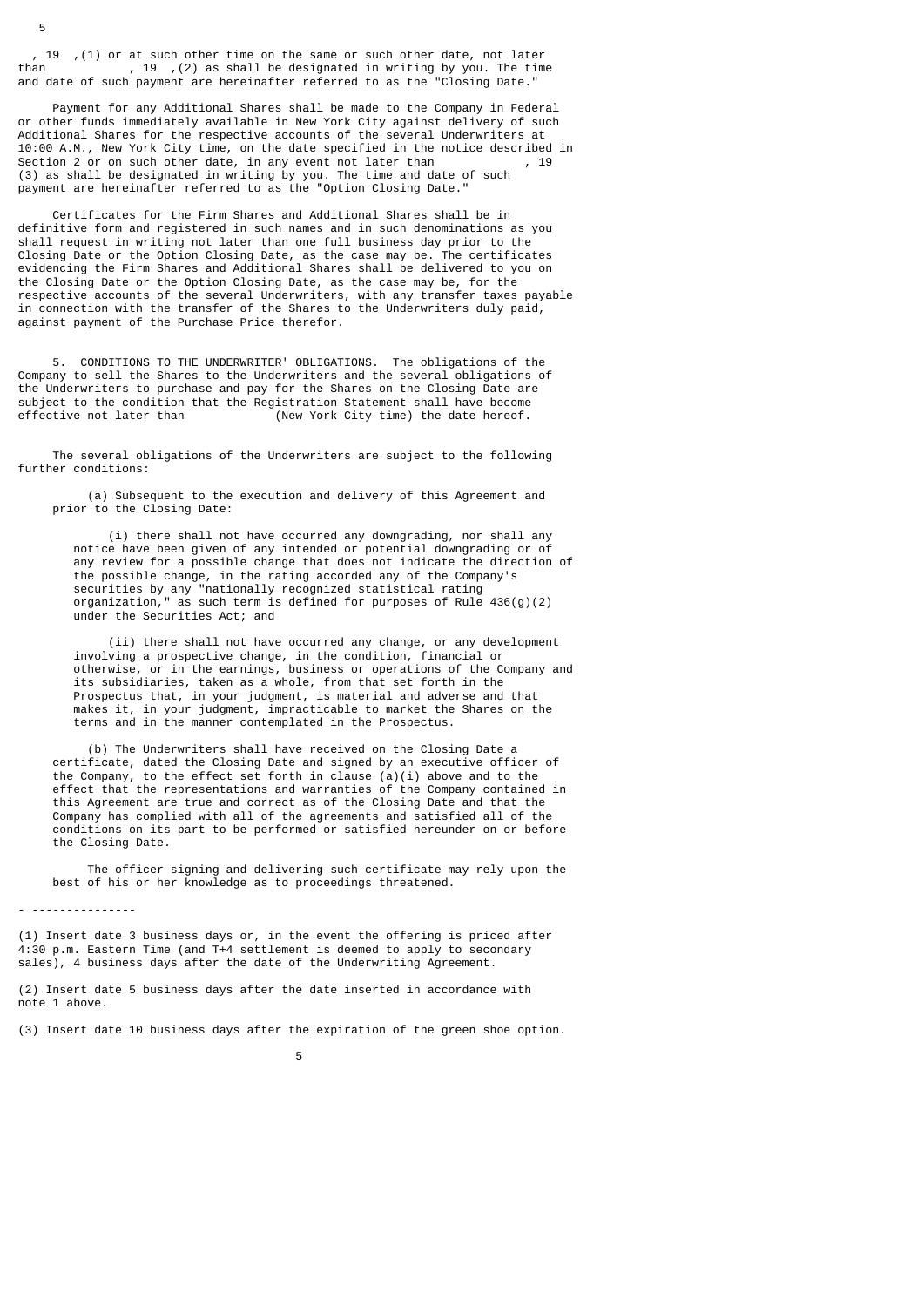, 19 ,(1) or at such other time on the same or such other date, not later than , 19 ,(2) as shall be designated in writing by you. The time and date of such payment are hereinafter referred to as the "Closing Date."

Payment for any Additional Shares shall be made to the Company in Federal or other funds immediately available in New York City against delivery of such Additional Shares for the respective accounts of the several Underwriters at 10:00 A.M., New York City time, on the date specified in the notice described in Section 2 or on such other date, in any event not later than , 19 (3) as shall be designated in writing by you. The time and date of such payment are hereinafter referred to as the "Option Closing Date."

Certificates for the Firm Shares and Additional Shares shall be in definitive form and registered in such names and in such denominations as you shall request in writing not later than one full business day prior to the Closing Date or the Option Closing Date, as the case may be. The certificates evidencing the Firm Shares and Additional Shares shall be delivered to you on the Closing Date or the Option Closing Date, as the case may be, for the respective accounts of the several Underwriters, with any transfer taxes payable in connection with the transfer of the Shares to the Underwriters duly paid, against payment of the Purchase Price therefor.

5. CONDITIONS TO THE UNDERWRITER' OBLIGATIONS. The obligations of the Company to sell the Shares to the Underwriters and the several obligations of the Underwriters to purchase and pay for the Shares on the Closing Date are subject to the condition that the Registration Statement shall have become effective not later than (New York City time) the date hereof.

The several obligations of the Underwriters are subject to the following further conditions:

(a) Subsequent to the execution and delivery of this Agreement and prior to the Closing Date:

(i) there shall not have occurred any downgrading, nor shall any notice have been given of any intended or potential downgrading or of any review for a possible change that does not indicate the direction of the possible change, in the rating accorded any of the Company's securities by any "nationally recognized statistical rating organization," as such term is defined for purposes of Rule 436(g)(2) under the Securities Act; and

(ii) there shall not have occurred any change, or any development involving a prospective change, in the condition, financial or otherwise, or in the earnings, business or operations of the Company and its subsidiaries, taken as a whole, from that set forth in the Prospectus that, in your judgment, is material and adverse and that makes it, in your judgment, impracticable to market the Shares on the terms and in the manner contemplated in the Prospectus.

(b) The Underwriters shall have received on the Closing Date a certificate, dated the Closing Date and signed by an executive officer of the Company, to the effect set forth in clause (a)(i) above and to the effect that the representations and warranties of the Company contained in this Agreement are true and correct as of the Closing Date and that the Company has complied with all of the agreements and satisfied all of the conditions on its part to be performed or satisfied hereunder on or before the Closing Date.

The officer signing and delivering such certificate may rely upon the best of his or her knowledge as to proceedings threatened.

---------------

(1) Insert date 3 business days or, in the event the offering is priced after 4:30 p.m. Eastern Time (and T+4 settlement is deemed to apply to secondary sales), 4 business days after the date of the Underwriting Agreement.

(2) Insert date 5 business days after the date inserted in accordance with note 1 above.

(3) Insert date 10 business days after the expiration of the green shoe option.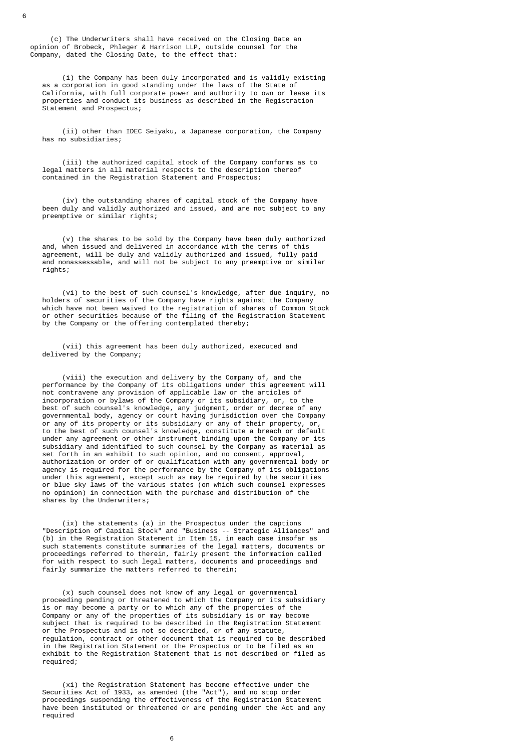(c) The Underwriters shall have received on the Closing Date an opinion of Brobeck, Phleger & Harrison LLP, outside counsel for the Company, dated the Closing Date, to the effect that:

(i) the Company has been duly incorporated and is validly existing as a corporation in good standing under the laws of the State of California, with full corporate power and authority to own or lease its properties and conduct its business as described in the Registration Statement and Prospectus;

(ii) other than IDEC Seiyaku, a Japanese corporation, the Company has no subsidiaries;

(iii) the authorized capital stock of the Company conforms as to legal matters in all material respects to the description thereof contained in the Registration Statement and Prospectus;

(iv) the outstanding shares of capital stock of the Company have been duly and validly authorized and issued, and are not subject to any preemptive or similar rights;

(v) the shares to be sold by the Company have been duly authorized and, when issued and delivered in accordance with the terms of this agreement, will be duly and validly authorized and issued, fully paid and nonassessable, and will not be subject to any preemptive or similar rights;

(vi) to the best of such counsel's knowledge, after due inquiry, no holders of securities of the Company have rights against the Company which have not been waived to the registration of shares of Common Stock or other securities because of the filing of the Registration Statement by the Company or the offering contemplated thereby;

(vii) this agreement has been duly authorized, executed and delivered by the Company;

(viii) the execution and delivery by the Company of, and the performance by the Company of its obligations under this agreement will not contravene any provision of applicable law or the articles of incorporation or bylaws of the Company or its subsidiary, or, to the best of such counsel's knowledge, any judgment, order or decree of any governmental body, agency or court having jurisdiction over the Company or any of its property or its subsidiary or any of their property, or, to the best of such counsel's knowledge, constitute a breach or default under any agreement or other instrument binding upon the Company or its subsidiary and identified to such counsel by the Company as material as set forth in an exhibit to such opinion, and no consent, approval, authorization or order of or qualification with any governmental body or agency is required for the performance by the Company of its obligations under this agreement, except such as may be required by the securities or blue sky laws of the various states (on which such counsel expresses no opinion) in connection with the purchase and distribution of the shares by the Underwriters;

(ix) the statements (a) in the Prospectus under the captions "Description of Capital Stock" and "Business -- Strategic Alliances" and (b) in the Registration Statement in Item 15, in each case insofar as such statements constitute summaries of the legal matters, documents or proceedings referred to therein, fairly present the information called for with respect to such legal matters, documents and proceedings and fairly summarize the matters referred to therein;

(x) such counsel does not know of any legal or governmental proceeding pending or threatened to which the Company or its subsidiary is or may become a party or to which any of the properties of the Company or any of the properties of its subsidiary is or may become subject that is required to be described in the Registration Statement or the Prospectus and is not so described, or of any statute, regulation, contract or other document that is required to be described in the Registration Statement or the Prospectus or to be filed as an exhibit to the Registration Statement that is not described or filed as required;

(xi) the Registration Statement has become effective under the Securities Act of 1933, as amended (the "Act"), and no stop order proceedings suspending the effectiveness of the Registration Statement have been instituted or threatened or are pending under the Act and any required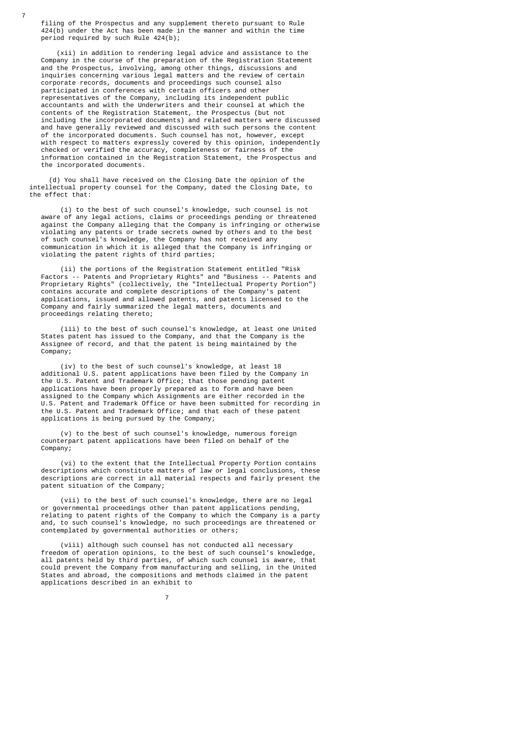filing of the Prospectus and any supplement thereto pursuant to Rule 424(b) under the Act has been made in the manner and within the time period required by such Rule 424(b);

(xii) in addition to rendering legal advice and assistance to the Company in the course of the preparation of the Registration Statement and the Prospectus, involving, among other things, discussions and inquiries concerning various legal matters and the review of certain corporate records, documents and proceedings such counsel also participated in conferences with certain officers and other representatives of the Company, including its independent public accountants and with the Underwriters and their counsel at which the contents of the Registration Statement, the Prospectus (but not including the incorporated documents) and related matters were discussed and have generally reviewed and discussed with such persons the content of the incorporated documents. Such counsel has not, however, except with respect to matters expressly covered by this opinion, independently checked or verified the accuracy, completeness or fairness of the information contained in the Registration Statement, the Prospectus and the incorporated documents.

(d) You shall have received on the Closing Date the opinion of the intellectual property counsel for the Company, dated the Closing Date, to the effect that:

(i) to the best of such counsel's knowledge, such counsel is not aware of any legal actions, claims or proceedings pending or threatened against the Company alleging that the Company is infringing or otherwise violating any patents or trade secrets owned by others and to the best of such counsel's knowledge, the Company has not received any communication in which it is alleged that the Company is infringing or violating the patent rights of third parties;

(ii) the portions of the Registration Statement entitled "Risk Factors -- Patents and Proprietary Rights" and "Business -- Patents and Proprietary Rights" (collectively, the "Intellectual Property Portion") contains accurate and complete descriptions of the Company's patent applications, issued and allowed patents, and patents licensed to the Company and fairly summarized the legal matters, documents and proceedings relating thereto;

(iii) to the best of such counsel's knowledge, at least one United States patent has issued to the Company, and that the Company is the Assignee of record, and that the patent is being maintained by the Company;

(iv) to the best of such counsel's knowledge, at least 18 additional U.S. patent applications have been filed by the Company in the U.S. Patent and Trademark Office; that those pending patent applications have been properly prepared as to form and have been assigned to the Company which Assignments are either recorded in the U.S. Patent and Trademark Office or have been submitted for recording in the U.S. Patent and Trademark Office; and that each of these patent applications is being pursued by the Company;

(v) to the best of such counsel's knowledge, numerous foreign counterpart patent applications have been filed on behalf of the Company;

(vi) to the extent that the Intellectual Property Portion contains descriptions which constitute matters of law or legal conclusions, these descriptions are correct in all material respects and fairly present the patent situation of the Company;

(vii) to the best of such counsel's knowledge, there are no legal or governmental proceedings other than patent applications pending, relating to patent rights of the Company to which the Company is a party and, to such counsel's knowledge, no such proceedings are threatened or contemplated by governmental authorities or others;

(viii) although such counsel has not conducted all necessary freedom of operation opinions, to the best of such counsel's knowledge, all patents held by third parties, of which such counsel is aware, that could prevent the Company from manufacturing and selling, in the United States and abroad, the compositions and methods claimed in the patent applications described in an exhibit to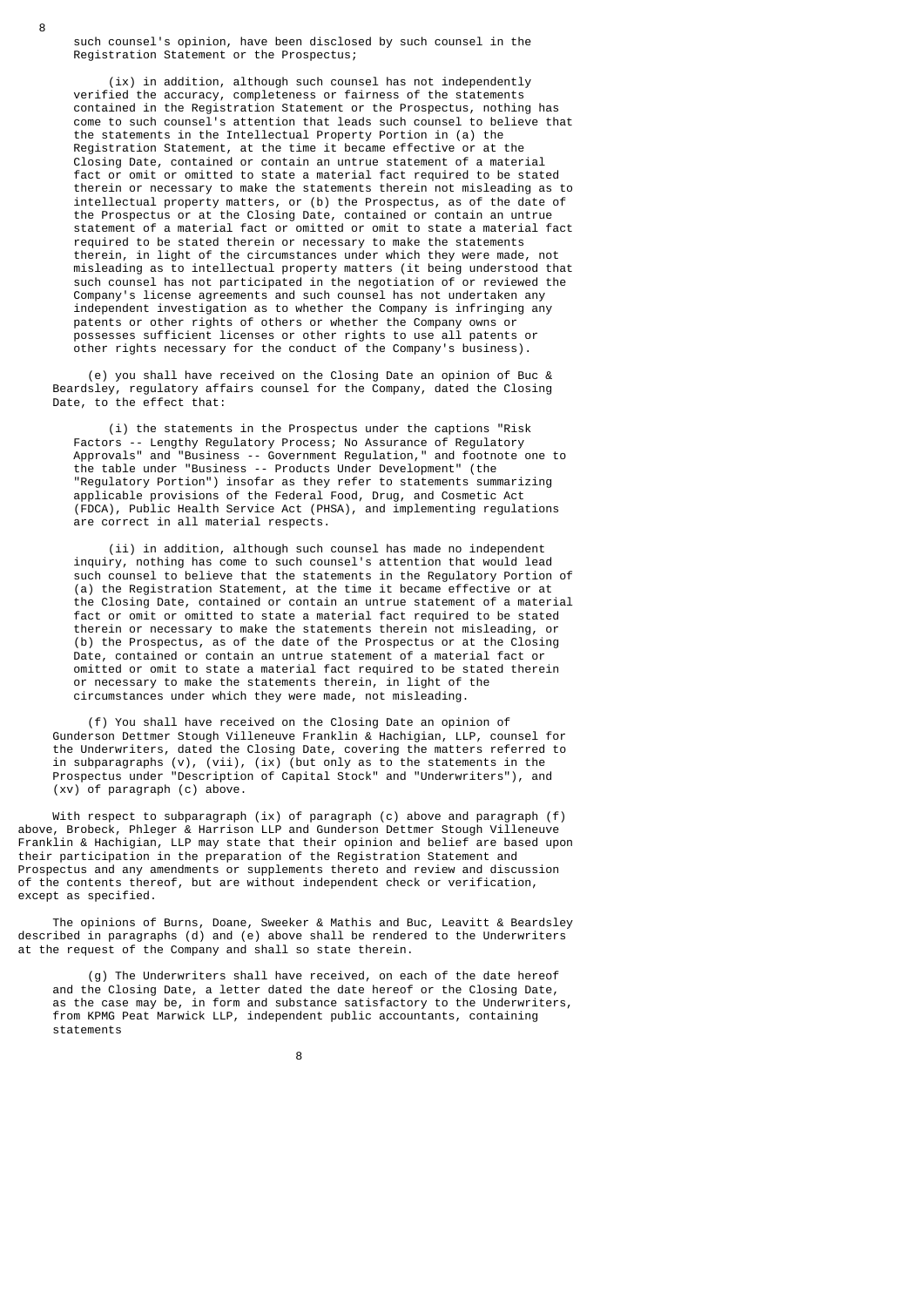such counsel's opinion, have been disclosed by such counsel in the Registration Statement or the Prospectus;

(ix) in addition, although such counsel has not independently verified the accuracy, completeness or fairness of the statements contained in the Registration Statement or the Prospectus, nothing has come to such counsel's attention that leads such counsel to believe that the statements in the Intellectual Property Portion in (a) the Registration Statement, at the time it became effective or at the Closing Date, contained or contain an untrue statement of a material fact or omit or omitted to state a material fact required to be stated therein or necessary to make the statements therein not misleading as to intellectual property matters, or (b) the Prospectus, as of the date of the Prospectus or at the Closing Date, contained or contain an untrue statement of a material fact or omitted or omit to state a material fact required to be stated therein or necessary to make the statements therein, in light of the circumstances under which they were made, not misleading as to intellectual property matters (it being understood that such counsel has not participated in the negotiation of or reviewed the Company's license agreements and such counsel has not undertaken any independent investigation as to whether the Company is infringing any patents or other rights of others or whether the Company owns or possesses sufficient licenses or other rights to use all patents or other rights necessary for the conduct of the Company's business).

(e) you shall have received on the Closing Date an opinion of Buc & Beardsley, regulatory affairs counsel for the Company, dated the Closing Date, to the effect that:

(i) the statements in the Prospectus under the captions "Risk Factors -- Lengthy Regulatory Process; No Assurance of Regulatory Approvals" and "Business -- Government Regulation," and footnote one to the table under "Business -- Products Under Development" (the "Regulatory Portion") insofar as they refer to statements summarizing applicable provisions of the Federal Food, Drug, and Cosmetic Act (FDCA), Public Health Service Act (PHSA), and implementing regulations are correct in all material respects.

(ii) in addition, although such counsel has made no independent inquiry, nothing has come to such counsel's attention that would lead such counsel to believe that the statements in the Regulatory Portion of (a) the Registration Statement, at the time it became effective or at the Closing Date, contained or contain an untrue statement of a material fact or omit or omitted to state a material fact required to be stated therein or necessary to make the statements therein not misleading, or (b) the Prospectus, as of the date of the Prospectus or at the Closing Date, contained or contain an untrue statement of a material fact or omitted or omit to state a material fact required to be stated therein or necessary to make the statements therein, in light of the circumstances under which they were made, not misleading.

(f) You shall have received on the Closing Date an opinion of Gunderson Dettmer Stough Villeneuve Franklin & Hachigian, LLP, counsel for the Underwriters, dated the Closing Date, covering the matters referred to in subparagraphs (v), (vii), (ix) (but only as to the statements in the Prospectus under "Description of Capital Stock" and "Underwriters"), and (xv) of paragraph (c) above.

With respect to subparagraph (ix) of paragraph (c) above and paragraph (f) above, Brobeck, Phleger & Harrison LLP and Gunderson Dettmer Stough Villeneuve Franklin & Hachigian, LLP may state that their opinion and belief are based upon their participation in the preparation of the Registration Statement and Prospectus and any amendments or supplements thereto and review and discussion of the contents thereof, but are without independent check or verification, except as specified.

The opinions of Burns, Doane, Sweeker & Mathis and Buc, Leavitt & Beardsley described in paragraphs (d) and (e) above shall be rendered to the Underwriters at the request of the Company and shall so state therein.

(g) The Underwriters shall have received, on each of the date hereof and the Closing Date, a letter dated the date hereof or the Closing Date, as the case may be, in form and substance satisfactory to the Underwriters, from KPMG Peat Marwick LLP, independent public accountants, containing statements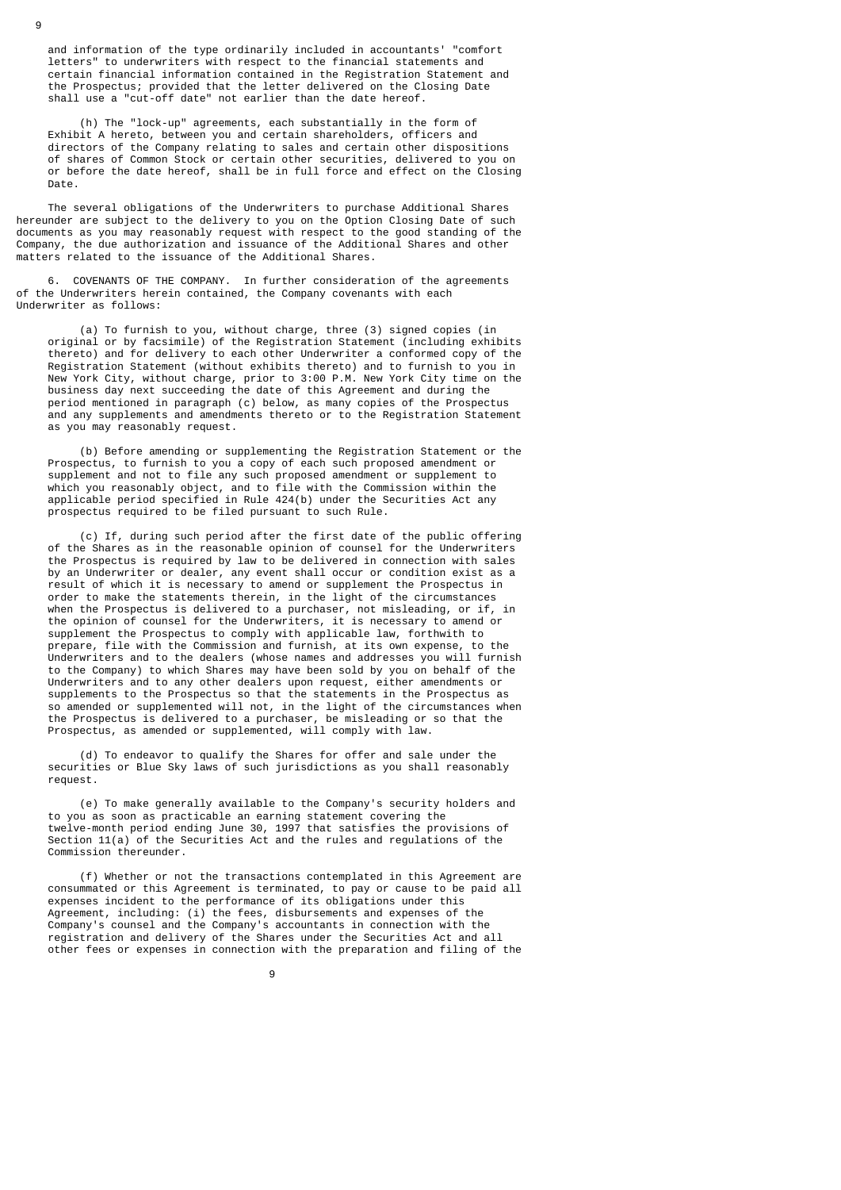and information of the type ordinarily included in accountants' "comfort letters" to underwriters with respect to the financial statements and certain financial information contained in the Registration Statement and the Prospectus; provided that the letter delivered on the Closing Date shall use a "cut-off date" not earlier than the date hereof.

(h) The "lock-up" agreements, each substantially in the form of Exhibit A hereto, between you and certain shareholders, officers and directors of the Company relating to sales and certain other dispositions of shares of Common Stock or certain other securities, delivered to you on or before the date hereof, shall be in full force and effect on the Closing Date.

The several obligations of the Underwriters to purchase Additional Shares hereunder are subject to the delivery to you on the Option Closing Date of such documents as you may reasonably request with respect to the good standing of the Company, the due authorization and issuance of the Additional Shares and other matters related to the issuance of the Additional Shares.

6. COVENANTS OF THE COMPANY. In further consideration of the agreements of the Underwriters herein contained, the Company covenants with each Underwriter as follows:

(a) To furnish to you, without charge, three (3) signed copies (in original or by facsimile) of the Registration Statement (including exhibits thereto) and for delivery to each other Underwriter a conformed copy of the Registration Statement (without exhibits thereto) and to furnish to you in New York City, without charge, prior to 3:00 P.M. New York City time on the business day next succeeding the date of this Agreement and during the period mentioned in paragraph (c) below, as many copies of the Prospectus and any supplements and amendments thereto or to the Registration Statement as you may reasonably request.

(b) Before amending or supplementing the Registration Statement or the Prospectus, to furnish to you a copy of each such proposed amendment or supplement and not to file any such proposed amendment or supplement to which you reasonably object, and to file with the Commission within the applicable period specified in Rule 424(b) under the Securities Act any prospectus required to be filed pursuant to such Rule.

(c) If, during such period after the first date of the public offering of the Shares as in the reasonable opinion of counsel for the Underwriters the Prospectus is required by law to be delivered in connection with sales by an Underwriter or dealer, any event shall occur or condition exist as a result of which it is necessary to amend or supplement the Prospectus in order to make the statements therein, in the light of the circumstances when the Prospectus is delivered to a purchaser, not misleading, or if, in the opinion of counsel for the Underwriters, it is necessary to amend or supplement the Prospectus to comply with applicable law, forthwith to prepare, file with the Commission and furnish, at its own expense, to the Underwriters and to the dealers (whose names and addresses you will furnish to the Company) to which Shares may have been sold by you on behalf of the Underwriters and to any other dealers upon request, either amendments or supplements to the Prospectus so that the statements in the Prospectus as so amended or supplemented will not, in the light of the circumstances when the Prospectus is delivered to a purchaser, be misleading or so that the Prospectus, as amended or supplemented, will comply with law.

(d) To endeavor to qualify the Shares for offer and sale under the securities or Blue Sky laws of such jurisdictions as you shall reasonably request.

(e) To make generally available to the Company's security holders and to you as soon as practicable an earning statement covering the twelve-month period ending June 30, 1997 that satisfies the provisions of Section 11(a) of the Securities Act and the rules and regulations of the Commission thereunder.

(f) Whether or not the transactions contemplated in this Agreement are consummated or this Agreement is terminated, to pay or cause to be paid all expenses incident to the performance of its obligations under this Agreement, including: (i) the fees, disbursements and expenses of the Company's counsel and the Company's accountants in connection with the registration and delivery of the Shares under the Securities Act and all other fees or expenses in connection with the preparation and filing of the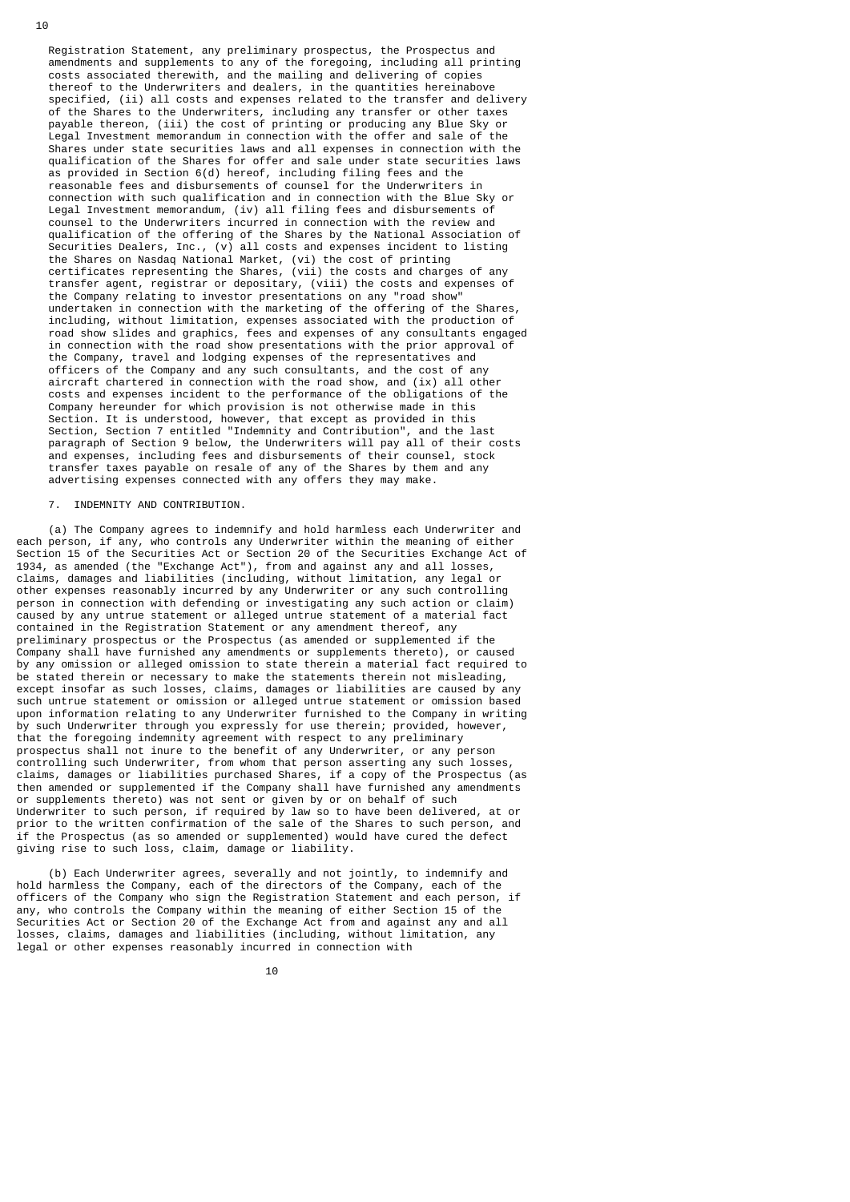Registration Statement, any preliminary prospectus, the Prospectus and amendments and supplements to any of the foregoing, including all printing costs associated therewith, and the mailing and delivering of copies thereof to the Underwriters and dealers, in the quantities hereinabove specified, (ii) all costs and expenses related to the transfer and delivery of the Shares to the Underwriters, including any transfer or other taxes payable thereon, (iii) the cost of printing or producing any Blue Sky or Legal Investment memorandum in connection with the offer and sale of the Shares under state securities laws and all expenses in connection with the qualification of the Shares for offer and sale under state securities laws as provided in Section 6(d) hereof, including filing fees and the reasonable fees and disbursements of counsel for the Underwriters in connection with such qualification and in connection with the Blue Sky or Legal Investment memorandum, (iv) all filing fees and disbursements of counsel to the Underwriters incurred in connection with the review and qualification of the offering of the Shares by the National Association of Securities Dealers, Inc., (v) all costs and expenses incident to listing the Shares on Nasdaq National Market, (vi) the cost of printing certificates representing the Shares, (vii) the costs and charges of any transfer agent, registrar or depositary, (viii) the costs and expenses of the Company relating to investor presentations on any "road show" undertaken in connection with the marketing of the offering of the Shares, including, without limitation, expenses associated with the production of road show slides and graphics, fees and expenses of any consultants engaged in connection with the road show presentations with the prior approval of the Company, travel and lodging expenses of the representatives and officers of the Company and any such consultants, and the cost of any aircraft chartered in connection with the road show, and (ix) all other costs and expenses incident to the performance of the obligations of the Company hereunder for which provision is not otherwise made in this Section. It is understood, however, that except as provided in this Section, Section 7 entitled "Indemnity and Contribution", and the last paragraph of Section 9 below, the Underwriters will pay all of their costs and expenses, including fees and disbursements of their counsel, stock transfer taxes payable on resale of any of the Shares by them and any advertising expenses connected with any offers they may make.

7. INDEMNITY AND CONTRIBUTION.

(a) The Company agrees to indemnify and hold harmless each Underwriter and each person, if any, who controls any Underwriter within the meaning of either Section 15 of the Securities Act or Section 20 of the Securities Exchange Act of 1934, as amended (the "Exchange Act"), from and against any and all losses, claims, damages and liabilities (including, without limitation, any legal or other expenses reasonably incurred by any Underwriter or any such controlling person in connection with defending or investigating any such action or claim) caused by any untrue statement or alleged untrue statement of a material fact contained in the Registration Statement or any amendment thereof, any preliminary prospectus or the Prospectus (as amended or supplemented if the Company shall have furnished any amendments or supplements thereto), or caused by any omission or alleged omission to state therein a material fact required to be stated therein or necessary to make the statements therein not misleading, except insofar as such losses, claims, damages or liabilities are caused by any such untrue statement or omission or alleged untrue statement or omission based upon information relating to any Underwriter furnished to the Company in writing by such Underwriter through you expressly for use therein; provided, however, that the foregoing indemnity agreement with respect to any preliminary prospectus shall not inure to the benefit of any Underwriter, or any person controlling such Underwriter, from whom that person asserting any such losses, claims, damages or liabilities purchased Shares, if a copy of the Prospectus (as then amended or supplemented if the Company shall have furnished any amendments or supplements thereto) was not sent or given by or on behalf of such Underwriter to such person, if required by law so to have been delivered, at or prior to the written confirmation of the sale of the Shares to such person, and if the Prospectus (as so amended or supplemented) would have cured the defect giving rise to such loss, claim, damage or liability.

(b) Each Underwriter agrees, severally and not jointly, to indemnify and hold harmless the Company, each of the directors of the Company, each of the officers of the Company who sign the Registration Statement and each person, if any, who controls the Company within the meaning of either Section 15 of the Securities Act or Section 20 of the Exchange Act from and against any and all losses, claims, damages and liabilities (including, without limitation, any legal or other expenses reasonably incurred in connection with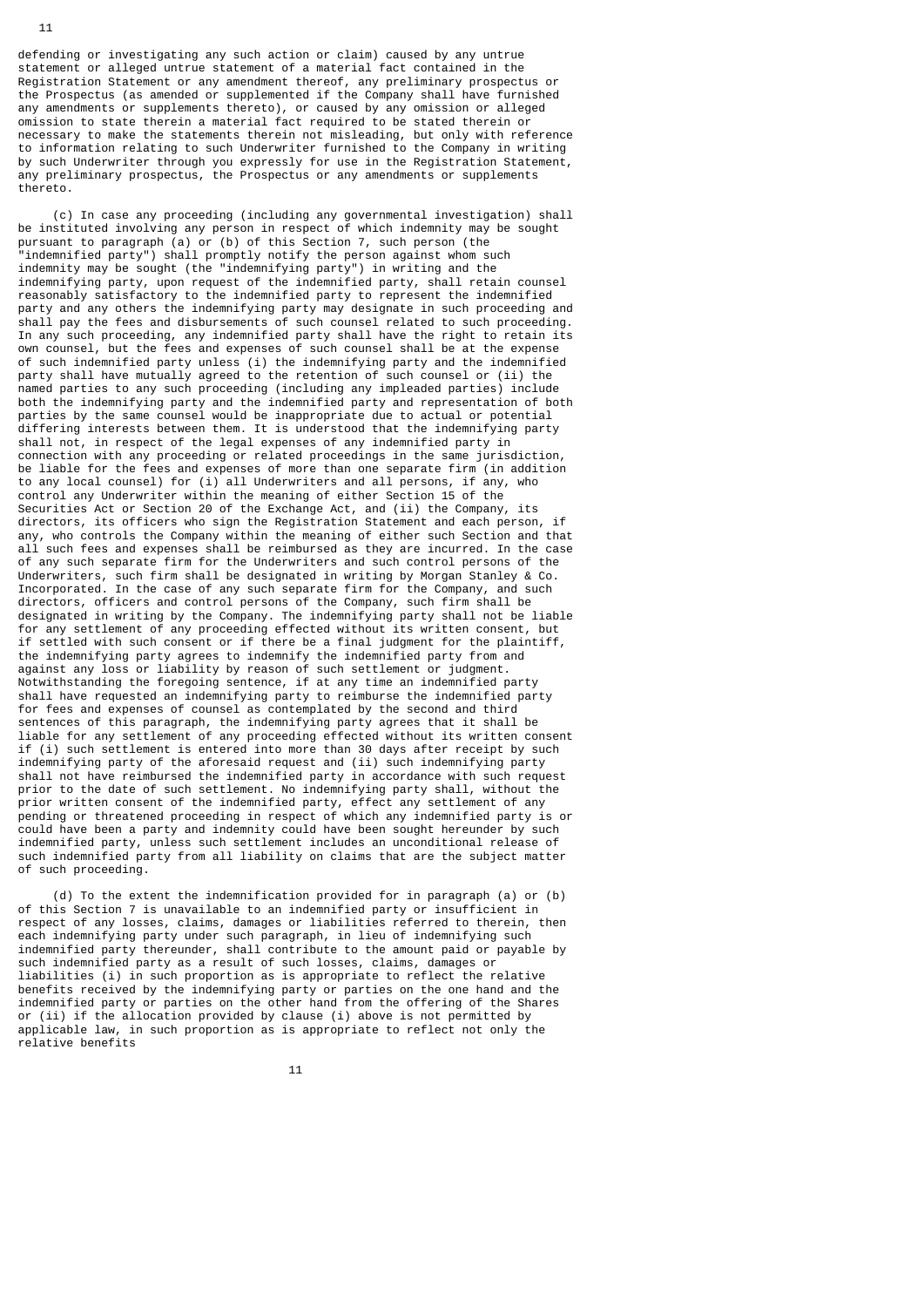defending or investigating any such action or claim) caused by any untrue statement or alleged untrue statement of a material fact contained in the Registration Statement or any amendment thereof, any preliminary prospectus or the Prospectus (as amended or supplemented if the Company shall have furnished any amendments or supplements thereto), or caused by any omission or alleged omission to state therein a material fact required to be stated therein or necessary to make the statements therein not misleading, but only with reference to information relating to such Underwriter furnished to the Company in writing by such Underwriter through you expressly for use in the Registration Statement, any preliminary prospectus, the Prospectus or any amendments or supplements thereto.

(c) In case any proceeding (including any governmental investigation) shall be instituted involving any person in respect of which indemnity may be sought pursuant to paragraph (a) or (b) of this Section 7, such person (the "indemnified party") shall promptly notify the person against whom such indemnity may be sought (the "indemnifying party") in writing and the indemnifying party, upon request of the indemnified party, shall retain counsel reasonably satisfactory to the indemnified party to represent the indemnified party and any others the indemnifying party may designate in such proceeding and shall pay the fees and disbursements of such counsel related to such proceeding. In any such proceeding, any indemnified party shall have the right to retain its own counsel, but the fees and expenses of such counsel shall be at the expense of such indemnified party unless (i) the indemnifying party and the indemnified party shall have mutually agreed to the retention of such counsel or (ii) the named parties to any such proceeding (including any impleaded parties) include both the indemnifying party and the indemnified party and representation of both parties by the same counsel would be inappropriate due to actual or potential differing interests between them. It is understood that the indemnifying party shall not, in respect of the legal expenses of any indemnified party in connection with any proceeding or related proceedings in the same jurisdiction, be liable for the fees and expenses of more than one separate firm (in addition to any local counsel) for (i) all Underwriters and all persons, if any, who control any Underwriter within the meaning of either Section 15 of the Securities Act or Section 20 of the Exchange Act, and (ii) the Company, its directors, its officers who sign the Registration Statement and each person, if any, who controls the Company within the meaning of either such Section and that all such fees and expenses shall be reimbursed as they are incurred. In the case of any such separate firm for the Underwriters and such control persons of the Underwriters, such firm shall be designated in writing by Morgan Stanley & Co. Incorporated. In the case of any such separate firm for the Company, and such directors, officers and control persons of the Company, such firm shall be designated in writing by the Company. The indemnifying party shall not be liable for any settlement of any proceeding effected without its written consent, but if settled with such consent or if there be a final judgment for the plaintiff, the indemnifying party agrees to indemnify the indemnified party from and against any loss or liability by reason of such settlement or judgment. Notwithstanding the foregoing sentence, if at any time an indemnified party shall have requested an indemnifying party to reimburse the indemnified party for fees and expenses of counsel as contemplated by the second and third sentences of this paragraph, the indemnifying party agrees that it shall be liable for any settlement of any proceeding effected without its written consent if (i) such settlement is entered into more than 30 days after receipt by such indemnifying party of the aforesaid request and (ii) such indemnifying party shall not have reimbursed the indemnified party in accordance with such request prior to the date of such settlement. No indemnifying party shall, without the prior written consent of the indemnified party, effect any settlement of any pending or threatened proceeding in respect of which any indemnified party is or could have been a party and indemnity could have been sought hereunder by such indemnified party, unless such settlement includes an unconditional release of such indemnified party from all liability on claims that are the subject matter of such proceeding.

(d) To the extent the indemnification provided for in paragraph (a) or (b) of this Section 7 is unavailable to an indemnified party or insufficient in respect of any losses, claims, damages or liabilities referred to therein, then each indemnifying party under such paragraph, in lieu of indemnifying such indemnified party thereunder, shall contribute to the amount paid or payable by such indemnified party as a result of such losses, claims, damages or liabilities (i) in such proportion as is appropriate to reflect the relative benefits received by the indemnifying party or parties on the one hand and the indemnified party or parties on the other hand from the offering of the Shares or (ii) if the allocation provided by clause (i) above is not permitted by applicable law, in such proportion as is appropriate to reflect not only the relative benefits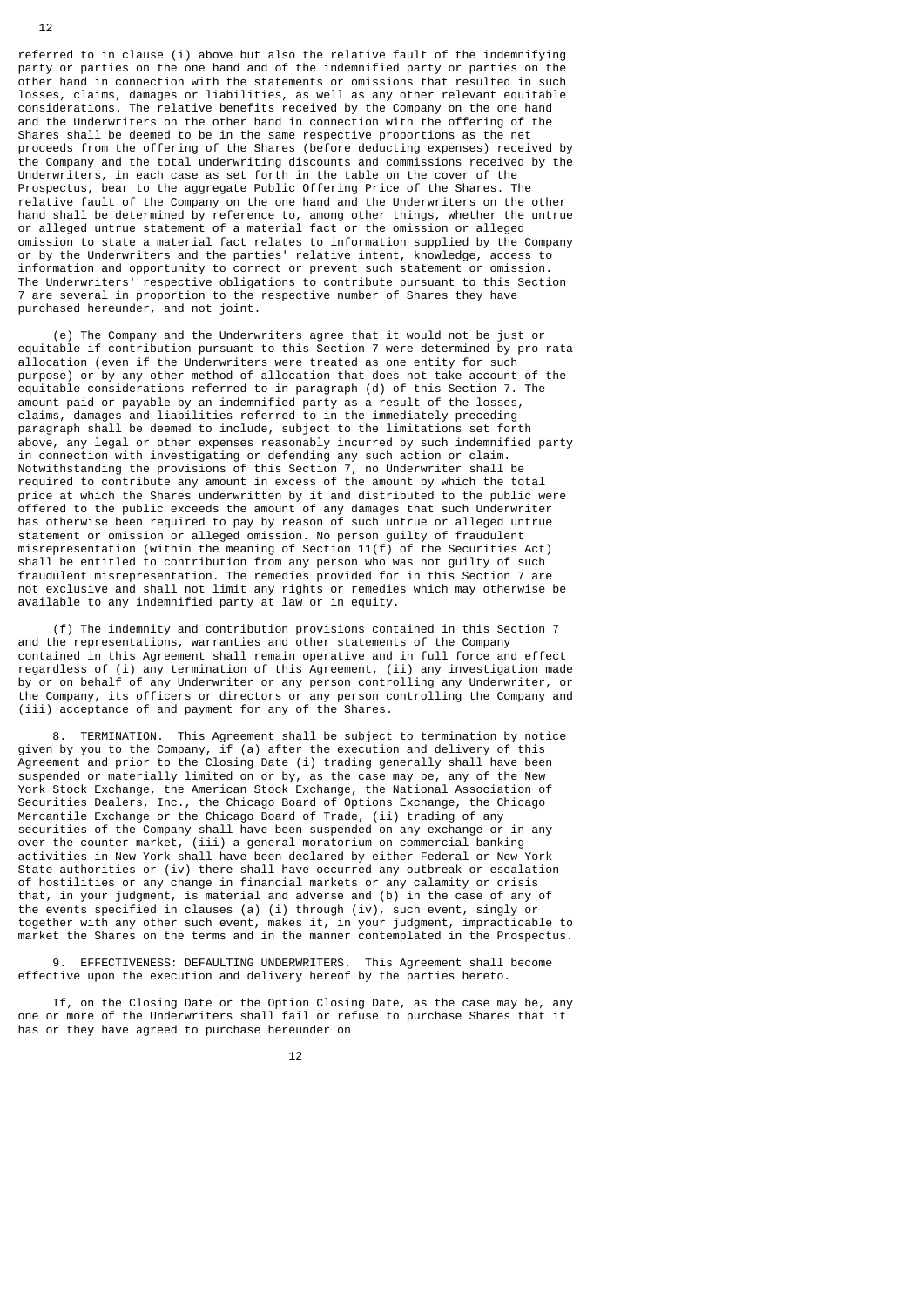referred to in clause (i) above but also the relative fault of the indemnifying party or parties on the one hand and of the indemnified party or parties on the other hand in connection with the statements or omissions that resulted in such losses, claims, damages or liabilities, as well as any other relevant equitable considerations. The relative benefits received by the Company on the one hand and the Underwriters on the other hand in connection with the offering of the Shares shall be deemed to be in the same respective proportions as the net proceeds from the offering of the Shares (before deducting expenses) received by the Company and the total underwriting discounts and commissions received by the Underwriters, in each case as set forth in the table on the cover of the Prospectus, bear to the aggregate Public Offering Price of the Shares. The relative fault of the Company on the one hand and the Underwriters on the other hand shall be determined by reference to, among other things, whether the untrue or alleged untrue statement of a material fact or the omission or alleged omission to state a material fact relates to information supplied by the Company or by the Underwriters and the parties' relative intent, knowledge, access to information and opportunity to correct or prevent such statement or omission. The Underwriters' respective obligations to contribute pursuant to this Section 7 are several in proportion to the respective number of Shares they have purchased hereunder, and not joint.

(e) The Company and the Underwriters agree that it would not be just or equitable if contribution pursuant to this Section 7 were determined by pro rata allocation (even if the Underwriters were treated as one entity for such purpose) or by any other method of allocation that does not take account of the equitable considerations referred to in paragraph (d) of this Section 7. The amount paid or payable by an indemnified party as a result of the losses, claims, damages and liabilities referred to in the immediately preceding paragraph shall be deemed to include, subject to the limitations set forth above, any legal or other expenses reasonably incurred by such indemnified party in connection with investigating or defending any such action or claim. Notwithstanding the provisions of this Section 7, no Underwriter shall be required to contribute any amount in excess of the amount by which the total price at which the Shares underwritten by it and distributed to the public were offered to the public exceeds the amount of any damages that such Underwriter has otherwise been required to pay by reason of such untrue or alleged untrue statement or omission or alleged omission. No person guilty of fraudulent misrepresentation (within the meaning of Section 11(f) of the Securities Act) shall be entitled to contribution from any person who was not guilty of such fraudulent misrepresentation. The remedies provided for in this Section 7 are not exclusive and shall not limit any rights or remedies which may otherwise be available to any indemnified party at law or in equity.

(f) The indemnity and contribution provisions contained in this Section 7 and the representations, warranties and other statements of the Company contained in this Agreement shall remain operative and in full force and effect regardless of (i) any termination of this Agreement, (ii) any investigation made by or on behalf of any Underwriter or any person controlling any Underwriter, or the Company, its officers or directors or any person controlling the Company and (iii) acceptance of and payment for any of the Shares.

8. TERMINATION. This Agreement shall be subject to termination by notice given by you to the Company, if (a) after the execution and delivery of this Agreement and prior to the Closing Date (i) trading generally shall have been suspended or materially limited on or by, as the case may be, any of the New York Stock Exchange, the American Stock Exchange, the National Association of Securities Dealers, Inc., the Chicago Board of Options Exchange, the Chicago Mercantile Exchange or the Chicago Board of Trade, (ii) trading of any securities of the Company shall have been suspended on any exchange or in any over-the-counter market, (iii) a general moratorium on commercial banking activities in New York shall have been declared by either Federal or New York State authorities or (iv) there shall have occurred any outbreak or escalation of hostilities or any change in financial markets or any calamity or crisis that, in your judgment, is material and adverse and (b) in the case of any of the events specified in clauses (a) (i) through (iv), such event, singly or together with any other such event, makes it, in your judgment, impracticable to market the Shares on the terms and in the manner contemplated in the Prospectus.

9. EFFECTIVENESS: DEFAULTING UNDERWRITERS. This Agreement shall become effective upon the execution and delivery hereof by the parties hereto.

If, on the Closing Date or the Option Closing Date, as the case may be, any one or more of the Underwriters shall fail or refuse to purchase Shares that it has or they have agreed to purchase hereunder on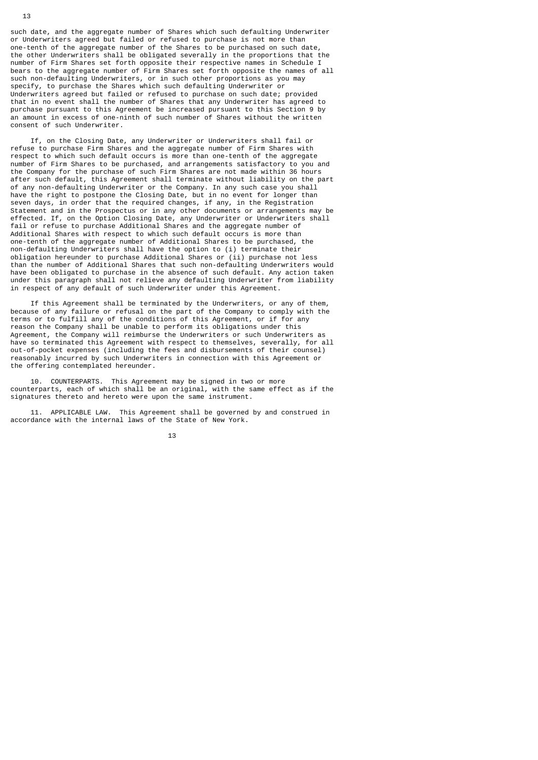such date, and the aggregate number of Shares which such defaulting Underwriter or Underwriters agreed but failed or refused to purchase is not more than one-tenth of the aggregate number of the Shares to be purchased on such date, the other Underwriters shall be obligated severally in the proportions that the number of Firm Shares set forth opposite their respective names in Schedule I bears to the aggregate number of Firm Shares set forth opposite the names of all such non-defaulting Underwriters, or in such other proportions as you may specify, to purchase the Shares which such defaulting Underwriter or Underwriters agreed but failed or refused to purchase on such date; provided that in no event shall the number of Shares that any Underwriter has agreed to purchase pursuant to this Agreement be increased pursuant to this Section 9 by an amount in excess of one-ninth of such number of Shares without the written consent of such Underwriter.

If, on the Closing Date, any Underwriter or Underwriters shall fail or refuse to purchase Firm Shares and the aggregate number of Firm Shares with respect to which such default occurs is more than one-tenth of the aggregate number of Firm Shares to be purchased, and arrangements satisfactory to you and the Company for the purchase of such Firm Shares are not made within 36 hours after such default, this Agreement shall terminate without liability on the part of any non-defaulting Underwriter or the Company. In any such case you shall have the right to postpone the Closing Date, but in no event for longer than seven days, in order that the required changes, if any, in the Registration Statement and in the Prospectus or in any other documents or arrangements may be effected. If, on the Option Closing Date, any Underwriter or Underwriters shall fail or refuse to purchase Additional Shares and the aggregate number of Additional Shares with respect to which such default occurs is more than one-tenth of the aggregate number of Additional Shares to be purchased, the non-defaulting Underwriters shall have the option to (i) terminate their obligation hereunder to purchase Additional Shares or (ii) purchase not less than the number of Additional Shares that such non-defaulting Underwriters would have been obligated to purchase in the absence of such default. Any action taken under this paragraph shall not relieve any defaulting Underwriter from liability in respect of any default of such Underwriter under this Agreement.

If this Agreement shall be terminated by the Underwriters, or any of them, because of any failure or refusal on the part of the Company to comply with the terms or to fulfill any of the conditions of this Agreement, or if for any reason the Company shall be unable to perform its obligations under this Agreement, the Company will reimburse the Underwriters or such Underwriters as have so terminated this Agreement with respect to themselves, severally, for all out-of-pocket expenses (including the fees and disbursements of their counsel) reasonably incurred by such Underwriters in connection with this Agreement or the offering contemplated hereunder.

10. COUNTERPARTS. This Agreement may be signed in two or more counterparts, each of which shall be an original, with the same effect as if the signatures thereto and hereto were upon the same instrument.

11. APPLICABLE LAW. This Agreement shall be governed by and construed in accordance with the internal laws of the State of New York.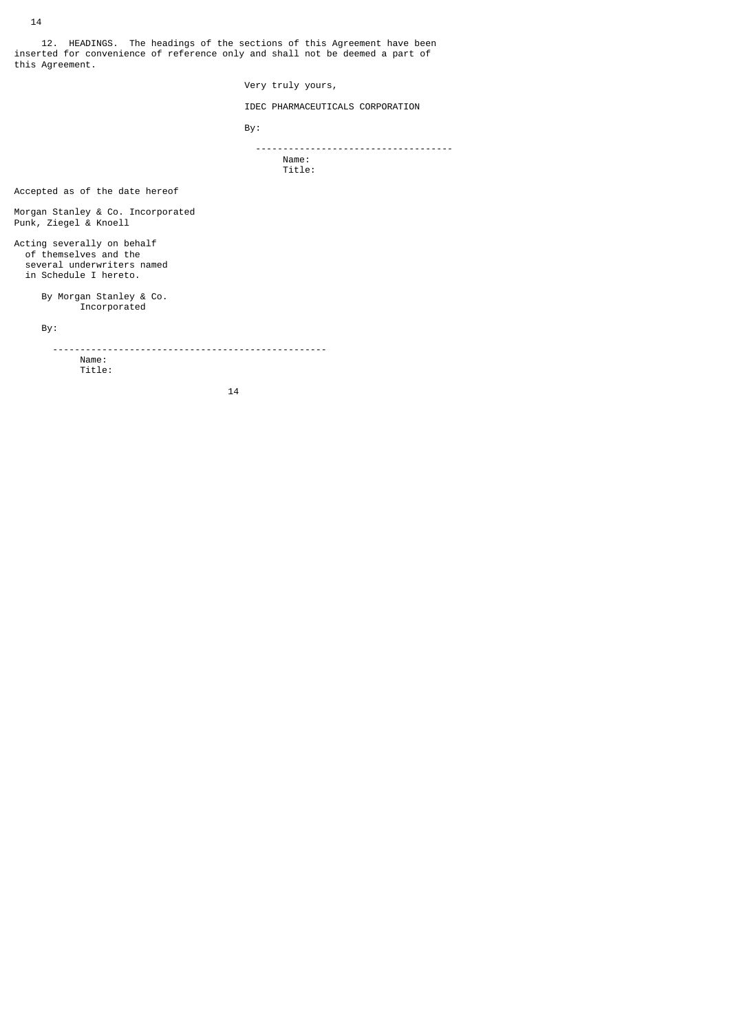12. HEADINGS. The headings of the sections of this Agreement have been inserted for convenience of reference only and shall not be deemed a part of this Agreement.

Very truly yours,

IDEC PHARMACEUTICALS CORPORATION

By:

-----------------------------------
Name:
Title:

Accepted as of the date hereof

Morgan Stanley & Co. Incorporated
Punk, Ziegel & Knoell

Acting severally on behalf
of themselves and the
several underwriters named
in Schedule I hereto.

By Morgan Stanley & Co.
Incorporated

By:

-------------------------------------------------
Name:
Title: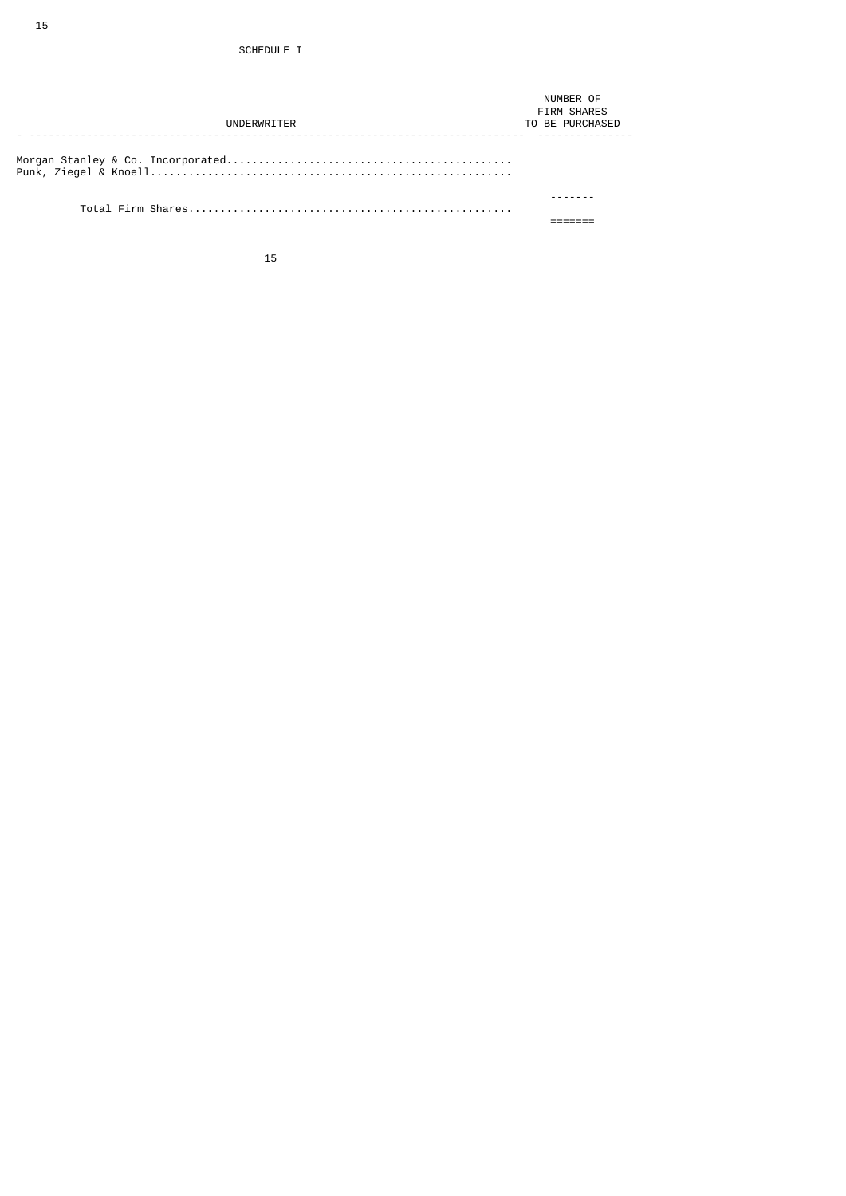# SCHEDULE I

| UNDERWRITER | NUMBER OF FIRM SHARES TO BE PURCHASED |
|---|---|
| Morgan Stanley & Co. Incorporated | |
| Punk, Ziegel & Knoell | |
| Total Firm Shares | |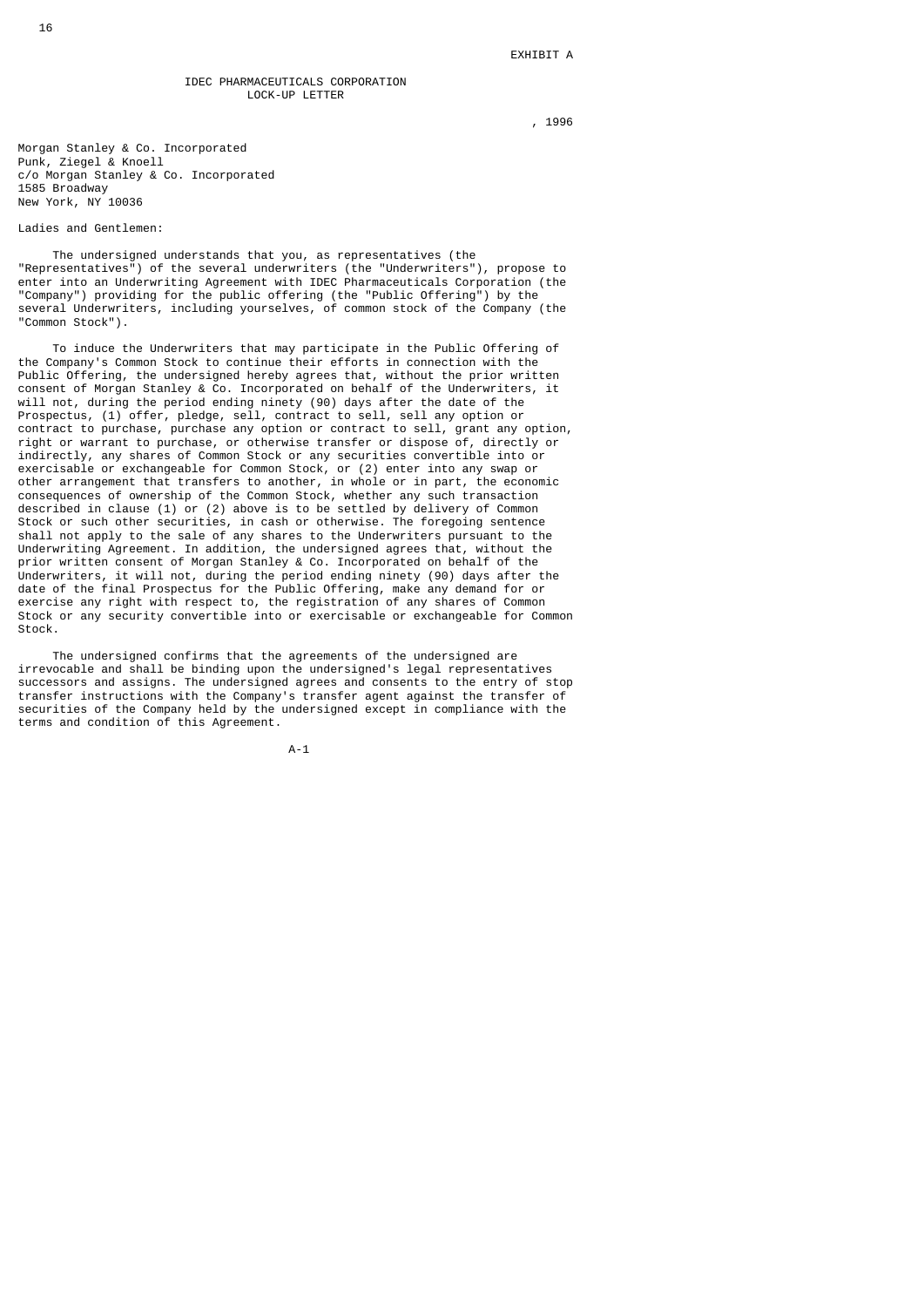EXHIBIT A

# IDEC PHARMACEUTICALS CORPORATION
## LOCK-UP LETTER

, 1996

Morgan Stanley & Co. Incorporated
Punk, Ziegel & Knoell
c/o Morgan Stanley & Co. Incorporated
1585 Broadway
New York, NY 10036

Ladies and Gentlemen:

The undersigned understands that you, as representatives (the "Representatives") of the several underwriters (the "Underwriters"), propose to enter into an Underwriting Agreement with IDEC Pharmaceuticals Corporation (the "Company") providing for the public offering (the "Public Offering") by the several Underwriters, including yourselves, of common stock of the Company (the "Common Stock").

To induce the Underwriters that may participate in the Public Offering of the Company's Common Stock to continue their efforts in connection with the Public Offering, the undersigned hereby agrees that, without the prior written consent of Morgan Stanley & Co. Incorporated on behalf of the Underwriters, it will not, during the period ending ninety (90) days after the date of the Prospectus, (1) offer, pledge, sell, contract to sell, sell any option or contract to purchase, purchase any option or contract to sell, grant any option, right or warrant to purchase, or otherwise transfer or dispose of, directly or indirectly, any shares of Common Stock or any securities convertible into or exercisable or exchangeable for Common Stock, or (2) enter into any swap or other arrangement that transfers to another, in whole or in part, the economic consequences of ownership of the Common Stock, whether any such transaction described in clause (1) or (2) above is to be settled by delivery of Common Stock or such other securities, in cash or otherwise. The foregoing sentence shall not apply to the sale of any shares to the Underwriters pursuant to the Underwriting Agreement. In addition, the undersigned agrees that, without the prior written consent of Morgan Stanley & Co. Incorporated on behalf of the Underwriters, it will not, during the period ending ninety (90) days after the date of the final Prospectus for the Public Offering, make any demand for or exercise any right with respect to, the registration of any shares of Common Stock or any security convertible into or exercisable or exchangeable for Common Stock.

The undersigned confirms that the agreements of the undersigned are irrevocable and shall be binding upon the undersigned's legal representatives successors and assigns. The undersigned agrees and consents to the entry of stop transfer instructions with the Company's transfer agent against the transfer of securities of the Company held by the undersigned except in compliance with the terms and condition of this Agreement.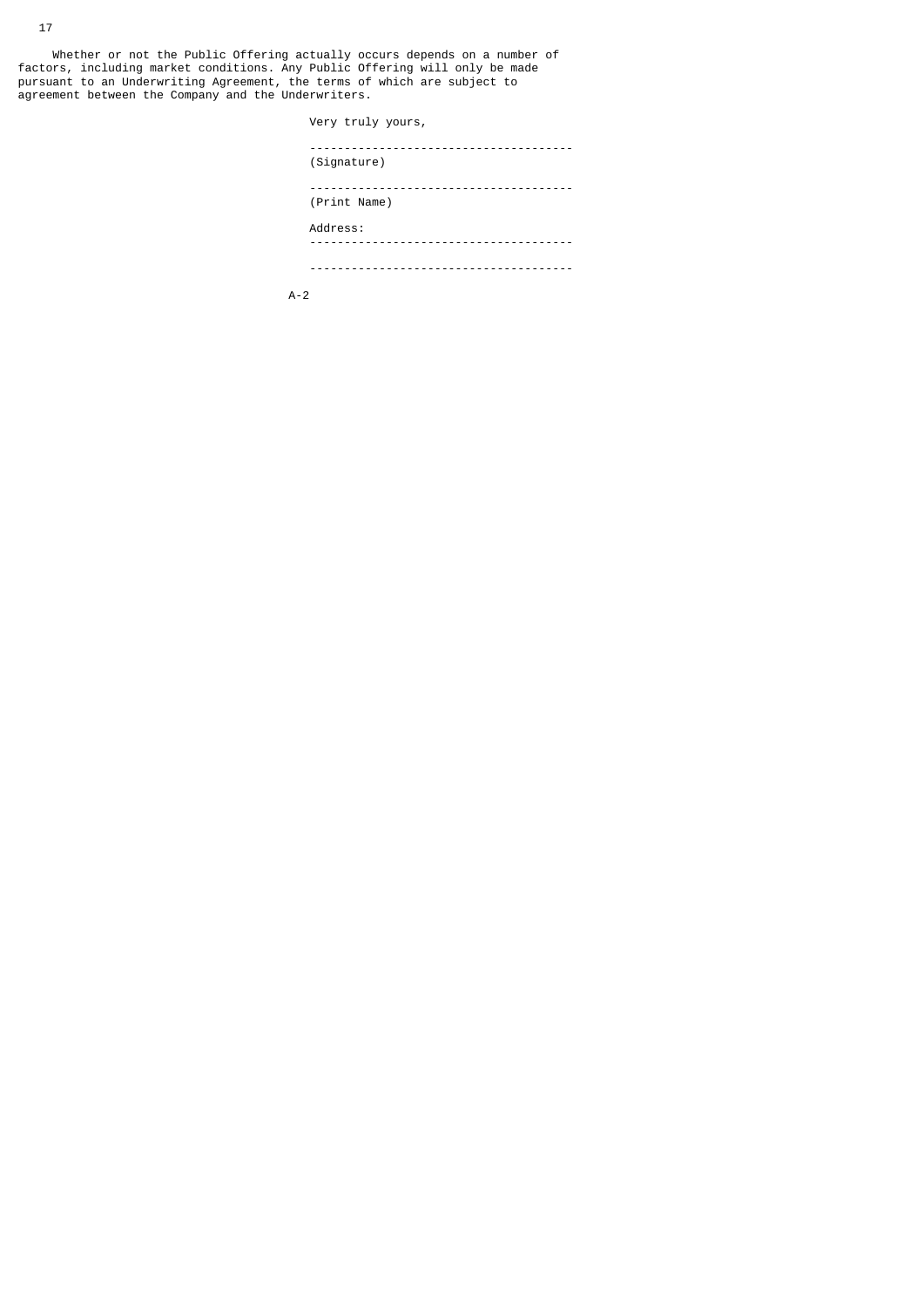Whether or not the Public Offering actually occurs depends on a number of factors, including market conditions. Any Public Offering will only be made pursuant to an Underwriting Agreement, the terms of which are subject to agreement between the Company and the Underwriters.

Very truly yours,

-------------------------------------
(Signature)

-------------------------------------
(Print Name)

Address:
-------------------------------------

-------------------------------------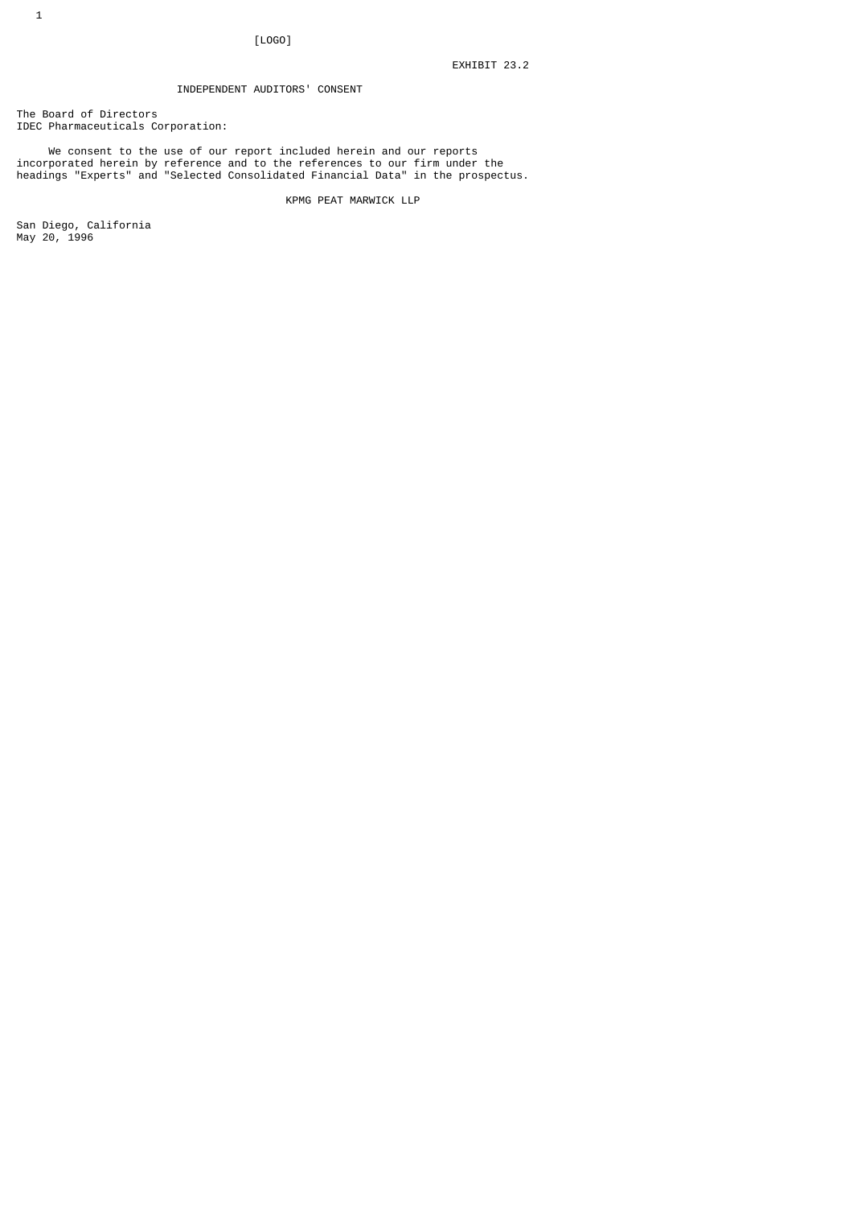[LOGO]

EXHIBIT 23.2

# INDEPENDENT AUDITORS' CONSENT

The Board of Directors
IDEC Pharmaceuticals Corporation:

We consent to the use of our report included herein and our reports incorporated herein by reference and to the references to our firm under the headings "Experts" and "Selected Consolidated Financial Data" in the prospectus.

KPMG PEAT MARWICK LLP

San Diego, California
May 20, 1996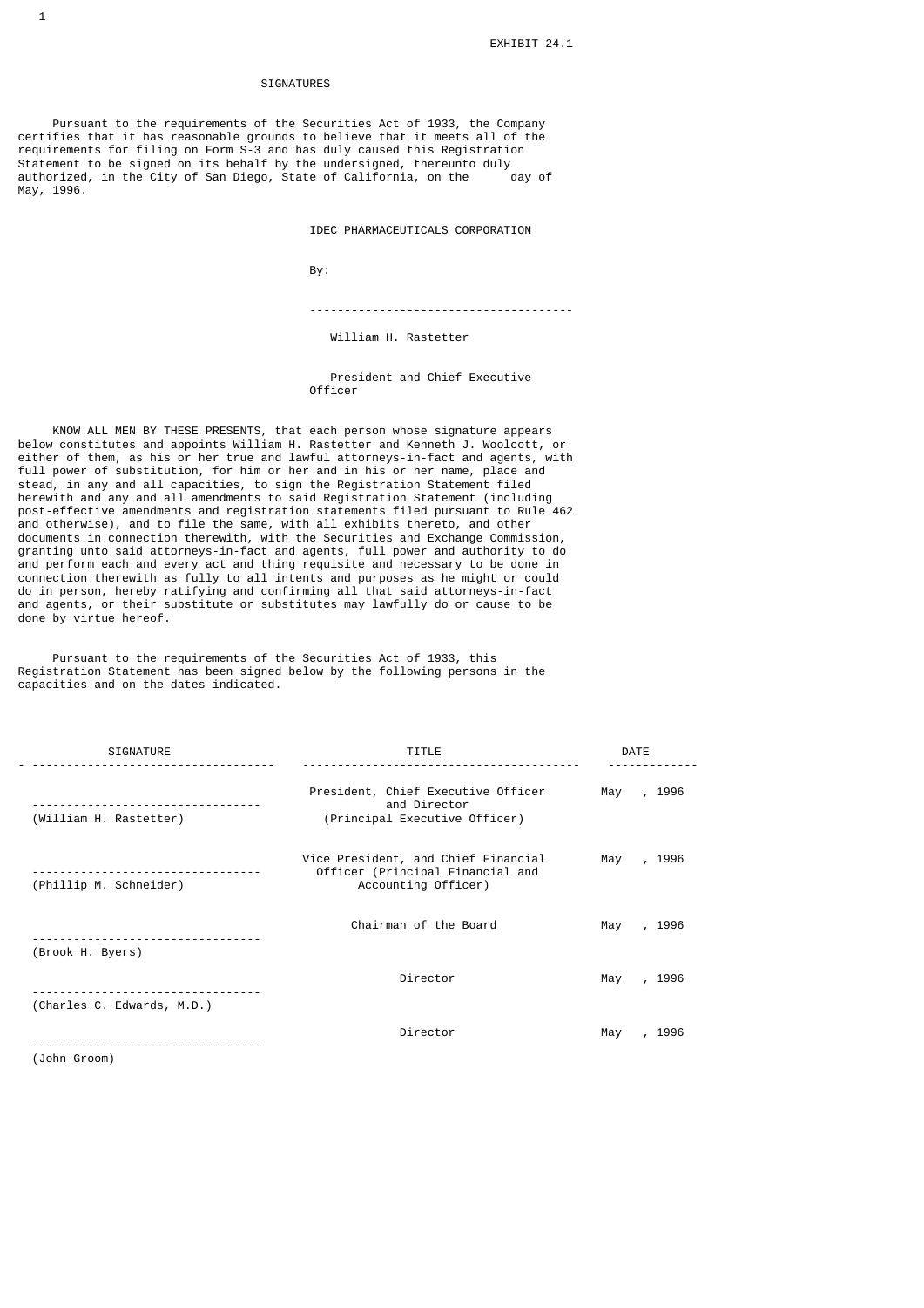EXHIBIT 24.1

SIGNATURES

Pursuant to the requirements of the Securities Act of 1933, the Company certifies that it has reasonable grounds to believe that it meets all of the requirements for filing on Form S-3 and has duly caused this Registration Statement to be signed on its behalf by the undersigned, thereunto duly authorized, in the City of San Diego, State of California, on the day of May, 1996.

IDEC PHARMACEUTICALS CORPORATION

By:

-------------------------------------

William H. Rastetter

President and Chief Executive Officer

KNOW ALL MEN BY THESE PRESENTS, that each person whose signature appears below constitutes and appoints William H. Rastetter and Kenneth J. Woolcott, or either of them, as his or her true and lawful attorneys-in-fact and agents, with full power of substitution, for him or her and in his or her name, place and stead, in any and all capacities, to sign the Registration Statement filed herewith and any and all amendments to said Registration Statement (including post-effective amendments and registration statements filed pursuant to Rule 462 and otherwise), and to file the same, with all exhibits thereto, and other documents in connection therewith, with the Securities and Exchange Commission, granting unto said attorneys-in-fact and agents, full power and authority to do and perform each and every act and thing requisite and necessary to be done in connection therewith as fully to all intents and purposes as he might or could do in person, hereby ratifying and confirming all that said attorneys-in-fact and agents, or their substitute or substitutes may lawfully do or cause to be done by virtue hereof.

Pursuant to the requirements of the Securities Act of 1933, this Registration Statement has been signed below by the following persons in the capacities and on the dates indicated.

| SIGNATURE | TITLE | DATE |
|---|---|---|
| (William H. Rastetter) | President, Chief Executive Officer and Director (Principal Executive Officer) | May , 1996 |
| (Phillip M. Schneider) | Vice President, and Chief Financial Officer (Principal Financial and Accounting Officer) | May , 1996 |
| (Brook H. Byers) | Chairman of the Board | May , 1996 |
| (Charles C. Edwards, M.D.) | Director | May , 1996 |
| (John Groom) | Director | May , 1996 |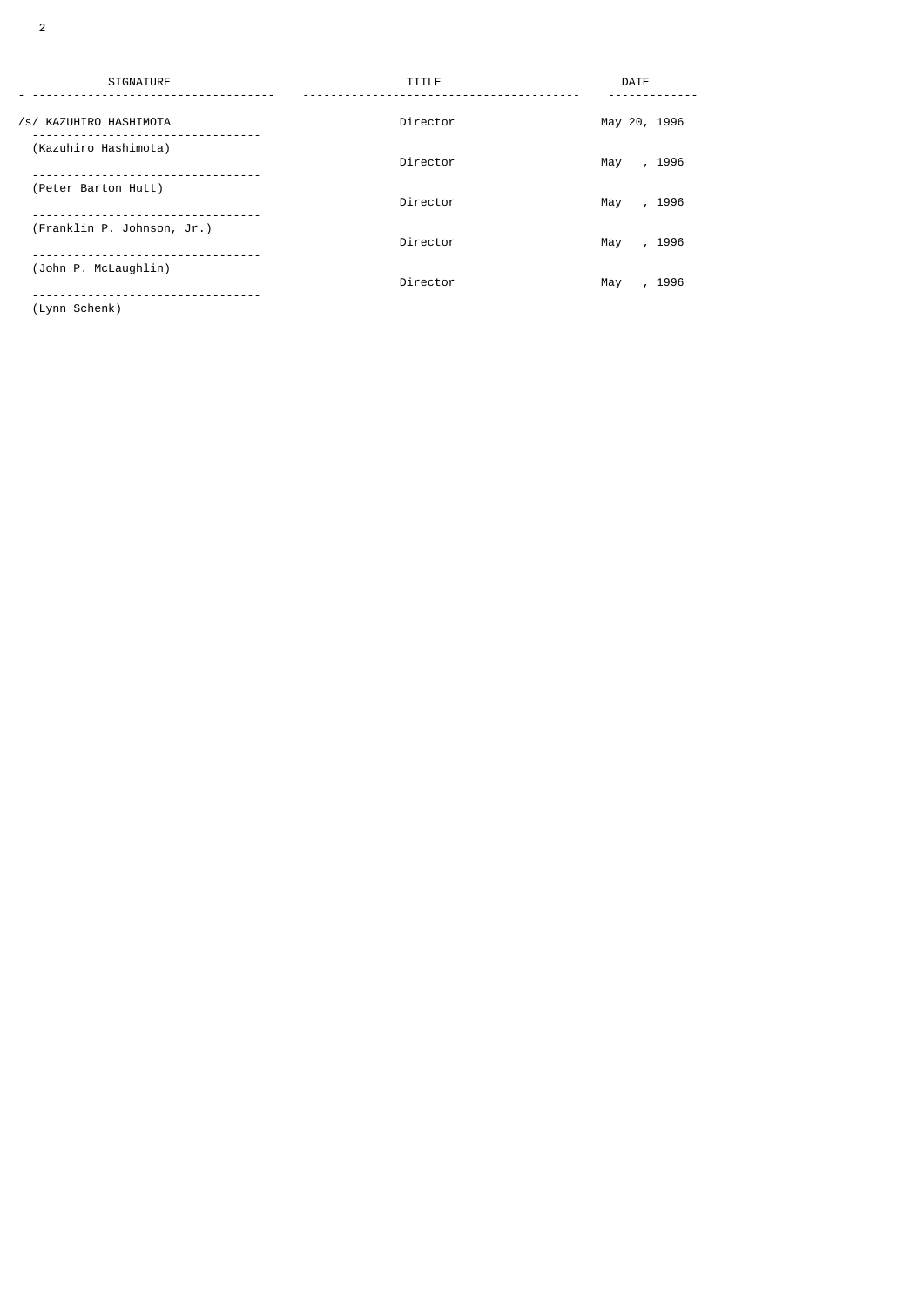| SIGNATURE | TITLE | DATE |
|---|---|---|
| /s/ KAZUHIRO HASHIMOTA<br>(Kazuhiro Hashimota) | Director | May 20, 1996 |
| (Peter Barton Hutt) | Director | May , 1996 |
| (Franklin P. Johnson, Jr.) | Director | May , 1996 |
| (John P. McLaughlin) | Director | May , 1996 |
| (Lynn Schenk) | Director | May , 1996 |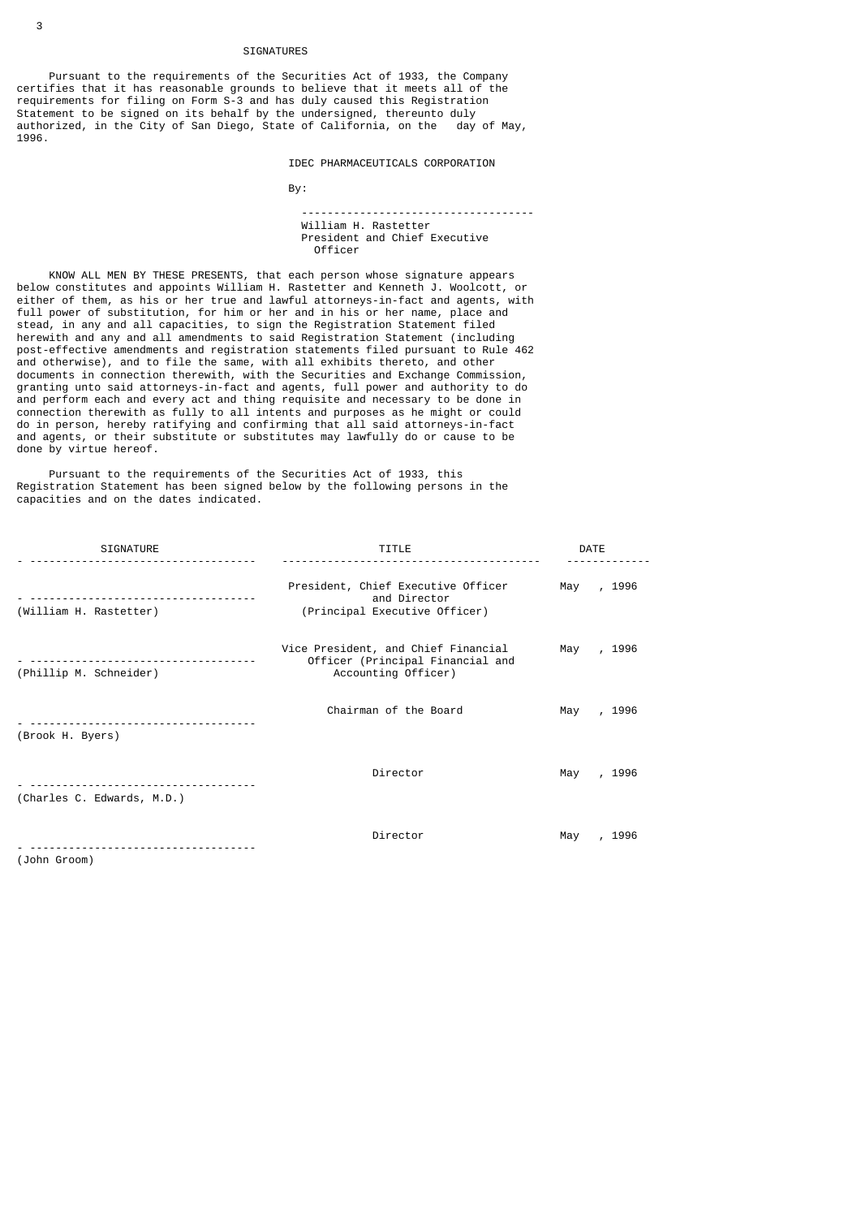## SIGNATURES

Pursuant to the requirements of the Securities Act of 1933, the Company certifies that it has reasonable grounds to believe that it meets all of the requirements for filing on Form S-3 and has duly caused this Registration Statement to be signed on its behalf by the undersigned, thereunto duly authorized, in the City of San Diego, State of California, on the day of May, 1996.

IDEC PHARMACEUTICALS CORPORATION

By:

------------------------------------
William H. Rastetter
President and Chief Executive Officer

KNOW ALL MEN BY THESE PRESENTS, that each person whose signature appears below constitutes and appoints William H. Rastetter and Kenneth J. Woolcott, or either of them, as his or her true and lawful attorneys-in-fact and agents, with full power of substitution, for him or her and in his or her name, place and stead, in any and all capacities, to sign the Registration Statement filed herewith and any and all amendments to said Registration Statement (including post-effective amendments and registration statements filed pursuant to Rule 462 and otherwise), and to file the same, with all exhibits thereto, and other documents in connection therewith, with the Securities and Exchange Commission, granting unto said attorneys-in-fact and agents, full power and authority to do and perform each and every act and thing requisite and necessary to be done in connection therewith as fully to all intents and purposes as he might or could do in person, hereby ratifying and confirming that all said attorneys-in-fact and agents, or their substitute or substitutes may lawfully do or cause to be done by virtue hereof.

Pursuant to the requirements of the Securities Act of 1933, this Registration Statement has been signed below by the following persons in the capacities and on the dates indicated.

| SIGNATURE | TITLE | DATE |
|---|---|---|
| (William H. Rastetter) | President, Chief Executive Officer and Director (Principal Executive Officer) | May , 1996 |
| (Phillip M. Schneider) | Vice President, and Chief Financial Officer (Principal Financial and Accounting Officer) | May , 1996 |
| (Brook H. Byers) | Chairman of the Board | May , 1996 |
| (Charles C. Edwards, M.D.) | Director | May , 1996 |
| (John Groom) | Director | May , 1996 |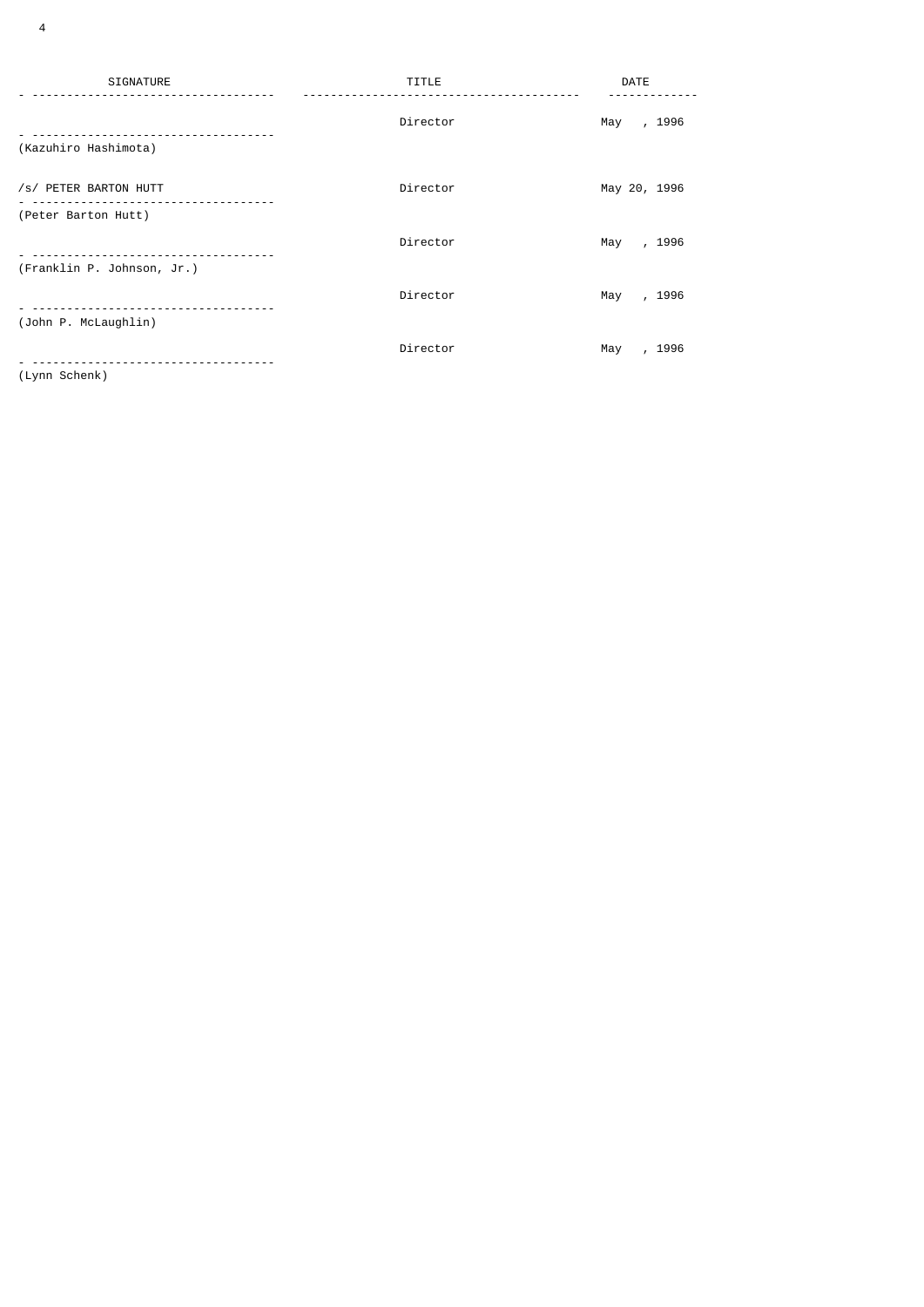| SIGNATURE | TITLE | DATE |
| --- | --- | --- |
| (Kazuhiro Hashimota) | Director | May , 1996 |
| /s/ PETER BARTON HUTT<br>(Peter Barton Hutt) | Director | May 20, 1996 |
| (Franklin P. Johnson, Jr.) | Director | May , 1996 |
| (John P. McLaughlin) | Director | May , 1996 |
| (Lynn Schenk) | Director | May , 1996 |